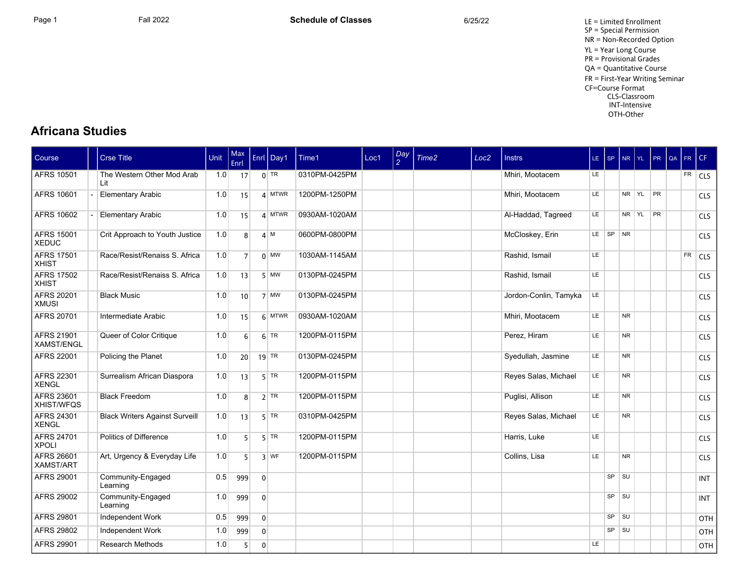Fall 2022 — **Schedule of Classes** — 6/25/22

LE = Limited Enrollment
SP = Special Permission
NR = Non-Recorded Option
YL = Year Long Course
PR = Provisional Grades
QA = Quantitative Course
FR = First-Year Writing Seminar
CF=Course Format
- CLS-Classroom
- INT-Intensive
- OTH-Other

## Africana Studies

| Course | | Crse Title | Unit | Max Enrl | Enrl | Day1 | Time1 | Loc1 | Day 2 | Time2 | Loc2 | Instrs | LE | SP | NR | YL | PR | QA | FR | CF |
|---|---|---|---|---|---|---|---|---|---|---|---|---|---|---|---|---|---|---|---|---|
| AFRS 10501 | | The Western Other Mod Arab Lit | 1.0 | 17 | 0 | TR | 0310PM-0425PM | | | | | Mhiri, Mootacem | LE | | | | | | FR | CLS |
| AFRS 10601 | - | Elementary Arabic | 1.0 | 15 | 4 | MTWR | 1200PM-1250PM | | | | | Mhiri, Mootacem | LE | | NR | YL | PR | | | CLS |
| AFRS 10602 | - | Elementary Arabic | 1.0 | 15 | 4 | MTWR | 0930AM-1020AM | | | | | Al-Haddad, Tagreed | LE | | NR | YL | PR | | | CLS |
| AFRS 15001 XEDUC | | Crit Approach to Youth Justice | 1.0 | 8 | 4 | M | 0600PM-0800PM | | | | | McCloskey, Erin | LE | SP | NR | | | | | CLS |
| AFRS 17501 XHIST | | Race/Resist/Renaiss S. Africa | 1.0 | 7 | 0 | MW | 1030AM-1145AM | | | | | Rashid, Ismail | LE | | | | | | FR | CLS |
| AFRS 17502 XHIST | | Race/Resist/Renaiss S. Africa | 1.0 | 13 | 5 | MW | 0130PM-0245PM | | | | | Rashid, Ismail | LE | | | | | | | CLS |
| AFRS 20201 XMUSI | | Black Music | 1.0 | 10 | 7 | MW | 0130PM-0245PM | | | | | Jordon-Conlin, Tamyka | LE | | | | | | | CLS |
| AFRS 20701 | | Intermediate Arabic | 1.0 | 15 | 6 | MTWR | 0930AM-1020AM | | | | | Mhiri, Mootacem | LE | | NR | | | | | CLS |
| AFRS 21901 XAMST/ENGL | | Queer of Color Critique | 1.0 | 6 | 6 | TR | 1200PM-0115PM | | | | | Perez, Hiram | LE | | NR | | | | | CLS |
| AFRS 22001 | | Policing the Planet | 1.0 | 20 | 19 | TR | 0130PM-0245PM | | | | | Syedullah, Jasmine | LE | | NR | | | | | CLS |
| AFRS 22301 XENGL | | Surrealism African Diaspora | 1.0 | 13 | 5 | TR | 1200PM-0115PM | | | | | Reyes Salas, Michael | LE | | NR | | | | | CLS |
| AFRS 23601 XHIST/WFQS | | Black Freedom | 1.0 | 8 | 2 | TR | 1200PM-0115PM | | | | | Puglisi, Allison | LE | | NR | | | | | CLS |
| AFRS 24301 XENGL | | Black Writers Against Surveill | 1.0 | 13 | 5 | TR | 0310PM-0425PM | | | | | Reyes Salas, Michael | LE | | NR | | | | | CLS |
| AFRS 24701 XPOLI | | Politics of Difference | 1.0 | 5 | 5 | TR | 1200PM-0115PM | | | | | Harris, Luke | LE | | | | | | | CLS |
| AFRS 26601 XAMST/ART | | Art, Urgency & Everyday Life | 1.0 | 5 | 3 | WF | 1200PM-0115PM | | | | | Collins, Lisa | LE | | NR | | | | | CLS |
| AFRS 29001 | | Community-Engaged Learning | 0.5 | 999 | 0 | | | | | | | | | SP | SU | | | | | INT |
| AFRS 29002 | | Community-Engaged Learning | 1.0 | 999 | 0 | | | | | | | | | SP | SU | | | | | INT |
| AFRS 29801 | | Independent Work | 0.5 | 999 | 0 | | | | | | | | | SP | SU | | | | | OTH |
| AFRS 29802 | | Independent Work | 1.0 | 999 | 0 | | | | | | | | | SP | SU | | | | | OTH |
| AFRS 29901 | | Research Methods | 1.0 | 5 | 0 | | | | | | | | LE | | | | | | | OTH |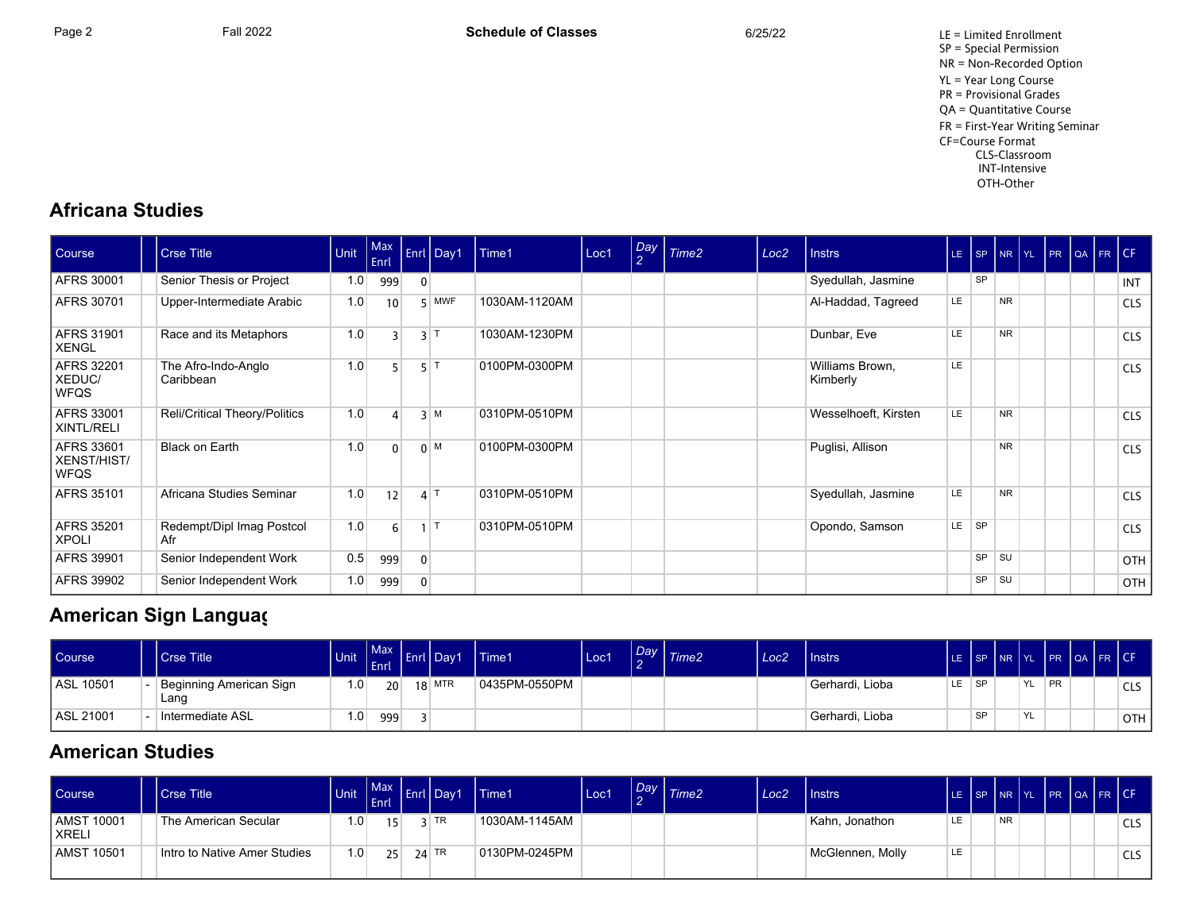LE = Limited Enrollment
SP = Special Permission
NR = Non-Recorded Option
YL = Year Long Course
PR = Provisional Grades
QA = Quantitative Course
FR = First-Year Writing Seminar
CF=Course Format
CLS-Classroom
INT-Intensive
OTH-Other

## Africana Studies

| Course | | Crse Title | Unit | Max Enrl | Enrl | Day1 | Time1 | Loc1 | Day 2 | Time2 | Loc2 | Instrs | LE | SP | NR | YL | PR | QA | FR | CF |
|---|---|---|---|---|---|---|---|---|---|---|---|---|---|---|---|---|---|---|---|---|
| AFRS 30001 | | Senior Thesis or Project | 1.0 | 999 | 0 | | | | | | | Syedullah, Jasmine | | SP | | | | | | INT |
| AFRS 30701 | | Upper-Intermediate Arabic | 1.0 | 10 | 5 | MWF | 1030AM-1120AM | | | | | Al-Haddad, Tagreed | LE | | NR | | | | | CLS |
| AFRS 31901 XENGL | | Race and its Metaphors | 1.0 | 3 | 3 | T | 1030AM-1230PM | | | | | Dunbar, Eve | LE | | NR | | | | | CLS |
| AFRS 32201 XEDUC/ WFQS | | The Afro-Indo-Anglo Caribbean | 1.0 | 5 | 5 | T | 0100PM-0300PM | | | | | Williams Brown, Kimberly | LE | | | | | | | CLS |
| AFRS 33001 XINTL/RELI | | Reli/Critical Theory/Politics | 1.0 | 4 | 3 | M | 0310PM-0510PM | | | | | Wesselhoeft, Kirsten | LE | | NR | | | | | CLS |
| AFRS 33601 XENST/HIST/ WFQS | | Black on Earth | 1.0 | 0 | 0 | M | 0100PM-0300PM | | | | | Puglisi, Allison | | | NR | | | | | CLS |
| AFRS 35101 | | Africana Studies Seminar | 1.0 | 12 | 4 | T | 0310PM-0510PM | | | | | Syedullah, Jasmine | LE | | NR | | | | | CLS |
| AFRS 35201 XPOLI | | Redempt/Dipl Imag Postcol Afr | 1.0 | 6 | 1 | T | 0310PM-0510PM | | | | | Opondo, Samson | LE | SP | | | | | | CLS |
| AFRS 39901 | | Senior Independent Work | 0.5 | 999 | 0 | | | | | | | | | SP | SU | | | | | OTH |
| AFRS 39902 | | Senior Independent Work | 1.0 | 999 | 0 | | | | | | | | | SP | SU | | | | | OTH |

## American Sign Languag

| Course | | Crse Title | Unit | Max Enrl | Enrl | Day1 | Time1 | Loc1 | Day 2 | Time2 | Loc2 | Instrs | LE | SP | NR | YL | PR | QA | FR | CF |
|---|---|---|---|---|---|---|---|---|---|---|---|---|---|---|---|---|---|---|---|---|
| ASL 10501 | - | Beginning American Sign Lang | 1.0 | 20 | 18 | MTR | 0435PM-0550PM | | | | | Gerhardi, Lioba | LE | SP | | YL | PR | | | CLS |
| ASL 21001 | - | Intermediate ASL | 1.0 | 999 | 3 | | | | | | | Gerhardi, Lioba | | SP | | YL | | | | OTH |

## American Studies

| Course | | Crse Title | Unit | Max Enrl | Enrl | Day1 | Time1 | Loc1 | Day 2 | Time2 | Loc2 | Instrs | LE | SP | NR | YL | PR | QA | FR | CF |
|---|---|---|---|---|---|---|---|---|---|---|---|---|---|---|---|---|---|---|---|---|
| AMST 10001 XRELI | | The American Secular | 1.0 | 15 | 3 | TR | 1030AM-1145AM | | | | | Kahn, Jonathon | LE | | NR | | | | | CLS |
| AMST 10501 | | Intro to Native Amer Studies | 1.0 | 25 | 24 | TR | 0130PM-0245PM | | | | | McGlennen, Molly | LE | | | | | | | CLS |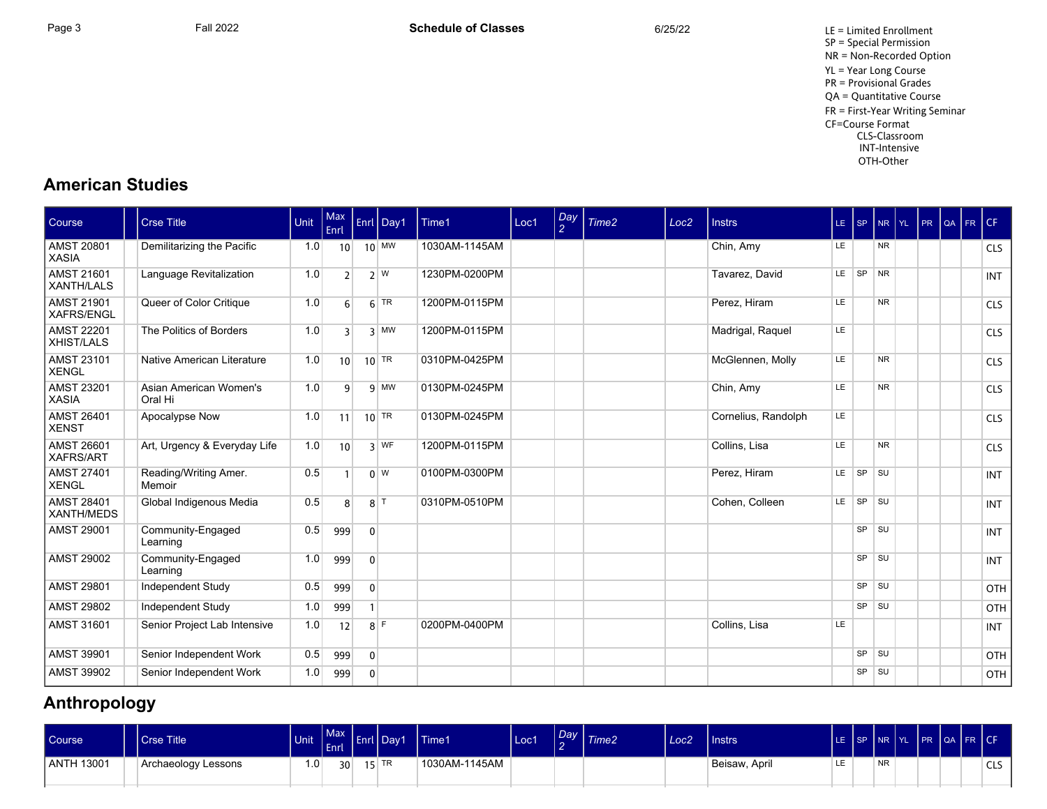LE = Limited Enrollment
SP = Special Permission
NR = Non-Recorded Option
YL = Year Long Course
PR = Provisional Grades
QA = Quantitative Course
FR = First-Year Writing Seminar
CF=Course Format
CLS-Classroom
INT-Intensive
OTH-Other

## American Studies

| Course | | Crse Title | Unit | Max Enrl | Enrl | Day1 | Time1 | Loc1 | Day 2 | Time2 | Loc2 | Instrs | LE | SP | NR | YL | PR | QA | FR | CF |
|---|---|---|---|---|---|---|---|---|---|---|---|---|---|---|---|---|---|---|---|---|
| AMST 20801 XASIA | | Demilitarizing the Pacific | 1.0 | 10 | 10 | MW | 1030AM-1145AM | | | | | Chin, Amy | LE | | NR | | | | | CLS |
| AMST 21601 XANTH/LALS | | Language Revitalization | 1.0 | 2 | 2 | W | 1230PM-0200PM | | | | | Tavarez, David | LE | SP | NR | | | | | INT |
| AMST 21901 XAFRS/ENGL | | Queer of Color Critique | 1.0 | 6 | 6 | TR | 1200PM-0115PM | | | | | Perez, Hiram | LE | | NR | | | | | CLS |
| AMST 22201 XHIST/LALS | | The Politics of Borders | 1.0 | 3 | 3 | MW | 1200PM-0115PM | | | | | Madrigal, Raquel | LE | | | | | | | CLS |
| AMST 23101 XENGL | | Native American Literature | 1.0 | 10 | 10 | TR | 0310PM-0425PM | | | | | McGlennen, Molly | LE | | NR | | | | | CLS |
| AMST 23201 XASIA | | Asian American Women's Oral Hi | 1.0 | 9 | 9 | MW | 0130PM-0245PM | | | | | Chin, Amy | LE | | NR | | | | | CLS |
| AMST 26401 XENST | | Apocalypse Now | 1.0 | 11 | 10 | TR | 0130PM-0245PM | | | | | Cornelius, Randolph | LE | | | | | | | CLS |
| AMST 26601 XAFRS/ART | | Art, Urgency & Everyday Life | 1.0 | 10 | 3 | WF | 1200PM-0115PM | | | | | Collins, Lisa | LE | | NR | | | | | CLS |
| AMST 27401 XENGL | | Reading/Writing Amer. Memoir | 0.5 | 1 | 0 | W | 0100PM-0300PM | | | | | Perez, Hiram | LE | SP | SU | | | | | INT |
| AMST 28401 XANTH/MEDS | | Global Indigenous Media | 0.5 | 8 | 8 | T | 0310PM-0510PM | | | | | Cohen, Colleen | LE | SP | SU | | | | | INT |
| AMST 29001 | | Community-Engaged Learning | 0.5 | 999 | 0 | | | | | | | | | SP | SU | | | | | INT |
| AMST 29002 | | Community-Engaged Learning | 1.0 | 999 | 0 | | | | | | | | | SP | SU | | | | | INT |
| AMST 29801 | | Independent Study | 0.5 | 999 | 0 | | | | | | | | | SP | SU | | | | | OTH |
| AMST 29802 | | Independent Study | 1.0 | 999 | 1 | | | | | | | | | SP | SU | | | | | OTH |
| AMST 31601 | | Senior Project Lab Intensive | 1.0 | 12 | 8 | F | 0200PM-0400PM | | | | | Collins, Lisa | LE | | | | | | | INT |
| AMST 39901 | | Senior Independent Work | 0.5 | 999 | 0 | | | | | | | | | SP | SU | | | | | OTH |
| AMST 39902 | | Senior Independent Work | 1.0 | 999 | 0 | | | | | | | | | SP | SU | | | | | OTH |

## Anthropology

| Course | | Crse Title | Unit | Max Enrl | Enrl | Day1 | Time1 | Loc1 | Day 2 | Time2 | Loc2 | Instrs | LE | SP | NR | YL | PR | QA | FR | CF |
|---|---|---|---|---|---|---|---|---|---|---|---|---|---|---|---|---|---|---|---|---|
| ANTH 13001 | | Archaeology Lessons | 1.0 | 30 | 15 | TR | 1030AM-1145AM | | | | | Beisaw, April | LE | | NR | | | | | CLS |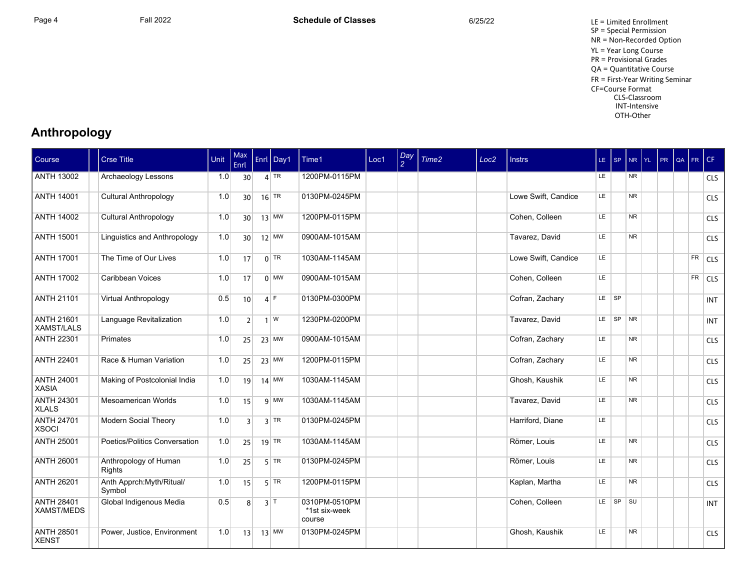LE = Limited Enrollment
SP = Special Permission
NR = Non-Recorded Option
YL = Year Long Course
PR = Provisional Grades
QA = Quantitative Course
FR = First-Year Writing Seminar
CF=Course Format
CLS-Classroom
INT-Intensive
OTH-Other

## Anthropology

| Course | | Crse Title | Unit | Max Enrl | Enrl | Day1 | Time1 | Loc1 | Day 2 | Time2 | Loc2 | Instrs | LE | SP | NR | YL | PR | QA | FR | CF |
|---|---|---|---|---|---|---|---|---|---|---|---|---|---|---|---|---|---|---|---|---|
| ANTH 13002 | | Archaeology Lessons | 1.0 | 30 | 4 | TR | 1200PM-0115PM | | | | | | LE | | NR | | | | | CLS |
| ANTH 14001 | | Cultural Anthropology | 1.0 | 30 | 16 | TR | 0130PM-0245PM | | | | | Lowe Swift, Candice | LE | | NR | | | | | CLS |
| ANTH 14002 | | Cultural Anthropology | 1.0 | 30 | 13 | MW | 1200PM-0115PM | | | | | Cohen, Colleen | LE | | NR | | | | | CLS |
| ANTH 15001 | | Linguistics and Anthropology | 1.0 | 30 | 12 | MW | 0900AM-1015AM | | | | | Tavarez, David | LE | | NR | | | | | CLS |
| ANTH 17001 | | The Time of Our Lives | 1.0 | 17 | 0 | TR | 1030AM-1145AM | | | | | Lowe Swift, Candice | LE | | | | | | FR | CLS |
| ANTH 17002 | | Caribbean Voices | 1.0 | 17 | 0 | MW | 0900AM-1015AM | | | | | Cohen, Colleen | LE | | | | | | FR | CLS |
| ANTH 21101 | | Virtual Anthropology | 0.5 | 10 | 4 | F | 0130PM-0300PM | | | | | Cofran, Zachary | LE | SP | | | | | | INT |
| ANTH 21601 XAMST/LALS | | Language Revitalization | 1.0 | 2 | 1 | W | 1230PM-0200PM | | | | | Tavarez, David | LE | SP | NR | | | | | INT |
| ANTH 22301 | | Primates | 1.0 | 25 | 23 | MW | 0900AM-1015AM | | | | | Cofran, Zachary | LE | | NR | | | | | CLS |
| ANTH 22401 | | Race & Human Variation | 1.0 | 25 | 23 | MW | 1200PM-0115PM | | | | | Cofran, Zachary | LE | | NR | | | | | CLS |
| ANTH 24001 XASIA | | Making of Postcolonial India | 1.0 | 19 | 14 | MW | 1030AM-1145AM | | | | | Ghosh, Kaushik | LE | | NR | | | | | CLS |
| ANTH 24301 XLALS | | Mesoamerican Worlds | 1.0 | 15 | 9 | MW | 1030AM-1145AM | | | | | Tavarez, David | LE | | NR | | | | | CLS |
| ANTH 24701 XSOCI | | Modern Social Theory | 1.0 | 3 | 3 | TR | 0130PM-0245PM | | | | | Harriford, Diane | LE | | | | | | | CLS |
| ANTH 25001 | | Poetics/Politics Conversation | 1.0 | 25 | 19 | TR | 1030AM-1145AM | | | | | Römer, Louis | LE | | NR | | | | | CLS |
| ANTH 26001 | | Anthropology of Human Rights | 1.0 | 25 | 5 | TR | 0130PM-0245PM | | | | | Römer, Louis | LE | | NR | | | | | CLS |
| ANTH 26201 | | Anth Apprch:Myth/Ritual/ Symbol | 1.0 | 15 | 5 | TR | 1200PM-0115PM | | | | | Kaplan, Martha | LE | | NR | | | | | CLS |
| ANTH 28401 XAMST/MEDS | | Global Indigenous Media | 0.5 | 8 | 3 | T | 0310PM-0510PM *1st six-week course | | | | | Cohen, Colleen | LE | SP | SU | | | | | INT |
| ANTH 28501 XENST | | Power, Justice, Environment | 1.0 | 13 | 13 | MW | 0130PM-0245PM | | | | | Ghosh, Kaushik | LE | | NR | | | | | CLS |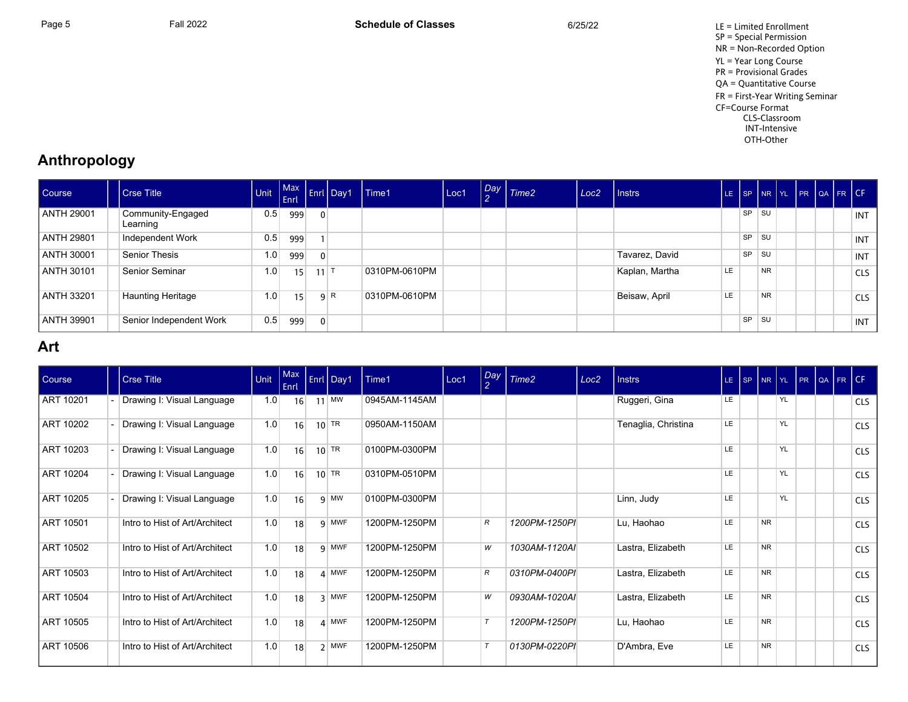LE = Limited Enrollment
SP = Special Permission
NR = Non-Recorded Option
YL = Year Long Course
PR = Provisional Grades
QA = Quantitative Course
FR = First-Year Writing Seminar
CF=Course Format
- CLS-Classroom
- INT-Intensive
- OTH-Other

## Anthropology

| Course | | Crse Title | Unit | Max Enrl | Enrl | Day1 | Time1 | Loc1 | Day 2 | Time2 | Loc2 | Instrs | LE | SP | NR | YL | PR | QA | FR | CF |
|---|---|---|---|---|---|---|---|---|---|---|---|---|---|---|---|---|---|---|---|---|
| ANTH 29001 | | Community-Engaged Learning | 0.5 | 999 | 0 | | | | | | | | | SP | SU | | | | | INT |
| ANTH 29801 | | Independent Work | 0.5 | 999 | 1 | | | | | | | | | SP | SU | | | | | INT |
| ANTH 30001 | | Senior Thesis | 1.0 | 999 | 0 | | | | | | | Tavarez, David | | SP | SU | | | | | INT |
| ANTH 30101 | | Senior Seminar | 1.0 | 15 | 11 | T | 0310PM-0610PM | | | | | Kaplan, Martha | LE | | NR | | | | | CLS |
| ANTH 33201 | | Haunting Heritage | 1.0 | 15 | 9 | R | 0310PM-0610PM | | | | | Beisaw, April | LE | | NR | | | | | CLS |
| ANTH 39901 | | Senior Independent Work | 0.5 | 999 | 0 | | | | | | | | | SP | SU | | | | | INT |

## Art

| Course | | Crse Title | Unit | Max Enrl | Enrl | Day1 | Time1 | Loc1 | Day 2 | Time2 | Loc2 | Instrs | LE | SP | NR | YL | PR | QA | FR | CF |
|---|---|---|---|---|---|---|---|---|---|---|---|---|---|---|---|---|---|---|---|---|
| ART 10201 | - | Drawing I: Visual Language | 1.0 | 16 | 11 | MW | 0945AM-1145AM | | | | | Ruggeri, Gina | LE | | | YL | | | | CLS |
| ART 10202 | - | Drawing I: Visual Language | 1.0 | 16 | 10 | TR | 0950AM-1150AM | | | | | Tenaglia, Christina | LE | | | YL | | | | CLS |
| ART 10203 | - | Drawing I: Visual Language | 1.0 | 16 | 10 | TR | 0100PM-0300PM | | | | | | LE | | | YL | | | | CLS |
| ART 10204 | - | Drawing I: Visual Language | 1.0 | 16 | 10 | TR | 0310PM-0510PM | | | | | | LE | | | YL | | | | CLS |
| ART 10205 | - | Drawing I: Visual Language | 1.0 | 16 | 9 | MW | 0100PM-0300PM | | | | | Linn, Judy | LE | | | YL | | | | CLS |
| ART 10501 | | Intro to Hist of Art/Architect | 1.0 | 18 | 9 | MWF | 1200PM-1250PM | | R | 1200PM-1250PI | | Lu, Haohao | LE | | NR | | | | | CLS |
| ART 10502 | | Intro to Hist of Art/Architect | 1.0 | 18 | 9 | MWF | 1200PM-1250PM | | W | 1030AM-1120AI | | Lastra, Elizabeth | LE | | NR | | | | | CLS |
| ART 10503 | | Intro to Hist of Art/Architect | 1.0 | 18 | 4 | MWF | 1200PM-1250PM | | R | 0310PM-0400PI | | Lastra, Elizabeth | LE | | NR | | | | | CLS |
| ART 10504 | | Intro to Hist of Art/Architect | 1.0 | 18 | 3 | MWF | 1200PM-1250PM | | W | 0930AM-1020AI | | Lastra, Elizabeth | LE | | NR | | | | | CLS |
| ART 10505 | | Intro to Hist of Art/Architect | 1.0 | 18 | 4 | MWF | 1200PM-1250PM | | T | 1200PM-1250PI | | Lu, Haohao | LE | | NR | | | | | CLS |
| ART 10506 | | Intro to Hist of Art/Architect | 1.0 | 18 | 2 | MWF | 1200PM-1250PM | | T | 0130PM-0220PI | | D'Ambra, Eve | LE | | NR | | | | | CLS |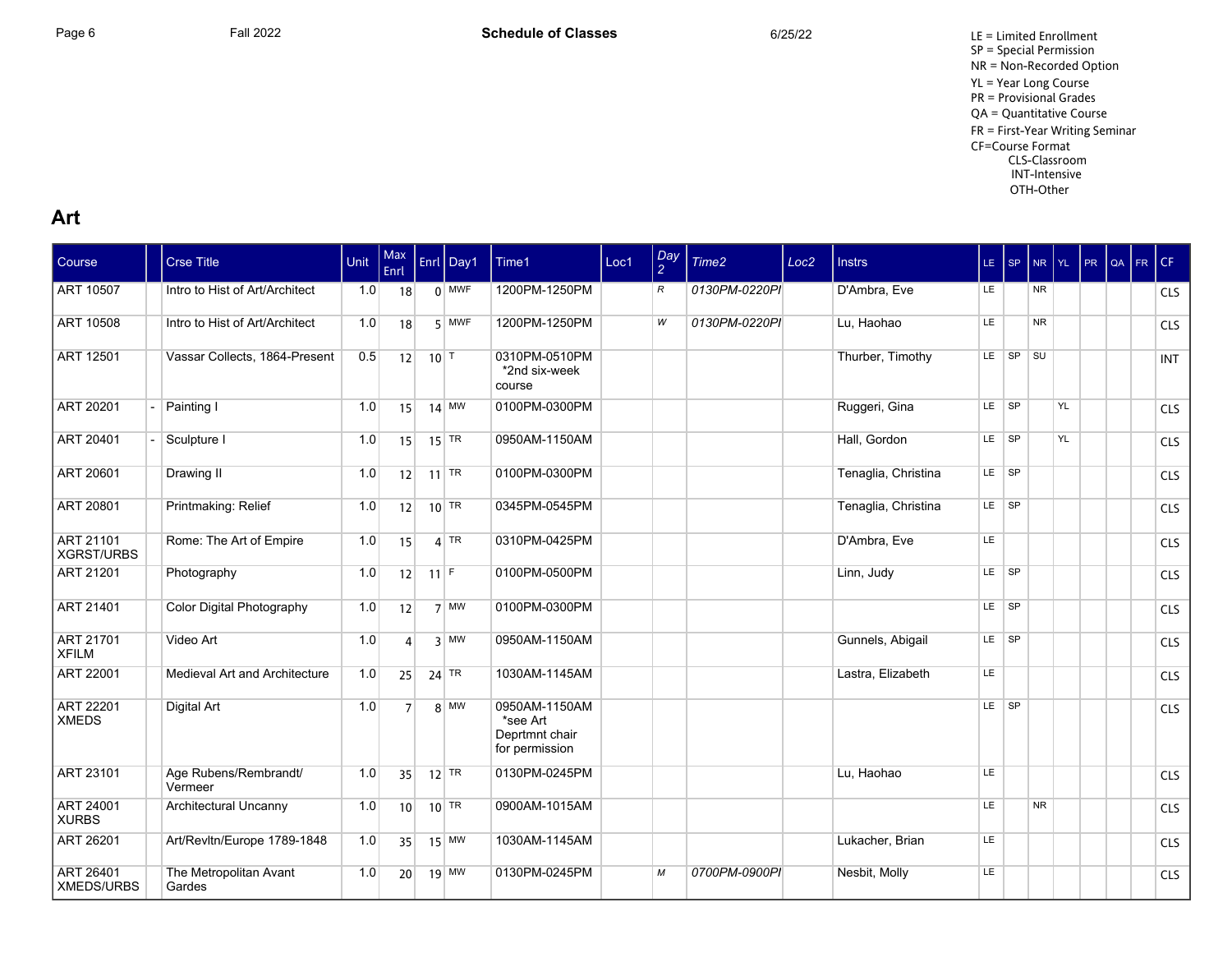LE = Limited Enrollment
SP = Special Permission
NR = Non-Recorded Option
YL = Year Long Course
PR = Provisional Grades
QA = Quantitative Course
FR = First-Year Writing Seminar
CF=Course Format
CLS-Classroom
INT-Intensive
OTH-Other

## Art

| Course | | Crse Title | Unit | Max Enrl | Enrl | Day1 | Time1 | Loc1 | Day 2 | Time2 | Loc2 | Instrs | LE | SP | NR | YL | PR | QA | FR | CF |
|---|---|---|---|---|---|---|---|---|---|---|---|---|---|---|---|---|---|---|---|---|
| ART 10507 | | Intro to Hist of Art/Architect | 1.0 | 18 | 0 | MWF | 1200PM-1250PM | | R | 0130PM-0220PI | | D'Ambra, Eve | LE | | NR | | | | | CLS |
| ART 10508 | | Intro to Hist of Art/Architect | 1.0 | 18 | 5 | MWF | 1200PM-1250PM | | W | 0130PM-0220PI | | Lu, Haohao | LE | | NR | | | | | CLS |
| ART 12501 | | Vassar Collects, 1864-Present | 0.5 | 12 | 10 | T | 0310PM-0510PM *2nd six-week course | | | | | Thurber, Timothy | LE | SP | SU | | | | | INT |
| ART 20201 | - | Painting I | 1.0 | 15 | 14 | MW | 0100PM-0300PM | | | | | Ruggeri, Gina | LE | SP | | YL | | | | CLS |
| ART 20401 | - | Sculpture I | 1.0 | 15 | 15 | TR | 0950AM-1150AM | | | | | Hall, Gordon | LE | SP | | YL | | | | CLS |
| ART 20601 | | Drawing II | 1.0 | 12 | 11 | TR | 0100PM-0300PM | | | | | Tenaglia, Christina | LE | SP | | | | | | CLS |
| ART 20801 | | Printmaking: Relief | 1.0 | 12 | 10 | TR | 0345PM-0545PM | | | | | Tenaglia, Christina | LE | SP | | | | | | CLS |
| ART 21101 XGRST/URBS | | Rome: The Art of Empire | 1.0 | 15 | 4 | TR | 0310PM-0425PM | | | | | D'Ambra, Eve | LE | | | | | | | CLS |
| ART 21201 | | Photography | 1.0 | 12 | 11 | F | 0100PM-0500PM | | | | | Linn, Judy | LE | SP | | | | | | CLS |
| ART 21401 | | Color Digital Photography | 1.0 | 12 | 7 | MW | 0100PM-0300PM | | | | | | LE | SP | | | | | | CLS |
| ART 21701 XFILM | | Video Art | 1.0 | 4 | 3 | MW | 0950AM-1150AM | | | | | Gunnels, Abigail | LE | SP | | | | | | CLS |
| ART 22001 | | Medieval Art and Architecture | 1.0 | 25 | 24 | TR | 1030AM-1145AM | | | | | Lastra, Elizabeth | LE | | | | | | | CLS |
| ART 22201 XMEDS | | Digital Art | 1.0 | 7 | 8 | MW | 0950AM-1150AM *see Art Deprtmnt chair for permission | | | | | | LE | SP | | | | | | CLS |
| ART 23101 | | Age Rubens/Rembrandt/ Vermeer | 1.0 | 35 | 12 | TR | 0130PM-0245PM | | | | | Lu, Haohao | LE | | | | | | | CLS |
| ART 24001 XURBS | | Architectural Uncanny | 1.0 | 10 | 10 | TR | 0900AM-1015AM | | | | | | LE | | NR | | | | | CLS |
| ART 26201 | | Art/Revltn/Europe 1789-1848 | 1.0 | 35 | 15 | MW | 1030AM-1145AM | | | | | Lukacher, Brian | LE | | | | | | | CLS |
| ART 26401 XMEDS/URBS | | The Metropolitan Avant Gardes | 1.0 | 20 | 19 | MW | 0130PM-0245PM | | M | 0700PM-0900PI | | Nesbit, Molly | LE | | | | | | | CLS |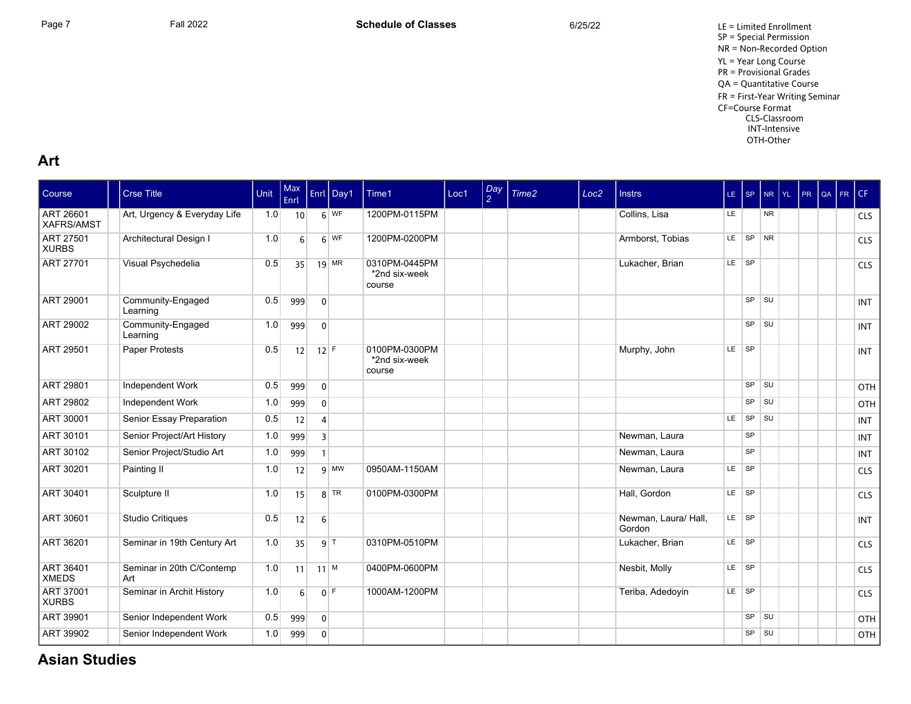LE = Limited Enrollment
SP = Special Permission
NR = Non-Recorded Option
YL = Year Long Course
PR = Provisional Grades
QA = Quantitative Course
FR = First-Year Writing Seminar
CF=Course Format
CLS-Classroom
INT-Intensive
OTH-Other

## Art

| Course | | Crse Title | Unit | Max Enrl | Enrl | Day1 | Time1 | Loc1 | Day 2 | Time2 | Loc2 | Instrs | LE | SP | NR | YL | PR | QA | FR | CF |
|---|---|---|---|---|---|---|---|---|---|---|---|---|---|---|---|---|---|---|---|---|
| ART 26601 XAFRS/AMST | | Art, Urgency & Everyday Life | 1.0 | 10 | 6 | WF | 1200PM-0115PM | | | | | Collins, Lisa | LE | | NR | | | | | CLS |
| ART 27501 XURBS | | Architectural Design I | 1.0 | 6 | 6 | WF | 1200PM-0200PM | | | | | Armborst, Tobias | LE | SP | NR | | | | | CLS |
| ART 27701 | | Visual Psychedelia | 0.5 | 35 | 19 | MR | 0310PM-0445PM *2nd six-week course | | | | | Lukacher, Brian | LE | SP | | | | | | CLS |
| ART 29001 | | Community-Engaged Learning | 0.5 | 999 | 0 | | | | | | | | | SP | SU | | | | | INT |
| ART 29002 | | Community-Engaged Learning | 1.0 | 999 | 0 | | | | | | | | | SP | SU | | | | | INT |
| ART 29501 | | Paper Protests | 0.5 | 12 | 12 | F | 0100PM-0300PM *2nd six-week course | | | | | Murphy, John | LE | SP | | | | | | INT |
| ART 29801 | | Independent Work | 0.5 | 999 | 0 | | | | | | | | | SP | SU | | | | | OTH |
| ART 29802 | | Independent Work | 1.0 | 999 | 0 | | | | | | | | | SP | SU | | | | | OTH |
| ART 30001 | | Senior Essay Preparation | 0.5 | 12 | 4 | | | | | | | | LE | SP | SU | | | | | INT |
| ART 30101 | | Senior Project/Art History | 1.0 | 999 | 3 | | | | | | | Newman, Laura | | SP | | | | | | INT |
| ART 30102 | | Senior Project/Studio Art | 1.0 | 999 | 1 | | | | | | | Newman, Laura | | SP | | | | | | INT |
| ART 30201 | | Painting II | 1.0 | 12 | 9 | MW | 0950AM-1150AM | | | | | Newman, Laura | LE | SP | | | | | | CLS |
| ART 30401 | | Sculpture II | 1.0 | 15 | 8 | TR | 0100PM-0300PM | | | | | Hall, Gordon | LE | SP | | | | | | CLS |
| ART 30601 | | Studio Critiques | 0.5 | 12 | 6 | | | | | | | Newman, Laura/ Hall, Gordon | LE | SP | | | | | | INT |
| ART 36201 | | Seminar in 19th Century Art | 1.0 | 35 | 9 | T | 0310PM-0510PM | | | | | Lukacher, Brian | LE | SP | | | | | | CLS |
| ART 36401 XMEDS | | Seminar in 20th C/Contemp Art | 1.0 | 11 | 11 | M | 0400PM-0600PM | | | | | Nesbit, Molly | LE | SP | | | | | | CLS |
| ART 37001 XURBS | | Seminar in Archit History | 1.0 | 6 | 0 | F | 1000AM-1200PM | | | | | Teriba, Adedoyin | LE | SP | | | | | | CLS |
| ART 39901 | | Senior Independent Work | 0.5 | 999 | 0 | | | | | | | | | SP | SU | | | | | OTH |
| ART 39902 | | Senior Independent Work | 1.0 | 999 | 0 | | | | | | | | | SP | SU | | | | | OTH |

## Asian Studies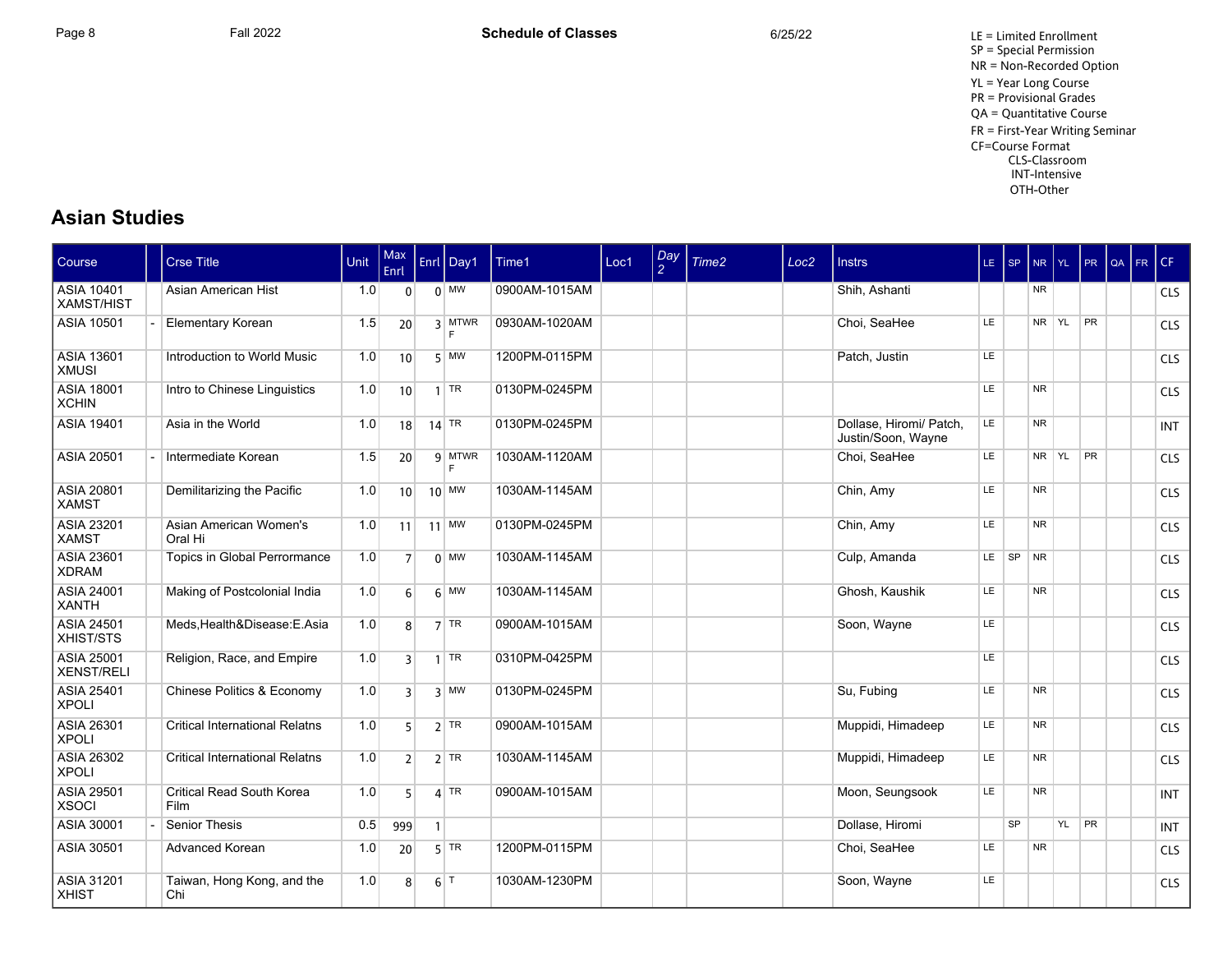LE = Limited Enrollment
SP = Special Permission
NR = Non-Recorded Option
YL = Year Long Course
PR = Provisional Grades
QA = Quantitative Course
FR = First-Year Writing Seminar
CF=Course Format
CLS-Classroom
INT-Intensive
OTH-Other

## Asian Studies

| Course | | Crse Title | Unit | Max Enrl | Enrl | Day1 | Time1 | Loc1 | Day 2 | Time2 | Loc2 | Instrs | LE | SP | NR | YL | PR | QA | FR | CF |
|---|---|---|---|---|---|---|---|---|---|---|---|---|---|---|---|---|---|---|---|---|
| ASIA 10401 XAMST/HIST | | Asian American Hist | 1.0 | 0 | 0 | MW | 0900AM-1015AM | | | | | Shih, Ashanti | | | NR | | | | | CLS |
| ASIA 10501 | - | Elementary Korean | 1.5 | 20 | 3 | MTWRF | 0930AM-1020AM | | | | | Choi, SeaHee | LE | | NR | YL | PR | | | CLS |
| ASIA 13601 XMUSI | | Introduction to World Music | 1.0 | 10 | 5 | MW | 1200PM-0115PM | | | | | Patch, Justin | LE | | | | | | | CLS |
| ASIA 18001 XCHIN | | Intro to Chinese Linguistics | 1.0 | 10 | 1 | TR | 0130PM-0245PM | | | | | | LE | | NR | | | | | CLS |
| ASIA 19401 | | Asia in the World | 1.0 | 18 | 14 | TR | 0130PM-0245PM | | | | | Dollase, Hiromi/ Patch, Justin/Soon, Wayne | LE | | NR | | | | | INT |
| ASIA 20501 | - | Intermediate Korean | 1.5 | 20 | 9 | MTWRF | 1030AM-1120AM | | | | | Choi, SeaHee | LE | | NR | YL | PR | | | CLS |
| ASIA 20801 XAMST | | Demilitarizing the Pacific | 1.0 | 10 | 10 | MW | 1030AM-1145AM | | | | | Chin, Amy | LE | | NR | | | | | CLS |
| ASIA 23201 XAMST | | Asian American Women's Oral Hi | 1.0 | 11 | 11 | MW | 0130PM-0245PM | | | | | Chin, Amy | LE | | NR | | | | | CLS |
| ASIA 23601 XDRAM | | Topics in Global Perrormance | 1.0 | 7 | 0 | MW | 1030AM-1145AM | | | | | Culp, Amanda | LE | SP | NR | | | | | CLS |
| ASIA 24001 XANTH | | Making of Postcolonial India | 1.0 | 6 | 6 | MW | 1030AM-1145AM | | | | | Ghosh, Kaushik | LE | | NR | | | | | CLS |
| ASIA 24501 XHIST/STS | | Meds,Health&Disease:E.Asia | 1.0 | 8 | 7 | TR | 0900AM-1015AM | | | | | Soon, Wayne | LE | | | | | | | CLS |
| ASIA 25001 XENST/RELI | | Religion, Race, and Empire | 1.0 | 3 | 1 | TR | 0310PM-0425PM | | | | | | LE | | | | | | | CLS |
| ASIA 25401 XPOLI | | Chinese Politics & Economy | 1.0 | 3 | 3 | MW | 0130PM-0245PM | | | | | Su, Fubing | LE | | NR | | | | | CLS |
| ASIA 26301 XPOLI | | Critical International Relatns | 1.0 | 5 | 2 | TR | 0900AM-1015AM | | | | | Muppidi, Himadeep | LE | | NR | | | | | CLS |
| ASIA 26302 XPOLI | | Critical International Relatns | 1.0 | 2 | 2 | TR | 1030AM-1145AM | | | | | Muppidi, Himadeep | LE | | NR | | | | | CLS |
| ASIA 29501 XSOCI | | Critical Read South Korea Film | 1.0 | 5 | 4 | TR | 0900AM-1015AM | | | | | Moon, Seungsook | LE | | NR | | | | | INT |
| ASIA 30001 | - | Senior Thesis | 0.5 | 999 | 1 | | | | | | | Dollase, Hiromi | | SP | | YL | PR | | | INT |
| ASIA 30501 | | Advanced Korean | 1.0 | 20 | 5 | TR | 1200PM-0115PM | | | | | Choi, SeaHee | LE | | NR | | | | | CLS |
| ASIA 31201 XHIST | | Taiwan, Hong Kong, and the Chi | 1.0 | 8 | 6 | T | 1030AM-1230PM | | | | | Soon, Wayne | LE | | | | | | | CLS |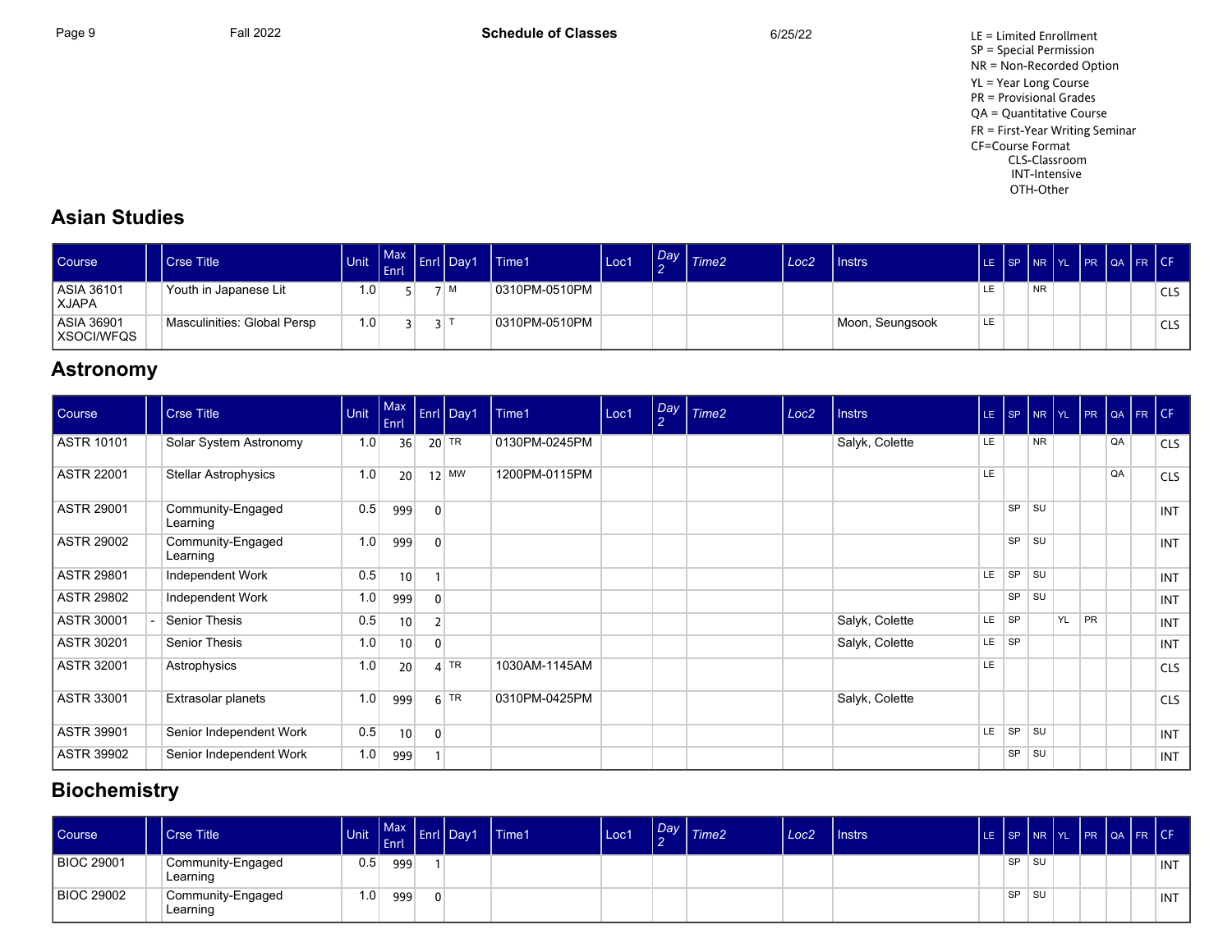LE = Limited Enrollment
SP = Special Permission
NR = Non-Recorded Option
YL = Year Long Course
PR = Provisional Grades
QA = Quantitative Course
FR = First-Year Writing Seminar
CF=Course Format
CLS-Classroom
INT-Intensive
OTH-Other

## Asian Studies

| Course | | Crse Title | Unit | Max Enrl | Enrl | Day1 | Time1 | Loc1 | Day 2 | Time2 | Loc2 | Instrs | LE | SP | NR | YL | PR | QA | FR | CF |
|---|---|---|---|---|---|---|---|---|---|---|---|---|---|---|---|---|---|---|---|---|
| ASIA 36101 XJAPA | | Youth in Japanese Lit | 1.0 | 5 | 7 | M | 0310PM-0510PM | | | | | | LE | | NR | | | | | CLS |
| ASIA 36901 XSOCI/WFQS | | Masculinities: Global Persp | 1.0 | 3 | 3 | T | 0310PM-0510PM | | | | | Moon, Seungsook | LE | | | | | | | CLS |

## Astronomy

| Course | | Crse Title | Unit | Max Enrl | Enrl | Day1 | Time1 | Loc1 | Day 2 | Time2 | Loc2 | Instrs | LE | SP | NR | YL | PR | QA | FR | CF |
|---|---|---|---|---|---|---|---|---|---|---|---|---|---|---|---|---|---|---|---|---|
| ASTR 10101 | | Solar System Astronomy | 1.0 | 36 | 20 | TR | 0130PM-0245PM | | | | | Salyk, Colette | LE | | NR | | | QA | | CLS |
| ASTR 22001 | | Stellar Astrophysics | 1.0 | 20 | 12 | MW | 1200PM-0115PM | | | | | | LE | | | | | QA | | CLS |
| ASTR 29001 | | Community-Engaged Learning | 0.5 | 999 | 0 | | | | | | | | | SP | SU | | | | | INT |
| ASTR 29002 | | Community-Engaged Learning | 1.0 | 999 | 0 | | | | | | | | | SP | SU | | | | | INT |
| ASTR 29801 | | Independent Work | 0.5 | 10 | 1 | | | | | | | | LE | SP | SU | | | | | INT |
| ASTR 29802 | | Independent Work | 1.0 | 999 | 0 | | | | | | | | | SP | SU | | | | | INT |
| ASTR 30001 | - | Senior Thesis | 0.5 | 10 | 2 | | | | | | | Salyk, Colette | LE | SP | | YL | PR | | | INT |
| ASTR 30201 | | Senior Thesis | 1.0 | 10 | 0 | | | | | | | Salyk, Colette | LE | SP | | | | | | INT |
| ASTR 32001 | | Astrophysics | 1.0 | 20 | 4 | TR | 1030AM-1145AM | | | | | | LE | | | | | | | CLS |
| ASTR 33001 | | Extrasolar planets | 1.0 | 999 | 6 | TR | 0310PM-0425PM | | | | | Salyk, Colette | | | | | | | | CLS |
| ASTR 39901 | | Senior Independent Work | 0.5 | 10 | 0 | | | | | | | | LE | SP | SU | | | | | INT |
| ASTR 39902 | | Senior Independent Work | 1.0 | 999 | 1 | | | | | | | | | SP | SU | | | | | INT |

## Biochemistry

| Course | | Crse Title | Unit | Max Enrl | Enrl | Day1 | Time1 | Loc1 | Day 2 | Time2 | Loc2 | Instrs | LE | SP | NR | YL | PR | QA | FR | CF |
|---|---|---|---|---|---|---|---|---|---|---|---|---|---|---|---|---|---|---|---|---|
| BIOC 29001 | | Community-Engaged Learning | 0.5 | 999 | 1 | | | | | | | | | SP | SU | | | | | INT |
| BIOC 29002 | | Community-Engaged Learning | 1.0 | 999 | 0 | | | | | | | | | SP | SU | | | | | INT |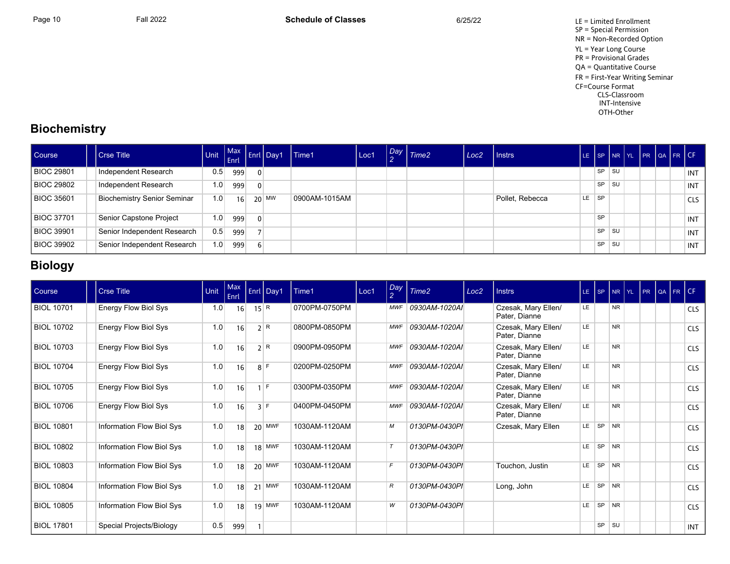LE = Limited Enrollment
SP = Special Permission
NR = Non-Recorded Option
YL = Year Long Course
PR = Provisional Grades
QA = Quantitative Course
FR = First-Year Writing Seminar
CF=Course Format
CLS-Classroom
INT-Intensive
OTH-Other

## Biochemistry

| Course | | Crse Title | Unit | Max Enrl | Enrl | Day1 | Time1 | Loc1 | Day 2 | Time2 | Loc2 | Instrs | LE | SP | NR | YL | PR | QA | FR | CF |
|---|---|---|---|---|---|---|---|---|---|---|---|---|---|---|---|---|---|---|---|---|
| BIOC 29801 | | Independent Research | 0.5 | 999 | 0 | | | | | | | | | SP | SU | | | | | INT |
| BIOC 29802 | | Independent Research | 1.0 | 999 | 0 | | | | | | | | | SP | SU | | | | | INT |
| BIOC 35601 | | Biochemistry Senior Seminar | 1.0 | 16 | 20 | MW | 0900AM-1015AM | | | | | Pollet, Rebecca | LE | SP | | | | | | CLS |
| BIOC 37701 | | Senior Capstone Project | 1.0 | 999 | 0 | | | | | | | | | SP | | | | | | INT |
| BIOC 39901 | | Senior Independent Research | 0.5 | 999 | 7 | | | | | | | | | SP | SU | | | | | INT |
| BIOC 39902 | | Senior Independent Research | 1.0 | 999 | 6 | | | | | | | | | SP | SU | | | | | INT |

## Biology

| Course | | Crse Title | Unit | Max Enrl | Enrl | Day1 | Time1 | Loc1 | Day 2 | Time2 | Loc2 | Instrs | LE | SP | NR | YL | PR | QA | FR | CF |
|---|---|---|---|---|---|---|---|---|---|---|---|---|---|---|---|---|---|---|---|---|
| BIOL 10701 | | Energy Flow Biol Sys | 1.0 | 16 | 15 | R | 0700PM-0750PM | | *MWF* | *0930AM-1020AI* | | Czesak, Mary Ellen/ Pater, Dianne | LE | | NR | | | | | CLS |
| BIOL 10702 | | Energy Flow Biol Sys | 1.0 | 16 | 2 | R | 0800PM-0850PM | | *MWF* | *0930AM-1020AI* | | Czesak, Mary Ellen/ Pater, Dianne | LE | | NR | | | | | CLS |
| BIOL 10703 | | Energy Flow Biol Sys | 1.0 | 16 | 2 | R | 0900PM-0950PM | | *MWF* | *0930AM-1020AI* | | Czesak, Mary Ellen/ Pater, Dianne | LE | | NR | | | | | CLS |
| BIOL 10704 | | Energy Flow Biol Sys | 1.0 | 16 | 8 | F | 0200PM-0250PM | | *MWF* | *0930AM-1020AI* | | Czesak, Mary Ellen/ Pater, Dianne | LE | | NR | | | | | CLS |
| BIOL 10705 | | Energy Flow Biol Sys | 1.0 | 16 | 1 | F | 0300PM-0350PM | | *MWF* | *0930AM-1020AI* | | Czesak, Mary Ellen/ Pater, Dianne | LE | | NR | | | | | CLS |
| BIOL 10706 | | Energy Flow Biol Sys | 1.0 | 16 | 3 | F | 0400PM-0450PM | | *MWF* | *0930AM-1020AI* | | Czesak, Mary Ellen/ Pater, Dianne | LE | | NR | | | | | CLS |
| BIOL 10801 | | Information Flow Biol Sys | 1.0 | 18 | 20 | MWF | 1030AM-1120AM | | *M* | *0130PM-0430PI* | | Czesak, Mary Ellen | LE | SP | NR | | | | | CLS |
| BIOL 10802 | | Information Flow Biol Sys | 1.0 | 18 | 18 | MWF | 1030AM-1120AM | | *T* | *0130PM-0430PI* | | | LE | SP | NR | | | | | CLS |
| BIOL 10803 | | Information Flow Biol Sys | 1.0 | 18 | 20 | MWF | 1030AM-1120AM | | *F* | *0130PM-0430PI* | | Touchon, Justin | LE | SP | NR | | | | | CLS |
| BIOL 10804 | | Information Flow Biol Sys | 1.0 | 18 | 21 | MWF | 1030AM-1120AM | | *R* | *0130PM-0430PI* | | Long, John | LE | SP | NR | | | | | CLS |
| BIOL 10805 | | Information Flow Biol Sys | 1.0 | 18 | 19 | MWF | 1030AM-1120AM | | *W* | *0130PM-0430PI* | | | LE | SP | NR | | | | | CLS |
| BIOL 17801 | | Special Projects/Biology | 0.5 | 999 | 1 | | | | | | | | | SP | SU | | | | | INT |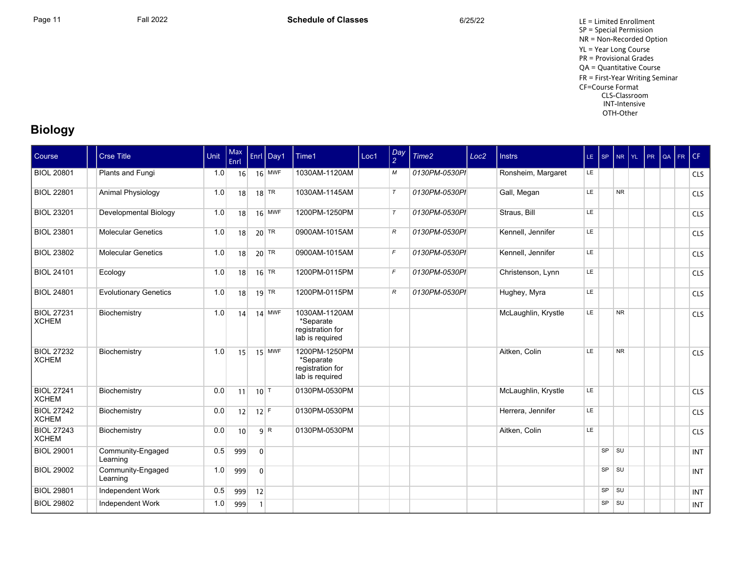LE = Limited Enrollment
SP = Special Permission
NR = Non-Recorded Option
YL = Year Long Course
PR = Provisional Grades
QA = Quantitative Course
FR = First-Year Writing Seminar
CF=Course Format
CLS-Classroom
INT-Intensive
OTH-Other

## Biology

| Course | | Crse Title | Unit | Max Enrl | Enrl | Day1 | Time1 | Loc1 | Day 2 | Time2 | Loc2 | Instrs | LE | SP | NR | YL | PR | QA | FR | CF |
|---|---|---|---|---|---|---|---|---|---|---|---|---|---|---|---|---|---|---|---|---|
| BIOL 20801 | | Plants and Fungi | 1.0 | 16 | 16 | MWF | 1030AM-1120AM | | M | 0130PM-0530PI | | Ronsheim, Margaret | LE | | | | | | | CLS |
| BIOL 22801 | | Animal Physiology | 1.0 | 18 | 18 | TR | 1030AM-1145AM | | T | 0130PM-0530PI | | Gall, Megan | LE | | NR | | | | | CLS |
| BIOL 23201 | | Developmental Biology | 1.0 | 18 | 16 | MWF | 1200PM-1250PM | | T | 0130PM-0530PI | | Straus, Bill | LE | | | | | | | CLS |
| BIOL 23801 | | Molecular Genetics | 1.0 | 18 | 20 | TR | 0900AM-1015AM | | R | 0130PM-0530PI | | Kennell, Jennifer | LE | | | | | | | CLS |
| BIOL 23802 | | Molecular Genetics | 1.0 | 18 | 20 | TR | 0900AM-1015AM | | F | 0130PM-0530PI | | Kennell, Jennifer | LE | | | | | | | CLS |
| BIOL 24101 | | Ecology | 1.0 | 18 | 16 | TR | 1200PM-0115PM | | F | 0130PM-0530PI | | Christenson, Lynn | LE | | | | | | | CLS |
| BIOL 24801 | | Evolutionary Genetics | 1.0 | 18 | 19 | TR | 1200PM-0115PM | | R | 0130PM-0530PI | | Hughey, Myra | LE | | | | | | | CLS |
| BIOL 27231 XCHEM | | Biochemistry | 1.0 | 14 | 14 | MWF | 1030AM-1120AM *Separate registration for lab is required | | | | | McLaughlin, Krystle | LE | | NR | | | | | CLS |
| BIOL 27232 XCHEM | | Biochemistry | 1.0 | 15 | 15 | MWF | 1200PM-1250PM *Separate registration for lab is required | | | | | Aitken, Colin | LE | | NR | | | | | CLS |
| BIOL 27241 XCHEM | | Biochemistry | 0.0 | 11 | 10 | T | 0130PM-0530PM | | | | | McLaughlin, Krystle | LE | | | | | | | CLS |
| BIOL 27242 XCHEM | | Biochemistry | 0.0 | 12 | 12 | F | 0130PM-0530PM | | | | | Herrera, Jennifer | LE | | | | | | | CLS |
| BIOL 27243 XCHEM | | Biochemistry | 0.0 | 10 | 9 | R | 0130PM-0530PM | | | | | Aitken, Colin | LE | | | | | | | CLS |
| BIOL 29001 | | Community-Engaged Learning | 0.5 | 999 | 0 | | | | | | | | | SP | SU | | | | | INT |
| BIOL 29002 | | Community-Engaged Learning | 1.0 | 999 | 0 | | | | | | | | | SP | SU | | | | | INT |
| BIOL 29801 | | Independent Work | 0.5 | 999 | 12 | | | | | | | | | SP | SU | | | | | INT |
| BIOL 29802 | | Independent Work | 1.0 | 999 | 1 | | | | | | | | | SP | SU | | | | | INT |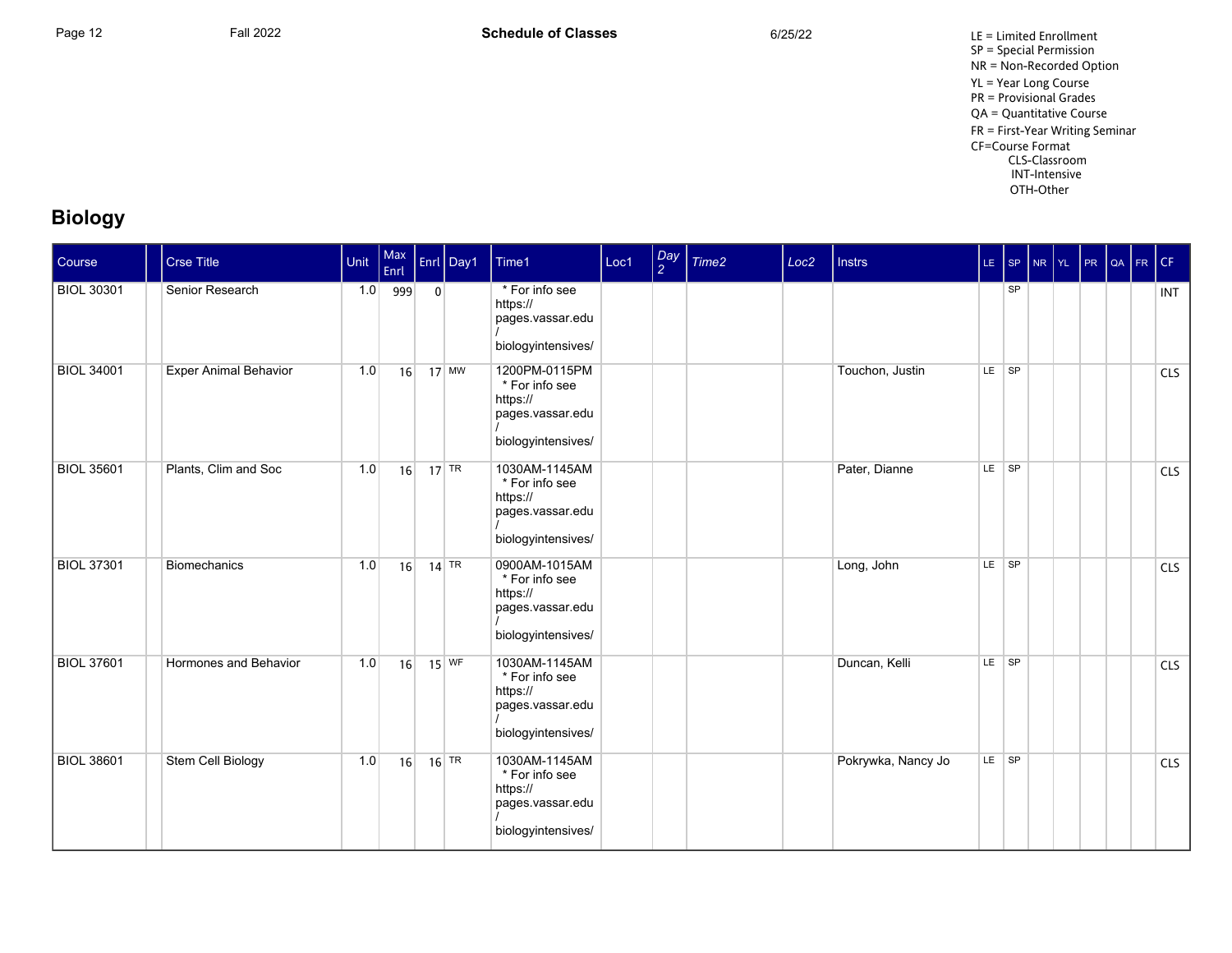LE = Limited Enrollment
SP = Special Permission
NR = Non-Recorded Option
YL = Year Long Course
PR = Provisional Grades
QA = Quantitative Course
FR = First-Year Writing Seminar
CF=Course Format
CLS-Classroom
INT-Intensive
OTH-Other

## Biology

| Course | | Crse Title | Unit | Max Enrl | Enrl | Day1 | Time1 | Loc1 | Day 2 | Time2 | Loc2 | Instrs | LE | SP | NR | YL | PR | QA | FR | CF |
|---|---|---|---|---|---|---|---|---|---|---|---|---|---|---|---|---|---|---|---|---|
| BIOL 30301 | | Senior Research | 1.0 | 999 | 0 | | * For info see https:// pages.vassar.edu / biologyintensives/ | | | | | | | SP | | | | | | INT |
| BIOL 34001 | | Exper Animal Behavior | 1.0 | 16 | 17 | MW | 1200PM-0115PM * For info see https:// pages.vassar.edu / biologyintensives/ | | | | | Touchon, Justin | LE | SP | | | | | | CLS |
| BIOL 35601 | | Plants, Clim and Soc | 1.0 | 16 | 17 | TR | 1030AM-1145AM * For info see https:// pages.vassar.edu / biologyintensives/ | | | | | Pater, Dianne | LE | SP | | | | | | CLS |
| BIOL 37301 | | Biomechanics | 1.0 | 16 | 14 | TR | 0900AM-1015AM * For info see https:// pages.vassar.edu / biologyintensives/ | | | | | Long, John | LE | SP | | | | | | CLS |
| BIOL 37601 | | Hormones and Behavior | 1.0 | 16 | 15 | WF | 1030AM-1145AM * For info see https:// pages.vassar.edu / biologyintensives/ | | | | | Duncan, Kelli | LE | SP | | | | | | CLS |
| BIOL 38601 | | Stem Cell Biology | 1.0 | 16 | 16 | TR | 1030AM-1145AM * For info see https:// pages.vassar.edu / biologyintensives/ | | | | | Pokrywka, Nancy Jo | LE | SP | | | | | | CLS |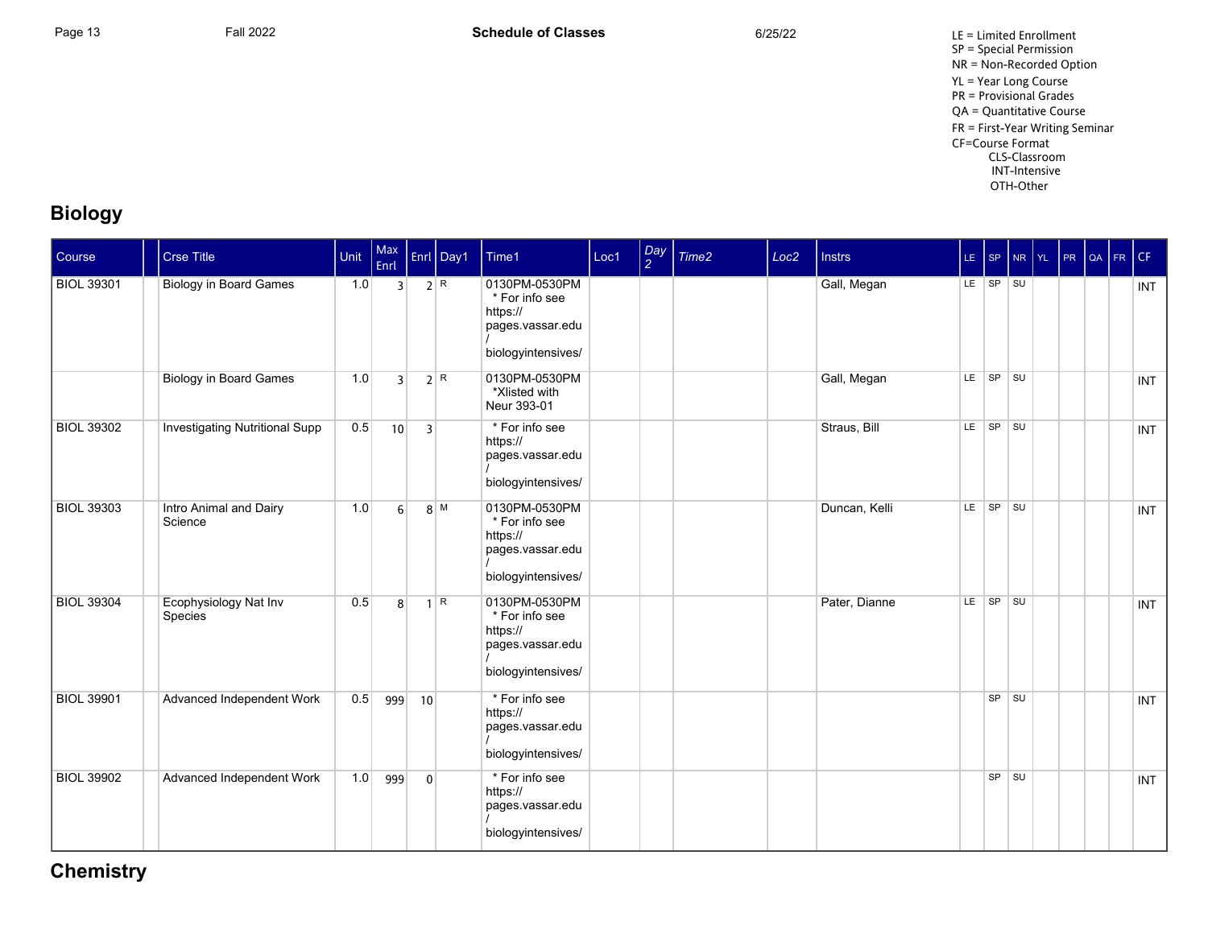LE = Limited Enrollment
SP = Special Permission
NR = Non-Recorded Option
YL = Year Long Course
PR = Provisional Grades
QA = Quantitative Course
FR = First-Year Writing Seminar
CF=Course Format
CLS-Classroom
INT-Intensive
OTH-Other

## Biology

| Course | | Crse Title | Unit | Max Enrl | Enrl | Day1 | Time1 | Loc1 | Day 2 | Time2 | Loc2 | Instrs | LE | SP | NR | YL | PR | QA | FR | CF |
|---|---|---|---|---|---|---|---|---|---|---|---|---|---|---|---|---|---|---|---|---|
| BIOL 39301 | | Biology in Board Games | 1.0 | 3 | 2 | R | 0130PM-0530PM * For info see https:// pages.vassar.edu / biologyintensives/ | | | | | Gall, Megan | LE | SP | SU | | | | | INT |
| | | Biology in Board Games | 1.0 | 3 | 2 | R | 0130PM-0530PM *Xlisted with Neur 393-01 | | | | | Gall, Megan | LE | SP | SU | | | | | INT |
| BIOL 39302 | | Investigating Nutritional Supp | 0.5 | 10 | 3 | | * For info see https:// pages.vassar.edu / biologyintensives/ | | | | | Straus, Bill | LE | SP | SU | | | | | INT |
| BIOL 39303 | | Intro Animal and Dairy Science | 1.0 | 6 | 8 | M | 0130PM-0530PM * For info see https:// pages.vassar.edu / biologyintensives/ | | | | | Duncan, Kelli | LE | SP | SU | | | | | INT |
| BIOL 39304 | | Ecophysiology Nat Inv Species | 0.5 | 8 | 1 | R | 0130PM-0530PM * For info see https:// pages.vassar.edu / biologyintensives/ | | | | | Pater, Dianne | LE | SP | SU | | | | | INT |
| BIOL 39901 | | Advanced Independent Work | 0.5 | 999 | 10 | | * For info see https:// pages.vassar.edu / biologyintensives/ | | | | | | | SP | SU | | | | | INT |
| BIOL 39902 | | Advanced Independent Work | 1.0 | 999 | 0 | | * For info see https:// pages.vassar.edu / biologyintensives/ | | | | | | | SP | SU | | | | | INT |

## Chemistry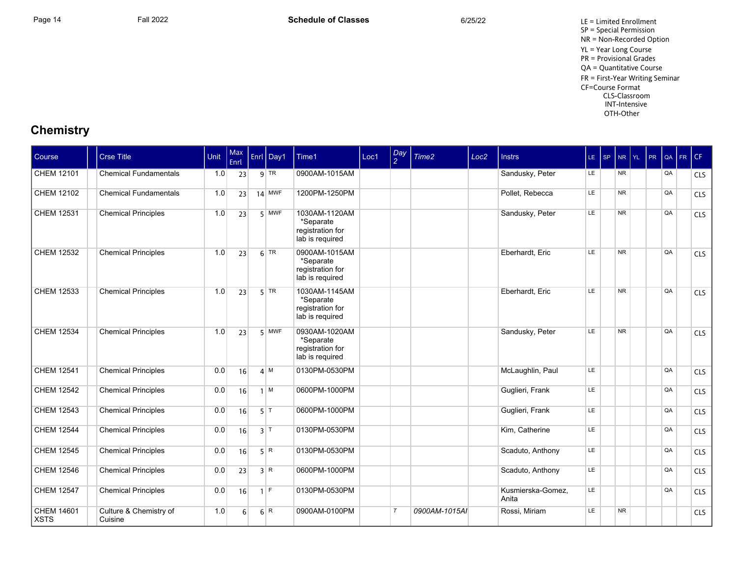LE = Limited Enrollment
SP = Special Permission
NR = Non-Recorded Option
YL = Year Long Course
PR = Provisional Grades
QA = Quantitative Course
FR = First-Year Writing Seminar
CF=Course Format
CLS-Classroom
INT-Intensive
OTH-Other

## Chemistry

| Course | | Crse Title | Unit | Max Enrl | Enrl | Day1 | Time1 | Loc1 | Day 2 | Time2 | Loc2 | Instrs | LE | SP | NR | YL | PR | QA | FR | CF |
|---|---|---|---|---|---|---|---|---|---|---|---|---|---|---|---|---|---|---|---|---|
| CHEM 12101 | | Chemical Fundamentals | 1.0 | 23 | 9 | TR | 0900AM-1015AM | | | | | Sandusky, Peter | LE | | NR | | | QA | | CLS |
| CHEM 12102 | | Chemical Fundamentals | 1.0 | 23 | 14 | MWF | 1200PM-1250PM | | | | | Pollet, Rebecca | LE | | NR | | | QA | | CLS |
| CHEM 12531 | | Chemical Principles | 1.0 | 23 | 5 | MWF | 1030AM-1120AM *Separate registration for lab is required | | | | | Sandusky, Peter | LE | | NR | | | QA | | CLS |
| CHEM 12532 | | Chemical Principles | 1.0 | 23 | 6 | TR | 0900AM-1015AM *Separate registration for lab is required | | | | | Eberhardt, Eric | LE | | NR | | | QA | | CLS |
| CHEM 12533 | | Chemical Principles | 1.0 | 23 | 5 | TR | 1030AM-1145AM *Separate registration for lab is required | | | | | Eberhardt, Eric | LE | | NR | | | QA | | CLS |
| CHEM 12534 | | Chemical Principles | 1.0 | 23 | 5 | MWF | 0930AM-1020AM *Separate registration for lab is required | | | | | Sandusky, Peter | LE | | NR | | | QA | | CLS |
| CHEM 12541 | | Chemical Principles | 0.0 | 16 | 4 | M | 0130PM-0530PM | | | | | McLaughlin, Paul | LE | | | | | QA | | CLS |
| CHEM 12542 | | Chemical Principles | 0.0 | 16 | 1 | M | 0600PM-1000PM | | | | | Guglieri, Frank | LE | | | | | QA | | CLS |
| CHEM 12543 | | Chemical Principles | 0.0 | 16 | 5 | T | 0600PM-1000PM | | | | | Guglieri, Frank | LE | | | | | QA | | CLS |
| CHEM 12544 | | Chemical Principles | 0.0 | 16 | 3 | T | 0130PM-0530PM | | | | | Kim, Catherine | LE | | | | | QA | | CLS |
| CHEM 12545 | | Chemical Principles | 0.0 | 16 | 5 | R | 0130PM-0530PM | | | | | Scaduto, Anthony | LE | | | | | QA | | CLS |
| CHEM 12546 | | Chemical Principles | 0.0 | 23 | 3 | R | 0600PM-1000PM | | | | | Scaduto, Anthony | LE | | | | | QA | | CLS |
| CHEM 12547 | | Chemical Principles | 0.0 | 16 | 1 | F | 0130PM-0530PM | | | | | Kusmierska-Gomez, Anita | LE | | | | | QA | | CLS |
| CHEM 14601 XSTS | | Culture & Chemistry of Cuisine | 1.0 | 6 | 6 | R | 0900AM-0100PM | | *T* | *0900AM-1015AI* | | Rossi, Miriam | LE | | NR | | | | | CLS |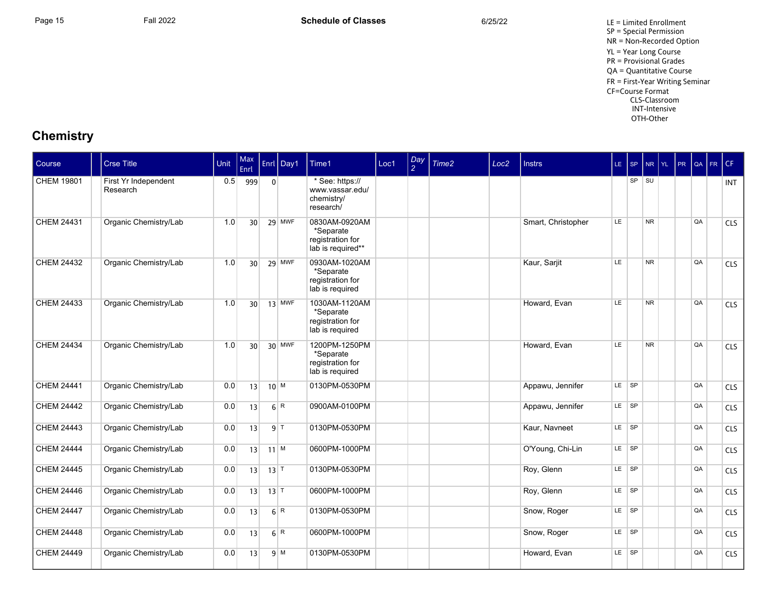LE = Limited Enrollment
SP = Special Permission
NR = Non-Recorded Option
YL = Year Long Course
PR = Provisional Grades
QA = Quantitative Course
FR = First-Year Writing Seminar
CF=Course Format
CLS-Classroom
INT-Intensive
OTH-Other

## Chemistry

| Course | | Crse Title | Unit | Max Enrl | Enrl | Day1 | Time1 | Loc1 | Day 2 | Time2 | Loc2 | Instrs | LE | SP | NR | YL | PR | QA | FR | CF |
|---|---|---|---|---|---|---|---|---|---|---|---|---|---|---|---|---|---|---|---|---|
| CHEM 19801 | | First Yr Independent Research | 0.5 | 999 | 0 | | * See: https:// www.vassar.edu/ chemistry/ research/ | | | | | | | SP | SU | | | | | INT |
| CHEM 24431 | | Organic Chemistry/Lab | 1.0 | 30 | 29 | MWF | 0830AM-0920AM *Separate registration for lab is required** | | | | | Smart, Christopher | LE | | NR | | | QA | | CLS |
| CHEM 24432 | | Organic Chemistry/Lab | 1.0 | 30 | 29 | MWF | 0930AM-1020AM *Separate registration for lab is required | | | | | Kaur, Sarjit | LE | | NR | | | QA | | CLS |
| CHEM 24433 | | Organic Chemistry/Lab | 1.0 | 30 | 13 | MWF | 1030AM-1120AM *Separate registration for lab is required | | | | | Howard, Evan | LE | | NR | | | QA | | CLS |
| CHEM 24434 | | Organic Chemistry/Lab | 1.0 | 30 | 30 | MWF | 1200PM-1250PM *Separate registration for lab is required | | | | | Howard, Evan | LE | | NR | | | QA | | CLS |
| CHEM 24441 | | Organic Chemistry/Lab | 0.0 | 13 | 10 | M | 0130PM-0530PM | | | | | Appawu, Jennifer | LE | SP | | | | QA | | CLS |
| CHEM 24442 | | Organic Chemistry/Lab | 0.0 | 13 | 6 | R | 0900AM-0100PM | | | | | Appawu, Jennifer | LE | SP | | | | QA | | CLS |
| CHEM 24443 | | Organic Chemistry/Lab | 0.0 | 13 | 9 | T | 0130PM-0530PM | | | | | Kaur, Navneet | LE | SP | | | | QA | | CLS |
| CHEM 24444 | | Organic Chemistry/Lab | 0.0 | 13 | 11 | M | 0600PM-1000PM | | | | | O'Young, Chi-Lin | LE | SP | | | | QA | | CLS |
| CHEM 24445 | | Organic Chemistry/Lab | 0.0 | 13 | 13 | T | 0130PM-0530PM | | | | | Roy, Glenn | LE | SP | | | | QA | | CLS |
| CHEM 24446 | | Organic Chemistry/Lab | 0.0 | 13 | 13 | T | 0600PM-1000PM | | | | | Roy, Glenn | LE | SP | | | | QA | | CLS |
| CHEM 24447 | | Organic Chemistry/Lab | 0.0 | 13 | 6 | R | 0130PM-0530PM | | | | | Snow, Roger | LE | SP | | | | QA | | CLS |
| CHEM 24448 | | Organic Chemistry/Lab | 0.0 | 13 | 6 | R | 0600PM-1000PM | | | | | Snow, Roger | LE | SP | | | | QA | | CLS |
| CHEM 24449 | | Organic Chemistry/Lab | 0.0 | 13 | 9 | M | 0130PM-0530PM | | | | | Howard, Evan | LE | SP | | | | QA | | CLS |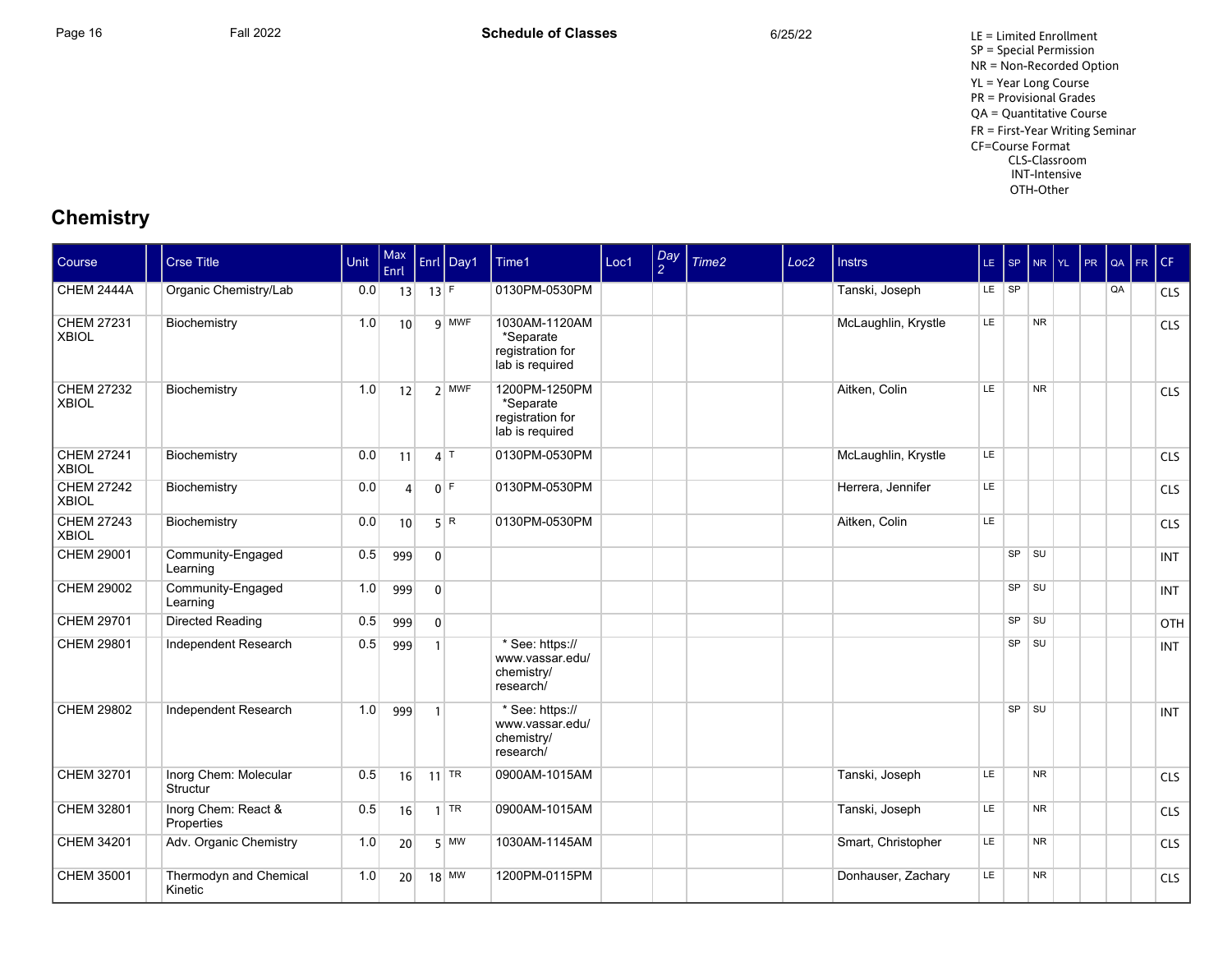Fall 2022 | **Schedule of Classes** | 6/25/22

LE = Limited Enrollment
SP = Special Permission
NR = Non-Recorded Option
YL = Year Long Course
PR = Provisional Grades
QA = Quantitative Course
FR = First-Year Writing Seminar
CF=Course Format
- CLS-Classroom
- INT-Intensive
- OTH-Other

## Chemistry

| Course | | Crse Title | Unit | Max Enrl | Enrl | Day1 | Time1 | Loc1 | Day 2 | Time2 | Loc2 | Instrs | LE | SP | NR | YL | PR | QA | FR | CF |
|---|---|---|---|---|---|---|---|---|---|---|---|---|---|---|---|---|---|---|---|---|
| CHEM 2444A | | Organic Chemistry/Lab | 0.0 | 13 | 13 | F | 0130PM-0530PM | | | | | Tanski, Joseph | LE | SP | | | | QA | | CLS |
| CHEM 27231 XBIOL | | Biochemistry | 1.0 | 10 | 9 | MWF | 1030AM-1120AM *Separate registration for lab is required | | | | | McLaughlin, Krystle | LE | | NR | | | | | CLS |
| CHEM 27232 XBIOL | | Biochemistry | 1.0 | 12 | 2 | MWF | 1200PM-1250PM *Separate registration for lab is required | | | | | Aitken, Colin | LE | | NR | | | | | CLS |
| CHEM 27241 XBIOL | | Biochemistry | 0.0 | 11 | 4 | T | 0130PM-0530PM | | | | | McLaughlin, Krystle | LE | | | | | | | CLS |
| CHEM 27242 XBIOL | | Biochemistry | 0.0 | 4 | 0 | F | 0130PM-0530PM | | | | | Herrera, Jennifer | LE | | | | | | | CLS |
| CHEM 27243 XBIOL | | Biochemistry | 0.0 | 10 | 5 | R | 0130PM-0530PM | | | | | Aitken, Colin | LE | | | | | | | CLS |
| CHEM 29001 | | Community-Engaged Learning | 0.5 | 999 | 0 | | | | | | | | | SP | SU | | | | | INT |
| CHEM 29002 | | Community-Engaged Learning | 1.0 | 999 | 0 | | | | | | | | | SP | SU | | | | | INT |
| CHEM 29701 | | Directed Reading | 0.5 | 999 | 0 | | | | | | | | | SP | SU | | | | | OTH |
| CHEM 29801 | | Independent Research | 0.5 | 999 | 1 | | * See: https://www.vassar.edu/chemistry/research/ | | | | | | | SP | SU | | | | | INT |
| CHEM 29802 | | Independent Research | 1.0 | 999 | 1 | | * See: https://www.vassar.edu/chemistry/research/ | | | | | | | SP | SU | | | | | INT |
| CHEM 32701 | | Inorg Chem: Molecular Structur | 0.5 | 16 | 11 | TR | 0900AM-1015AM | | | | | Tanski, Joseph | LE | | NR | | | | | CLS |
| CHEM 32801 | | Inorg Chem: React & Properties | 0.5 | 16 | 1 | TR | 0900AM-1015AM | | | | | Tanski, Joseph | LE | | NR | | | | | CLS |
| CHEM 34201 | | Adv. Organic Chemistry | 1.0 | 20 | 5 | MW | 1030AM-1145AM | | | | | Smart, Christopher | LE | | NR | | | | | CLS |
| CHEM 35001 | | Thermodyn and Chemical Kinetic | 1.0 | 20 | 18 | MW | 1200PM-0115PM | | | | | Donhauser, Zachary | LE | | NR | | | | | CLS |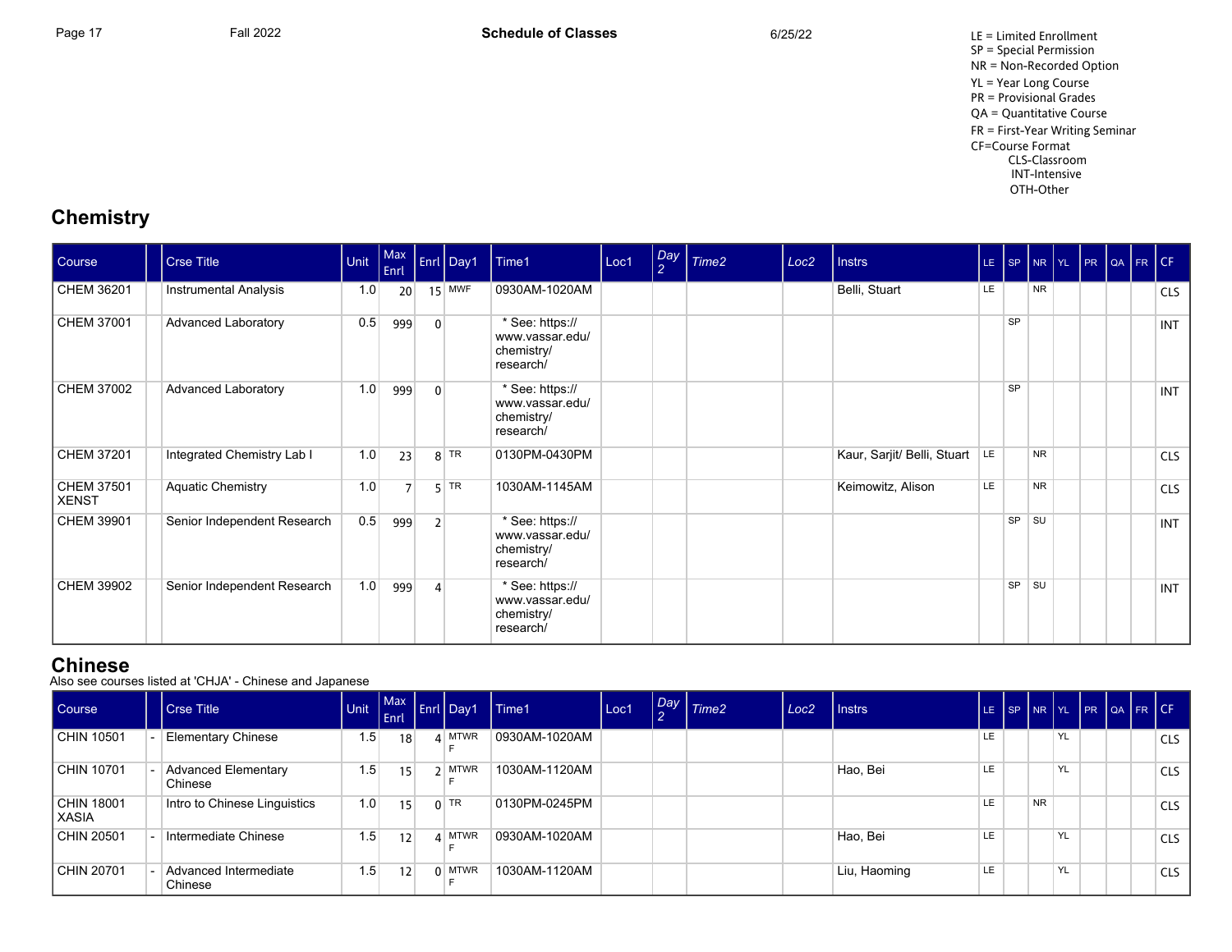LE = Limited Enrollment
SP = Special Permission
NR = Non-Recorded Option
YL = Year Long Course
PR = Provisional Grades
QA = Quantitative Course
FR = First-Year Writing Seminar
CF=Course Format
CLS-Classroom
INT-Intensive
OTH-Other

## Chemistry

| Course | | Crse Title | Unit | Max Enrl | Enrl | Day1 | Time1 | Loc1 | Day 2 | Time2 | Loc2 | Instrs | LE | SP | NR | YL | PR | QA | FR | CF |
|---|---|---|---|---|---|---|---|---|---|---|---|---|---|---|---|---|---|---|---|---|
| CHEM 36201 | | Instrumental Analysis | 1.0 | 20 | 15 | MWF | 0930AM-1020AM | | | | | Belli, Stuart | LE | | NR | | | | | CLS |
| CHEM 37001 | | Advanced Laboratory | 0.5 | 999 | 0 | | * See: https:// www.vassar.edu/ chemistry/ research/ | | | | | | | SP | | | | | | INT |
| CHEM 37002 | | Advanced Laboratory | 1.0 | 999 | 0 | | * See: https:// www.vassar.edu/ chemistry/ research/ | | | | | | | SP | | | | | | INT |
| CHEM 37201 | | Integrated Chemistry Lab I | 1.0 | 23 | 8 | TR | 0130PM-0430PM | | | | | Kaur, Sarjit/ Belli, Stuart | LE | | NR | | | | | CLS |
| CHEM 37501 XENST | | Aquatic Chemistry | 1.0 | 7 | 5 | TR | 1030AM-1145AM | | | | | Keimowitz, Alison | LE | | NR | | | | | CLS |
| CHEM 39901 | | Senior Independent Research | 0.5 | 999 | 2 | | * See: https:// www.vassar.edu/ chemistry/ research/ | | | | | | | SP | SU | | | | | INT |
| CHEM 39902 | | Senior Independent Research | 1.0 | 999 | 4 | | * See: https:// www.vassar.edu/ chemistry/ research/ | | | | | | | SP | SU | | | | | INT |

## Chinese

Also see courses listed at 'CHJA' - Chinese and Japanese

| Course | | Crse Title | Unit | Max Enrl | Enrl | Day1 | Time1 | Loc1 | Day 2 | Time2 | Loc2 | Instrs | LE | SP | NR | YL | PR | QA | FR | CF |
|---|---|---|---|---|---|---|---|---|---|---|---|---|---|---|---|---|---|---|---|---|
| CHIN 10501 | - | Elementary Chinese | 1.5 | 18 | 4 | MTWR F | 0930AM-1020AM | | | | | | LE | | | YL | | | | CLS |
| CHIN 10701 | - | Advanced Elementary Chinese | 1.5 | 15 | 2 | MTWR F | 1030AM-1120AM | | | | | Hao, Bei | LE | | | YL | | | | CLS |
| CHIN 18001 XASIA | | Intro to Chinese Linguistics | 1.0 | 15 | 0 | TR | 0130PM-0245PM | | | | | | LE | | NR | | | | | CLS |
| CHIN 20501 | - | Intermediate Chinese | 1.5 | 12 | 4 | MTWR F | 0930AM-1020AM | | | | | Hao, Bei | LE | | | YL | | | | CLS |
| CHIN 20701 | - | Advanced Intermediate Chinese | 1.5 | 12 | 0 | MTWR F | 1030AM-1120AM | | | | | Liu, Haoming | LE | | | YL | | | | CLS |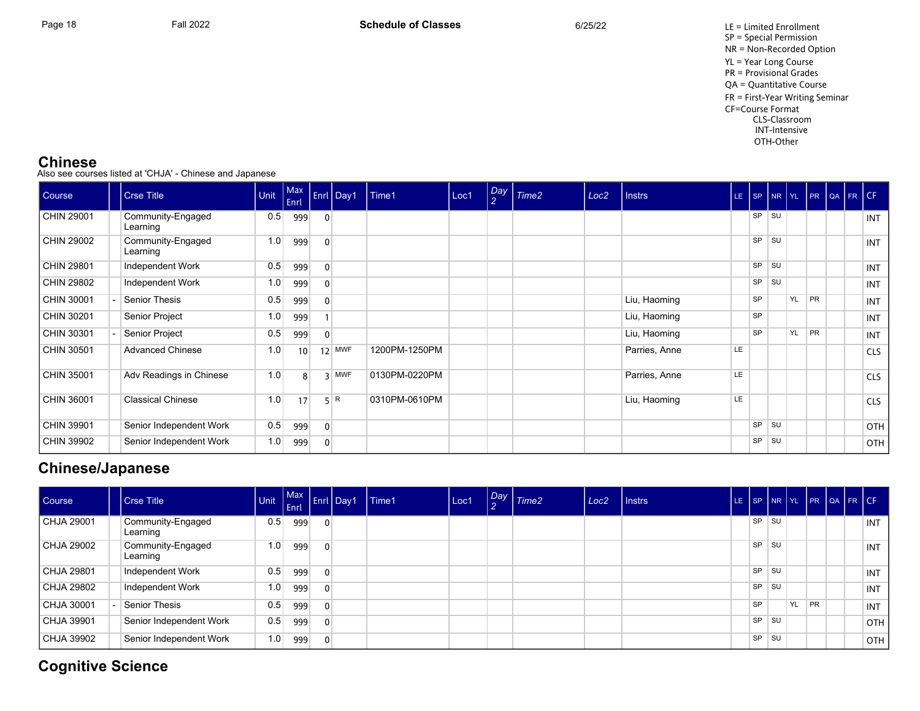LE = Limited Enrollment
SP = Special Permission
NR = Non-Recorded Option
YL = Year Long Course
PR = Provisional Grades
QA = Quantitative Course
FR = First-Year Writing Seminar
CF=Course Format
CLS-Classroom
INT-Intensive
OTH-Other

## Chinese

Also see courses listed at 'CHJA' - Chinese and Japanese

| Course | | Crse Title | Unit | Max Enrl | Enrl | Day1 | Time1 | Loc1 | Day 2 | Time2 | Loc2 | Instrs | LE | SP | NR | YL | PR | QA | FR | CF |
|---|---|---|---|---|---|---|---|---|---|---|---|---|---|---|---|---|---|---|---|---|
| CHIN 29001 | | Community-Engaged Learning | 0.5 | 999 | 0 | | | | | | | | | SP | SU | | | | | INT |
| CHIN 29002 | | Community-Engaged Learning | 1.0 | 999 | 0 | | | | | | | | | SP | SU | | | | | INT |
| CHIN 29801 | | Independent Work | 0.5 | 999 | 0 | | | | | | | | | SP | SU | | | | | INT |
| CHIN 29802 | | Independent Work | 1.0 | 999 | 0 | | | | | | | | | SP | SU | | | | | INT |
| CHIN 30001 | - | Senior Thesis | 0.5 | 999 | 0 | | | | | | | Liu, Haoming | | SP | | YL | PR | | | INT |
| CHIN 30201 | | Senior Project | 1.0 | 999 | 1 | | | | | | | Liu, Haoming | | SP | | | | | | INT |
| CHIN 30301 | - | Senior Project | 0.5 | 999 | 0 | | | | | | | Liu, Haoming | | SP | | YL | PR | | | INT |
| CHIN 30501 | | Advanced Chinese | 1.0 | 10 | 12 | MWF | 1200PM-1250PM | | | | | Parries, Anne | LE | | | | | | | CLS |
| CHIN 35001 | | Adv Readings in Chinese | 1.0 | 8 | 3 | MWF | 0130PM-0220PM | | | | | Parries, Anne | LE | | | | | | | CLS |
| CHIN 36001 | | Classical Chinese | 1.0 | 17 | 5 | R | 0310PM-0610PM | | | | | Liu, Haoming | LE | | | | | | | CLS |
| CHIN 39901 | | Senior Independent Work | 0.5 | 999 | 0 | | | | | | | | | SP | SU | | | | | OTH |
| CHIN 39902 | | Senior Independent Work | 1.0 | 999 | 0 | | | | | | | | | SP | SU | | | | | OTH |

## Chinese/Japanese

| Course | | Crse Title | Unit | Max Enrl | Enrl | Day1 | Time1 | Loc1 | Day 2 | Time2 | Loc2 | Instrs | LE | SP | NR | YL | PR | QA | FR | CF |
|---|---|---|---|---|---|---|---|---|---|---|---|---|---|---|---|---|---|---|---|---|
| CHJA 29001 | | Community-Engaged Learning | 0.5 | 999 | 0 | | | | | | | | | SP | SU | | | | | INT |
| CHJA 29002 | | Community-Engaged Learning | 1.0 | 999 | 0 | | | | | | | | | SP | SU | | | | | INT |
| CHJA 29801 | | Independent Work | 0.5 | 999 | 0 | | | | | | | | | SP | SU | | | | | INT |
| CHJA 29802 | | Independent Work | 1.0 | 999 | 0 | | | | | | | | | SP | SU | | | | | INT |
| CHJA 30001 | - | Senior Thesis | 0.5 | 999 | 0 | | | | | | | | | SP | | YL | PR | | | INT |
| CHJA 39901 | | Senior Independent Work | 0.5 | 999 | 0 | | | | | | | | | SP | SU | | | | | OTH |
| CHJA 39902 | | Senior Independent Work | 1.0 | 999 | 0 | | | | | | | | | SP | SU | | | | | OTH |

## Cognitive Science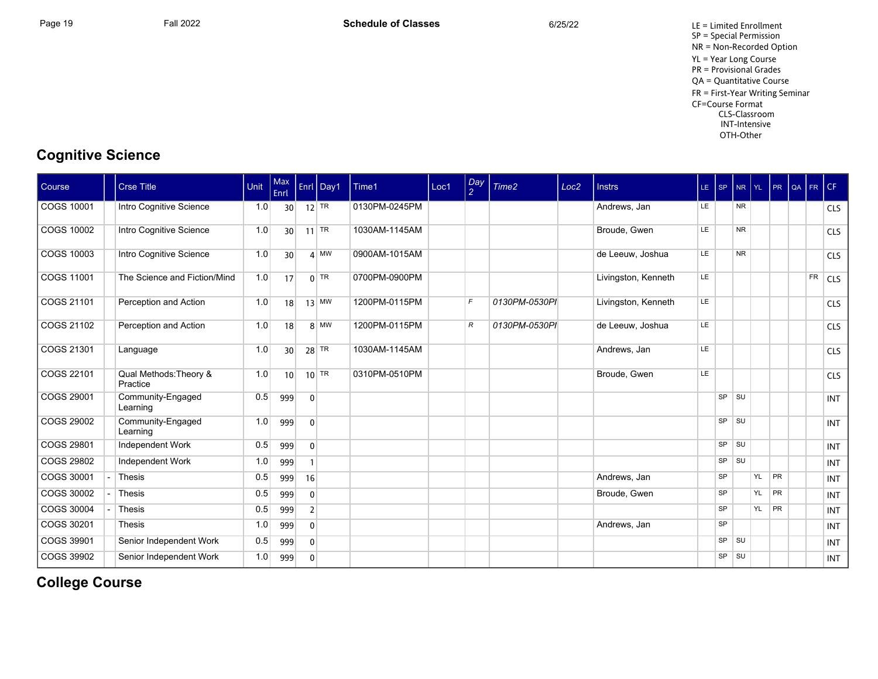LE = Limited Enrollment
SP = Special Permission
NR = Non-Recorded Option
YL = Year Long Course
PR = Provisional Grades
QA = Quantitative Course
FR = First-Year Writing Seminar
CF=Course Format
CLS-Classroom
INT-Intensive
OTH-Other

## Cognitive Science

| Course | | Crse Title | Unit | Max Enrl | Enrl | Day1 | Time1 | Loc1 | Day 2 | Time2 | Loc2 | Instrs | LE | SP | NR | YL | PR | QA | FR | CF |
|---|---|---|---|---|---|---|---|---|---|---|---|---|---|---|---|---|---|---|---|---|
| COGS 10001 | | Intro Cognitive Science | 1.0 | 30 | 12 | TR | 0130PM-0245PM | | | | | Andrews, Jan | LE | | NR | | | | | CLS |
| COGS 10002 | | Intro Cognitive Science | 1.0 | 30 | 11 | TR | 1030AM-1145AM | | | | | Broude, Gwen | LE | | NR | | | | | CLS |
| COGS 10003 | | Intro Cognitive Science | 1.0 | 30 | 4 | MW | 0900AM-1015AM | | | | | de Leeuw, Joshua | LE | | NR | | | | | CLS |
| COGS 11001 | | The Science and Fiction/Mind | 1.0 | 17 | 0 | TR | 0700PM-0900PM | | | | | Livingston, Kenneth | LE | | | | | | FR | CLS |
| COGS 21101 | | Perception and Action | 1.0 | 18 | 13 | MW | 1200PM-0115PM | | F | 0130PM-0530PI | | Livingston, Kenneth | LE | | | | | | | CLS |
| COGS 21102 | | Perception and Action | 1.0 | 18 | 8 | MW | 1200PM-0115PM | | R | 0130PM-0530PI | | de Leeuw, Joshua | LE | | | | | | | CLS |
| COGS 21301 | | Language | 1.0 | 30 | 28 | TR | 1030AM-1145AM | | | | | Andrews, Jan | LE | | | | | | | CLS |
| COGS 22101 | | Qual Methods:Theory & Practice | 1.0 | 10 | 10 | TR | 0310PM-0510PM | | | | | Broude, Gwen | LE | | | | | | | CLS |
| COGS 29001 | | Community-Engaged Learning | 0.5 | 999 | 0 | | | | | | | | | SP | SU | | | | | INT |
| COGS 29002 | | Community-Engaged Learning | 1.0 | 999 | 0 | | | | | | | | | SP | SU | | | | | INT |
| COGS 29801 | | Independent Work | 0.5 | 999 | 0 | | | | | | | | | SP | SU | | | | | INT |
| COGS 29802 | | Independent Work | 1.0 | 999 | 1 | | | | | | | | | SP | SU | | | | | INT |
| COGS 30001 | - | Thesis | 0.5 | 999 | 16 | | | | | | | Andrews, Jan | | SP | | YL | PR | | | INT |
| COGS 30002 | - | Thesis | 0.5 | 999 | 0 | | | | | | | Broude, Gwen | | SP | | YL | PR | | | INT |
| COGS 30004 | - | Thesis | 0.5 | 999 | 2 | | | | | | | | | SP | | YL | PR | | | INT |
| COGS 30201 | | Thesis | 1.0 | 999 | 0 | | | | | | | Andrews, Jan | | SP | | | | | | INT |
| COGS 39901 | | Senior Independent Work | 0.5 | 999 | 0 | | | | | | | | | SP | SU | | | | | INT |
| COGS 39902 | | Senior Independent Work | 1.0 | 999 | 0 | | | | | | | | | SP | SU | | | | | INT |

## College Course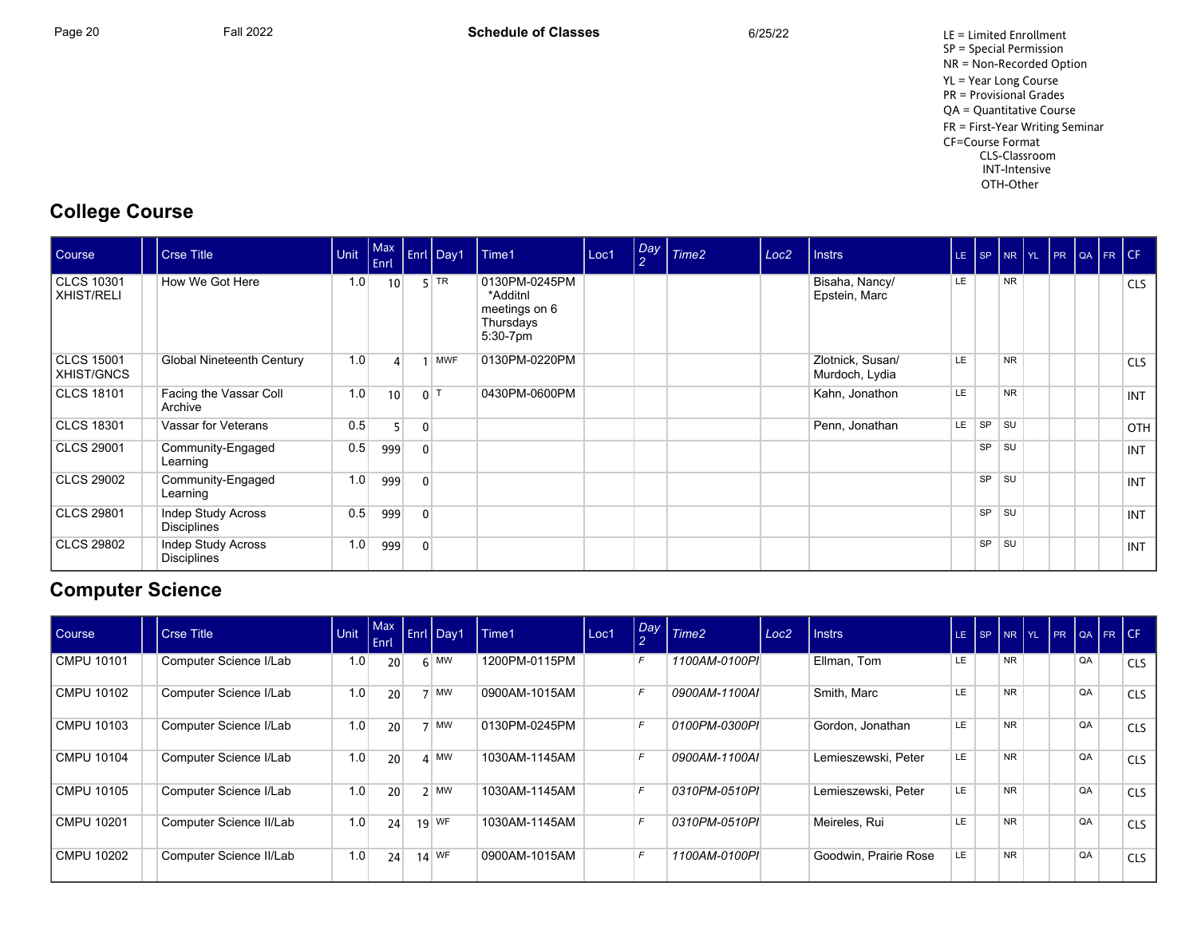LE = Limited Enrollment
SP = Special Permission
NR = Non-Recorded Option
YL = Year Long Course
PR = Provisional Grades
QA = Quantitative Course
FR = First-Year Writing Seminar
CF=Course Format
CLS-Classroom
INT-Intensive
OTH-Other

## College Course

| Course | | Crse Title | Unit | Max Enrl | Enrl | Day1 | Time1 | Loc1 | Day 2 | Time2 | Loc2 | Instrs | LE | SP | NR | YL | PR | QA | FR | CF |
|---|---|---|---|---|---|---|---|---|---|---|---|---|---|---|---|---|---|---|---|---|
| CLCS 10301 XHIST/RELI | | How We Got Here | 1.0 | 10 | 5 | TR | 0130PM-0245PM *Additnl meetings on 6 Thursdays 5:30-7pm | | | | | Bisaha, Nancy/ Epstein, Marc | LE | | NR | | | | | CLS |
| CLCS 15001 XHIST/GNCS | | Global Nineteenth Century | 1.0 | 4 | 1 | MWF | 0130PM-0220PM | | | | | Zlotnick, Susan/ Murdoch, Lydia | LE | | NR | | | | | CLS |
| CLCS 18101 | | Facing the Vassar Coll Archive | 1.0 | 10 | 0 | T | 0430PM-0600PM | | | | | Kahn, Jonathon | LE | | NR | | | | | INT |
| CLCS 18301 | | Vassar for Veterans | 0.5 | 5 | 0 | | | | | | | Penn, Jonathan | LE | SP | SU | | | | | OTH |
| CLCS 29001 | | Community-Engaged Learning | 0.5 | 999 | 0 | | | | | | | | | SP | SU | | | | | INT |
| CLCS 29002 | | Community-Engaged Learning | 1.0 | 999 | 0 | | | | | | | | | SP | SU | | | | | INT |
| CLCS 29801 | | Indep Study Across Disciplines | 0.5 | 999 | 0 | | | | | | | | | SP | SU | | | | | INT |
| CLCS 29802 | | Indep Study Across Disciplines | 1.0 | 999 | 0 | | | | | | | | | SP | SU | | | | | INT |

## Computer Science

| Course | | Crse Title | Unit | Max Enrl | Enrl | Day1 | Time1 | Loc1 | Day 2 | Time2 | Loc2 | Instrs | LE | SP | NR | YL | PR | QA | FR | CF |
|---|---|---|---|---|---|---|---|---|---|---|---|---|---|---|---|---|---|---|---|---|
| CMPU 10101 | | Computer Science I/Lab | 1.0 | 20 | 6 | MW | 1200PM-0115PM | | F | 1100AM-0100PI | | Ellman, Tom | LE | | NR | | | QA | | CLS |
| CMPU 10102 | | Computer Science I/Lab | 1.0 | 20 | 7 | MW | 0900AM-1015AM | | F | 0900AM-1100AI | | Smith, Marc | LE | | NR | | | QA | | CLS |
| CMPU 10103 | | Computer Science I/Lab | 1.0 | 20 | 7 | MW | 0130PM-0245PM | | F | 0100PM-0300PI | | Gordon, Jonathan | LE | | NR | | | QA | | CLS |
| CMPU 10104 | | Computer Science I/Lab | 1.0 | 20 | 4 | MW | 1030AM-1145AM | | F | 0900AM-1100AI | | Lemieszewski, Peter | LE | | NR | | | QA | | CLS |
| CMPU 10105 | | Computer Science I/Lab | 1.0 | 20 | 2 | MW | 1030AM-1145AM | | F | 0310PM-0510PI | | Lemieszewski, Peter | LE | | NR | | | QA | | CLS |
| CMPU 10201 | | Computer Science II/Lab | 1.0 | 24 | 19 | WF | 1030AM-1145AM | | F | 0310PM-0510PI | | Meireles, Rui | LE | | NR | | | QA | | CLS |
| CMPU 10202 | | Computer Science II/Lab | 1.0 | 24 | 14 | WF | 0900AM-1015AM | | F | 1100AM-0100PI | | Goodwin, Prairie Rose | LE | | NR | | | QA | | CLS |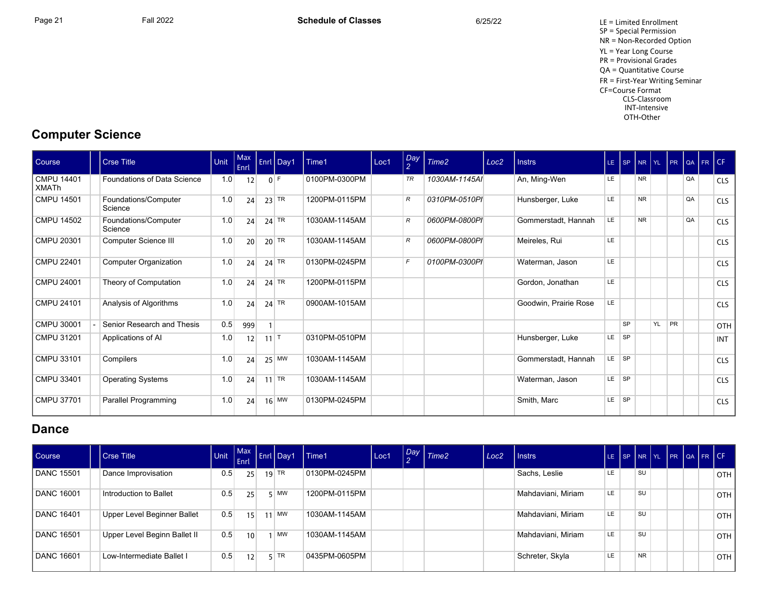LE = Limited Enrollment
SP = Special Permission
NR = Non-Recorded Option
YL = Year Long Course
PR = Provisional Grades
QA = Quantitative Course
FR = First-Year Writing Seminar
CF=Course Format
CLS-Classroom
INT-Intensive
OTH-Other

## Computer Science

| Course | | Crse Title | Unit | Max Enrl | Enrl | Day1 | Time1 | Loc1 | Day 2 | Time2 | Loc2 | Instrs | LE | SP | NR | YL | PR | QA | FR | CF |
|---|---|---|---|---|---|---|---|---|---|---|---|---|---|---|---|---|---|---|---|---|
| CMPU 14401 XMATh | | Foundations of Data Science | 1.0 | 12 | 0 | F | 0100PM-0300PM | | TR | 1030AM-1145AI | | An, Ming-Wen | LE | | NR | | | QA | | CLS |
| CMPU 14501 | | Foundations/Computer Science | 1.0 | 24 | 23 | TR | 1200PM-0115PM | | R | 0310PM-0510PI | | Hunsberger, Luke | LE | | NR | | | QA | | CLS |
| CMPU 14502 | | Foundations/Computer Science | 1.0 | 24 | 24 | TR | 1030AM-1145AM | | R | 0600PM-0800PI | | Gommerstadt, Hannah | LE | | NR | | | QA | | CLS |
| CMPU 20301 | | Computer Science III | 1.0 | 20 | 20 | TR | 1030AM-1145AM | | R | 0600PM-0800PI | | Meireles, Rui | LE | | | | | | | CLS |
| CMPU 22401 | | Computer Organization | 1.0 | 24 | 24 | TR | 0130PM-0245PM | | F | 0100PM-0300PI | | Waterman, Jason | LE | | | | | | | CLS |
| CMPU 24001 | | Theory of Computation | 1.0 | 24 | 24 | TR | 1200PM-0115PM | | | | | Gordon, Jonathan | LE | | | | | | | CLS |
| CMPU 24101 | | Analysis of Algorithms | 1.0 | 24 | 24 | TR | 0900AM-1015AM | | | | | Goodwin, Prairie Rose | LE | | | | | | | CLS |
| CMPU 30001 | - | Senior Research and Thesis | 0.5 | 999 | 1 | | | | | | | | | SP | | YL | PR | | | OTH |
| CMPU 31201 | | Applications of AI | 1.0 | 12 | 11 | T | 0310PM-0510PM | | | | | Hunsberger, Luke | LE | SP | | | | | | INT |
| CMPU 33101 | | Compilers | 1.0 | 24 | 25 | MW | 1030AM-1145AM | | | | | Gommerstadt, Hannah | LE | SP | | | | | | CLS |
| CMPU 33401 | | Operating Systems | 1.0 | 24 | 11 | TR | 1030AM-1145AM | | | | | Waterman, Jason | LE | SP | | | | | | CLS |
| CMPU 37701 | | Parallel Programming | 1.0 | 24 | 16 | MW | 0130PM-0245PM | | | | | Smith, Marc | LE | SP | | | | | | CLS |

## Dance

| Course | | Crse Title | Unit | Max Enrl | Enrl | Day1 | Time1 | Loc1 | Day 2 | Time2 | Loc2 | Instrs | LE | SP | NR | YL | PR | QA | FR | CF |
|---|---|---|---|---|---|---|---|---|---|---|---|---|---|---|---|---|---|---|---|---|
| DANC 15501 | | Dance Improvisation | 0.5 | 25 | 19 | TR | 0130PM-0245PM | | | | | Sachs, Leslie | LE | | SU | | | | | OTH |
| DANC 16001 | | Introduction to Ballet | 0.5 | 25 | 5 | MW | 1200PM-0115PM | | | | | Mahdaviani, Miriam | LE | | SU | | | | | OTH |
| DANC 16401 | | Upper Level Beginner Ballet | 0.5 | 15 | 11 | MW | 1030AM-1145AM | | | | | Mahdaviani, Miriam | LE | | SU | | | | | OTH |
| DANC 16501 | | Upper Level Beginn Ballet II | 0.5 | 10 | 1 | MW | 1030AM-1145AM | | | | | Mahdaviani, Miriam | LE | | SU | | | | | OTH |
| DANC 16601 | | Low-Intermediate Ballet I | 0.5 | 12 | 5 | TR | 0435PM-0605PM | | | | | Schreter, Skyla | LE | | NR | | | | | OTH |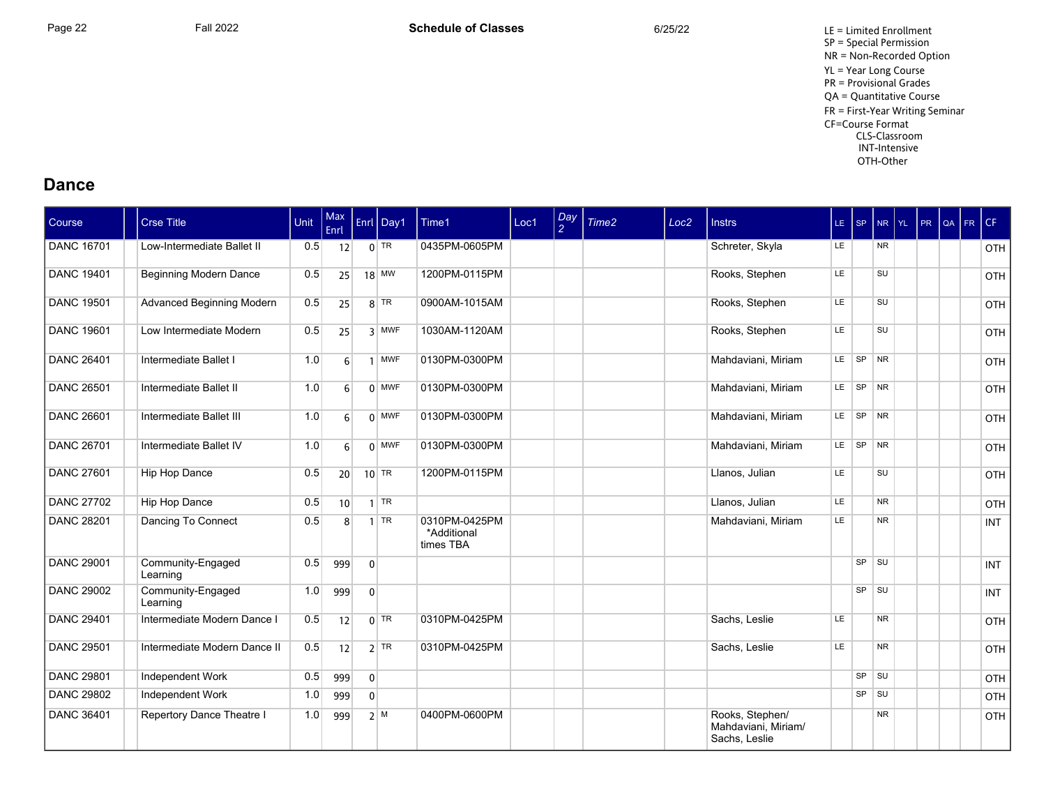LE = Limited Enrollment
SP = Special Permission
NR = Non-Recorded Option
YL = Year Long Course
PR = Provisional Grades
QA = Quantitative Course
FR = First-Year Writing Seminar
CF=Course Format
CLS-Classroom
INT-Intensive
OTH-Other

## Dance

| Course | | Crse Title | Unit | Max Enrl | Enrl | Day1 | Time1 | Loc1 | Day 2 | Time2 | Loc2 | Instrs | LE | SP | NR | YL | PR | QA | FR | CF |
|---|---|---|---|---|---|---|---|---|---|---|---|---|---|---|---|---|---|---|---|---|
| DANC 16701 | | Low-Intermediate Ballet II | 0.5 | 12 | 0 | TR | 0435PM-0605PM | | | | | Schreter, Skyla | LE | | NR | | | | | OTH |
| DANC 19401 | | Beginning Modern Dance | 0.5 | 25 | 18 | MW | 1200PM-0115PM | | | | | Rooks, Stephen | LE | | SU | | | | | OTH |
| DANC 19501 | | Advanced Beginning Modern | 0.5 | 25 | 8 | TR | 0900AM-1015AM | | | | | Rooks, Stephen | LE | | SU | | | | | OTH |
| DANC 19601 | | Low Intermediate Modern | 0.5 | 25 | 3 | MWF | 1030AM-1120AM | | | | | Rooks, Stephen | LE | | SU | | | | | OTH |
| DANC 26401 | | Intermediate Ballet I | 1.0 | 6 | 1 | MWF | 0130PM-0300PM | | | | | Mahdaviani, Miriam | LE | SP | NR | | | | | OTH |
| DANC 26501 | | Intermediate Ballet II | 1.0 | 6 | 0 | MWF | 0130PM-0300PM | | | | | Mahdaviani, Miriam | LE | SP | NR | | | | | OTH |
| DANC 26601 | | Intermediate Ballet III | 1.0 | 6 | 0 | MWF | 0130PM-0300PM | | | | | Mahdaviani, Miriam | LE | SP | NR | | | | | OTH |
| DANC 26701 | | Intermediate Ballet IV | 1.0 | 6 | 0 | MWF | 0130PM-0300PM | | | | | Mahdaviani, Miriam | LE | SP | NR | | | | | OTH |
| DANC 27601 | | Hip Hop Dance | 0.5 | 20 | 10 | TR | 1200PM-0115PM | | | | | Llanos, Julian | LE | | SU | | | | | OTH |
| DANC 27702 | | Hip Hop Dance | 0.5 | 10 | 1 | TR | | | | | | Llanos, Julian | LE | | NR | | | | | OTH |
| DANC 28201 | | Dancing To Connect | 0.5 | 8 | 1 | TR | 0310PM-0425PM *Additional times TBA | | | | | Mahdaviani, Miriam | LE | | NR | | | | | INT |
| DANC 29001 | | Community-Engaged Learning | 0.5 | 999 | 0 | | | | | | | | | SP | SU | | | | | INT |
| DANC 29002 | | Community-Engaged Learning | 1.0 | 999 | 0 | | | | | | | | | SP | SU | | | | | INT |
| DANC 29401 | | Intermediate Modern Dance I | 0.5 | 12 | 0 | TR | 0310PM-0425PM | | | | | Sachs, Leslie | LE | | NR | | | | | OTH |
| DANC 29501 | | Intermediate Modern Dance II | 0.5 | 12 | 2 | TR | 0310PM-0425PM | | | | | Sachs, Leslie | LE | | NR | | | | | OTH |
| DANC 29801 | | Independent Work | 0.5 | 999 | 0 | | | | | | | | | SP | SU | | | | | OTH |
| DANC 29802 | | Independent Work | 1.0 | 999 | 0 | | | | | | | | | SP | SU | | | | | OTH |
| DANC 36401 | | Repertory Dance Theatre I | 1.0 | 999 | 2 | M | 0400PM-0600PM | | | | | Rooks, Stephen/ Mahdaviani, Miriam/ Sachs, Leslie | | | NR | | | | | OTH |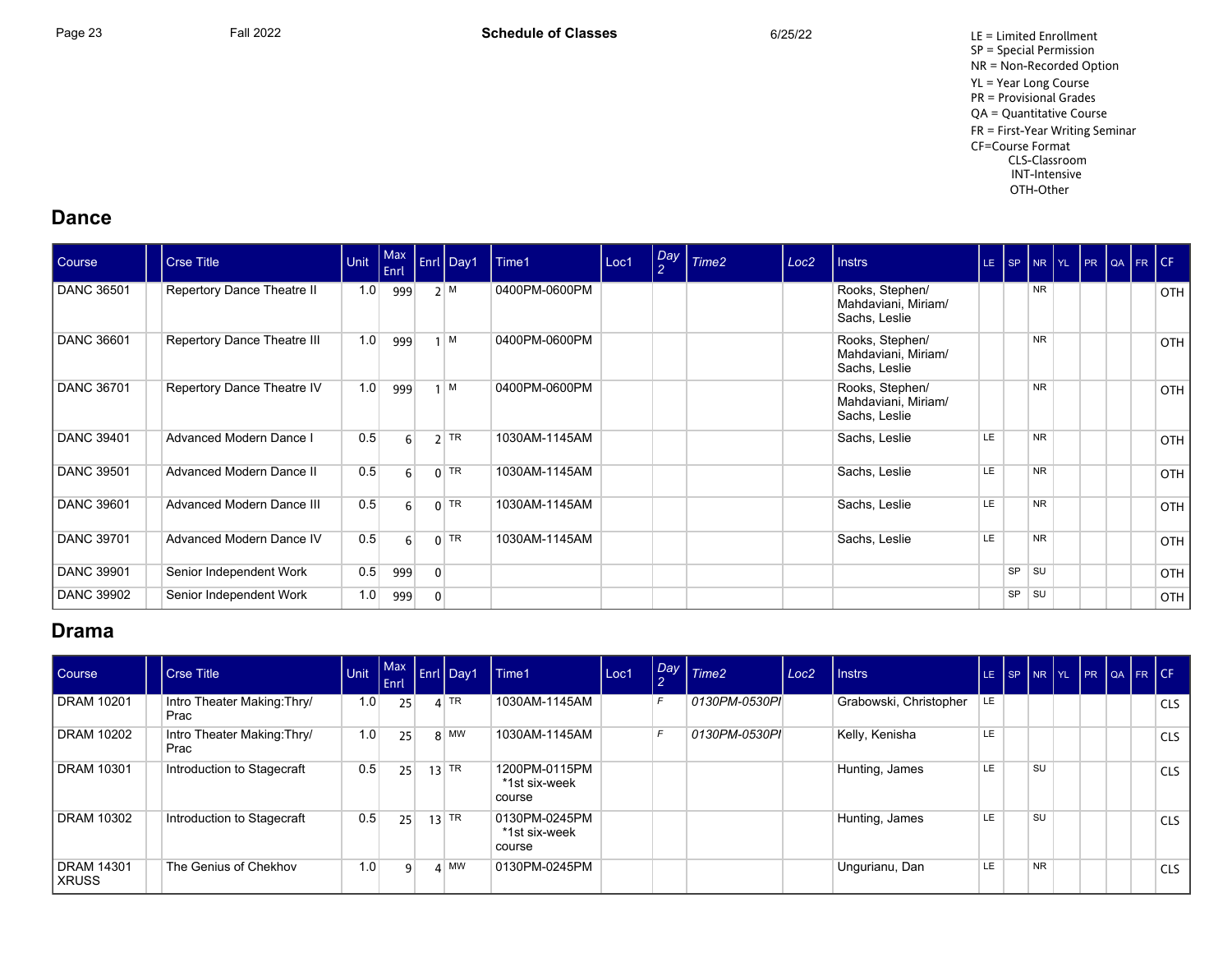LE = Limited Enrollment
SP = Special Permission
NR = Non-Recorded Option
YL = Year Long Course
PR = Provisional Grades
QA = Quantitative Course
FR = First-Year Writing Seminar
CF=Course Format
CLS-Classroom
INT-Intensive
OTH-Other

## Dance

| Course | | Crse Title | Unit | Max Enrl | Enrl | Day1 | Time1 | Loc1 | Day 2 | Time2 | Loc2 | Instrs | LE | SP | NR | YL | PR | QA | FR | CF |
|---|---|---|---|---|---|---|---|---|---|---|---|---|---|---|---|---|---|---|---|---|
| DANC 36501 | | Repertory Dance Theatre II | 1.0 | 999 | 2 | M | 0400PM-0600PM | | | | | Rooks, Stephen/ Mahdaviani, Miriam/ Sachs, Leslie | | | NR | | | | | OTH |
| DANC 36601 | | Repertory Dance Theatre III | 1.0 | 999 | 1 | M | 0400PM-0600PM | | | | | Rooks, Stephen/ Mahdaviani, Miriam/ Sachs, Leslie | | | NR | | | | | OTH |
| DANC 36701 | | Repertory Dance Theatre IV | 1.0 | 999 | 1 | M | 0400PM-0600PM | | | | | Rooks, Stephen/ Mahdaviani, Miriam/ Sachs, Leslie | | | NR | | | | | OTH |
| DANC 39401 | | Advanced Modern Dance I | 0.5 | 6 | 2 | TR | 1030AM-1145AM | | | | | Sachs, Leslie | LE | | NR | | | | | OTH |
| DANC 39501 | | Advanced Modern Dance II | 0.5 | 6 | 0 | TR | 1030AM-1145AM | | | | | Sachs, Leslie | LE | | NR | | | | | OTH |
| DANC 39601 | | Advanced Modern Dance III | 0.5 | 6 | 0 | TR | 1030AM-1145AM | | | | | Sachs, Leslie | LE | | NR | | | | | OTH |
| DANC 39701 | | Advanced Modern Dance IV | 0.5 | 6 | 0 | TR | 1030AM-1145AM | | | | | Sachs, Leslie | LE | | NR | | | | | OTH |
| DANC 39901 | | Senior Independent Work | 0.5 | 999 | 0 | | | | | | | | | SP | SU | | | | | OTH |
| DANC 39902 | | Senior Independent Work | 1.0 | 999 | 0 | | | | | | | | | SP | SU | | | | | OTH |

## Drama

| Course | | Crse Title | Unit | Max Enrl | Enrl | Day1 | Time1 | Loc1 | Day 2 | Time2 | Loc2 | Instrs | LE | SP | NR | YL | PR | QA | FR | CF |
|---|---|---|---|---|---|---|---|---|---|---|---|---|---|---|---|---|---|---|---|---|
| DRAM 10201 | | Intro Theater Making:Thry/ Prac | 1.0 | 25 | 4 | TR | 1030AM-1145AM | | F | 0130PM-0530PI | | Grabowski, Christopher | LE | | | | | | | CLS |
| DRAM 10202 | | Intro Theater Making:Thry/ Prac | 1.0 | 25 | 8 | MW | 1030AM-1145AM | | F | 0130PM-0530PI | | Kelly, Kenisha | LE | | | | | | | CLS |
| DRAM 10301 | | Introduction to Stagecraft | 0.5 | 25 | 13 | TR | 1200PM-0115PM *1st six-week course | | | | | Hunting, James | LE | | SU | | | | | CLS |
| DRAM 10302 | | Introduction to Stagecraft | 0.5 | 25 | 13 | TR | 0130PM-0245PM *1st six-week course | | | | | Hunting, James | LE | | SU | | | | | CLS |
| DRAM 14301 XRUSS | | The Genius of Chekhov | 1.0 | 9 | 4 | MW | 0130PM-0245PM | | | | | Ungurianu, Dan | LE | | NR | | | | | CLS |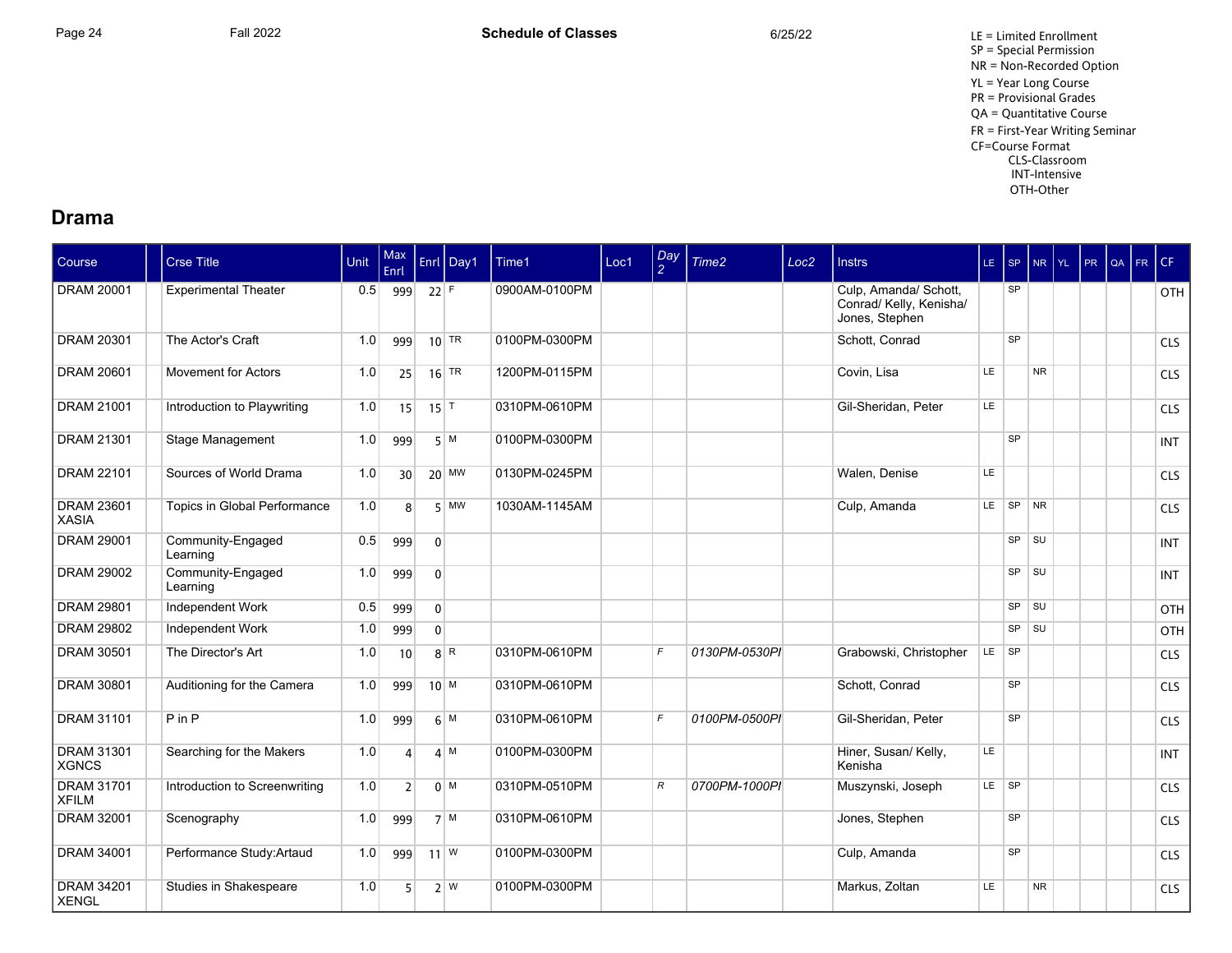LE = Limited Enrollment
SP = Special Permission
NR = Non-Recorded Option
YL = Year Long Course
PR = Provisional Grades
QA = Quantitative Course
FR = First-Year Writing Seminar
CF=Course Format
CLS-Classroom
INT-Intensive
OTH-Other

## Drama

| Course | | Crse Title | Unit | Max Enrl | Enrl | Day1 | Time1 | Loc1 | Day 2 | Time2 | Loc2 | Instrs | LE | SP | NR | YL | PR | QA | FR | CF |
|---|---|---|---|---|---|---|---|---|---|---|---|---|---|---|---|---|---|---|---|---|
| DRAM 20001 | | Experimental Theater | 0.5 | 999 | 22 | F | 0900AM-0100PM | | | | | Culp, Amanda/ Schott, Conrad/ Kelly, Kenisha/ Jones, Stephen | | SP | | | | | | OTH |
| DRAM 20301 | | The Actor's Craft | 1.0 | 999 | 10 | TR | 0100PM-0300PM | | | | | Schott, Conrad | | SP | | | | | | CLS |
| DRAM 20601 | | Movement for Actors | 1.0 | 25 | 16 | TR | 1200PM-0115PM | | | | | Covin, Lisa | LE | | NR | | | | | CLS |
| DRAM 21001 | | Introduction to Playwriting | 1.0 | 15 | 15 | T | 0310PM-0610PM | | | | | Gil-Sheridan, Peter | LE | | | | | | | CLS |
| DRAM 21301 | | Stage Management | 1.0 | 999 | 5 | M | 0100PM-0300PM | | | | | | | SP | | | | | | INT |
| DRAM 22101 | | Sources of World Drama | 1.0 | 30 | 20 | MW | 0130PM-0245PM | | | | | Walen, Denise | LE | | | | | | | CLS |
| DRAM 23601 XASIA | | Topics in Global Performance | 1.0 | 8 | 5 | MW | 1030AM-1145AM | | | | | Culp, Amanda | LE | SP | NR | | | | | CLS |
| DRAM 29001 | | Community-Engaged Learning | 0.5 | 999 | 0 | | | | | | | | | SP | SU | | | | | INT |
| DRAM 29002 | | Community-Engaged Learning | 1.0 | 999 | 0 | | | | | | | | | SP | SU | | | | | INT |
| DRAM 29801 | | Independent Work | 0.5 | 999 | 0 | | | | | | | | | SP | SU | | | | | OTH |
| DRAM 29802 | | Independent Work | 1.0 | 999 | 0 | | | | | | | | | SP | SU | | | | | OTH |
| DRAM 30501 | | The Director's Art | 1.0 | 10 | 8 | R | 0310PM-0610PM | | F | 0130PM-0530PI | | Grabowski, Christopher | LE | SP | | | | | | CLS |
| DRAM 30801 | | Auditioning for the Camera | 1.0 | 999 | 10 | M | 0310PM-0610PM | | | | | Schott, Conrad | | SP | | | | | | CLS |
| DRAM 31101 | | P in P | 1.0 | 999 | 6 | M | 0310PM-0610PM | | F | 0100PM-0500PI | | Gil-Sheridan, Peter | | SP | | | | | | CLS |
| DRAM 31301 XGNCS | | Searching for the Makers | 1.0 | 4 | 4 | M | 0100PM-0300PM | | | | | Hiner, Susan/ Kelly, Kenisha | LE | | | | | | | INT |
| DRAM 31701 XFILM | | Introduction to Screenwriting | 1.0 | 2 | 0 | M | 0310PM-0510PM | | R | 0700PM-1000PI | | Muszynski, Joseph | LE | SP | | | | | | CLS |
| DRAM 32001 | | Scenography | 1.0 | 999 | 7 | M | 0310PM-0610PM | | | | | Jones, Stephen | | SP | | | | | | CLS |
| DRAM 34001 | | Performance Study:Artaud | 1.0 | 999 | 11 | W | 0100PM-0300PM | | | | | Culp, Amanda | | SP | | | | | | CLS |
| DRAM 34201 XENGL | | Studies in Shakespeare | 1.0 | 5 | 2 | W | 0100PM-0300PM | | | | | Markus, Zoltan | LE | | NR | | | | | CLS |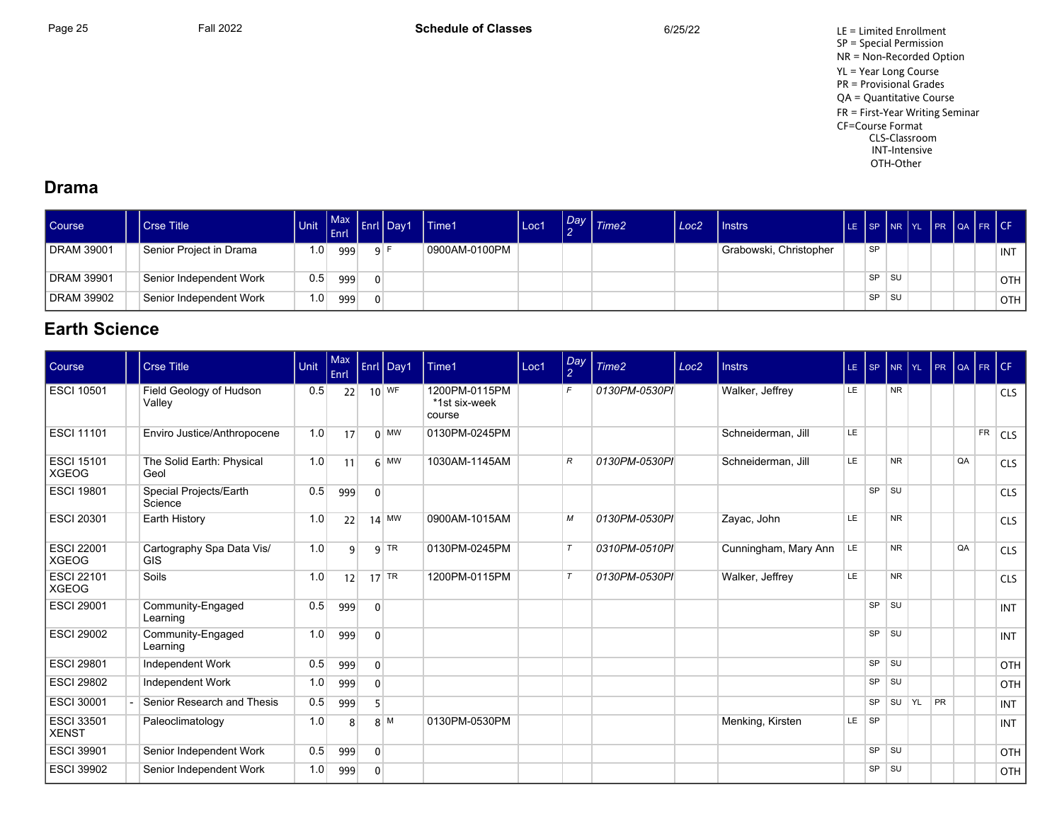LE = Limited Enrollment
SP = Special Permission
NR = Non-Recorded Option
YL = Year Long Course
PR = Provisional Grades
QA = Quantitative Course
FR = First-Year Writing Seminar
CF=Course Format
CLS-Classroom
INT-Intensive
OTH-Other

## Drama

| Course | | Crse Title | Unit | Max Enrl | Enrl | Day1 | Time1 | Loc1 | Day 2 | Time2 | Loc2 | Instrs | LE | SP | NR | YL | PR | QA | FR | CF |
|---|---|---|---|---|---|---|---|---|---|---|---|---|---|---|---|---|---|---|---|---|
| DRAM 39001 | | Senior Project in Drama | 1.0 | 999 | 9 | F | 0900AM-0100PM | | | | | Grabowski, Christopher | | SP | | | | | | INT |
| DRAM 39901 | | Senior Independent Work | 0.5 | 999 | 0 | | | | | | | | | SP | SU | | | | | OTH |
| DRAM 39902 | | Senior Independent Work | 1.0 | 999 | 0 | | | | | | | | | SP | SU | | | | | OTH |

## Earth Science

| Course | | Crse Title | Unit | Max Enrl | Enrl | Day1 | Time1 | Loc1 | Day 2 | Time2 | Loc2 | Instrs | LE | SP | NR | YL | PR | QA | FR | CF |
|---|---|---|---|---|---|---|---|---|---|---|---|---|---|---|---|---|---|---|---|---|
| ESCI 10501 | | Field Geology of Hudson Valley | 0.5 | 22 | 10 | WF | 1200PM-0115PM *1st six-week course | | F | 0130PM-0530PI | | Walker, Jeffrey | LE | | NR | | | | | CLS |
| ESCI 11101 | | Enviro Justice/Anthropocene | 1.0 | 17 | 0 | MW | 0130PM-0245PM | | | | | Schneiderman, Jill | LE | | | | | | FR | CLS |
| ESCI 15101 XGEOG | | The Solid Earth: Physical Geol | 1.0 | 11 | 6 | MW | 1030AM-1145AM | | R | 0130PM-0530PI | | Schneiderman, Jill | LE | | NR | | | QA | | CLS |
| ESCI 19801 | | Special Projects/Earth Science | 0.5 | 999 | 0 | | | | | | | | | SP | SU | | | | | CLS |
| ESCI 20301 | | Earth History | 1.0 | 22 | 14 | MW | 0900AM-1015AM | | M | 0130PM-0530PI | | Zayac, John | LE | | NR | | | | | CLS |
| ESCI 22001 XGEOG | | Cartography Spa Data Vis/ GIS | 1.0 | 9 | 9 | TR | 0130PM-0245PM | | T | 0310PM-0510PI | | Cunningham, Mary Ann | LE | | NR | | | QA | | CLS |
| ESCI 22101 XGEOG | | Soils | 1.0 | 12 | 17 | TR | 1200PM-0115PM | | T | 0130PM-0530PI | | Walker, Jeffrey | LE | | NR | | | | | CLS |
| ESCI 29001 | | Community-Engaged Learning | 0.5 | 999 | 0 | | | | | | | | | SP | SU | | | | | INT |
| ESCI 29002 | | Community-Engaged Learning | 1.0 | 999 | 0 | | | | | | | | | SP | SU | | | | | INT |
| ESCI 29801 | | Independent Work | 0.5 | 999 | 0 | | | | | | | | | SP | SU | | | | | OTH |
| ESCI 29802 | | Independent Work | 1.0 | 999 | 0 | | | | | | | | | SP | SU | | | | | OTH |
| ESCI 30001 | - | Senior Research and Thesis | 0.5 | 999 | 5 | | | | | | | | | SP | SU | YL | PR | | | INT |
| ESCI 33501 XENST | | Paleoclimatology | 1.0 | 8 | 8 | M | 0130PM-0530PM | | | | | Menking, Kirsten | LE | SP | | | | | | INT |
| ESCI 39901 | | Senior Independent Work | 0.5 | 999 | 0 | | | | | | | | | SP | SU | | | | | OTH |
| ESCI 39902 | | Senior Independent Work | 1.0 | 999 | 0 | | | | | | | | | SP | SU | | | | | OTH |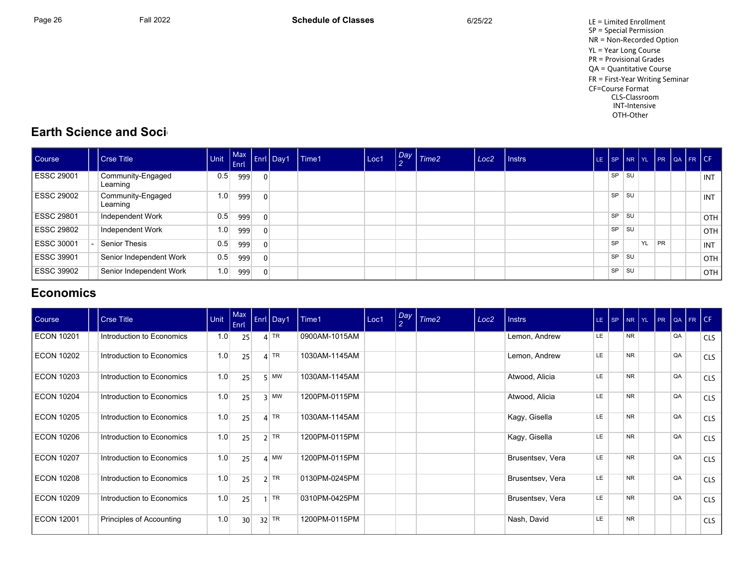LE = Limited Enrollment
SP = Special Permission
NR = Non-Recorded Option
YL = Year Long Course
PR = Provisional Grades
QA = Quantitative Course
FR = First-Year Writing Seminar
CF=Course Format
CLS-Classroom
INT-Intensive
OTH-Other

## Earth Science and Soci

| Course | | Crse Title | Unit | Max Enrl | Enrl | Day1 | Time1 | Loc1 | Day 2 | Time2 | Loc2 | Instrs | LE | SP | NR | YL | PR | QA | FR | CF |
|---|---|---|---|---|---|---|---|---|---|---|---|---|---|---|---|---|---|---|---|---|
| ESSC 29001 | | Community-Engaged Learning | 0.5 | 999 | 0 | | | | | | | | | SP | SU | | | | | INT |
| ESSC 29002 | | Community-Engaged Learning | 1.0 | 999 | 0 | | | | | | | | | SP | SU | | | | | INT |
| ESSC 29801 | | Independent Work | 0.5 | 999 | 0 | | | | | | | | | SP | SU | | | | | OTH |
| ESSC 29802 | | Independent Work | 1.0 | 999 | 0 | | | | | | | | | SP | SU | | | | | OTH |
| ESSC 30001 | - | Senior Thesis | 0.5 | 999 | 0 | | | | | | | | | SP | | YL | PR | | | INT |
| ESSC 39901 | | Senior Independent Work | 0.5 | 999 | 0 | | | | | | | | | SP | SU | | | | | OTH |
| ESSC 39902 | | Senior Independent Work | 1.0 | 999 | 0 | | | | | | | | | SP | SU | | | | | OTH |

## Economics

| Course | | Crse Title | Unit | Max Enrl | Enrl | Day1 | Time1 | Loc1 | Day 2 | Time2 | Loc2 | Instrs | LE | SP | NR | YL | PR | QA | FR | CF |
|---|---|---|---|---|---|---|---|---|---|---|---|---|---|---|---|---|---|---|---|---|
| ECON 10201 | | Introduction to Economics | 1.0 | 25 | 4 | TR | 0900AM-1015AM | | | | | Lemon, Andrew | LE | | NR | | | QA | | CLS |
| ECON 10202 | | Introduction to Economics | 1.0 | 25 | 4 | TR | 1030AM-1145AM | | | | | Lemon, Andrew | LE | | NR | | | QA | | CLS |
| ECON 10203 | | Introduction to Economics | 1.0 | 25 | 5 | MW | 1030AM-1145AM | | | | | Atwood, Alicia | LE | | NR | | | QA | | CLS |
| ECON 10204 | | Introduction to Economics | 1.0 | 25 | 3 | MW | 1200PM-0115PM | | | | | Atwood, Alicia | LE | | NR | | | QA | | CLS |
| ECON 10205 | | Introduction to Economics | 1.0 | 25 | 4 | TR | 1030AM-1145AM | | | | | Kagy, Gisella | LE | | NR | | | QA | | CLS |
| ECON 10206 | | Introduction to Economics | 1.0 | 25 | 2 | TR | 1200PM-0115PM | | | | | Kagy, Gisella | LE | | NR | | | QA | | CLS |
| ECON 10207 | | Introduction to Economics | 1.0 | 25 | 4 | MW | 1200PM-0115PM | | | | | Brusentsev, Vera | LE | | NR | | | QA | | CLS |
| ECON 10208 | | Introduction to Economics | 1.0 | 25 | 2 | TR | 0130PM-0245PM | | | | | Brusentsev, Vera | LE | | NR | | | QA | | CLS |
| ECON 10209 | | Introduction to Economics | 1.0 | 25 | 1 | TR | 0310PM-0425PM | | | | | Brusentsev, Vera | LE | | NR | | | QA | | CLS |
| ECON 12001 | | Principles of Accounting | 1.0 | 30 | 32 | TR | 1200PM-0115PM | | | | | Nash, David | LE | | NR | | | | | CLS |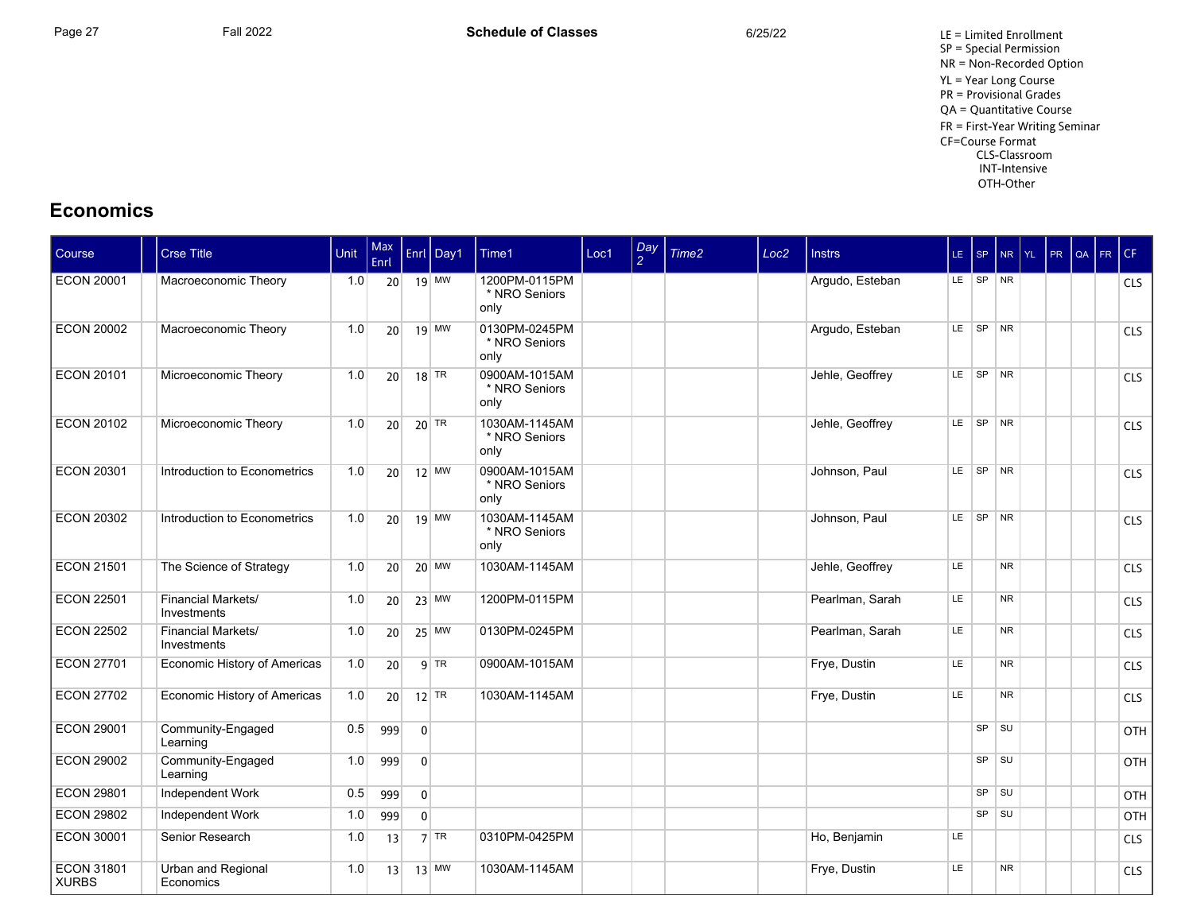LE = Limited Enrollment
SP = Special Permission
NR = Non-Recorded Option
YL = Year Long Course
PR = Provisional Grades
QA = Quantitative Course
FR = First-Year Writing Seminar
CF=Course Format
CLS-Classroom
INT-Intensive
OTH-Other

## Economics

| Course | | Crse Title | Unit | Max Enrl | Enrl | Day1 | Time1 | Loc1 | Day 2 | Time2 | Loc2 | Instrs | LE | SP | NR | YL | PR | QA | FR | CF |
|---|---|---|---|---|---|---|---|---|---|---|---|---|---|---|---|---|---|---|---|---|
| ECON 20001 | | Macroeconomic Theory | 1.0 | 20 | 19 | MW | 1200PM-0115PM * NRO Seniors only | | | | | Argudo, Esteban | LE | SP | NR | | | | | CLS |
| ECON 20002 | | Macroeconomic Theory | 1.0 | 20 | 19 | MW | 0130PM-0245PM * NRO Seniors only | | | | | Argudo, Esteban | LE | SP | NR | | | | | CLS |
| ECON 20101 | | Microeconomic Theory | 1.0 | 20 | 18 | TR | 0900AM-1015AM * NRO Seniors only | | | | | Jehle, Geoffrey | LE | SP | NR | | | | | CLS |
| ECON 20102 | | Microeconomic Theory | 1.0 | 20 | 20 | TR | 1030AM-1145AM * NRO Seniors only | | | | | Jehle, Geoffrey | LE | SP | NR | | | | | CLS |
| ECON 20301 | | Introduction to Econometrics | 1.0 | 20 | 12 | MW | 0900AM-1015AM * NRO Seniors only | | | | | Johnson, Paul | LE | SP | NR | | | | | CLS |
| ECON 20302 | | Introduction to Econometrics | 1.0 | 20 | 19 | MW | 1030AM-1145AM * NRO Seniors only | | | | | Johnson, Paul | LE | SP | NR | | | | | CLS |
| ECON 21501 | | The Science of Strategy | 1.0 | 20 | 20 | MW | 1030AM-1145AM | | | | | Jehle, Geoffrey | LE | | NR | | | | | CLS |
| ECON 22501 | | Financial Markets/ Investments | 1.0 | 20 | 23 | MW | 1200PM-0115PM | | | | | Pearlman, Sarah | LE | | NR | | | | | CLS |
| ECON 22502 | | Financial Markets/ Investments | 1.0 | 20 | 25 | MW | 0130PM-0245PM | | | | | Pearlman, Sarah | LE | | NR | | | | | CLS |
| ECON 27701 | | Economic History of Americas | 1.0 | 20 | 9 | TR | 0900AM-1015AM | | | | | Frye, Dustin | LE | | NR | | | | | CLS |
| ECON 27702 | | Economic History of Americas | 1.0 | 20 | 12 | TR | 1030AM-1145AM | | | | | Frye, Dustin | LE | | NR | | | | | CLS |
| ECON 29001 | | Community-Engaged Learning | 0.5 | 999 | 0 | | | | | | | | | SP | SU | | | | | OTH |
| ECON 29002 | | Community-Engaged Learning | 1.0 | 999 | 0 | | | | | | | | | SP | SU | | | | | OTH |
| ECON 29801 | | Independent Work | 0.5 | 999 | 0 | | | | | | | | | SP | SU | | | | | OTH |
| ECON 29802 | | Independent Work | 1.0 | 999 | 0 | | | | | | | | | SP | SU | | | | | OTH |
| ECON 30001 | | Senior Research | 1.0 | 13 | 7 | TR | 0310PM-0425PM | | | | | Ho, Benjamin | LE | | | | | | | CLS |
| ECON 31801 XURBS | | Urban and Regional Economics | 1.0 | 13 | 13 | MW | 1030AM-1145AM | | | | | Frye, Dustin | LE | | NR | | | | | CLS |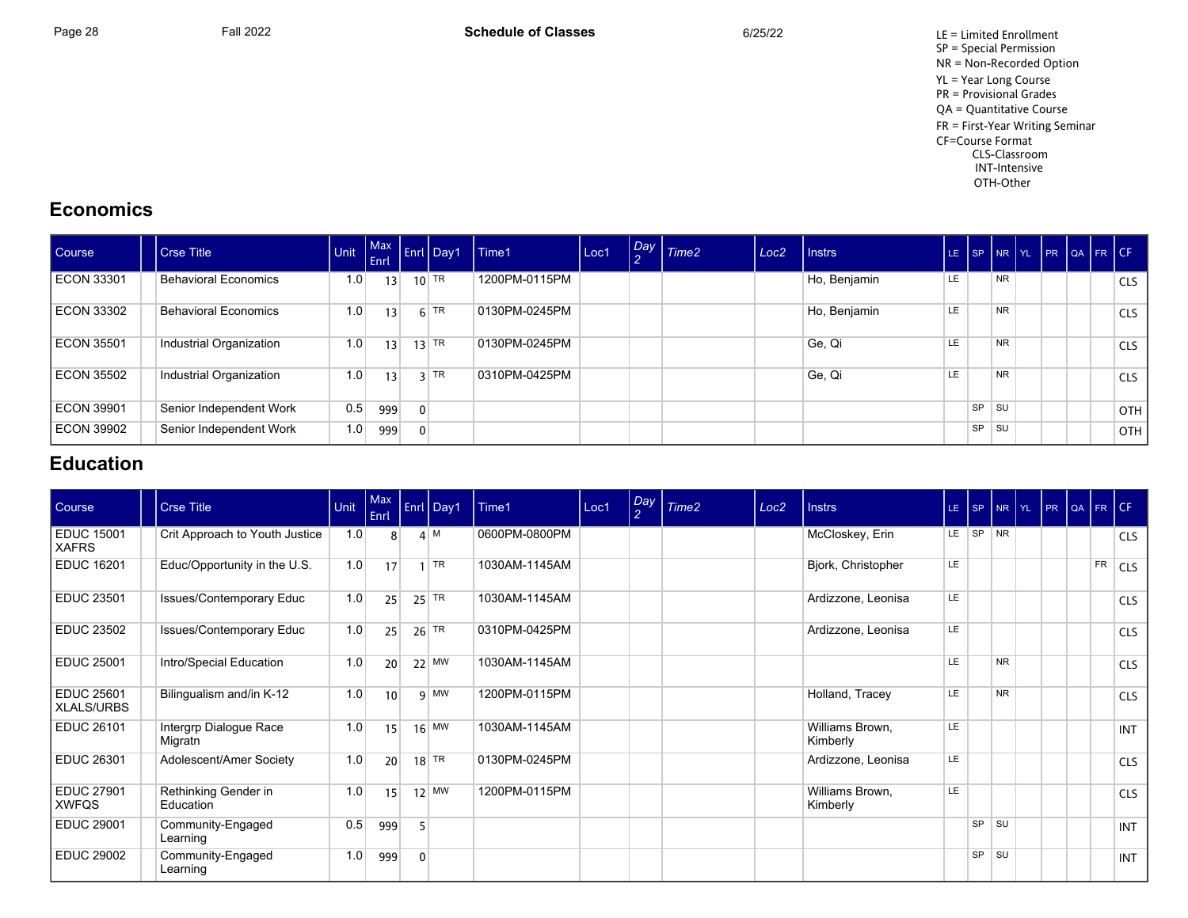LE = Limited Enrollment
SP = Special Permission
NR = Non-Recorded Option
YL = Year Long Course
PR = Provisional Grades
QA = Quantitative Course
FR = First-Year Writing Seminar
CF=Course Format
CLS-Classroom
INT-Intensive
OTH-Other

## Economics

| Course | | Crse Title | Unit | Max Enrl | Enrl | Day1 | Time1 | Loc1 | Day 2 | Time2 | Loc2 | Instrs | LE | SP | NR | YL | PR | QA | FR | CF |
|---|---|---|---|---|---|---|---|---|---|---|---|---|---|---|---|---|---|---|---|---|
| ECON 33301 | | Behavioral Economics | 1.0 | 13 | 10 | TR | 1200PM-0115PM | | | | | Ho, Benjamin | LE | | NR | | | | | CLS |
| ECON 33302 | | Behavioral Economics | 1.0 | 13 | 6 | TR | 0130PM-0245PM | | | | | Ho, Benjamin | LE | | NR | | | | | CLS |
| ECON 35501 | | Industrial Organization | 1.0 | 13 | 13 | TR | 0130PM-0245PM | | | | | Ge, Qi | LE | | NR | | | | | CLS |
| ECON 35502 | | Industrial Organization | 1.0 | 13 | 3 | TR | 0310PM-0425PM | | | | | Ge, Qi | LE | | NR | | | | | CLS |
| ECON 39901 | | Senior Independent Work | 0.5 | 999 | 0 | | | | | | | | | SP | SU | | | | | OTH |
| ECON 39902 | | Senior Independent Work | 1.0 | 999 | 0 | | | | | | | | | SP | SU | | | | | OTH |

## Education

| Course | | Crse Title | Unit | Max Enrl | Enrl | Day1 | Time1 | Loc1 | Day 2 | Time2 | Loc2 | Instrs | LE | SP | NR | YL | PR | QA | FR | CF |
|---|---|---|---|---|---|---|---|---|---|---|---|---|---|---|---|---|---|---|---|---|
| EDUC 15001 XAFRS | | Crit Approach to Youth Justice | 1.0 | 8 | 4 | M | 0600PM-0800PM | | | | | McCloskey, Erin | LE | SP | NR | | | | | CLS |
| EDUC 16201 | | Educ/Opportunity in the U.S. | 1.0 | 17 | 1 | TR | 1030AM-1145AM | | | | | Bjork, Christopher | LE | | | | | | FR | CLS |
| EDUC 23501 | | Issues/Contemporary Educ | 1.0 | 25 | 25 | TR | 1030AM-1145AM | | | | | Ardizzone, Leonisa | LE | | | | | | | CLS |
| EDUC 23502 | | Issues/Contemporary Educ | 1.0 | 25 | 26 | TR | 0310PM-0425PM | | | | | Ardizzone, Leonisa | LE | | | | | | | CLS |
| EDUC 25001 | | Intro/Special Education | 1.0 | 20 | 22 | MW | 1030AM-1145AM | | | | | | LE | | NR | | | | | CLS |
| EDUC 25601 XLALS/URBS | | Bilingualism and/in K-12 | 1.0 | 10 | 9 | MW | 1200PM-0115PM | | | | | Holland, Tracey | LE | | NR | | | | | CLS |
| EDUC 26101 | | Intergrp Dialogue Race Migratn | 1.0 | 15 | 16 | MW | 1030AM-1145AM | | | | | Williams Brown, Kimberly | LE | | | | | | | INT |
| EDUC 26301 | | Adolescent/Amer Society | 1.0 | 20 | 18 | TR | 0130PM-0245PM | | | | | Ardizzone, Leonisa | LE | | | | | | | CLS |
| EDUC 27901 XWFQS | | Rethinking Gender in Education | 1.0 | 15 | 12 | MW | 1200PM-0115PM | | | | | Williams Brown, Kimberly | LE | | | | | | | CLS |
| EDUC 29001 | | Community-Engaged Learning | 0.5 | 999 | 5 | | | | | | | | | SP | SU | | | | | INT |
| EDUC 29002 | | Community-Engaged Learning | 1.0 | 999 | 0 | | | | | | | | | SP | SU | | | | | INT |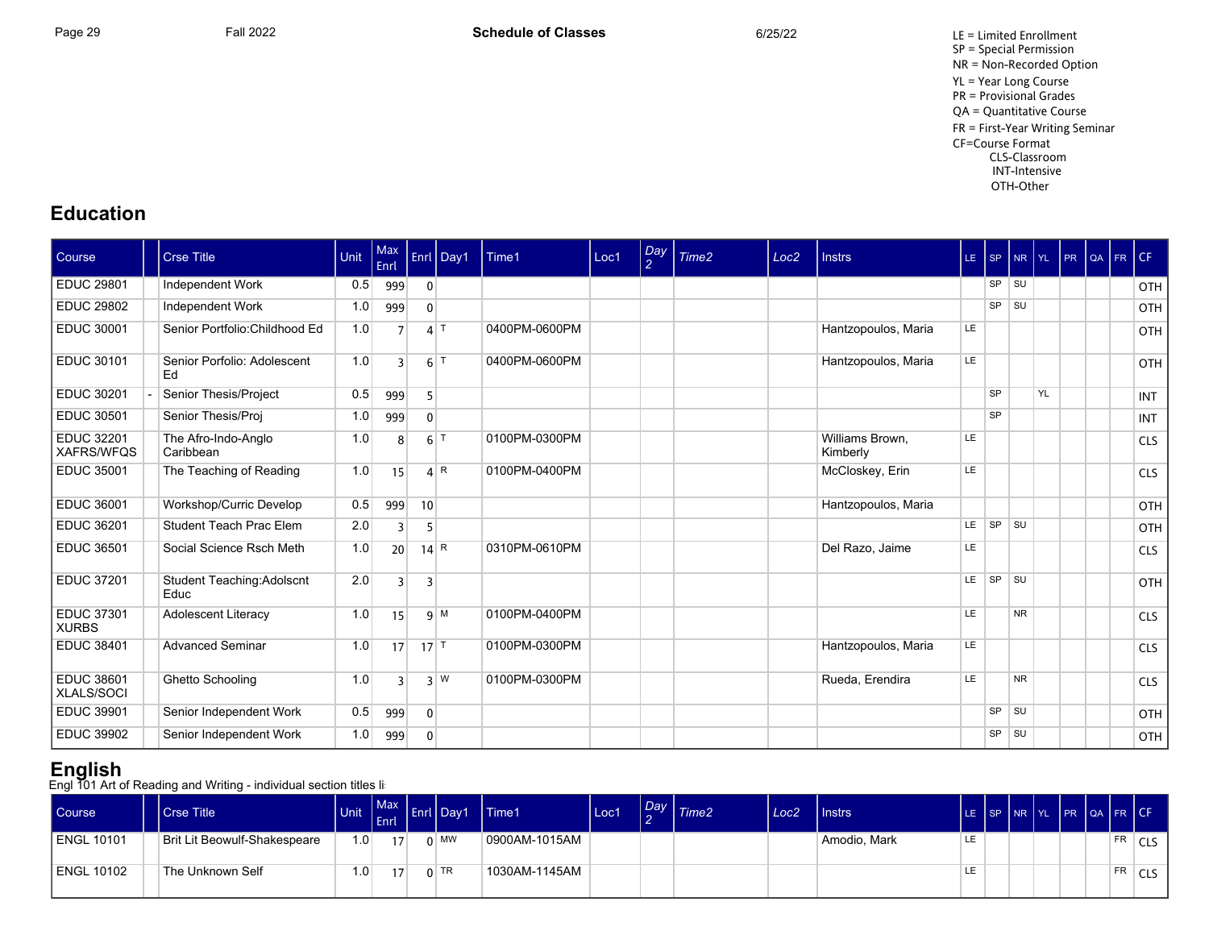LE = Limited Enrollment
SP = Special Permission
NR = Non-Recorded Option
YL = Year Long Course
PR = Provisional Grades
QA = Quantitative Course
FR = First-Year Writing Seminar
CF=Course Format
CLS-Classroom
INT-Intensive
OTH-Other

## Education

| Course | | Crse Title | Unit | Max Enrl | Enrl | Day1 | Time1 | Loc1 | Day 2 | Time2 | Loc2 | Instrs | LE | SP | NR | YL | PR | QA | FR | CF |
|---|---|---|---|---|---|---|---|---|---|---|---|---|---|---|---|---|---|---|---|---|
| EDUC 29801 | | Independent Work | 0.5 | 999 | 0 | | | | | | | | | SP | SU | | | | | OTH |
| EDUC 29802 | | Independent Work | 1.0 | 999 | 0 | | | | | | | | | SP | SU | | | | | OTH |
| EDUC 30001 | | Senior Portfolio:Childhood Ed | 1.0 | 7 | 4 | T | 0400PM-0600PM | | | | | Hantzopoulos, Maria | LE | | | | | | | OTH |
| EDUC 30101 | | Senior Porfolio: Adolescent Ed | 1.0 | 3 | 6 | T | 0400PM-0600PM | | | | | Hantzopoulos, Maria | LE | | | | | | | OTH |
| EDUC 30201 | - | Senior Thesis/Project | 0.5 | 999 | 5 | | | | | | | | | SP | | YL | | | | INT |
| EDUC 30501 | | Senior Thesis/Proj | 1.0 | 999 | 0 | | | | | | | | | SP | | | | | | INT |
| EDUC 32201 XAFRS/WFQS | | The Afro-Indo-Anglo Caribbean | 1.0 | 8 | 6 | T | 0100PM-0300PM | | | | | Williams Brown, Kimberly | LE | | | | | | | CLS |
| EDUC 35001 | | The Teaching of Reading | 1.0 | 15 | 4 | R | 0100PM-0400PM | | | | | McCloskey, Erin | LE | | | | | | | CLS |
| EDUC 36001 | | Workshop/Curric Develop | 0.5 | 999 | 10 | | | | | | | Hantzopoulos, Maria | | | | | | | | OTH |
| EDUC 36201 | | Student Teach Prac Elem | 2.0 | 3 | 5 | | | | | | | | LE | SP | SU | | | | | OTH |
| EDUC 36501 | | Social Science Rsch Meth | 1.0 | 20 | 14 | R | 0310PM-0610PM | | | | | Del Razo, Jaime | LE | | | | | | | CLS |
| EDUC 37201 | | Student Teaching:Adolscnt Educ | 2.0 | 3 | 3 | | | | | | | | LE | SP | SU | | | | | OTH |
| EDUC 37301 XURBS | | Adolescent Literacy | 1.0 | 15 | 9 | M | 0100PM-0400PM | | | | | | LE | | NR | | | | | CLS |
| EDUC 38401 | | Advanced Seminar | 1.0 | 17 | 17 | T | 0100PM-0300PM | | | | | Hantzopoulos, Maria | LE | | | | | | | CLS |
| EDUC 38601 XLALS/SOCI | | Ghetto Schooling | 1.0 | 3 | 3 | W | 0100PM-0300PM | | | | | Rueda, Erendira | LE | | NR | | | | | CLS |
| EDUC 39901 | | Senior Independent Work | 0.5 | 999 | 0 | | | | | | | | | SP | SU | | | | | OTH |
| EDUC 39902 | | Senior Independent Work | 1.0 | 999 | 0 | | | | | | | | | SP | SU | | | | | OTH |

## English

Engl 101 Art of Reading and Writing - individual section titles li

| Course | | Crse Title | Unit | Max Enrl | Enrl | Day1 | Time1 | Loc1 | Day 2 | Time2 | Loc2 | Instrs | LE | SP | NR | YL | PR | QA | FR | CF |
|---|---|---|---|---|---|---|---|---|---|---|---|---|---|---|---|---|---|---|---|---|
| ENGL 10101 | | Brit Lit Beowulf-Shakespeare | 1.0 | 17 | 0 | MW | 0900AM-1015AM | | | | | Amodio, Mark | LE | | | | | | FR | CLS |
| ENGL 10102 | | The Unknown Self | 1.0 | 17 | 0 | TR | 1030AM-1145AM | | | | | | LE | | | | | | FR | CLS |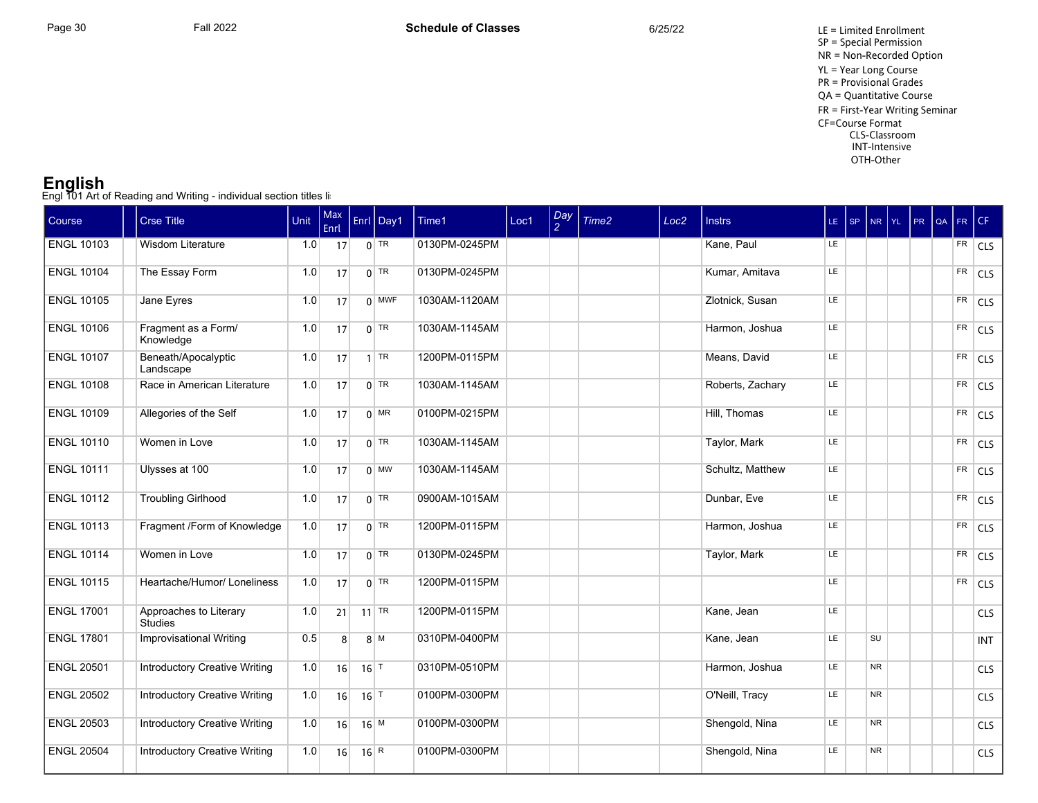LE = Limited Enrollment
SP = Special Permission
NR = Non-Recorded Option
YL = Year Long Course
PR = Provisional Grades
QA = Quantitative Course
FR = First-Year Writing Seminar
CF=Course Format
CLS-Classroom
INT-Intensive
OTH-Other

# English

Engl 101 Art of Reading and Writing - individual section titles li

| Course | | Crse Title | Unit | Max Enrl | Enrl | Day1 | Time1 | Loc1 | Day 2 | Time2 | Loc2 | Instrs | LE | SP | NR | YL | PR | QA | FR | CF |
|---|---|---|---|---|---|---|---|---|---|---|---|---|---|---|---|---|---|---|---|---|
| ENGL 10103 | | Wisdom Literature | 1.0 | 17 | 0 | TR | 0130PM-0245PM | | | | | Kane, Paul | LE | | | | | | FR | CLS |
| ENGL 10104 | | The Essay Form | 1.0 | 17 | 0 | TR | 0130PM-0245PM | | | | | Kumar, Amitava | LE | | | | | | FR | CLS |
| ENGL 10105 | | Jane Eyres | 1.0 | 17 | 0 | MWF | 1030AM-1120AM | | | | | Zlotnick, Susan | LE | | | | | | FR | CLS |
| ENGL 10106 | | Fragment as a Form/ Knowledge | 1.0 | 17 | 0 | TR | 1030AM-1145AM | | | | | Harmon, Joshua | LE | | | | | | FR | CLS |
| ENGL 10107 | | Beneath/Apocalyptic Landscape | 1.0 | 17 | 1 | TR | 1200PM-0115PM | | | | | Means, David | LE | | | | | | FR | CLS |
| ENGL 10108 | | Race in American Literature | 1.0 | 17 | 0 | TR | 1030AM-1145AM | | | | | Roberts, Zachary | LE | | | | | | FR | CLS |
| ENGL 10109 | | Allegories of the Self | 1.0 | 17 | 0 | MR | 0100PM-0215PM | | | | | Hill, Thomas | LE | | | | | | FR | CLS |
| ENGL 10110 | | Women in Love | 1.0 | 17 | 0 | TR | 1030AM-1145AM | | | | | Taylor, Mark | LE | | | | | | FR | CLS |
| ENGL 10111 | | Ulysses at 100 | 1.0 | 17 | 0 | MW | 1030AM-1145AM | | | | | Schultz, Matthew | LE | | | | | | FR | CLS |
| ENGL 10112 | | Troubling Girlhood | 1.0 | 17 | 0 | TR | 0900AM-1015AM | | | | | Dunbar, Eve | LE | | | | | | FR | CLS |
| ENGL 10113 | | Fragment /Form of Knowledge | 1.0 | 17 | 0 | TR | 1200PM-0115PM | | | | | Harmon, Joshua | LE | | | | | | FR | CLS |
| ENGL 10114 | | Women in Love | 1.0 | 17 | 0 | TR | 0130PM-0245PM | | | | | Taylor, Mark | LE | | | | | | FR | CLS |
| ENGL 10115 | | Heartache/Humor/ Loneliness | 1.0 | 17 | 0 | TR | 1200PM-0115PM | | | | | | LE | | | | | | FR | CLS |
| ENGL 17001 | | Approaches to Literary Studies | 1.0 | 21 | 11 | TR | 1200PM-0115PM | | | | | Kane, Jean | LE | | | | | | | CLS |
| ENGL 17801 | | Improvisational Writing | 0.5 | 8 | 8 | M | 0310PM-0400PM | | | | | Kane, Jean | LE | | SU | | | | | INT |
| ENGL 20501 | | Introductory Creative Writing | 1.0 | 16 | 16 | T | 0310PM-0510PM | | | | | Harmon, Joshua | LE | | NR | | | | | CLS |
| ENGL 20502 | | Introductory Creative Writing | 1.0 | 16 | 16 | T | 0100PM-0300PM | | | | | O'Neill, Tracy | LE | | NR | | | | | CLS |
| ENGL 20503 | | Introductory Creative Writing | 1.0 | 16 | 16 | M | 0100PM-0300PM | | | | | Shengold, Nina | LE | | NR | | | | | CLS |
| ENGL 20504 | | Introductory Creative Writing | 1.0 | 16 | 16 | R | 0100PM-0300PM | | | | | Shengold, Nina | LE | | NR | | | | | CLS |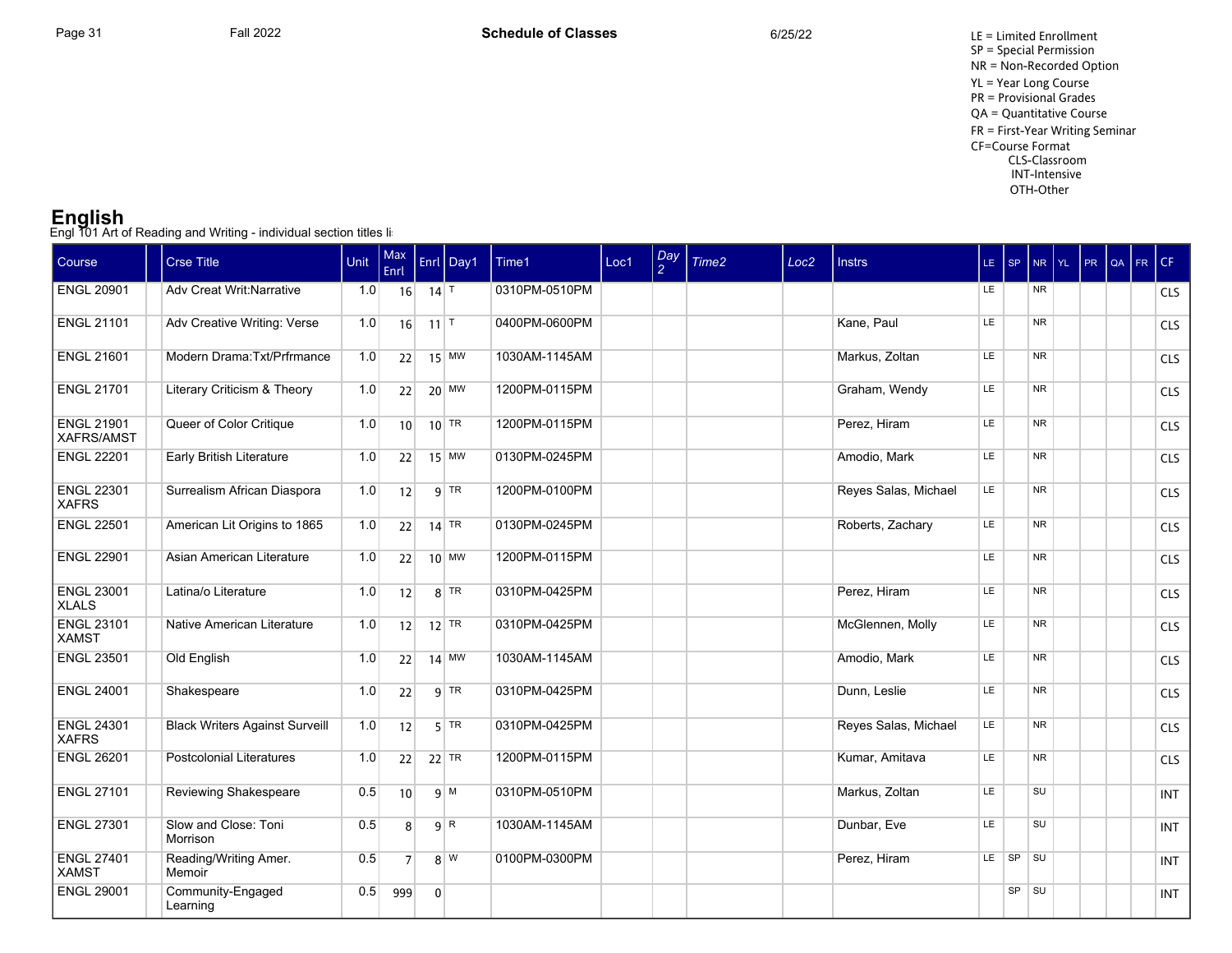LE = Limited Enrollment
SP = Special Permission
NR = Non-Recorded Option
YL = Year Long Course
PR = Provisional Grades
QA = Quantitative Course
FR = First-Year Writing Seminar
CF=Course Format
CLS-Classroom
INT-Intensive
OTH-Other

# English

Engl 101 Art of Reading and Writing - individual section titles li

| Course | | Crse Title | Unit | Max Enrl | Enrl | Day1 | Time1 | Loc1 | Day 2 | Time2 | Loc2 | Instrs | LE | SP | NR | YL | PR | QA | FR | CF |
|---|---|---|---|---|---|---|---|---|---|---|---|---|---|---|---|---|---|---|---|---|
| ENGL 20901 | | Adv Creat Writ:Narrative | 1.0 | 16 | 14 | T | 0310PM-0510PM | | | | | | LE | | NR | | | | | CLS |
| ENGL 21101 | | Adv Creative Writing: Verse | 1.0 | 16 | 11 | T | 0400PM-0600PM | | | | | Kane, Paul | LE | | NR | | | | | CLS |
| ENGL 21601 | | Modern Drama:Txt/Prfrmance | 1.0 | 22 | 15 | MW | 1030AM-1145AM | | | | | Markus, Zoltan | LE | | NR | | | | | CLS |
| ENGL 21701 | | Literary Criticism & Theory | 1.0 | 22 | 20 | MW | 1200PM-0115PM | | | | | Graham, Wendy | LE | | NR | | | | | CLS |
| ENGL 21901 XAFRS/AMST | | Queer of Color Critique | 1.0 | 10 | 10 | TR | 1200PM-0115PM | | | | | Perez, Hiram | LE | | NR | | | | | CLS |
| ENGL 22201 | | Early British Literature | 1.0 | 22 | 15 | MW | 0130PM-0245PM | | | | | Amodio, Mark | LE | | NR | | | | | CLS |
| ENGL 22301 XAFRS | | Surrealism African Diaspora | 1.0 | 12 | 9 | TR | 1200PM-0100PM | | | | | Reyes Salas, Michael | LE | | NR | | | | | CLS |
| ENGL 22501 | | American Lit Origins to 1865 | 1.0 | 22 | 14 | TR | 0130PM-0245PM | | | | | Roberts, Zachary | LE | | NR | | | | | CLS |
| ENGL 22901 | | Asian American Literature | 1.0 | 22 | 10 | MW | 1200PM-0115PM | | | | | | LE | | NR | | | | | CLS |
| ENGL 23001 XLALS | | Latina/o Literature | 1.0 | 12 | 8 | TR | 0310PM-0425PM | | | | | Perez, Hiram | LE | | NR | | | | | CLS |
| ENGL 23101 XAMST | | Native American Literature | 1.0 | 12 | 12 | TR | 0310PM-0425PM | | | | | McGlennen, Molly | LE | | NR | | | | | CLS |
| ENGL 23501 | | Old English | 1.0 | 22 | 14 | MW | 1030AM-1145AM | | | | | Amodio, Mark | LE | | NR | | | | | CLS |
| ENGL 24001 | | Shakespeare | 1.0 | 22 | 9 | TR | 0310PM-0425PM | | | | | Dunn, Leslie | LE | | NR | | | | | CLS |
| ENGL 24301 XAFRS | | Black Writers Against Surveill | 1.0 | 12 | 5 | TR | 0310PM-0425PM | | | | | Reyes Salas, Michael | LE | | NR | | | | | CLS |
| ENGL 26201 | | Postcolonial Literatures | 1.0 | 22 | 22 | TR | 1200PM-0115PM | | | | | Kumar, Amitava | LE | | NR | | | | | CLS |
| ENGL 27101 | | Reviewing Shakespeare | 0.5 | 10 | 9 | M | 0310PM-0510PM | | | | | Markus, Zoltan | LE | | SU | | | | | INT |
| ENGL 27301 | | Slow and Close: Toni Morrison | 0.5 | 8 | 9 | R | 1030AM-1145AM | | | | | Dunbar, Eve | LE | | SU | | | | | INT |
| ENGL 27401 XAMST | | Reading/Writing Amer. Memoir | 0.5 | 7 | 8 | W | 0100PM-0300PM | | | | | Perez, Hiram | LE | SP | SU | | | | | INT |
| ENGL 29001 | | Community-Engaged Learning | 0.5 | 999 | 0 | | | | | | | | | SP | SU | | | | | INT |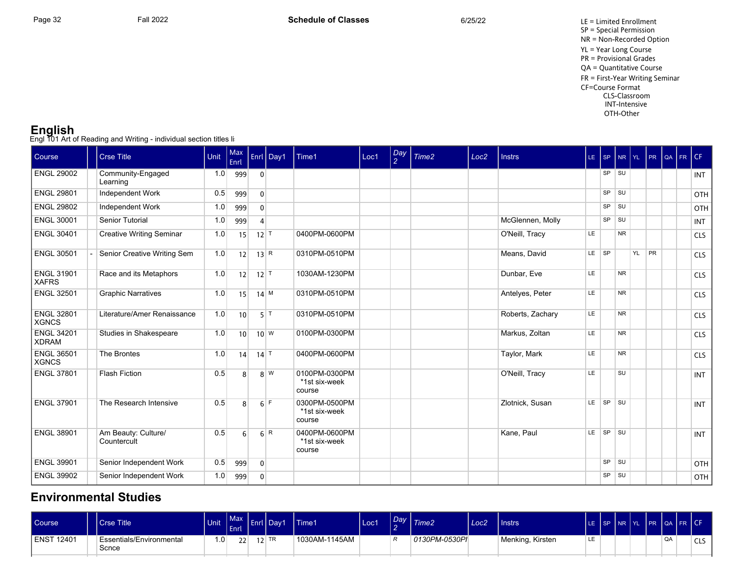LE = Limited Enrollment
SP = Special Permission
NR = Non-Recorded Option
YL = Year Long Course
PR = Provisional Grades
QA = Quantitative Course
FR = First-Year Writing Seminar
CF=Course Format
- CLS-Classroom
- INT-Intensive
- OTH-Other

## English

Engl 101 Art of Reading and Writing - individual section titles li

| Course | | Crse Title | Unit | Max Enrl | Enrl | Day1 | Time1 | Loc1 | Day 2 | Time2 | Loc2 | Instrs | LE | SP | NR | YL | PR | QA | FR | CF |
|---|---|---|---|---|---|---|---|---|---|---|---|---|---|---|---|---|---|---|---|---|
| ENGL 29002 | | Community-Engaged Learning | 1.0 | 999 | 0 | | | | | | | | | SP | SU | | | | | INT |
| ENGL 29801 | | Independent Work | 0.5 | 999 | 0 | | | | | | | | | SP | SU | | | | | OTH |
| ENGL 29802 | | Independent Work | 1.0 | 999 | 0 | | | | | | | | | SP | SU | | | | | OTH |
| ENGL 30001 | | Senior Tutorial | 1.0 | 999 | 4 | | | | | | | McGlennen, Molly | | SP | SU | | | | | INT |
| ENGL 30401 | | Creative Writing Seminar | 1.0 | 15 | 12 | T | 0400PM-0600PM | | | | | O'Neill, Tracy | LE | | NR | | | | | CLS |
| ENGL 30501 | - | Senior Creative Writing Sem | 1.0 | 12 | 13 | R | 0310PM-0510PM | | | | | Means, David | LE | SP | | YL | PR | | | CLS |
| ENGL 31901 XAFRS | | Race and its Metaphors | 1.0 | 12 | 12 | T | 1030AM-1230PM | | | | | Dunbar, Eve | LE | | NR | | | | | CLS |
| ENGL 32501 | | Graphic Narratives | 1.0 | 15 | 14 | M | 0310PM-0510PM | | | | | Antelyes, Peter | LE | | NR | | | | | CLS |
| ENGL 32801 XGNCS | | Literature/Amer Renaissance | 1.0 | 10 | 5 | T | 0310PM-0510PM | | | | | Roberts, Zachary | LE | | NR | | | | | CLS |
| ENGL 34201 XDRAM | | Studies in Shakespeare | 1.0 | 10 | 10 | W | 0100PM-0300PM | | | | | Markus, Zoltan | LE | | NR | | | | | CLS |
| ENGL 36501 XGNCS | | The Brontes | 1.0 | 14 | 14 | T | 0400PM-0600PM | | | | | Taylor, Mark | LE | | NR | | | | | CLS |
| ENGL 37801 | | Flash Fiction | 0.5 | 8 | 8 | W | 0100PM-0300PM *1st six-week course | | | | | O'Neill, Tracy | LE | | SU | | | | | INT |
| ENGL 37901 | | The Research Intensive | 0.5 | 8 | 6 | F | 0300PM-0500PM *1st six-week course | | | | | Zlotnick, Susan | LE | SP | SU | | | | | INT |
| ENGL 38901 | | Am Beauty: Culture/ Countercult | 0.5 | 6 | 6 | R | 0400PM-0600PM *1st six-week course | | | | | Kane, Paul | LE | SP | SU | | | | | INT |
| ENGL 39901 | | Senior Independent Work | 0.5 | 999 | 0 | | | | | | | | | SP | SU | | | | | OTH |
| ENGL 39902 | | Senior Independent Work | 1.0 | 999 | 0 | | | | | | | | | SP | SU | | | | | OTH |

## Environmental Studies

| Course | | Crse Title | Unit | Max Enrl | Enrl | Day1 | Time1 | Loc1 | Day 2 | Time2 | Loc2 | Instrs | LE | SP | NR | YL | PR | QA | FR | CF |
|---|---|---|---|---|---|---|---|---|---|---|---|---|---|---|---|---|---|---|---|---|
| ENST 12401 | | Essentials/Environmental Scnce | 1.0 | 22 | 12 | TR | 1030AM-1145AM | | R | 0130PM-0530PI | | Menking, Kirsten | LE | | | | | QA | | CLS |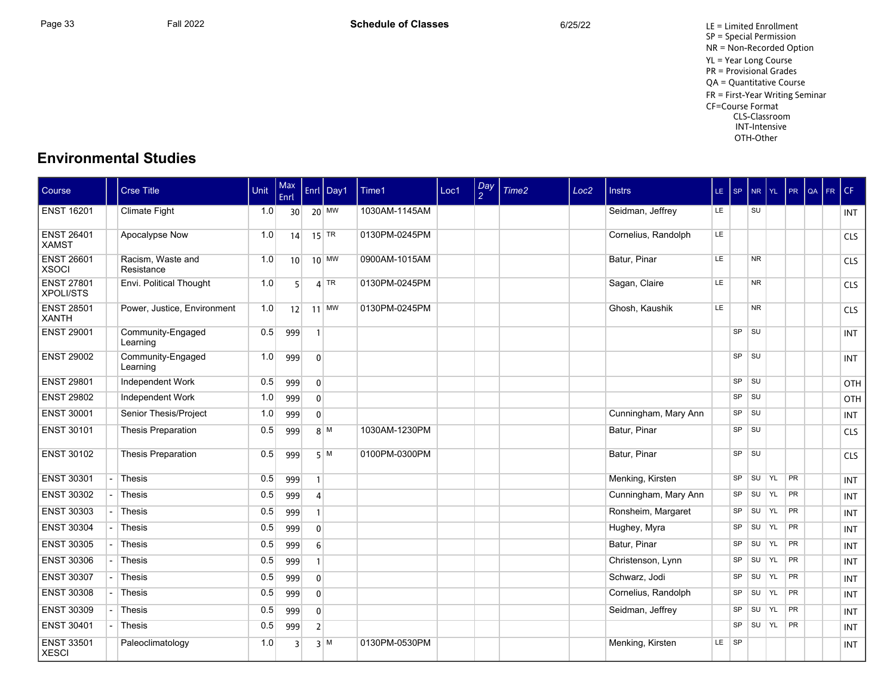LE = Limited Enrollment
SP = Special Permission
NR = Non-Recorded Option
YL = Year Long Course
PR = Provisional Grades
QA = Quantitative Course
FR = First-Year Writing Seminar
CF=Course Format
CLS-Classroom
INT-Intensive
OTH-Other

## Environmental Studies

| Course | | Crse Title | Unit | Max Enrl | Enrl | Day1 | Time1 | Loc1 | Day 2 | Time2 | Loc2 | Instrs | LE | SP | NR | YL | PR | QA | FR | CF |
|---|---|---|---|---|---|---|---|---|---|---|---|---|---|---|---|---|---|---|---|---|
| ENST 16201 | | Climate Fight | 1.0 | 30 | 20 | MW | 1030AM-1145AM | | | | | Seidman, Jeffrey | LE | | SU | | | | | INT |
| ENST 26401 XAMST | | Apocalypse Now | 1.0 | 14 | 15 | TR | 0130PM-0245PM | | | | | Cornelius, Randolph | LE | | | | | | | CLS |
| ENST 26601 XSOCI | | Racism, Waste and Resistance | 1.0 | 10 | 10 | MW | 0900AM-1015AM | | | | | Batur, Pinar | LE | | NR | | | | | CLS |
| ENST 27801 XPOLI/STS | | Envi. Political Thought | 1.0 | 5 | 4 | TR | 0130PM-0245PM | | | | | Sagan, Claire | LE | | NR | | | | | CLS |
| ENST 28501 XANTH | | Power, Justice, Environment | 1.0 | 12 | 11 | MW | 0130PM-0245PM | | | | | Ghosh, Kaushik | LE | | NR | | | | | CLS |
| ENST 29001 | | Community-Engaged Learning | 0.5 | 999 | 1 | | | | | | | | | SP | SU | | | | | INT |
| ENST 29002 | | Community-Engaged Learning | 1.0 | 999 | 0 | | | | | | | | | SP | SU | | | | | INT |
| ENST 29801 | | Independent Work | 0.5 | 999 | 0 | | | | | | | | | SP | SU | | | | | OTH |
| ENST 29802 | | Independent Work | 1.0 | 999 | 0 | | | | | | | | | SP | SU | | | | | OTH |
| ENST 30001 | | Senior Thesis/Project | 1.0 | 999 | 0 | | | | | | | Cunningham, Mary Ann | | SP | SU | | | | | INT |
| ENST 30101 | | Thesis Preparation | 0.5 | 999 | 8 | M | 1030AM-1230PM | | | | | Batur, Pinar | | SP | SU | | | | | CLS |
| ENST 30102 | | Thesis Preparation | 0.5 | 999 | 5 | M | 0100PM-0300PM | | | | | Batur, Pinar | | SP | SU | | | | | CLS |
| ENST 30301 | - | Thesis | 0.5 | 999 | 1 | | | | | | | Menking, Kirsten | | SP | SU | YL | PR | | | INT |
| ENST 30302 | - | Thesis | 0.5 | 999 | 4 | | | | | | | Cunningham, Mary Ann | | SP | SU | YL | PR | | | INT |
| ENST 30303 | - | Thesis | 0.5 | 999 | 1 | | | | | | | Ronsheim, Margaret | | SP | SU | YL | PR | | | INT |
| ENST 30304 | - | Thesis | 0.5 | 999 | 0 | | | | | | | Hughey, Myra | | SP | SU | YL | PR | | | INT |
| ENST 30305 | - | Thesis | 0.5 | 999 | 6 | | | | | | | Batur, Pinar | | SP | SU | YL | PR | | | INT |
| ENST 30306 | - | Thesis | 0.5 | 999 | 1 | | | | | | | Christenson, Lynn | | SP | SU | YL | PR | | | INT |
| ENST 30307 | - | Thesis | 0.5 | 999 | 0 | | | | | | | Schwarz, Jodi | | SP | SU | YL | PR | | | INT |
| ENST 30308 | - | Thesis | 0.5 | 999 | 0 | | | | | | | Cornelius, Randolph | | SP | SU | YL | PR | | | INT |
| ENST 30309 | - | Thesis | 0.5 | 999 | 0 | | | | | | | Seidman, Jeffrey | | SP | SU | YL | PR | | | INT |
| ENST 30401 | - | Thesis | 0.5 | 999 | 2 | | | | | | | | | SP | SU | YL | PR | | | INT |
| ENST 33501 XESCI | | Paleoclimatology | 1.0 | 3 | 3 | M | 0130PM-0530PM | | | | | Menking, Kirsten | LE | SP | | | | | | INT |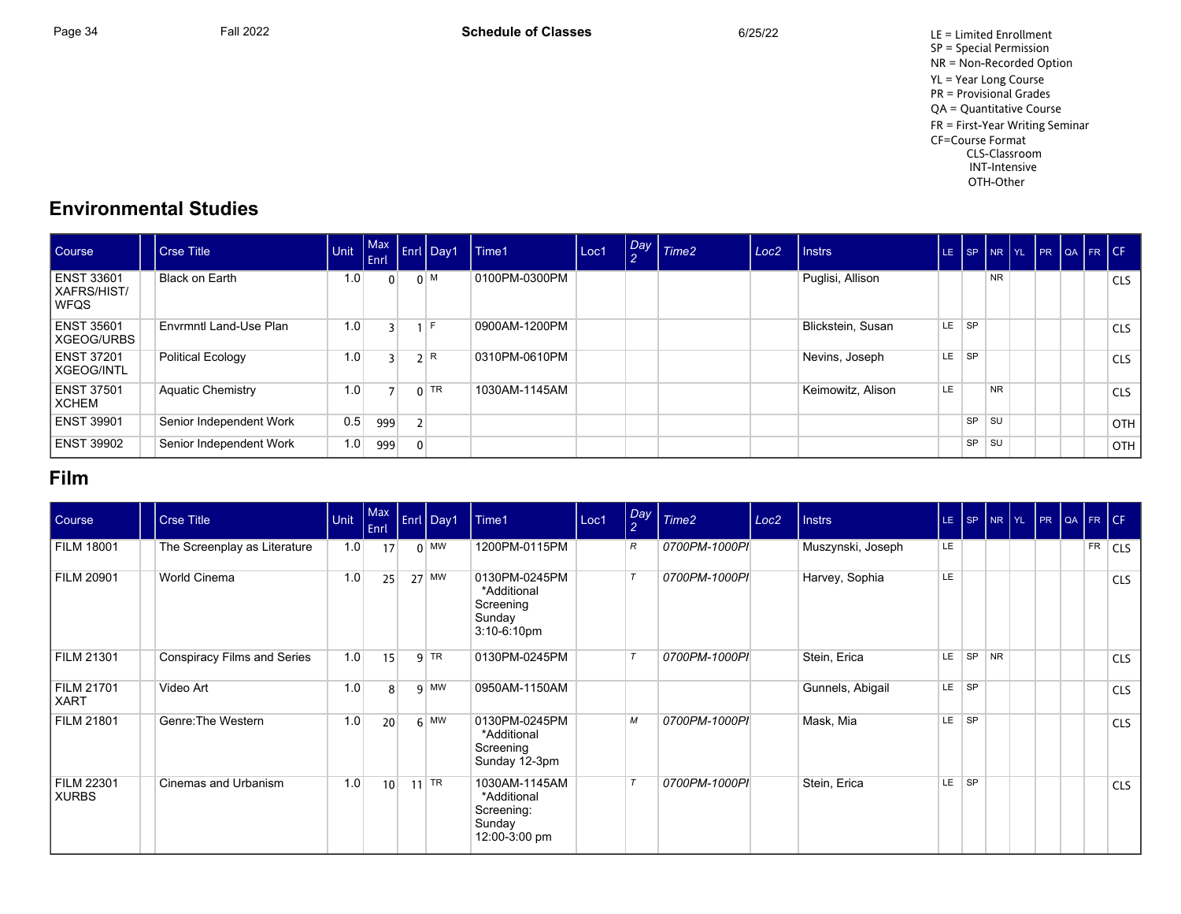LE = Limited Enrollment
SP = Special Permission
NR = Non-Recorded Option
YL = Year Long Course
PR = Provisional Grades
QA = Quantitative Course
FR = First-Year Writing Seminar
CF=Course Format
CLS-Classroom
INT-Intensive
OTH-Other

## Environmental Studies

| Course | | Crse Title | Unit | Max Enrl | Enrl | Day1 | Time1 | Loc1 | Day 2 | Time2 | Loc2 | Instrs | LE | SP | NR | YL | PR | QA | FR | CF |
|---|---|---|---|---|---|---|---|---|---|---|---|---|---|---|---|---|---|---|---|---|
| ENST 33601 XAFRS/HIST/ WFQS | | Black on Earth | 1.0 | 0 | 0 | M | 0100PM-0300PM | | | | | Puglisi, Allison | | | NR | | | | | CLS |
| ENST 35601 XGEOG/URBS | | Envrmntl Land-Use Plan | 1.0 | 3 | 1 | F | 0900AM-1200PM | | | | | Blickstein, Susan | LE | SP | | | | | | CLS |
| ENST 37201 XGEOG/INTL | | Political Ecology | 1.0 | 3 | 2 | R | 0310PM-0610PM | | | | | Nevins, Joseph | LE | SP | | | | | | CLS |
| ENST 37501 XCHEM | | Aquatic Chemistry | 1.0 | 7 | 0 | TR | 1030AM-1145AM | | | | | Keimowitz, Alison | LE | | NR | | | | | CLS |
| ENST 39901 | | Senior Independent Work | 0.5 | 999 | 2 | | | | | | | | | SP | SU | | | | | OTH |
| ENST 39902 | | Senior Independent Work | 1.0 | 999 | 0 | | | | | | | | | SP | SU | | | | | OTH |

## Film

| Course | | Crse Title | Unit | Max Enrl | Enrl | Day1 | Time1 | Loc1 | Day 2 | Time2 | Loc2 | Instrs | LE | SP | NR | YL | PR | QA | FR | CF |
|---|---|---|---|---|---|---|---|---|---|---|---|---|---|---|---|---|---|---|---|---|
| FILM 18001 | | The Screenplay as Literature | 1.0 | 17 | 0 | MW | 1200PM-0115PM | | R | 0700PM-1000PI | | Muszynski, Joseph | LE | | | | | | FR | CLS |
| FILM 20901 | | World Cinema | 1.0 | 25 | 27 | MW | 0130PM-0245PM *Additional Screening Sunday 3:10-6:10pm | | T | 0700PM-1000PI | | Harvey, Sophia | LE | | | | | | | CLS |
| FILM 21301 | | Conspiracy Films and Series | 1.0 | 15 | 9 | TR | 0130PM-0245PM | | T | 0700PM-1000PI | | Stein, Erica | LE | SP | NR | | | | | CLS |
| FILM 21701 XART | | Video Art | 1.0 | 8 | 9 | MW | 0950AM-1150AM | | | | | Gunnels, Abigail | LE | SP | | | | | | CLS |
| FILM 21801 | | Genre:The Western | 1.0 | 20 | 6 | MW | 0130PM-0245PM *Additional Screening Sunday 12-3pm | | M | 0700PM-1000PI | | Mask, Mia | LE | SP | | | | | | CLS |
| FILM 22301 XURBS | | Cinemas and Urbanism | 1.0 | 10 | 11 | TR | 1030AM-1145AM *Additional Screening: Sunday 12:00-3:00 pm | | T | 0700PM-1000PI | | Stein, Erica | LE | SP | | | | | | CLS |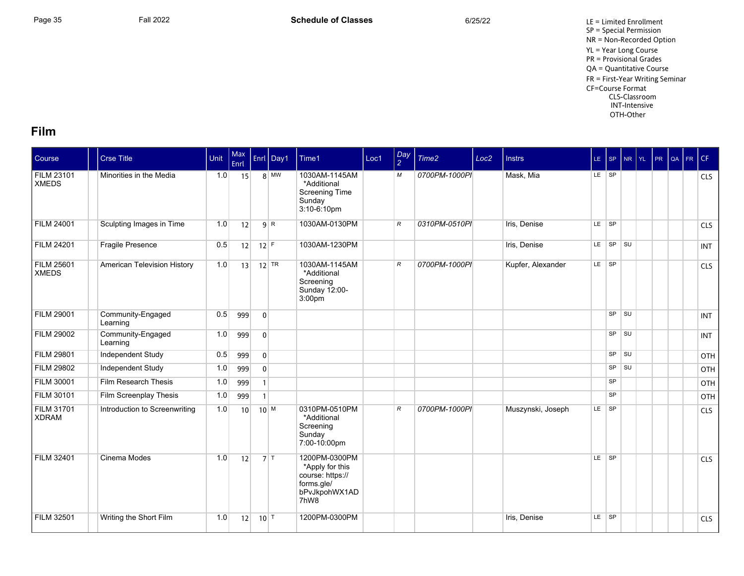LE = Limited Enrollment
SP = Special Permission
NR = Non-Recorded Option
YL = Year Long Course
PR = Provisional Grades
QA = Quantitative Course
FR = First-Year Writing Seminar
CF=Course Format
CLS-Classroom
INT-Intensive
OTH-Other

## Film

| Course | | Crse Title | Unit | Max Enrl | Enrl | Day1 | Time1 | Loc1 | Day 2 | Time2 | Loc2 | Instrs | LE | SP | NR | YL | PR | QA | FR | CF |
|---|---|---|---|---|---|---|---|---|---|---|---|---|---|---|---|---|---|---|---|---|
| FILM 23101 XMEDS | | Minorities in the Media | 1.0 | 15 | 8 | MW | 1030AM-1145AM *Additional Screening Time Sunday 3:10-6:10pm | | M | 0700PM-1000PI | | Mask, Mia | LE | SP | | | | | | CLS |
| FILM 24001 | | Sculpting Images in Time | 1.0 | 12 | 9 | R | 1030AM-0130PM | | R | 0310PM-0510PI | | Iris, Denise | LE | SP | | | | | | CLS |
| FILM 24201 | | Fragile Presence | 0.5 | 12 | 12 | F | 1030AM-1230PM | | | | | Iris, Denise | LE | SP | SU | | | | | INT |
| FILM 25601 XMEDS | | American Television History | 1.0 | 13 | 12 | TR | 1030AM-1145AM *Additional Screening Sunday 12:00-3:00pm | | R | 0700PM-1000PI | | Kupfer, Alexander | LE | SP | | | | | | CLS |
| FILM 29001 | | Community-Engaged Learning | 0.5 | 999 | 0 | | | | | | | | | SP | SU | | | | | INT |
| FILM 29002 | | Community-Engaged Learning | 1.0 | 999 | 0 | | | | | | | | | SP | SU | | | | | INT |
| FILM 29801 | | Independent Study | 0.5 | 999 | 0 | | | | | | | | | SP | SU | | | | | OTH |
| FILM 29802 | | Independent Study | 1.0 | 999 | 0 | | | | | | | | | SP | SU | | | | | OTH |
| FILM 30001 | | Film Research Thesis | 1.0 | 999 | 1 | | | | | | | | | SP | | | | | | OTH |
| FILM 30101 | | Film Screenplay Thesis | 1.0 | 999 | 1 | | | | | | | | | SP | | | | | | OTH |
| FILM 31701 XDRAM | | Introduction to Screenwriting | 1.0 | 10 | 10 | M | 0310PM-0510PM *Additional Screening Sunday 7:00-10:00pm | | R | 0700PM-1000PI | | Muszynski, Joseph | LE | SP | | | | | | CLS |
| FILM 32401 | | Cinema Modes | 1.0 | 12 | 7 | T | 1200PM-0300PM *Apply for this course: https://forms.gle/bPvJkpohWX1AD7hW8 | | | | | | LE | SP | | | | | | CLS |
| FILM 32501 | | Writing the Short Film | 1.0 | 12 | 10 | T | 1200PM-0300PM | | | | | Iris, Denise | LE | SP | | | | | | CLS |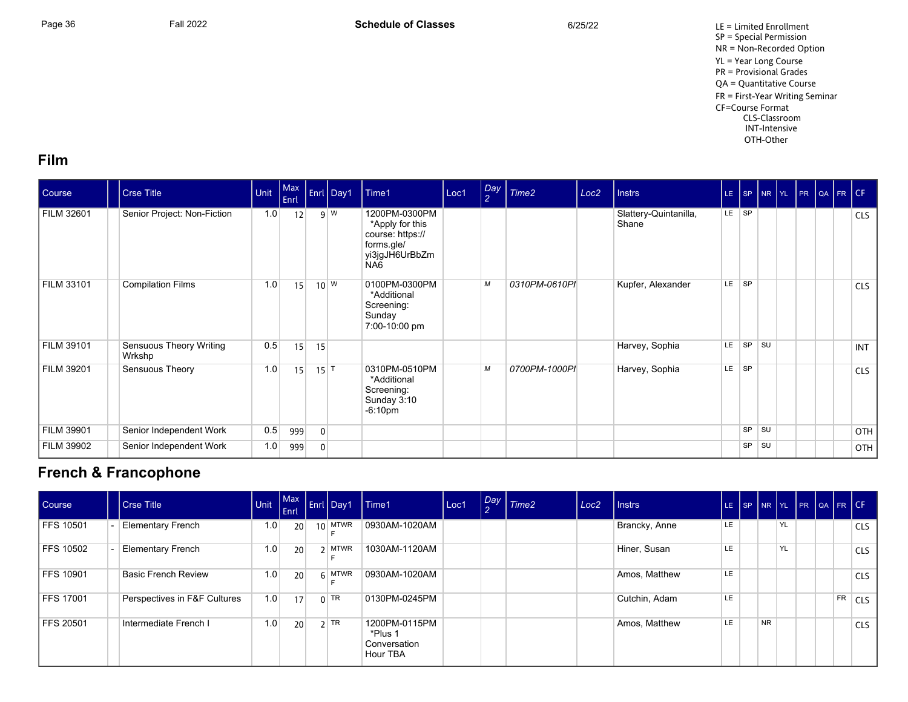LE = Limited Enrollment
SP = Special Permission
NR = Non-Recorded Option
YL = Year Long Course
PR = Provisional Grades
QA = Quantitative Course
FR = First-Year Writing Seminar
CF=Course Format
CLS-Classroom
INT-Intensive
OTH-Other

## Film

| Course | | Crse Title | Unit | Max Enrl | Enrl | Day1 | Time1 | Loc1 | Day 2 | Time2 | Loc2 | Instrs | LE | SP | NR | YL | PR | QA | FR | CF |
|---|---|---|---|---|---|---|---|---|---|---|---|---|---|---|---|---|---|---|---|---|
| FILM 32601 | | Senior Project: Non-Fiction | 1.0 | 12 | 9 | W | 1200PM-0300PM *Apply for this course: https://forms.gle/yi3jgJH6UrBbZmNA6 | | | | | Slattery-Quintanilla, Shane | LE | SP | | | | | | CLS |
| FILM 33101 | | Compilation Films | 1.0 | 15 | 10 | W | 0100PM-0300PM *Additional Screening: Sunday 7:00-10:00 pm | | M | 0310PM-0610PI | | Kupfer, Alexander | LE | SP | | | | | | CLS |
| FILM 39101 | | Sensuous Theory Writing Wrkshp | 0.5 | 15 | 15 | | | | | | | Harvey, Sophia | LE | SP | SU | | | | | INT |
| FILM 39201 | | Sensuous Theory | 1.0 | 15 | 15 | T | 0310PM-0510PM *Additional Screening: Sunday 3:10-6:10pm | | M | 0700PM-1000PI | | Harvey, Sophia | LE | SP | | | | | | CLS |
| FILM 39901 | | Senior Independent Work | 0.5 | 999 | 0 | | | | | | | | | SP | SU | | | | | OTH |
| FILM 39902 | | Senior Independent Work | 1.0 | 999 | 0 | | | | | | | | | SP | SU | | | | | OTH |

## French & Francophone

| Course | | Crse Title | Unit | Max Enrl | Enrl | Day1 | Time1 | Loc1 | Day 2 | Time2 | Loc2 | Instrs | LE | SP | NR | YL | PR | QA | FR | CF |
|---|---|---|---|---|---|---|---|---|---|---|---|---|---|---|---|---|---|---|---|---|
| FFS 10501 | - | Elementary French | 1.0 | 20 | 10 | MTWRF | 0930AM-1020AM | | | | | Brancky, Anne | LE | | | YL | | | | CLS |
| FFS 10502 | - | Elementary French | 1.0 | 20 | 2 | MTWRF | 1030AM-1120AM | | | | | Hiner, Susan | LE | | | YL | | | | CLS |
| FFS 10901 | | Basic French Review | 1.0 | 20 | 6 | MTWRF | 0930AM-1020AM | | | | | Amos, Matthew | LE | | | | | | | CLS |
| FFS 17001 | | Perspectives in F&F Cultures | 1.0 | 17 | 0 | TR | 0130PM-0245PM | | | | | Cutchin, Adam | LE | | | | | | FR | CLS |
| FFS 20501 | | Intermediate French I | 1.0 | 20 | 2 | TR | 1200PM-0115PM *Plus 1 Conversation Hour TBA | | | | | Amos, Matthew | LE | | NR | | | | | CLS |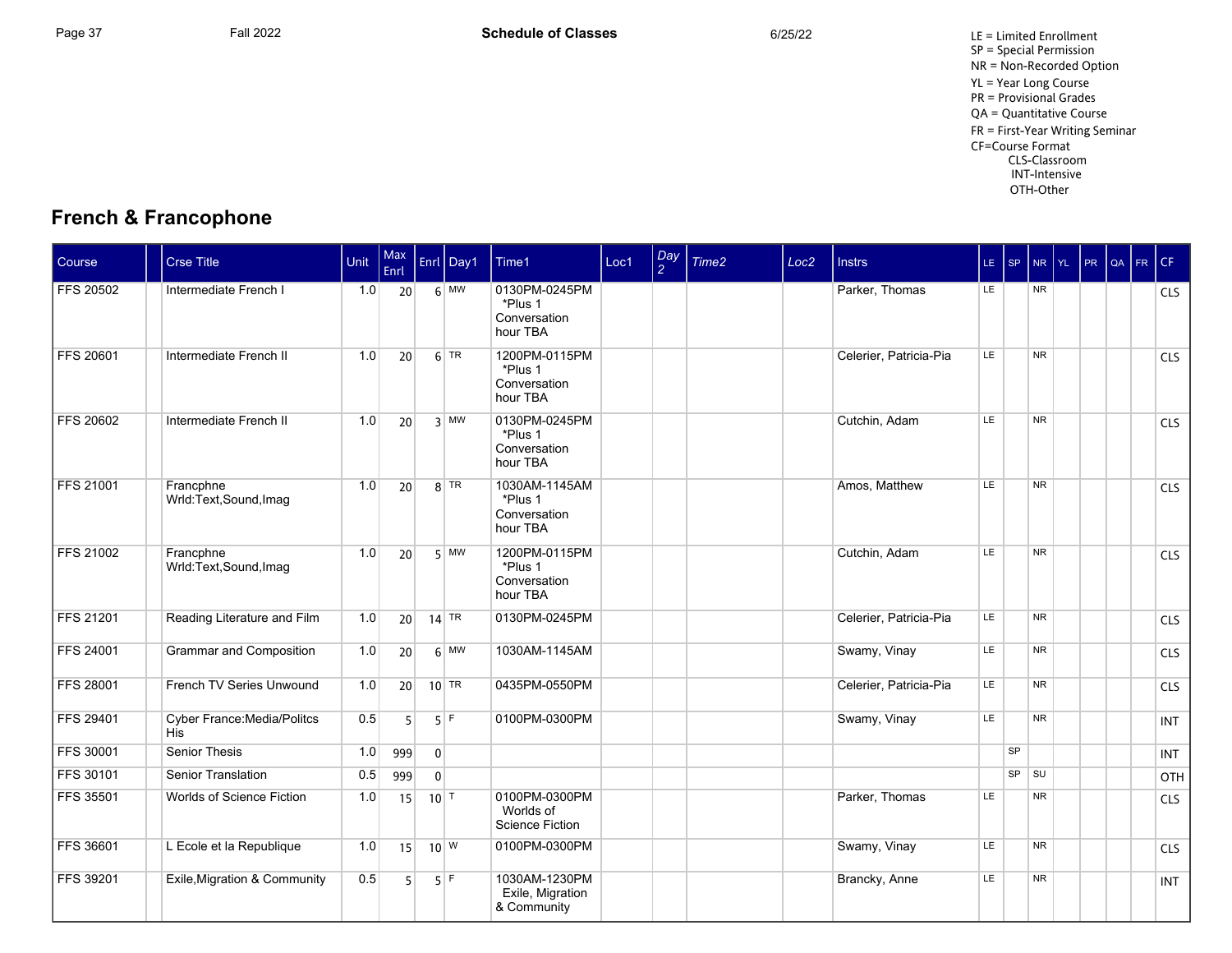LE = Limited Enrollment
SP = Special Permission
NR = Non-Recorded Option
YL = Year Long Course
PR = Provisional Grades
QA = Quantitative Course
FR = First-Year Writing Seminar
CF=Course Format
CLS-Classroom
INT-Intensive
OTH-Other

## French & Francophone

| Course | | Crse Title | Unit | Max Enrl | Enrl | Day1 | Time1 | Loc1 | Day 2 | Time2 | Loc2 | Instrs | LE | SP | NR | YL | PR | QA | FR | CF |
|---|---|---|---|---|---|---|---|---|---|---|---|---|---|---|---|---|---|---|---|---|
| FFS 20502 | | Intermediate French I | 1.0 | 20 | 6 | MW | 0130PM-0245PM *Plus 1 Conversation hour TBA | | | | | Parker, Thomas | LE | | NR | | | | | CLS |
| FFS 20601 | | Intermediate French II | 1.0 | 20 | 6 | TR | 1200PM-0115PM *Plus 1 Conversation hour TBA | | | | | Celerier, Patricia-Pia | LE | | NR | | | | | CLS |
| FFS 20602 | | Intermediate French II | 1.0 | 20 | 3 | MW | 0130PM-0245PM *Plus 1 Conversation hour TBA | | | | | Cutchin, Adam | LE | | NR | | | | | CLS |
| FFS 21001 | | Francphne Wrld:Text,Sound,Imag | 1.0 | 20 | 8 | TR | 1030AM-1145AM *Plus 1 Conversation hour TBA | | | | | Amos, Matthew | LE | | NR | | | | | CLS |
| FFS 21002 | | Francphne Wrld:Text,Sound,Imag | 1.0 | 20 | 5 | MW | 1200PM-0115PM *Plus 1 Conversation hour TBA | | | | | Cutchin, Adam | LE | | NR | | | | | CLS |
| FFS 21201 | | Reading Literature and Film | 1.0 | 20 | 14 | TR | 0130PM-0245PM | | | | | Celerier, Patricia-Pia | LE | | NR | | | | | CLS |
| FFS 24001 | | Grammar and Composition | 1.0 | 20 | 6 | MW | 1030AM-1145AM | | | | | Swamy, Vinay | LE | | NR | | | | | CLS |
| FFS 28001 | | French TV Series Unwound | 1.0 | 20 | 10 | TR | 0435PM-0550PM | | | | | Celerier, Patricia-Pia | LE | | NR | | | | | CLS |
| FFS 29401 | | Cyber France:Media/Politcs His | 0.5 | 5 | 5 | F | 0100PM-0300PM | | | | | Swamy, Vinay | LE | | NR | | | | | INT |
| FFS 30001 | | Senior Thesis | 1.0 | 999 | 0 | | | | | | | | | SP | | | | | | INT |
| FFS 30101 | | Senior Translation | 0.5 | 999 | 0 | | | | | | | | | SP | SU | | | | | OTH |
| FFS 35501 | | Worlds of Science Fiction | 1.0 | 15 | 10 | T | 0100PM-0300PM Worlds of Science Fiction | | | | | Parker, Thomas | LE | | NR | | | | | CLS |
| FFS 36601 | | L Ecole et la Republique | 1.0 | 15 | 10 | W | 0100PM-0300PM | | | | | Swamy, Vinay | LE | | NR | | | | | CLS |
| FFS 39201 | | Exile,Migration & Community | 0.5 | 5 | 5 | F | 1030AM-1230PM Exile, Migration & Community | | | | | Brancky, Anne | LE | | NR | | | | | INT |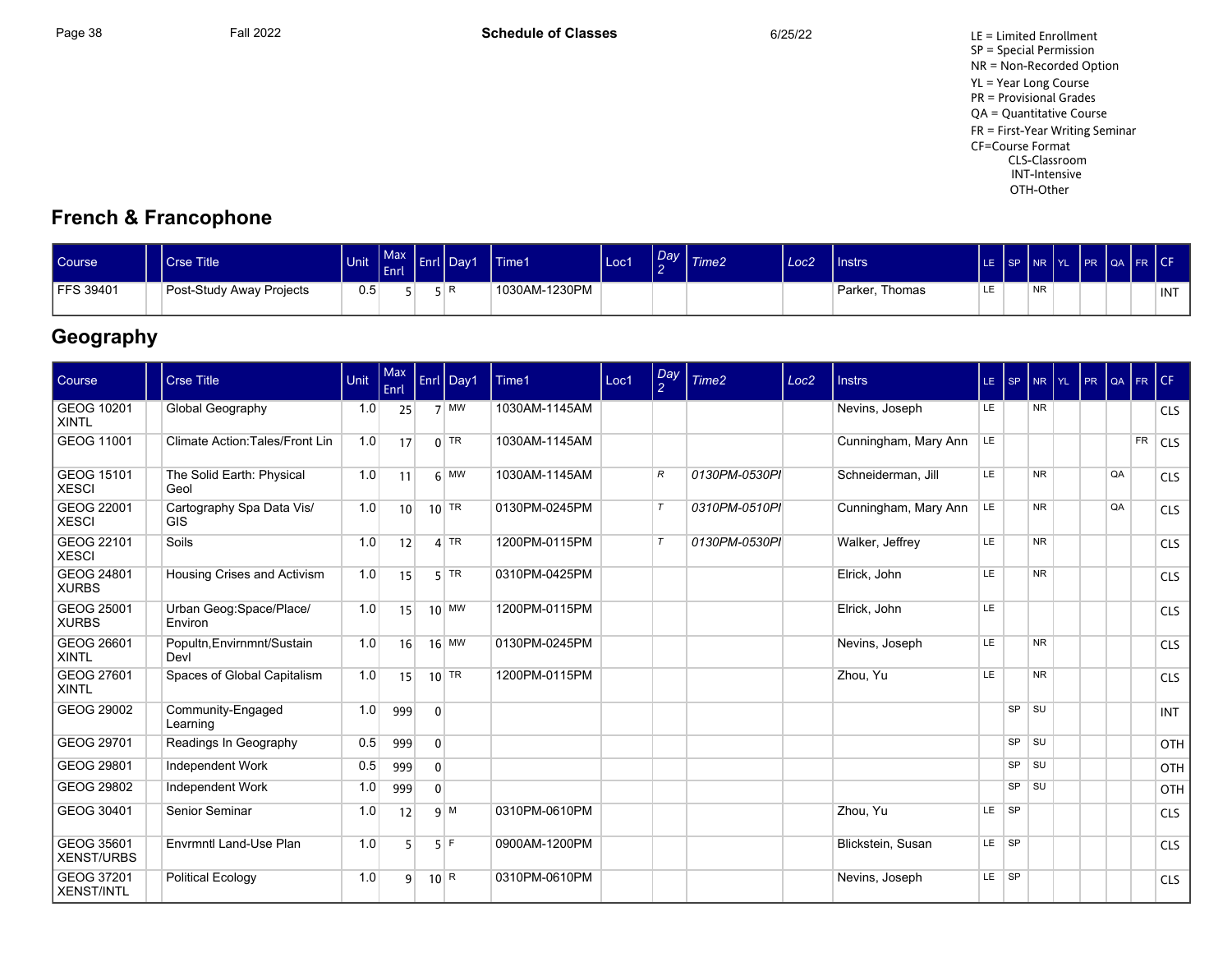LE = Limited Enrollment
SP = Special Permission
NR = Non-Recorded Option
YL = Year Long Course
PR = Provisional Grades
QA = Quantitative Course
FR = First-Year Writing Seminar
CF=Course Format
CLS-Classroom
INT-Intensive
OTH-Other

## French & Francophone

| Course | | Crse Title | Unit | Max Enrl | Enrl | Day1 | Time1 | Loc1 | Day 2 | Time2 | Loc2 | Instrs | LE | SP | NR | YL | PR | QA | FR | CF |
|---|---|---|---|---|---|---|---|---|---|---|---|---|---|---|---|---|---|---|---|---|
| FFS 39401 | | Post-Study Away Projects | 0.5 | 5 | 5 | R | 1030AM-1230PM | | | | | Parker, Thomas | LE | | NR | | | | | INT |

## Geography

| Course | | Crse Title | Unit | Max Enrl | Enrl | Day1 | Time1 | Loc1 | Day 2 | Time2 | Loc2 | Instrs | LE | SP | NR | YL | PR | QA | FR | CF |
|---|---|---|---|---|---|---|---|---|---|---|---|---|---|---|---|---|---|---|---|---|
| GEOG 10201 XINTL | | Global Geography | 1.0 | 25 | 7 | MW | 1030AM-1145AM | | | | | Nevins, Joseph | LE | | NR | | | | | CLS |
| GEOG 11001 | | Climate Action:Tales/Front Lin | 1.0 | 17 | 0 | TR | 1030AM-1145AM | | | | | Cunningham, Mary Ann | LE | | | | | | FR | CLS |
| GEOG 15101 XESCI | | The Solid Earth: Physical Geol | 1.0 | 11 | 6 | MW | 1030AM-1145AM | | R | 0130PM-0530PI | | Schneiderman, Jill | LE | | NR | | | QA | | CLS |
| GEOG 22001 XESCI | | Cartography Spa Data Vis/ GIS | 1.0 | 10 | 10 | TR | 0130PM-0245PM | | T | 0310PM-0510PI | | Cunningham, Mary Ann | LE | | NR | | | QA | | CLS |
| GEOG 22101 XESCI | | Soils | 1.0 | 12 | 4 | TR | 1200PM-0115PM | | T | 0130PM-0530PI | | Walker, Jeffrey | LE | | NR | | | | | CLS |
| GEOG 24801 XURBS | | Housing Crises and Activism | 1.0 | 15 | 5 | TR | 0310PM-0425PM | | | | | Elrick, John | LE | | NR | | | | | CLS |
| GEOG 25001 XURBS | | Urban Geog:Space/Place/ Environ | 1.0 | 15 | 10 | MW | 1200PM-0115PM | | | | | Elrick, John | LE | | | | | | | CLS |
| GEOG 26601 XINTL | | Popultn,Envirnmnt/Sustain Devl | 1.0 | 16 | 16 | MW | 0130PM-0245PM | | | | | Nevins, Joseph | LE | | NR | | | | | CLS |
| GEOG 27601 XINTL | | Spaces of Global Capitalism | 1.0 | 15 | 10 | TR | 1200PM-0115PM | | | | | Zhou, Yu | LE | | NR | | | | | CLS |
| GEOG 29002 | | Community-Engaged Learning | 1.0 | 999 | 0 | | | | | | | | | SP | SU | | | | | INT |
| GEOG 29701 | | Readings In Geography | 0.5 | 999 | 0 | | | | | | | | | SP | SU | | | | | OTH |
| GEOG 29801 | | Independent Work | 0.5 | 999 | 0 | | | | | | | | | SP | SU | | | | | OTH |
| GEOG 29802 | | Independent Work | 1.0 | 999 | 0 | | | | | | | | | SP | SU | | | | | OTH |
| GEOG 30401 | | Senior Seminar | 1.0 | 12 | 9 | M | 0310PM-0610PM | | | | | Zhou, Yu | LE | SP | | | | | | CLS |
| GEOG 35601 XENST/URBS | | Envrmntl Land-Use Plan | 1.0 | 5 | 5 | F | 0900AM-1200PM | | | | | Blickstein, Susan | LE | SP | | | | | | CLS |
| GEOG 37201 XENST/INTL | | Political Ecology | 1.0 | 9 | 10 | R | 0310PM-0610PM | | | | | Nevins, Joseph | LE | SP | | | | | | CLS |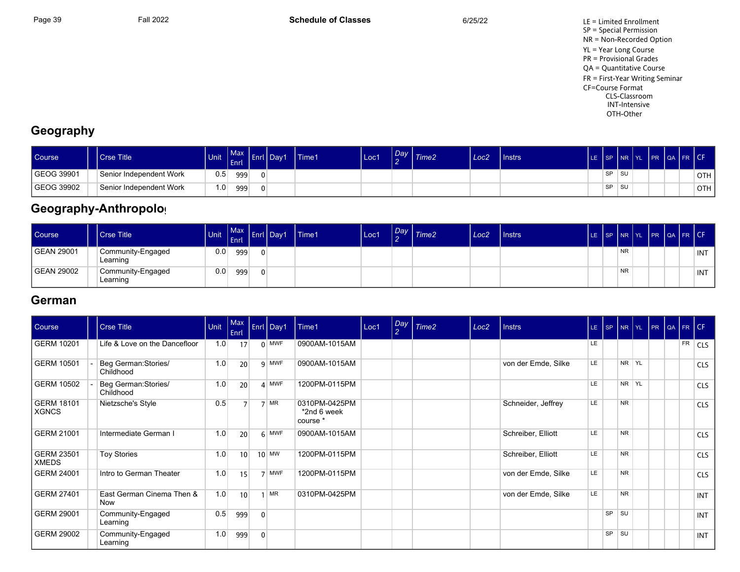LE = Limited Enrollment
SP = Special Permission
NR = Non-Recorded Option
YL = Year Long Course
PR = Provisional Grades
QA = Quantitative Course
FR = First-Year Writing Seminar
CF=Course Format
CLS-Classroom
INT-Intensive
OTH-Other

## Geography

| Course | | Crse Title | Unit | Max Enrl | Enrl | Day1 | Time1 | Loc1 | Day 2 | Time2 | Loc2 | Instrs | LE | SP | NR | YL | PR | QA | FR | CF |
|---|---|---|---|---|---|---|---|---|---|---|---|---|---|---|---|---|---|---|---|---|
| GEOG 39901 | | Senior Independent Work | 0.5 | 999 | 0 | | | | | | | | | SP | SU | | | | | OTH |
| GEOG 39902 | | Senior Independent Work | 1.0 | 999 | 0 | | | | | | | | | SP | SU | | | | | OTH |

## Geography-Anthropolog

| Course | | Crse Title | Unit | Max Enrl | Enrl | Day1 | Time1 | Loc1 | Day 2 | Time2 | Loc2 | Instrs | LE | SP | NR | YL | PR | QA | FR | CF |
|---|---|---|---|---|---|---|---|---|---|---|---|---|---|---|---|---|---|---|---|---|
| GEAN 29001 | | Community-Engaged Learning | 0.0 | 999 | 0 | | | | | | | | | | NR | | | | | INT |
| GEAN 29002 | | Community-Engaged Learning | 0.0 | 999 | 0 | | | | | | | | | | NR | | | | | INT |

## German

| Course | | Crse Title | Unit | Max Enrl | Enrl | Day1 | Time1 | Loc1 | Day 2 | Time2 | Loc2 | Instrs | LE | SP | NR | YL | PR | QA | FR | CF |
|---|---|---|---|---|---|---|---|---|---|---|---|---|---|---|---|---|---|---|---|---|
| GERM 10201 | | Life & Love on the Dancefloor | 1.0 | 17 | 0 | MWF | 0900AM-1015AM | | | | | | LE | | | | | | FR | CLS |
| GERM 10501 | - | Beg German:Stories/ Childhood | 1.0 | 20 | 9 | MWF | 0900AM-1015AM | | | | | von der Emde, Silke | LE | | NR | YL | | | | CLS |
| GERM 10502 | - | Beg German:Stories/ Childhood | 1.0 | 20 | 4 | MWF | 1200PM-0115PM | | | | | | LE | | NR | YL | | | | CLS |
| GERM 18101 XGNCS | | Nietzsche's Style | 0.5 | 7 | 7 | MR | 0310PM-0425PM *2nd 6 week course * | | | | | Schneider, Jeffrey | LE | | NR | | | | | CLS |
| GERM 21001 | | Intermediate German I | 1.0 | 20 | 6 | MWF | 0900AM-1015AM | | | | | Schreiber, Elliott | LE | | NR | | | | | CLS |
| GERM 23501 XMEDS | | Toy Stories | 1.0 | 10 | 10 | MW | 1200PM-0115PM | | | | | Schreiber, Elliott | LE | | NR | | | | | CLS |
| GERM 24001 | | Intro to German Theater | 1.0 | 15 | 7 | MWF | 1200PM-0115PM | | | | | von der Emde, Silke | LE | | NR | | | | | CLS |
| GERM 27401 | | East German Cinema Then & Now | 1.0 | 10 | 1 | MR | 0310PM-0425PM | | | | | von der Emde, Silke | LE | | NR | | | | | INT |
| GERM 29001 | | Community-Engaged Learning | 0.5 | 999 | 0 | | | | | | | | | SP | SU | | | | | INT |
| GERM 29002 | | Community-Engaged Learning | 1.0 | 999 | 0 | | | | | | | | | SP | SU | | | | | INT |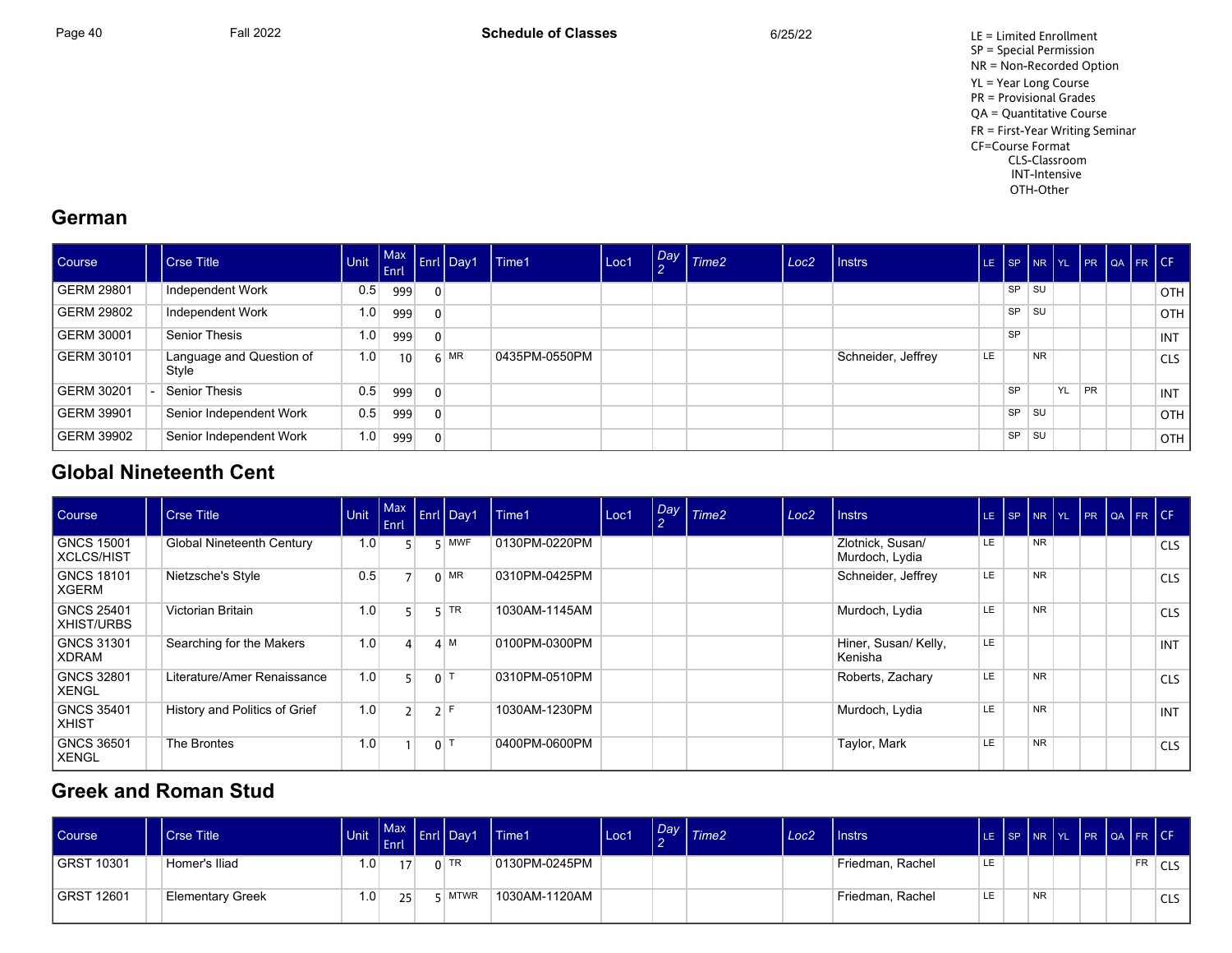Fall 2022 Schedule of Classes 6/25/22

LE = Limited Enrollment
SP = Special Permission
NR = Non-Recorded Option
YL = Year Long Course
PR = Provisional Grades
QA = Quantitative Course
FR = First-Year Writing Seminar
CF=Course Format
- CLS-Classroom
- INT-Intensive
- OTH-Other

## German

| Course | | Crse Title | Unit | Max Enrl | Enrl | Day1 | Time1 | Loc1 | Day 2 | Time2 | Loc2 | Instrs | LE | SP | NR | YL | PR | QA | FR | CF |
|---|---|---|---|---|---|---|---|---|---|---|---|---|---|---|---|---|---|---|---|---|
| GERM 29801 | | Independent Work | 0.5 | 999 | 0 | | | | | | | | | SP | SU | | | | | OTH |
| GERM 29802 | | Independent Work | 1.0 | 999 | 0 | | | | | | | | | SP | SU | | | | | OTH |
| GERM 30001 | | Senior Thesis | 1.0 | 999 | 0 | | | | | | | | | SP | | | | | | INT |
| GERM 30101 | | Language and Question of Style | 1.0 | 10 | 6 | MR | 0435PM-0550PM | | | | | Schneider, Jeffrey | LE | | NR | | | | | CLS |
| GERM 30201 | - | Senior Thesis | 0.5 | 999 | 0 | | | | | | | | | SP | | YL | PR | | | INT |
| GERM 39901 | | Senior Independent Work | 0.5 | 999 | 0 | | | | | | | | | SP | SU | | | | | OTH |
| GERM 39902 | | Senior Independent Work | 1.0 | 999 | 0 | | | | | | | | | SP | SU | | | | | OTH |

## Global Nineteenth Cent

| Course | | Crse Title | Unit | Max Enrl | Enrl | Day1 | Time1 | Loc1 | Day 2 | Time2 | Loc2 | Instrs | LE | SP | NR | YL | PR | QA | FR | CF |
|---|---|---|---|---|---|---|---|---|---|---|---|---|---|---|---|---|---|---|---|---|
| GNCS 15001 XCLCS/HIST | | Global Nineteenth Century | 1.0 | 5 | 5 | MWF | 0130PM-0220PM | | | | | Zlotnick, Susan/ Murdoch, Lydia | LE | | NR | | | | | CLS |
| GNCS 18101 XGERM | | Nietzsche's Style | 0.5 | 7 | 0 | MR | 0310PM-0425PM | | | | | Schneider, Jeffrey | LE | | NR | | | | | CLS |
| GNCS 25401 XHIST/URBS | | Victorian Britain | 1.0 | 5 | 5 | TR | 1030AM-1145AM | | | | | Murdoch, Lydia | LE | | NR | | | | | CLS |
| GNCS 31301 XDRAM | | Searching for the Makers | 1.0 | 4 | 4 | M | 0100PM-0300PM | | | | | Hiner, Susan/ Kelly, Kenisha | LE | | | | | | | INT |
| GNCS 32801 XENGL | | Literature/Amer Renaissance | 1.0 | 5 | 0 | T | 0310PM-0510PM | | | | | Roberts, Zachary | LE | | NR | | | | | CLS |
| GNCS 35401 XHIST | | History and Politics of Grief | 1.0 | 2 | 2 | F | 1030AM-1230PM | | | | | Murdoch, Lydia | LE | | NR | | | | | INT |
| GNCS 36501 XENGL | | The Brontes | 1.0 | 1 | 0 | T | 0400PM-0600PM | | | | | Taylor, Mark | LE | | NR | | | | | CLS |

## Greek and Roman Stud

| Course | | Crse Title | Unit | Max Enrl | Enrl | Day1 | Time1 | Loc1 | Day 2 | Time2 | Loc2 | Instrs | LE | SP | NR | YL | PR | QA | FR | CF |
|---|---|---|---|---|---|---|---|---|---|---|---|---|---|---|---|---|---|---|---|---|
| GRST 10301 | | Homer's Iliad | 1.0 | 17 | 0 | TR | 0130PM-0245PM | | | | | Friedman, Rachel | LE | | | | | | FR | CLS |
| GRST 12601 | | Elementary Greek | 1.0 | 25 | 5 | MTWR | 1030AM-1120AM | | | | | Friedman, Rachel | LE | | NR | | | | | CLS |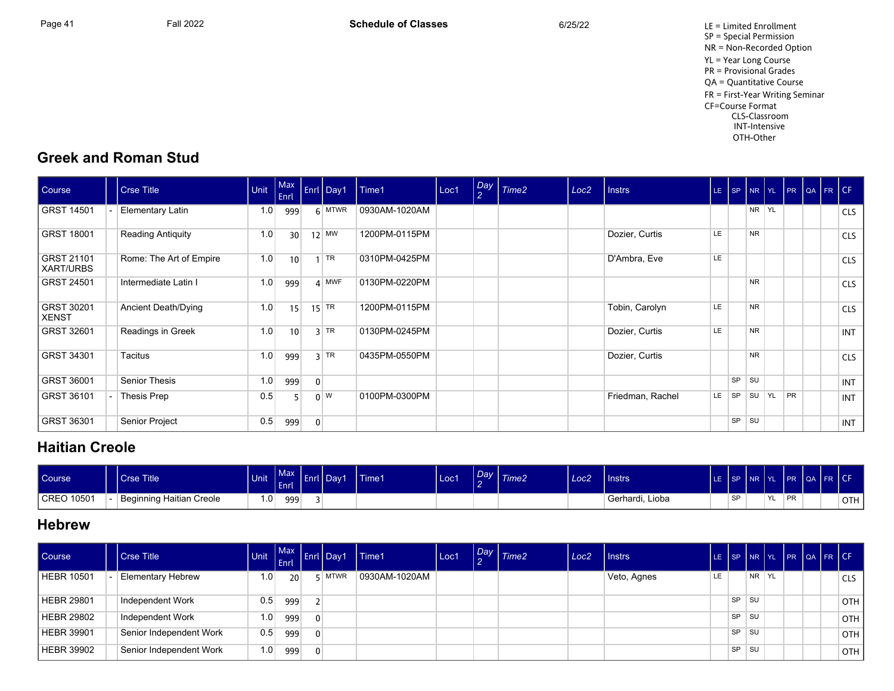LE = Limited Enrollment
SP = Special Permission
NR = Non-Recorded Option
YL = Year Long Course
PR = Provisional Grades
QA = Quantitative Course
FR = First-Year Writing Seminar
CF=Course Format
CLS-Classroom
INT-Intensive
OTH-Other

## Greek and Roman Stud

| Course | | Crse Title | Unit | Max Enrl | Enrl | Day1 | Time1 | Loc1 | Day 2 | Time2 | Loc2 | Instrs | LE | SP | NR | YL | PR | QA | FR | CF |
|---|---|---|---|---|---|---|---|---|---|---|---|---|---|---|---|---|---|---|---|---|
| GRST 14501 | - | Elementary Latin | 1.0 | 999 | 6 | MTWR | 0930AM-1020AM | | | | | | | | NR | YL | | | | CLS |
| GRST 18001 | | Reading Antiquity | 1.0 | 30 | 12 | MW | 1200PM-0115PM | | | | | Dozier, Curtis | LE | | NR | | | | | CLS |
| GRST 21101 XART/URBS | | Rome: The Art of Empire | 1.0 | 10 | 1 | TR | 0310PM-0425PM | | | | | D'Ambra, Eve | LE | | | | | | | CLS |
| GRST 24501 | | Intermediate Latin I | 1.0 | 999 | 4 | MWF | 0130PM-0220PM | | | | | | | | NR | | | | | CLS |
| GRST 30201 XENST | | Ancient Death/Dying | 1.0 | 15 | 15 | TR | 1200PM-0115PM | | | | | Tobin, Carolyn | LE | | NR | | | | | CLS |
| GRST 32601 | | Readings in Greek | 1.0 | 10 | 3 | TR | 0130PM-0245PM | | | | | Dozier, Curtis | LE | | NR | | | | | INT |
| GRST 34301 | | Tacitus | 1.0 | 999 | 3 | TR | 0435PM-0550PM | | | | | Dozier, Curtis | | | NR | | | | | CLS |
| GRST 36001 | | Senior Thesis | 1.0 | 999 | 0 | | | | | | | | | SP | SU | | | | | INT |
| GRST 36101 | - | Thesis Prep | 0.5 | 5 | 0 | W | 0100PM-0300PM | | | | | Friedman, Rachel | LE | SP | SU | YL | PR | | | INT |
| GRST 36301 | | Senior Project | 0.5 | 999 | 0 | | | | | | | | | SP | SU | | | | | INT |

## Haitian Creole

| Course | | Crse Title | Unit | Max Enrl | Enrl | Day1 | Time1 | Loc1 | Day 2 | Time2 | Loc2 | Instrs | LE | SP | NR | YL | PR | QA | FR | CF |
|---|---|---|---|---|---|---|---|---|---|---|---|---|---|---|---|---|---|---|---|---|
| CREO 10501 | - | Beginning Haitian Creole | 1.0 | 999 | 3 | | | | | | | Gerhardi, Lioba | | SP | | YL | PR | | | OTH |

## Hebrew

| Course | | Crse Title | Unit | Max Enrl | Enrl | Day1 | Time1 | Loc1 | Day 2 | Time2 | Loc2 | Instrs | LE | SP | NR | YL | PR | QA | FR | CF |
|---|---|---|---|---|---|---|---|---|---|---|---|---|---|---|---|---|---|---|---|---|
| HEBR 10501 | - | Elementary Hebrew | 1.0 | 20 | 5 | MTWR | 0930AM-1020AM | | | | | Veto, Agnes | LE | | NR | YL | | | | CLS |
| HEBR 29801 | | Independent Work | 0.5 | 999 | 2 | | | | | | | | | SP | SU | | | | | OTH |
| HEBR 29802 | | Independent Work | 1.0 | 999 | 0 | | | | | | | | | SP | SU | | | | | OTH |
| HEBR 39901 | | Senior Independent Work | 0.5 | 999 | 0 | | | | | | | | | SP | SU | | | | | OTH |
| HEBR 39902 | | Senior Independent Work | 1.0 | 999 | 0 | | | | | | | | | SP | SU | | | | | OTH |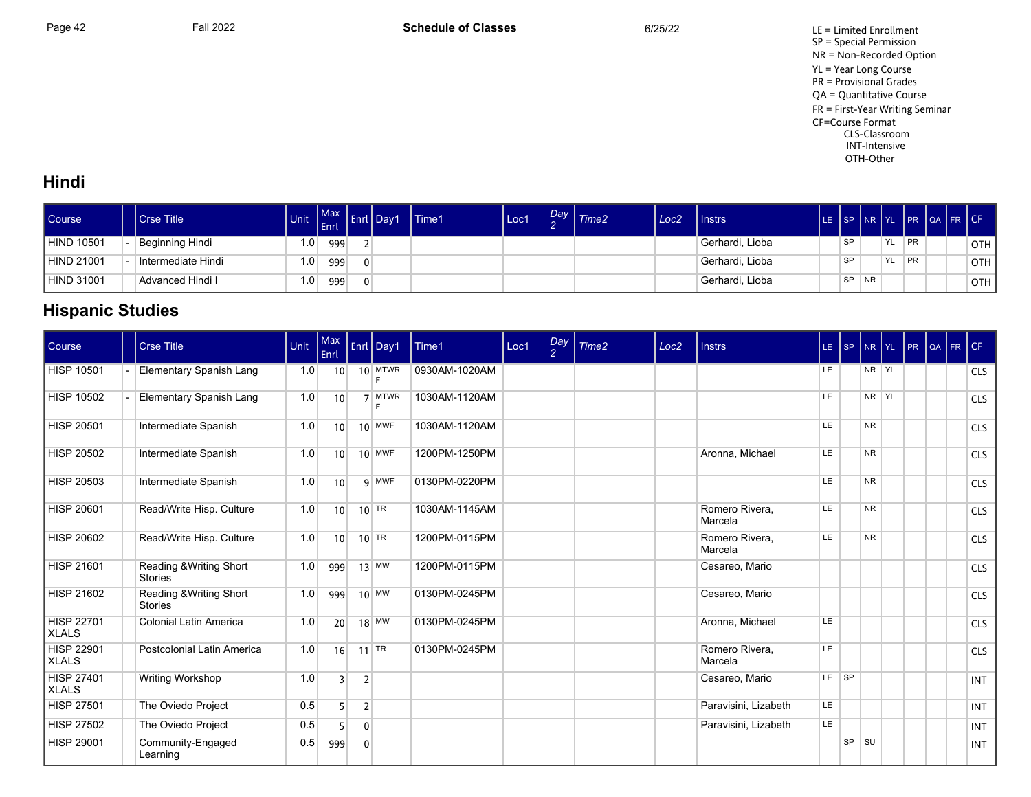Fall 2022 | Schedule of Classes | 6/25/22

LE = Limited Enrollment
SP = Special Permission
NR = Non-Recorded Option
YL = Year Long Course
PR = Provisional Grades
QA = Quantitative Course
FR = First-Year Writing Seminar
CF=Course Format
CLS-Classroom
INT-Intensive
OTH-Other

## Hindi

| Course | | Crse Title | Unit | Max Enrl | Enrl | Day1 | Time1 | Loc1 | Day 2 | Time2 | Loc2 | Instrs | LE | SP | NR | YL | PR | QA | FR | CF |
|---|---|---|---|---|---|---|---|---|---|---|---|---|---|---|---|---|---|---|---|---|
| HIND 10501 | - | Beginning Hindi | 1.0 | 999 | 2 | | | | | | | Gerhardi, Lioba | | SP | | YL | PR | | | OTH |
| HIND 21001 | - | Intermediate Hindi | 1.0 | 999 | 0 | | | | | | | Gerhardi, Lioba | | SP | | YL | PR | | | OTH |
| HIND 31001 | | Advanced Hindi I | 1.0 | 999 | 0 | | | | | | | Gerhardi, Lioba | | SP | NR | | | | | OTH |

## Hispanic Studies

| Course | | Crse Title | Unit | Max Enrl | Enrl | Day1 | Time1 | Loc1 | Day 2 | Time2 | Loc2 | Instrs | LE | SP | NR | YL | PR | QA | FR | CF |
|---|---|---|---|---|---|---|---|---|---|---|---|---|---|---|---|---|---|---|---|---|
| HISP 10501 | - | Elementary Spanish Lang | 1.0 | 10 | 10 | MTWRF | 0930AM-1020AM | | | | | | LE | | NR | YL | | | | CLS |
| HISP 10502 | - | Elementary Spanish Lang | 1.0 | 10 | 7 | MTWRF | 1030AM-1120AM | | | | | | LE | | NR | YL | | | | CLS |
| HISP 20501 | | Intermediate Spanish | 1.0 | 10 | 10 | MWF | 1030AM-1120AM | | | | | | LE | | NR | | | | | CLS |
| HISP 20502 | | Intermediate Spanish | 1.0 | 10 | 10 | MWF | 1200PM-1250PM | | | | | Aronna, Michael | LE | | NR | | | | | CLS |
| HISP 20503 | | Intermediate Spanish | 1.0 | 10 | 9 | MWF | 0130PM-0220PM | | | | | | LE | | NR | | | | | CLS |
| HISP 20601 | | Read/Write Hisp. Culture | 1.0 | 10 | 10 | TR | 1030AM-1145AM | | | | | Romero Rivera, Marcela | LE | | NR | | | | | CLS |
| HISP 20602 | | Read/Write Hisp. Culture | 1.0 | 10 | 10 | TR | 1200PM-0115PM | | | | | Romero Rivera, Marcela | LE | | NR | | | | | CLS |
| HISP 21601 | | Reading &Writing Short Stories | 1.0 | 999 | 13 | MW | 1200PM-0115PM | | | | | Cesareo, Mario | | | | | | | | CLS |
| HISP 21602 | | Reading &Writing Short Stories | 1.0 | 999 | 10 | MW | 0130PM-0245PM | | | | | Cesareo, Mario | | | | | | | | CLS |
| HISP 22701 XLALS | | Colonial Latin America | 1.0 | 20 | 18 | MW | 0130PM-0245PM | | | | | Aronna, Michael | LE | | | | | | | CLS |
| HISP 22901 XLALS | | Postcolonial Latin America | 1.0 | 16 | 11 | TR | 0130PM-0245PM | | | | | Romero Rivera, Marcela | LE | | | | | | | CLS |
| HISP 27401 XLALS | | Writing Workshop | 1.0 | 3 | 2 | | | | | | | Cesareo, Mario | LE | SP | | | | | | INT |
| HISP 27501 | | The Oviedo Project | 0.5 | 5 | 2 | | | | | | | Paravisini, Lizabeth | LE | | | | | | | INT |
| HISP 27502 | | The Oviedo Project | 0.5 | 5 | 0 | | | | | | | Paravisini, Lizabeth | LE | | | | | | | INT |
| HISP 29001 | | Community-Engaged Learning | 0.5 | 999 | 0 | | | | | | | | | SP | SU | | | | | INT |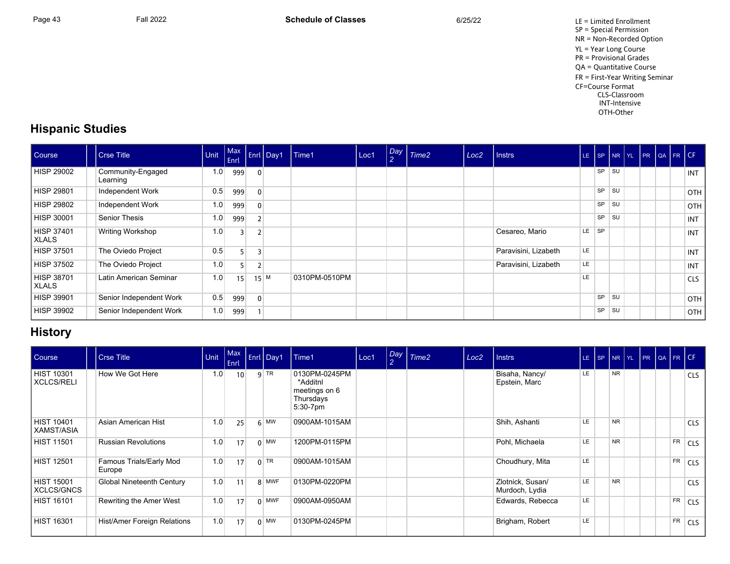Schedule of Classes

LE = Limited Enrollment
SP = Special Permission
NR = Non-Recorded Option
YL = Year Long Course
PR = Provisional Grades
QA = Quantitative Course
FR = First-Year Writing Seminar
CF=Course Format
CLS-Classroom
INT-Intensive
OTH-Other

## Hispanic Studies

| Course | | Crse Title | Unit | Max Enrl | Enrl | Day1 | Time1 | Loc1 | Day 2 | Time2 | Loc2 | Instrs | LE | SP | NR | YL | PR | QA | FR | CF |
|---|---|---|---|---|---|---|---|---|---|---|---|---|---|---|---|---|---|---|---|---|
| HISP 29002 | | Community-Engaged Learning | 1.0 | 999 | 0 | | | | | | | | | SP | SU | | | | | INT |
| HISP 29801 | | Independent Work | 0.5 | 999 | 0 | | | | | | | | | SP | SU | | | | | OTH |
| HISP 29802 | | Independent Work | 1.0 | 999 | 0 | | | | | | | | | SP | SU | | | | | OTH |
| HISP 30001 | | Senior Thesis | 1.0 | 999 | 2 | | | | | | | | | SP | SU | | | | | INT |
| HISP 37401 XLALS | | Writing Workshop | 1.0 | 3 | 2 | | | | | | | Cesareo, Mario | LE | SP | | | | | | INT |
| HISP 37501 | | The Oviedo Project | 0.5 | 5 | 3 | | | | | | | Paravisini, Lizabeth | LE | | | | | | | INT |
| HISP 37502 | | The Oviedo Project | 1.0 | 5 | 2 | | | | | | | Paravisini, Lizabeth | LE | | | | | | | INT |
| HISP 38701 XLALS | | Latin American Seminar | 1.0 | 15 | 15 | M | 0310PM-0510PM | | | | | | LE | | | | | | | CLS |
| HISP 39901 | | Senior Independent Work | 0.5 | 999 | 0 | | | | | | | | | SP | SU | | | | | OTH |
| HISP 39902 | | Senior Independent Work | 1.0 | 999 | 1 | | | | | | | | | SP | SU | | | | | OTH |

## History

| Course | | Crse Title | Unit | Max Enrl | Enrl | Day1 | Time1 | Loc1 | Day 2 | Time2 | Loc2 | Instrs | LE | SP | NR | YL | PR | QA | FR | CF |
|---|---|---|---|---|---|---|---|---|---|---|---|---|---|---|---|---|---|---|---|---|
| HIST 10301 XCLCS/RELI | | How We Got Here | 1.0 | 10 | 9 | TR | 0130PM-0245PM *Additnl meetings on 6 Thursdays 5:30-7pm | | | | | Bisaha, Nancy/ Epstein, Marc | LE | | NR | | | | | CLS |
| HIST 10401 XAMST/ASIA | | Asian American Hist | 1.0 | 25 | 6 | MW | 0900AM-1015AM | | | | | Shih, Ashanti | LE | | NR | | | | | CLS |
| HIST 11501 | | Russian Revolutions | 1.0 | 17 | 0 | MW | 1200PM-0115PM | | | | | Pohl, Michaela | LE | | NR | | | | FR | CLS |
| HIST 12501 | | Famous Trials/Early Mod Europe | 1.0 | 17 | 0 | TR | 0900AM-1015AM | | | | | Choudhury, Mita | LE | | | | | | FR | CLS |
| HIST 15001 XCLCS/GNCS | | Global Nineteenth Century | 1.0 | 11 | 8 | MWF | 0130PM-0220PM | | | | | Zlotnick, Susan/ Murdoch, Lydia | LE | | NR | | | | | CLS |
| HIST 16101 | | Rewriting the Amer West | 1.0 | 17 | 0 | MWF | 0900AM-0950AM | | | | | Edwards, Rebecca | LE | | | | | | FR | CLS |
| HIST 16301 | | Hist/Amer Foreign Relations | 1.0 | 17 | 0 | MW | 0130PM-0245PM | | | | | Brigham, Robert | LE | | | | | | FR | CLS |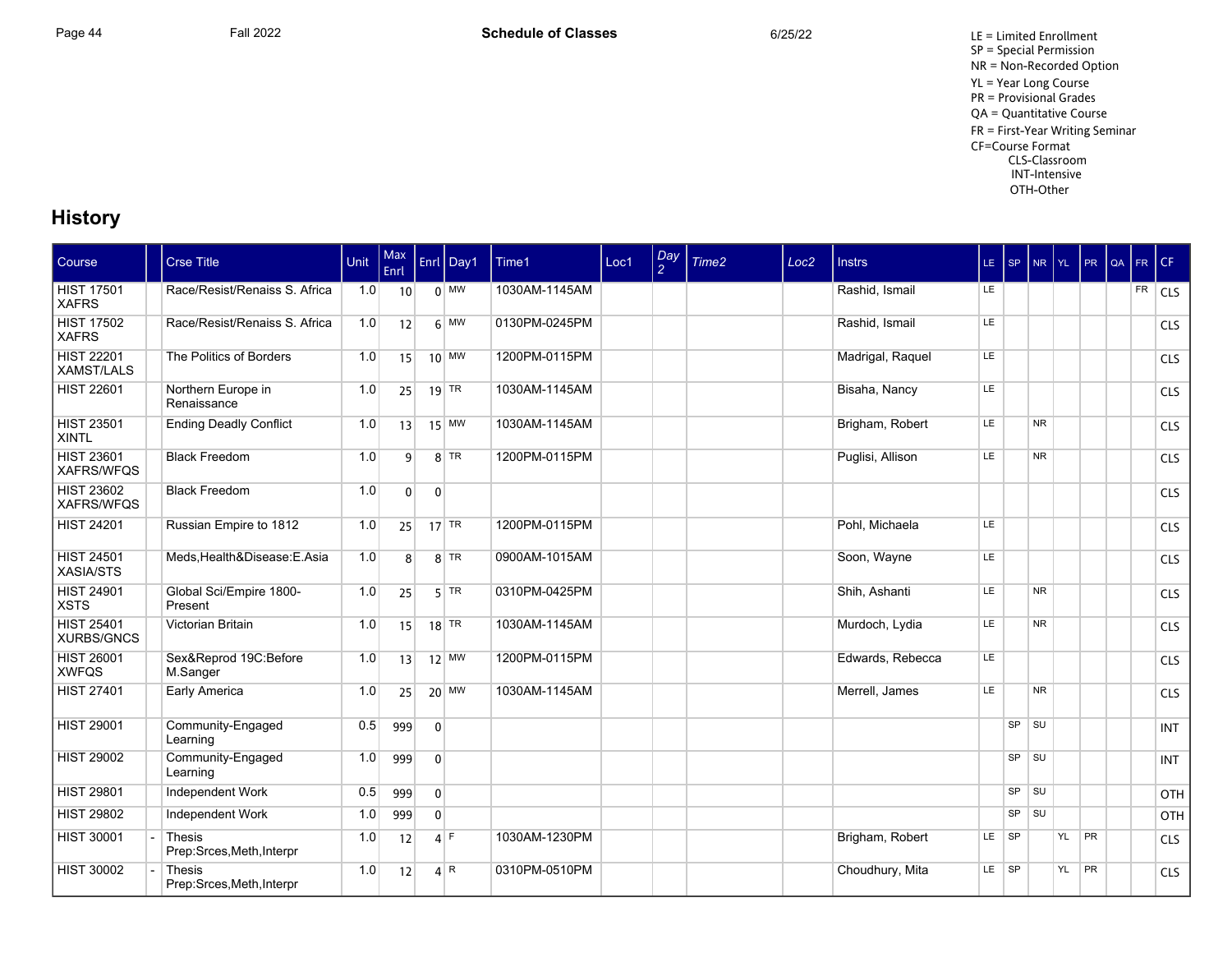LE = Limited Enrollment
SP = Special Permission
NR = Non-Recorded Option
YL = Year Long Course
PR = Provisional Grades
QA = Quantitative Course
FR = First-Year Writing Seminar
CF=Course Format
CLS-Classroom
INT-Intensive
OTH-Other

## History

| Course | | Crse Title | Unit | Max Enrl | Enrl | Day1 | Time1 | Loc1 | Day 2 | Time2 | Loc2 | Instrs | LE | SP | NR | YL | PR | QA | FR | CF |
|---|---|---|---|---|---|---|---|---|---|---|---|---|---|---|---|---|---|---|---|---|
| HIST 17501 XAFRS | | Race/Resist/Renaiss S. Africa | 1.0 | 10 | 0 | MW | 1030AM-1145AM | | | | | Rashid, Ismail | LE | | | | | | FR | CLS |
| HIST 17502 XAFRS | | Race/Resist/Renaiss S. Africa | 1.0 | 12 | 6 | MW | 0130PM-0245PM | | | | | Rashid, Ismail | LE | | | | | | | CLS |
| HIST 22201 XAMST/LALS | | The Politics of Borders | 1.0 | 15 | 10 | MW | 1200PM-0115PM | | | | | Madrigal, Raquel | LE | | | | | | | CLS |
| HIST 22601 | | Northern Europe in Renaissance | 1.0 | 25 | 19 | TR | 1030AM-1145AM | | | | | Bisaha, Nancy | LE | | | | | | | CLS |
| HIST 23501 XINTL | | Ending Deadly Conflict | 1.0 | 13 | 15 | MW | 1030AM-1145AM | | | | | Brigham, Robert | LE | | NR | | | | | CLS |
| HIST 23601 XAFRS/WFQS | | Black Freedom | 1.0 | 9 | 8 | TR | 1200PM-0115PM | | | | | Puglisi, Allison | LE | | NR | | | | | CLS |
| HIST 23602 XAFRS/WFQS | | Black Freedom | 1.0 | 0 | 0 | | | | | | | | | | | | | | | CLS |
| HIST 24201 | | Russian Empire to 1812 | 1.0 | 25 | 17 | TR | 1200PM-0115PM | | | | | Pohl, Michaela | LE | | | | | | | CLS |
| HIST 24501 XASIA/STS | | Meds,Health&Disease:E.Asia | 1.0 | 8 | 8 | TR | 0900AM-1015AM | | | | | Soon, Wayne | LE | | | | | | | CLS |
| HIST 24901 XSTS | | Global Sci/Empire 1800-Present | 1.0 | 25 | 5 | TR | 0310PM-0425PM | | | | | Shih, Ashanti | LE | | NR | | | | | CLS |
| HIST 25401 XURBS/GNCS | | Victorian Britain | 1.0 | 15 | 18 | TR | 1030AM-1145AM | | | | | Murdoch, Lydia | LE | | NR | | | | | CLS |
| HIST 26001 XWFQS | | Sex&Reprod 19C:Before M.Sanger | 1.0 | 13 | 12 | MW | 1200PM-0115PM | | | | | Edwards, Rebecca | LE | | | | | | | CLS |
| HIST 27401 | | Early America | 1.0 | 25 | 20 | MW | 1030AM-1145AM | | | | | Merrell, James | LE | | NR | | | | | CLS |
| HIST 29001 | | Community-Engaged Learning | 0.5 | 999 | 0 | | | | | | | | | SP | SU | | | | | INT |
| HIST 29002 | | Community-Engaged Learning | 1.0 | 999 | 0 | | | | | | | | | SP | SU | | | | | INT |
| HIST 29801 | | Independent Work | 0.5 | 999 | 0 | | | | | | | | | SP | SU | | | | | OTH |
| HIST 29802 | | Independent Work | 1.0 | 999 | 0 | | | | | | | | | SP | SU | | | | | OTH |
| HIST 30001 | - | Thesis Prep:Srces,Meth,Interpr | 1.0 | 12 | 4 | F | 1030AM-1230PM | | | | | Brigham, Robert | LE | SP | | YL | PR | | | CLS |
| HIST 30002 | - | Thesis Prep:Srces,Meth,Interpr | 1.0 | 12 | 4 | R | 0310PM-0510PM | | | | | Choudhury, Mita | LE | SP | | YL | PR | | | CLS |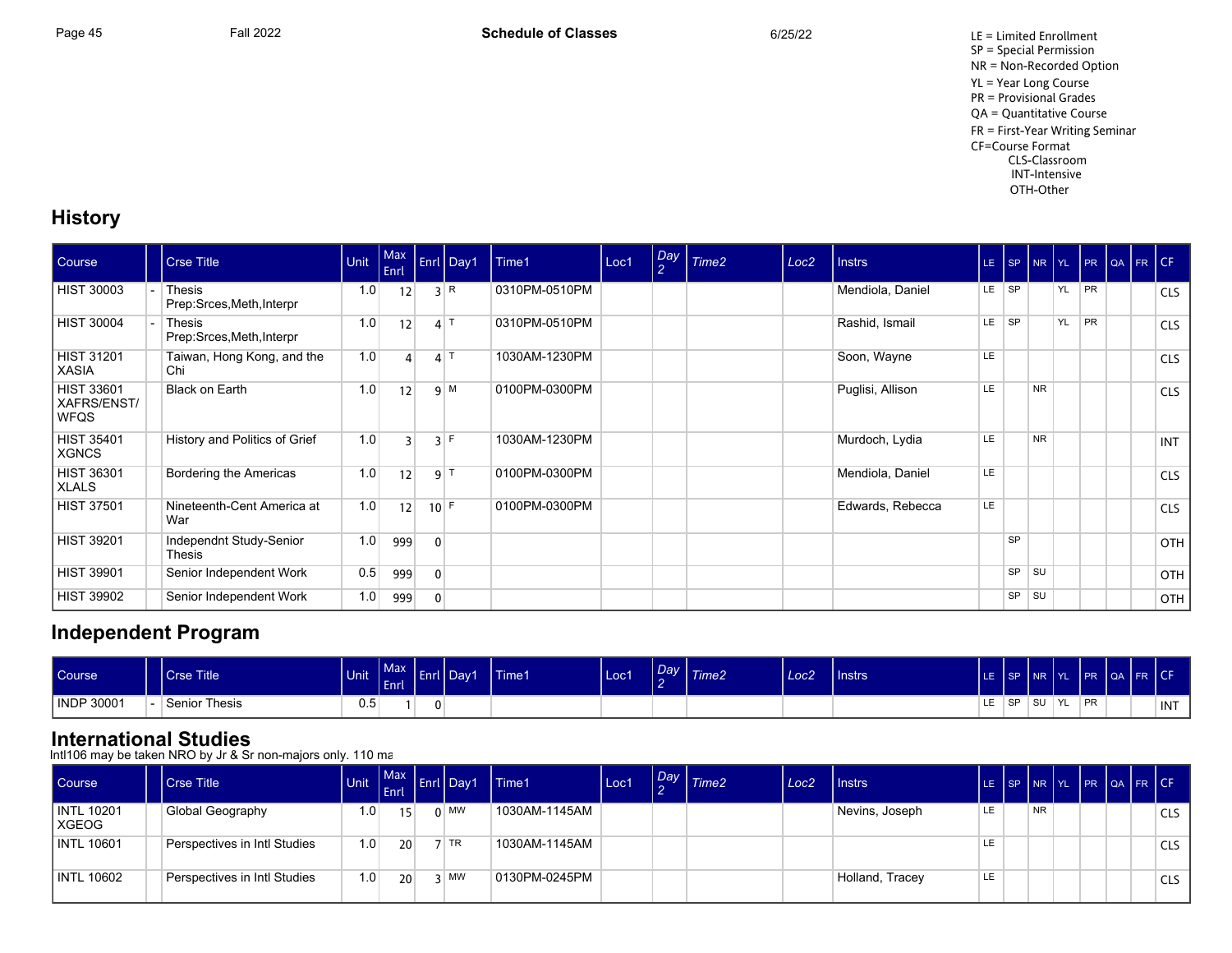LE = Limited Enrollment
SP = Special Permission
NR = Non-Recorded Option
YL = Year Long Course
PR = Provisional Grades
QA = Quantitative Course
FR = First-Year Writing Seminar
CF=Course Format
CLS-Classroom
INT-Intensive
OTH-Other

## History

| Course | | Crse Title | Unit | Max Enrl | Enrl | Day1 | Time1 | Loc1 | Day 2 | Time2 | Loc2 | Instrs | LE | SP | NR | YL | PR | QA | FR | CF |
|---|---|---|---|---|---|---|---|---|---|---|---|---|---|---|---|---|---|---|---|---|
| HIST 30003 | - | Thesis Prep:Srces,Meth,Interpr | 1.0 | 12 | 3 | R | 0310PM-0510PM | | | | | Mendiola, Daniel | LE | SP | | YL | PR | | | CLS |
| HIST 30004 | - | Thesis Prep:Srces,Meth,Interpr | 1.0 | 12 | 4 | T | 0310PM-0510PM | | | | | Rashid, Ismail | LE | SP | | YL | PR | | | CLS |
| HIST 31201 XASIA | | Taiwan, Hong Kong, and the Chi | 1.0 | 4 | 4 | T | 1030AM-1230PM | | | | | Soon, Wayne | LE | | | | | | | CLS |
| HIST 33601 XAFRS/ENST/ WFQS | | Black on Earth | 1.0 | 12 | 9 | M | 0100PM-0300PM | | | | | Puglisi, Allison | LE | | NR | | | | | CLS |
| HIST 35401 XGNCS | | History and Politics of Grief | 1.0 | 3 | 3 | F | 1030AM-1230PM | | | | | Murdoch, Lydia | LE | | NR | | | | | INT |
| HIST 36301 XLALS | | Bordering the Americas | 1.0 | 12 | 9 | T | 0100PM-0300PM | | | | | Mendiola, Daniel | LE | | | | | | | CLS |
| HIST 37501 | | Nineteenth-Cent America at War | 1.0 | 12 | 10 | F | 0100PM-0300PM | | | | | Edwards, Rebecca | LE | | | | | | | CLS |
| HIST 39201 | | Independnt Study-Senior Thesis | 1.0 | 999 | 0 | | | | | | | | | SP | | | | | | OTH |
| HIST 39901 | | Senior Independent Work | 0.5 | 999 | 0 | | | | | | | | | SP | SU | | | | | OTH |
| HIST 39902 | | Senior Independent Work | 1.0 | 999 | 0 | | | | | | | | | SP | SU | | | | | OTH |

## Independent Program

| Course | | Crse Title | Unit | Max Enrl | Enrl | Day1 | Time1 | Loc1 | Day 2 | Time2 | Loc2 | Instrs | LE | SP | NR | YL | PR | QA | FR | CF |
|---|---|---|---|---|---|---|---|---|---|---|---|---|---|---|---|---|---|---|---|---|
| INDP 30001 | - | Senior Thesis | 0.5 | 1 | 0 | | | | | | | | LE | SP | SU | YL | PR | | | INT |

## International Studies

Intl106 may be taken NRO by Jr & Sr non-majors only. 110 ma

| Course | | Crse Title | Unit | Max Enrl | Enrl | Day1 | Time1 | Loc1 | Day 2 | Time2 | Loc2 | Instrs | LE | SP | NR | YL | PR | QA | FR | CF |
|---|---|---|---|---|---|---|---|---|---|---|---|---|---|---|---|---|---|---|---|---|
| INTL 10201 XGEOG | | Global Geography | 1.0 | 15 | 0 | MW | 1030AM-1145AM | | | | | Nevins, Joseph | LE | | NR | | | | | CLS |
| INTL 10601 | | Perspectives in Intl Studies | 1.0 | 20 | 7 | TR | 1030AM-1145AM | | | | | | LE | | | | | | | CLS |
| INTL 10602 | | Perspectives in Intl Studies | 1.0 | 20 | 3 | MW | 0130PM-0245PM | | | | | Holland, Tracey | LE | | | | | | | CLS |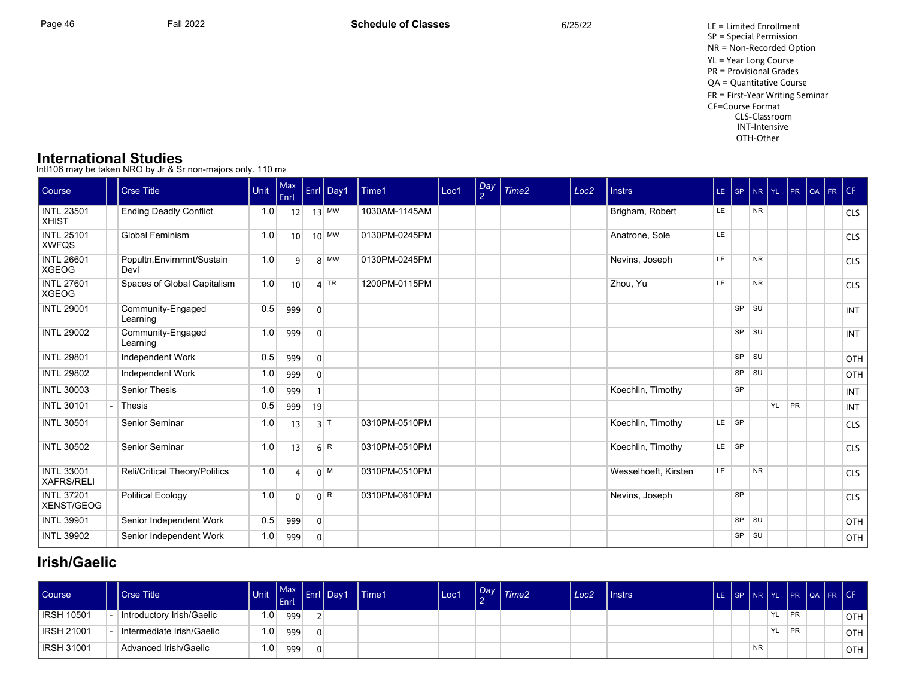LE = Limited Enrollment
SP = Special Permission
NR = Non-Recorded Option
YL = Year Long Course
PR = Provisional Grades
QA = Quantitative Course
FR = First-Year Writing Seminar
CF=Course Format
CLS-Classroom
INT-Intensive
OTH-Other

## International Studies

Intl106 may be taken NRO by Jr & Sr non-majors only. 110 ma

| Course | | Crse Title | Unit | Max Enrl | Enrl | Day1 | Time1 | Loc1 | Day 2 | Time2 | Loc2 | Instrs | LE | SP | NR | YL | PR | QA | FR | CF |
|---|---|---|---|---|---|---|---|---|---|---|---|---|---|---|---|---|---|---|---|---|
| INTL 23501 XHIST | | Ending Deadly Conflict | 1.0 | 12 | 13 | MW | 1030AM-1145AM | | | | | Brigham, Robert | LE | | NR | | | | | CLS |
| INTL 25101 XWFQS | | Global Feminism | 1.0 | 10 | 10 | MW | 0130PM-0245PM | | | | | Anatrone, Sole | LE | | | | | | | CLS |
| INTL 26601 XGEOG | | Popultn,Envirnmnt/Sustain Devl | 1.0 | 9 | 8 | MW | 0130PM-0245PM | | | | | Nevins, Joseph | LE | | NR | | | | | CLS |
| INTL 27601 XGEOG | | Spaces of Global Capitalism | 1.0 | 10 | 4 | TR | 1200PM-0115PM | | | | | Zhou, Yu | LE | | NR | | | | | CLS |
| INTL 29001 | | Community-Engaged Learning | 0.5 | 999 | 0 | | | | | | | | | SP | SU | | | | | INT |
| INTL 29002 | | Community-Engaged Learning | 1.0 | 999 | 0 | | | | | | | | | SP | SU | | | | | INT |
| INTL 29801 | | Independent Work | 0.5 | 999 | 0 | | | | | | | | | SP | SU | | | | | OTH |
| INTL 29802 | | Independent Work | 1.0 | 999 | 0 | | | | | | | | | SP | SU | | | | | OTH |
| INTL 30003 | | Senior Thesis | 1.0 | 999 | 1 | | | | | | | Koechlin, Timothy | | SP | | | | | | INT |
| INTL 30101 | - | Thesis | 0.5 | 999 | 19 | | | | | | | | | | | YL | PR | | | INT |
| INTL 30501 | | Senior Seminar | 1.0 | 13 | 3 | T | 0310PM-0510PM | | | | | Koechlin, Timothy | LE | SP | | | | | | CLS |
| INTL 30502 | | Senior Seminar | 1.0 | 13 | 6 | R | 0310PM-0510PM | | | | | Koechlin, Timothy | LE | SP | | | | | | CLS |
| INTL 33001 XAFRS/RELI | | Reli/Critical Theory/Politics | 1.0 | 4 | 0 | M | 0310PM-0510PM | | | | | Wesselhoeft, Kirsten | LE | | NR | | | | | CLS |
| INTL 37201 XENST/GEOG | | Political Ecology | 1.0 | 0 | 0 | R | 0310PM-0610PM | | | | | Nevins, Joseph | | SP | | | | | | CLS |
| INTL 39901 | | Senior Independent Work | 0.5 | 999 | 0 | | | | | | | | | SP | SU | | | | | OTH |
| INTL 39902 | | Senior Independent Work | 1.0 | 999 | 0 | | | | | | | | | SP | SU | | | | | OTH |

## Irish/Gaelic

| Course | | Crse Title | Unit | Max Enrl | Enrl | Day1 | Time1 | Loc1 | Day 2 | Time2 | Loc2 | Instrs | LE | SP | NR | YL | PR | QA | FR | CF |
|---|---|---|---|---|---|---|---|---|---|---|---|---|---|---|---|---|---|---|---|---|
| IRSH 10501 | - | Introductory Irish/Gaelic | 1.0 | 999 | 2 | | | | | | | | | | | YL | PR | | | OTH |
| IRSH 21001 | - | Intermediate Irish/Gaelic | 1.0 | 999 | 0 | | | | | | | | | | | YL | PR | | | OTH |
| IRSH 31001 | | Advanced Irish/Gaelic | 1.0 | 999 | 0 | | | | | | | | | | NR | | | | | OTH |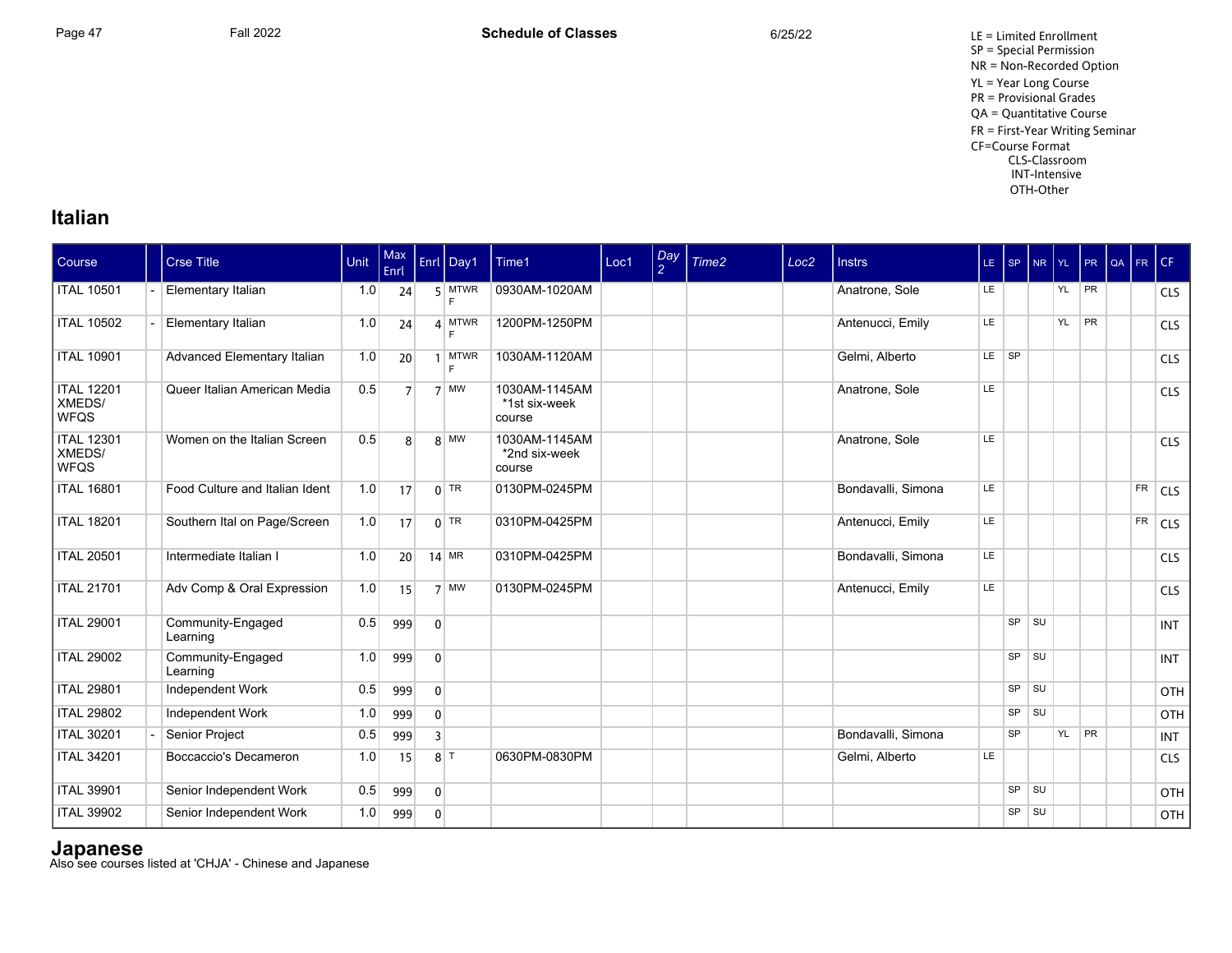LE = Limited Enrollment
SP = Special Permission
NR = Non-Recorded Option
YL = Year Long Course
PR = Provisional Grades
QA = Quantitative Course
FR = First-Year Writing Seminar
CF=Course Format
CLS-Classroom
INT-Intensive
OTH-Other

## Italian

| Course | | Crse Title | Unit | Max Enrl | Enrl | Day1 | Time1 | Loc1 | Day 2 | Time2 | Loc2 | Instrs | LE | SP | NR | YL | PR | QA | FR | CF |
|---|---|---|---|---|---|---|---|---|---|---|---|---|---|---|---|---|---|---|---|---|
| ITAL 10501 | - | Elementary Italian | 1.0 | 24 | 5 | MTWRF | 0930AM-1020AM | | | | | Anatrone, Sole | LE | | | YL | PR | | | CLS |
| ITAL 10502 | - | Elementary Italian | 1.0 | 24 | 4 | MTWRF | 1200PM-1250PM | | | | | Antenucci, Emily | LE | | | YL | PR | | | CLS |
| ITAL 10901 | | Advanced Elementary Italian | 1.0 | 20 | 1 | MTWRF | 1030AM-1120AM | | | | | Gelmi, Alberto | LE | SP | | | | | | CLS |
| ITAL 12201 XMEDS/ WFQS | | Queer Italian American Media | 0.5 | 7 | 7 | MW | 1030AM-1145AM *1st six-week course | | | | | Anatrone, Sole | LE | | | | | | | CLS |
| ITAL 12301 XMEDS/ WFQS | | Women on the Italian Screen | 0.5 | 8 | 8 | MW | 1030AM-1145AM *2nd six-week course | | | | | Anatrone, Sole | LE | | | | | | | CLS |
| ITAL 16801 | | Food Culture and Italian Ident | 1.0 | 17 | 0 | TR | 0130PM-0245PM | | | | | Bondavalli, Simona | LE | | | | | | FR | CLS |
| ITAL 18201 | | Southern Ital on Page/Screen | 1.0 | 17 | 0 | TR | 0310PM-0425PM | | | | | Antenucci, Emily | LE | | | | | | FR | CLS |
| ITAL 20501 | | Intermediate Italian I | 1.0 | 20 | 14 | MR | 0310PM-0425PM | | | | | Bondavalli, Simona | LE | | | | | | | CLS |
| ITAL 21701 | | Adv Comp & Oral Expression | 1.0 | 15 | 7 | MW | 0130PM-0245PM | | | | | Antenucci, Emily | LE | | | | | | | CLS |
| ITAL 29001 | | Community-Engaged Learning | 0.5 | 999 | 0 | | | | | | | | | SP | SU | | | | | INT |
| ITAL 29002 | | Community-Engaged Learning | 1.0 | 999 | 0 | | | | | | | | | SP | SU | | | | | INT |
| ITAL 29801 | | Independent Work | 0.5 | 999 | 0 | | | | | | | | | SP | SU | | | | | OTH |
| ITAL 29802 | | Independent Work | 1.0 | 999 | 0 | | | | | | | | | SP | SU | | | | | OTH |
| ITAL 30201 | - | Senior Project | 0.5 | 999 | 3 | | | | | | | Bondavalli, Simona | | SP | | YL | PR | | | INT |
| ITAL 34201 | | Boccaccio's Decameron | 1.0 | 15 | 8 | T | 0630PM-0830PM | | | | | Gelmi, Alberto | LE | | | | | | | CLS |
| ITAL 39901 | | Senior Independent Work | 0.5 | 999 | 0 | | | | | | | | | SP | SU | | | | | OTH |
| ITAL 39902 | | Senior Independent Work | 1.0 | 999 | 0 | | | | | | | | | SP | SU | | | | | OTH |

## Japanese

Also see courses listed at 'CHJA' - Chinese and Japanese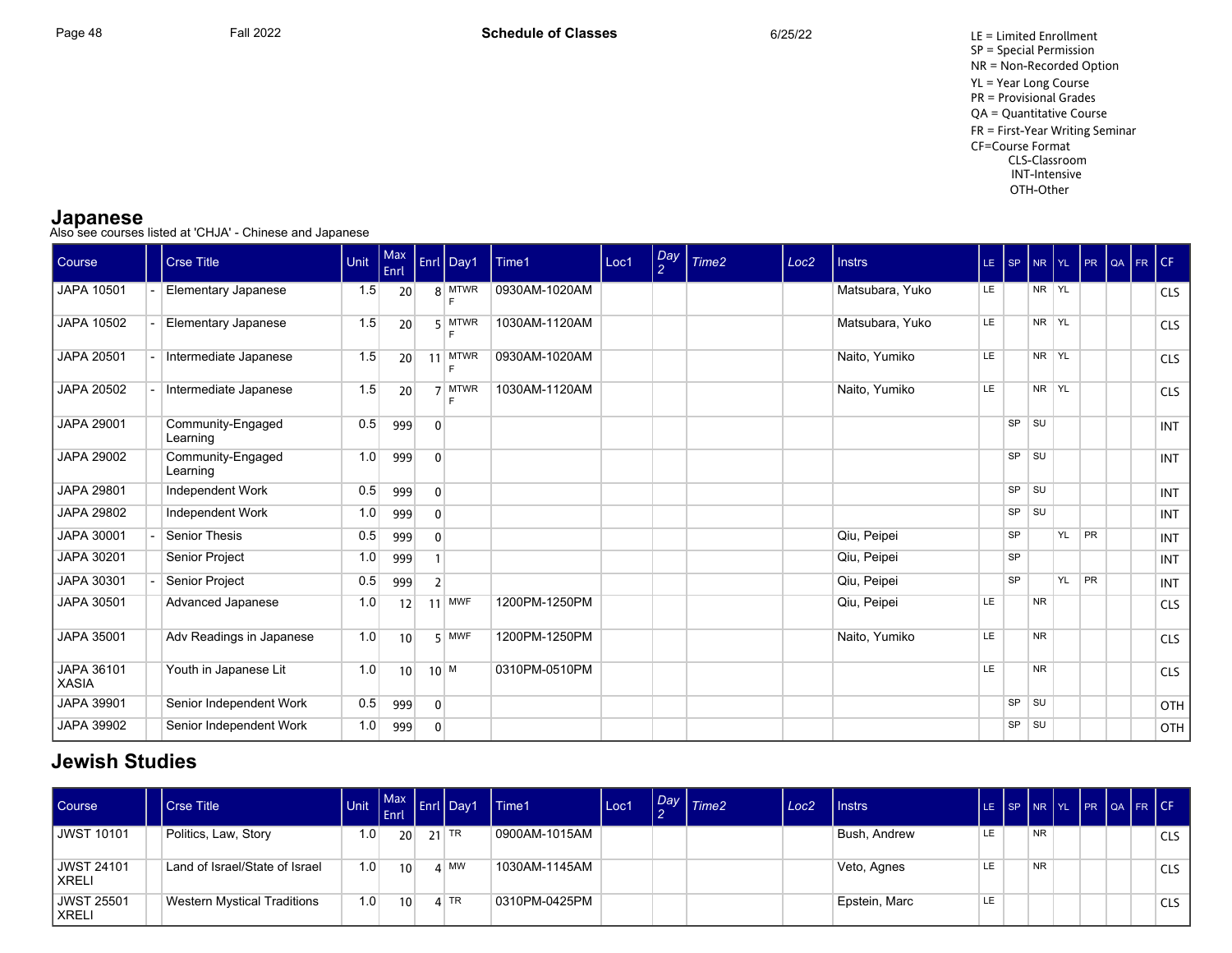LE = Limited Enrollment
SP = Special Permission
NR = Non-Recorded Option
YL = Year Long Course
PR = Provisional Grades
QA = Quantitative Course
FR = First-Year Writing Seminar
CF=Course Format
CLS-Classroom
INT-Intensive
OTH-Other

## Japanese

Also see courses listed at 'CHJA' - Chinese and Japanese

| Course | | Crse Title | Unit | Max Enrl | Enrl | Day1 | Time1 | Loc1 | Day 2 | Time2 | Loc2 | Instrs | LE | SP | NR | YL | PR | QA | FR | CF |
|---|---|---|---|---|---|---|---|---|---|---|---|---|---|---|---|---|---|---|---|---|
| JAPA 10501 | - | Elementary Japanese | 1.5 | 20 | 8 | MTWRF | 0930AM-1020AM | | | | | Matsubara, Yuko | LE | | NR | YL | | | | CLS |
| JAPA 10502 | - | Elementary Japanese | 1.5 | 20 | 5 | MTWRF | 1030AM-1120AM | | | | | Matsubara, Yuko | LE | | NR | YL | | | | CLS |
| JAPA 20501 | - | Intermediate Japanese | 1.5 | 20 | 11 | MTWRF | 0930AM-1020AM | | | | | Naito, Yumiko | LE | | NR | YL | | | | CLS |
| JAPA 20502 | - | Intermediate Japanese | 1.5 | 20 | 7 | MTWRF | 1030AM-1120AM | | | | | Naito, Yumiko | LE | | NR | YL | | | | CLS |
| JAPA 29001 | | Community-Engaged Learning | 0.5 | 999 | 0 | | | | | | | | | SP | SU | | | | | INT |
| JAPA 29002 | | Community-Engaged Learning | 1.0 | 999 | 0 | | | | | | | | | SP | SU | | | | | INT |
| JAPA 29801 | | Independent Work | 0.5 | 999 | 0 | | | | | | | | | SP | SU | | | | | INT |
| JAPA 29802 | | Independent Work | 1.0 | 999 | 0 | | | | | | | | | SP | SU | | | | | INT |
| JAPA 30001 | - | Senior Thesis | 0.5 | 999 | 0 | | | | | | | Qiu, Peipei | | SP | | YL | PR | | | INT |
| JAPA 30201 | | Senior Project | 1.0 | 999 | 1 | | | | | | | Qiu, Peipei | | SP | | | | | | INT |
| JAPA 30301 | - | Senior Project | 0.5 | 999 | 2 | | | | | | | Qiu, Peipei | | SP | | YL | PR | | | INT |
| JAPA 30501 | | Advanced Japanese | 1.0 | 12 | 11 | MWF | 1200PM-1250PM | | | | | Qiu, Peipei | LE | | NR | | | | | CLS |
| JAPA 35001 | | Adv Readings in Japanese | 1.0 | 10 | 5 | MWF | 1200PM-1250PM | | | | | Naito, Yumiko | LE | | NR | | | | | CLS |
| JAPA 36101 XASIA | | Youth in Japanese Lit | 1.0 | 10 | 10 | M | 0310PM-0510PM | | | | | | LE | | NR | | | | | CLS |
| JAPA 39901 | | Senior Independent Work | 0.5 | 999 | 0 | | | | | | | | | SP | SU | | | | | OTH |
| JAPA 39902 | | Senior Independent Work | 1.0 | 999 | 0 | | | | | | | | | SP | SU | | | | | OTH |

## Jewish Studies

| Course | | Crse Title | Unit | Max Enrl | Enrl | Day1 | Time1 | Loc1 | Day 2 | Time2 | Loc2 | Instrs | LE | SP | NR | YL | PR | QA | FR | CF |
|---|---|---|---|---|---|---|---|---|---|---|---|---|---|---|---|---|---|---|---|---|
| JWST 10101 | | Politics, Law, Story | 1.0 | 20 | 21 | TR | 0900AM-1015AM | | | | | Bush, Andrew | LE | | NR | | | | | CLS |
| JWST 24101 XRELI | | Land of Israel/State of Israel | 1.0 | 10 | 4 | MW | 1030AM-1145AM | | | | | Veto, Agnes | LE | | NR | | | | | CLS |
| JWST 25501 XRELI | | Western Mystical Traditions | 1.0 | 10 | 4 | TR | 0310PM-0425PM | | | | | Epstein, Marc | LE | | | | | | | CLS |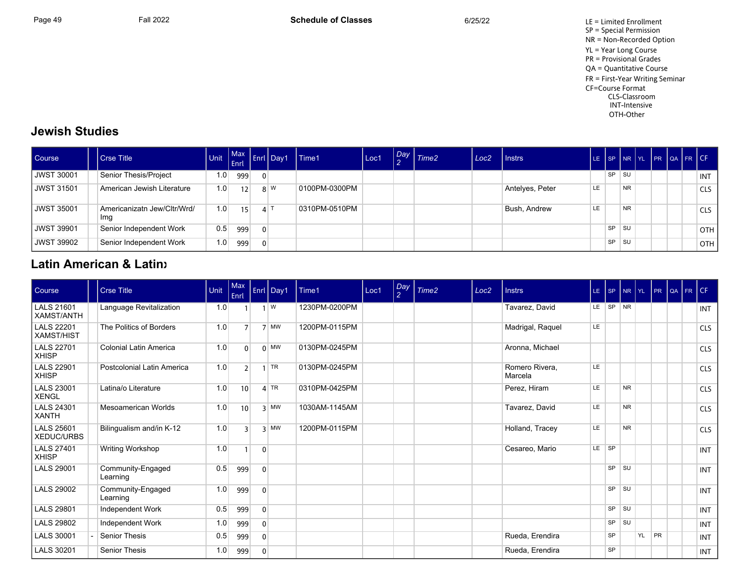LE = Limited Enrollment
SP = Special Permission
NR = Non-Recorded Option
YL = Year Long Course
PR = Provisional Grades
QA = Quantitative Course
FR = First-Year Writing Seminar
CF=Course Format
CLS-Classroom
INT-Intensive
OTH-Other

## Jewish Studies

| Course | | Crse Title | Unit | Max Enrl | Enrl | Day1 | Time1 | Loc1 | Day 2 | Time2 | Loc2 | Instrs | LE | SP | NR | YL | PR | QA | FR | CF |
|---|---|---|---|---|---|---|---|---|---|---|---|---|---|---|---|---|---|---|---|---|
| JWST 30001 | | Senior Thesis/Project | 1.0 | 999 | 0 | | | | | | | | | SP | SU | | | | | INT |
| JWST 31501 | | American Jewish Literature | 1.0 | 12 | 8 | W | 0100PM-0300PM | | | | | Antelyes, Peter | LE | | NR | | | | | CLS |
| JWST 35001 | | Americanizatn Jew/Cltr/Wrd/Img | 1.0 | 15 | 4 | T | 0310PM-0510PM | | | | | Bush, Andrew | LE | | NR | | | | | CLS |
| JWST 39901 | | Senior Independent Work | 0.5 | 999 | 0 | | | | | | | | | SP | SU | | | | | OTH |
| JWST 39902 | | Senior Independent Work | 1.0 | 999 | 0 | | | | | | | | | SP | SU | | | | | OTH |

## Latin American & Latinx

| Course | | Crse Title | Unit | Max Enrl | Enrl | Day1 | Time1 | Loc1 | Day 2 | Time2 | Loc2 | Instrs | LE | SP | NR | YL | PR | QA | FR | CF |
|---|---|---|---|---|---|---|---|---|---|---|---|---|---|---|---|---|---|---|---|---|
| LALS 21601 XAMST/ANTH | | Language Revitalization | 1.0 | 1 | 1 | W | 1230PM-0200PM | | | | | Tavarez, David | LE | SP | NR | | | | | INT |
| LALS 22201 XAMST/HIST | | The Politics of Borders | 1.0 | 7 | 7 | MW | 1200PM-0115PM | | | | | Madrigal, Raquel | LE | | | | | | | CLS |
| LALS 22701 XHISP | | Colonial Latin America | 1.0 | 0 | 0 | MW | 0130PM-0245PM | | | | | Aronna, Michael | | | | | | | | CLS |
| LALS 22901 XHISP | | Postcolonial Latin America | 1.0 | 2 | 1 | TR | 0130PM-0245PM | | | | | Romero Rivera, Marcela | LE | | | | | | | CLS |
| LALS 23001 XENGL | | Latina/o Literature | 1.0 | 10 | 4 | TR | 0310PM-0425PM | | | | | Perez, Hiram | LE | | NR | | | | | CLS |
| LALS 24301 XANTH | | Mesoamerican Worlds | 1.0 | 10 | 3 | MW | 1030AM-1145AM | | | | | Tavarez, David | LE | | NR | | | | | CLS |
| LALS 25601 XEDUC/URBS | | Bilingualism and/in K-12 | 1.0 | 3 | 3 | MW | 1200PM-0115PM | | | | | Holland, Tracey | LE | | NR | | | | | CLS |
| LALS 27401 XHISP | | Writing Workshop | 1.0 | 1 | 0 | | | | | | | Cesareo, Mario | LE | SP | | | | | | INT |
| LALS 29001 | | Community-Engaged Learning | 0.5 | 999 | 0 | | | | | | | | | SP | SU | | | | | INT |
| LALS 29002 | | Community-Engaged Learning | 1.0 | 999 | 0 | | | | | | | | | SP | SU | | | | | INT |
| LALS 29801 | | Independent Work | 0.5 | 999 | 0 | | | | | | | | | SP | SU | | | | | INT |
| LALS 29802 | | Independent Work | 1.0 | 999 | 0 | | | | | | | | | SP | SU | | | | | INT |
| LALS 30001 | - | Senior Thesis | 0.5 | 999 | 0 | | | | | | | Rueda, Erendira | | SP | | YL | PR | | | INT |
| LALS 30201 | | Senior Thesis | 1.0 | 999 | 0 | | | | | | | Rueda, Erendira | | SP | | | | | | INT |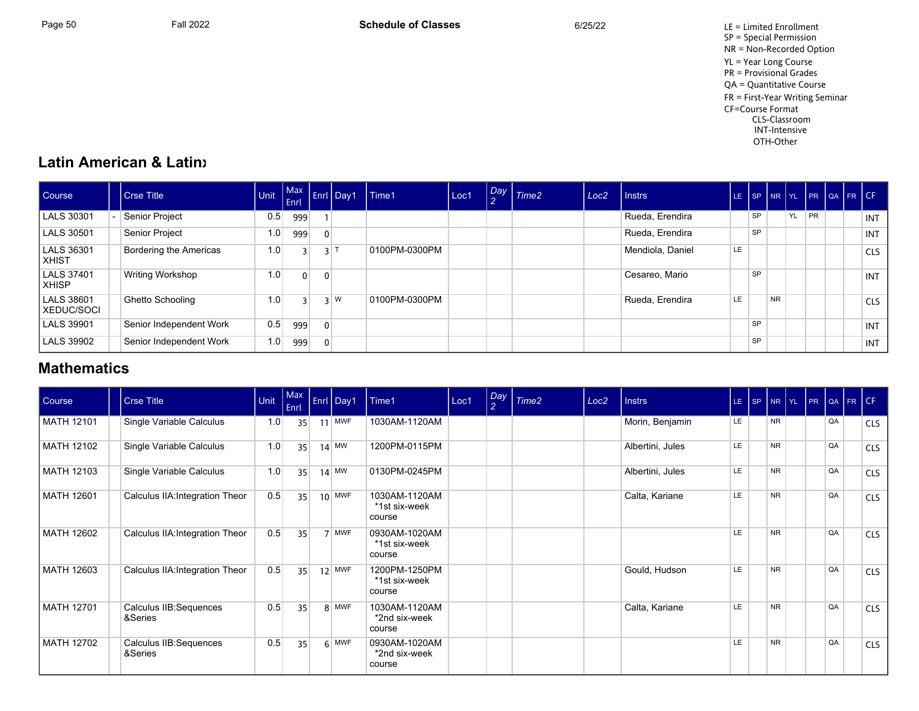LE = Limited Enrollment
SP = Special Permission
NR = Non-Recorded Option
YL = Year Long Course
PR = Provisional Grades
QA = Quantitative Course
FR = First-Year Writing Seminar
CF=Course Format
CLS-Classroom
INT-Intensive
OTH-Other

## Latin American & Latinx

| Course | | Crse Title | Unit | Max Enrl | Enrl | Day1 | Time1 | Loc1 | Day 2 | Time2 | Loc2 | Instrs | LE | SP | NR | YL | PR | QA | FR | CF |
|---|---|---|---|---|---|---|---|---|---|---|---|---|---|---|---|---|---|---|---|---|
| LALS 30301 | - | Senior Project | 0.5 | 999 | 1 | | | | | | | Rueda, Erendira | | SP | | YL | PR | | | INT |
| LALS 30501 | | Senior Project | 1.0 | 999 | 0 | | | | | | | Rueda, Erendira | | SP | | | | | | INT |
| LALS 36301 XHIST | | Bordering the Americas | 1.0 | 3 | 3 | T | 0100PM-0300PM | | | | | Mendiola, Daniel | LE | | | | | | | CLS |
| LALS 37401 XHISP | | Writing Workshop | 1.0 | 0 | 0 | | | | | | | Cesareo, Mario | | SP | | | | | | INT |
| LALS 38601 XEDUC/SOCI | | Ghetto Schooling | 1.0 | 3 | 3 | W | 0100PM-0300PM | | | | | Rueda, Erendira | LE | | NR | | | | | CLS |
| LALS 39901 | | Senior Independent Work | 0.5 | 999 | 0 | | | | | | | | | SP | | | | | | INT |
| LALS 39902 | | Senior Independent Work | 1.0 | 999 | 0 | | | | | | | | | SP | | | | | | INT |

## Mathematics

| Course | | Crse Title | Unit | Max Enrl | Enrl | Day1 | Time1 | Loc1 | Day 2 | Time2 | Loc2 | Instrs | LE | SP | NR | YL | PR | QA | FR | CF |
|---|---|---|---|---|---|---|---|---|---|---|---|---|---|---|---|---|---|---|---|---|
| MATH 12101 | | Single Variable Calculus | 1.0 | 35 | 11 | MWF | 1030AM-1120AM | | | | | Morin, Benjamin | LE | | NR | | | QA | | CLS |
| MATH 12102 | | Single Variable Calculus | 1.0 | 35 | 14 | MW | 1200PM-0115PM | | | | | Albertini, Jules | LE | | NR | | | QA | | CLS |
| MATH 12103 | | Single Variable Calculus | 1.0 | 35 | 14 | MW | 0130PM-0245PM | | | | | Albertini, Jules | LE | | NR | | | QA | | CLS |
| MATH 12601 | | Calculus IIA:Integration Theor | 0.5 | 35 | 10 | MWF | 1030AM-1120AM *1st six-week course | | | | | Calta, Kariane | LE | | NR | | | QA | | CLS |
| MATH 12602 | | Calculus IIA:Integration Theor | 0.5 | 35 | 7 | MWF | 0930AM-1020AM *1st six-week course | | | | | | LE | | NR | | | QA | | CLS |
| MATH 12603 | | Calculus IIA:Integration Theor | 0.5 | 35 | 12 | MWF | 1200PM-1250PM *1st six-week course | | | | | Gould, Hudson | LE | | NR | | | QA | | CLS |
| MATH 12701 | | Calculus IIB:Sequences &Series | 0.5 | 35 | 8 | MWF | 1030AM-1120AM *2nd six-week course | | | | | Calta, Kariane | LE | | NR | | | QA | | CLS |
| MATH 12702 | | Calculus IIB:Sequences &Series | 0.5 | 35 | 6 | MWF | 0930AM-1020AM *2nd six-week course | | | | | | LE | | NR | | | QA | | CLS |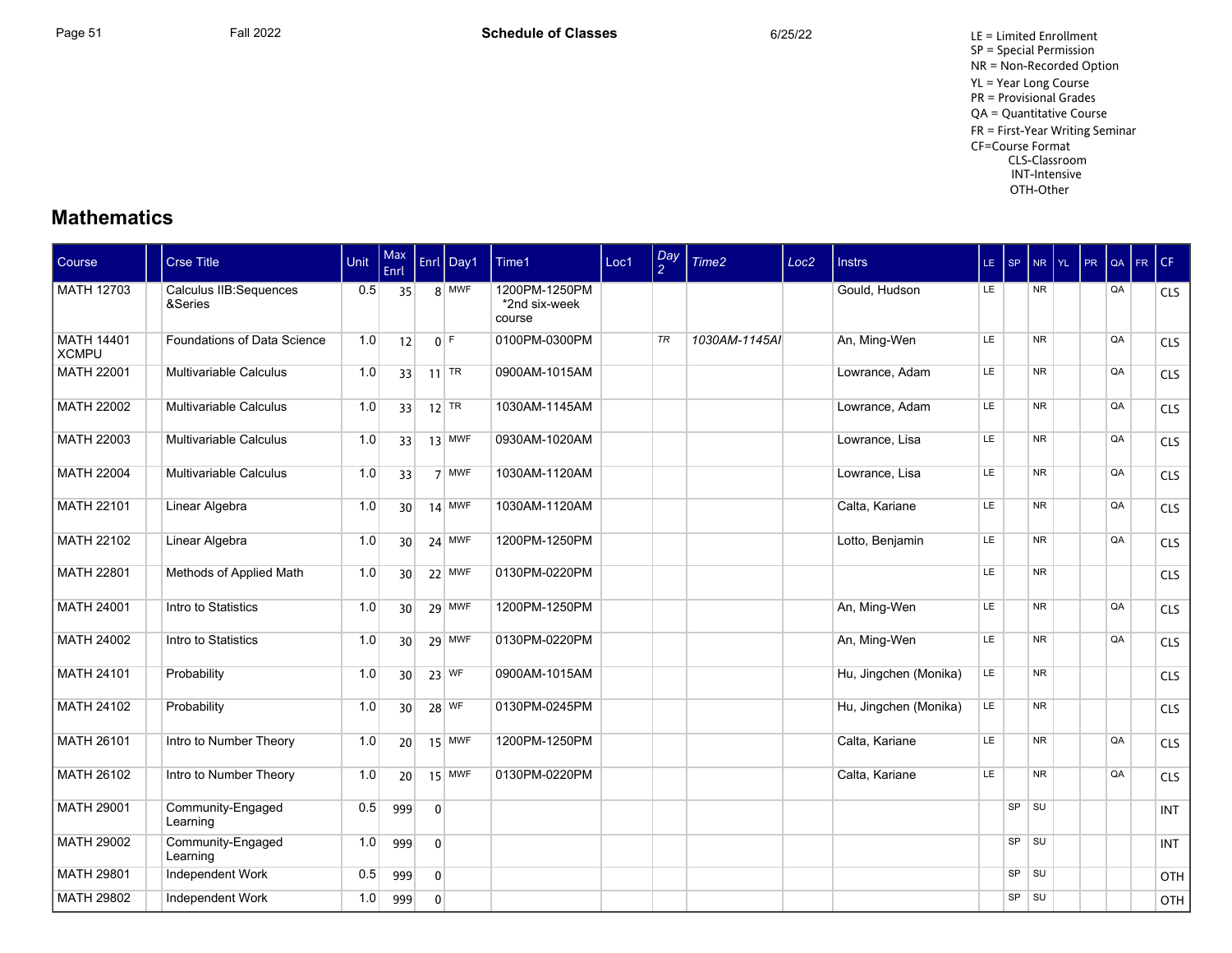LE = Limited Enrollment
SP = Special Permission
NR = Non-Recorded Option
YL = Year Long Course
PR = Provisional Grades
QA = Quantitative Course
FR = First-Year Writing Seminar
CF=Course Format
CLS-Classroom
INT-Intensive
OTH-Other

## Mathematics

| Course | | Crse Title | Unit | Max Enrl | Enrl | Day1 | Time1 | Loc1 | Day 2 | Time2 | Loc2 | Instrs | LE | SP | NR | YL | PR | QA | FR | CF |
|---|---|---|---|---|---|---|---|---|---|---|---|---|---|---|---|---|---|---|---|---|
| MATH 12703 | | Calculus IIB:Sequences &Series | 0.5 | 35 | 8 | MWF | 1200PM-1250PM *2nd six-week course | | | | | Gould, Hudson | LE | | NR | | | QA | | CLS |
| MATH 14401 XCMPU | | Foundations of Data Science | 1.0 | 12 | 0 | F | 0100PM-0300PM | | TR | 1030AM-1145AI | | An, Ming-Wen | LE | | NR | | | QA | | CLS |
| MATH 22001 | | Multivariable Calculus | 1.0 | 33 | 11 | TR | 0900AM-1015AM | | | | | Lowrance, Adam | LE | | NR | | | QA | | CLS |
| MATH 22002 | | Multivariable Calculus | 1.0 | 33 | 12 | TR | 1030AM-1145AM | | | | | Lowrance, Adam | LE | | NR | | | QA | | CLS |
| MATH 22003 | | Multivariable Calculus | 1.0 | 33 | 13 | MWF | 0930AM-1020AM | | | | | Lowrance, Lisa | LE | | NR | | | QA | | CLS |
| MATH 22004 | | Multivariable Calculus | 1.0 | 33 | 7 | MWF | 1030AM-1120AM | | | | | Lowrance, Lisa | LE | | NR | | | QA | | CLS |
| MATH 22101 | | Linear Algebra | 1.0 | 30 | 14 | MWF | 1030AM-1120AM | | | | | Calta, Kariane | LE | | NR | | | QA | | CLS |
| MATH 22102 | | Linear Algebra | 1.0 | 30 | 24 | MWF | 1200PM-1250PM | | | | | Lotto, Benjamin | LE | | NR | | | QA | | CLS |
| MATH 22801 | | Methods of Applied Math | 1.0 | 30 | 22 | MWF | 0130PM-0220PM | | | | | | LE | | NR | | | | | CLS |
| MATH 24001 | | Intro to Statistics | 1.0 | 30 | 29 | MWF | 1200PM-1250PM | | | | | An, Ming-Wen | LE | | NR | | | QA | | CLS |
| MATH 24002 | | Intro to Statistics | 1.0 | 30 | 29 | MWF | 0130PM-0220PM | | | | | An, Ming-Wen | LE | | NR | | | QA | | CLS |
| MATH 24101 | | Probability | 1.0 | 30 | 23 | WF | 0900AM-1015AM | | | | | Hu, Jingchen (Monika) | LE | | NR | | | | | CLS |
| MATH 24102 | | Probability | 1.0 | 30 | 28 | WF | 0130PM-0245PM | | | | | Hu, Jingchen (Monika) | LE | | NR | | | | | CLS |
| MATH 26101 | | Intro to Number Theory | 1.0 | 20 | 15 | MWF | 1200PM-1250PM | | | | | Calta, Kariane | LE | | NR | | | QA | | CLS |
| MATH 26102 | | Intro to Number Theory | 1.0 | 20 | 15 | MWF | 0130PM-0220PM | | | | | Calta, Kariane | LE | | NR | | | QA | | CLS |
| MATH 29001 | | Community-Engaged Learning | 0.5 | 999 | 0 | | | | | | | | | SP | SU | | | | | INT |
| MATH 29002 | | Community-Engaged Learning | 1.0 | 999 | 0 | | | | | | | | | SP | SU | | | | | INT |
| MATH 29801 | | Independent Work | 0.5 | 999 | 0 | | | | | | | | | SP | SU | | | | | OTH |
| MATH 29802 | | Independent Work | 1.0 | 999 | 0 | | | | | | | | | SP | SU | | | | | OTH |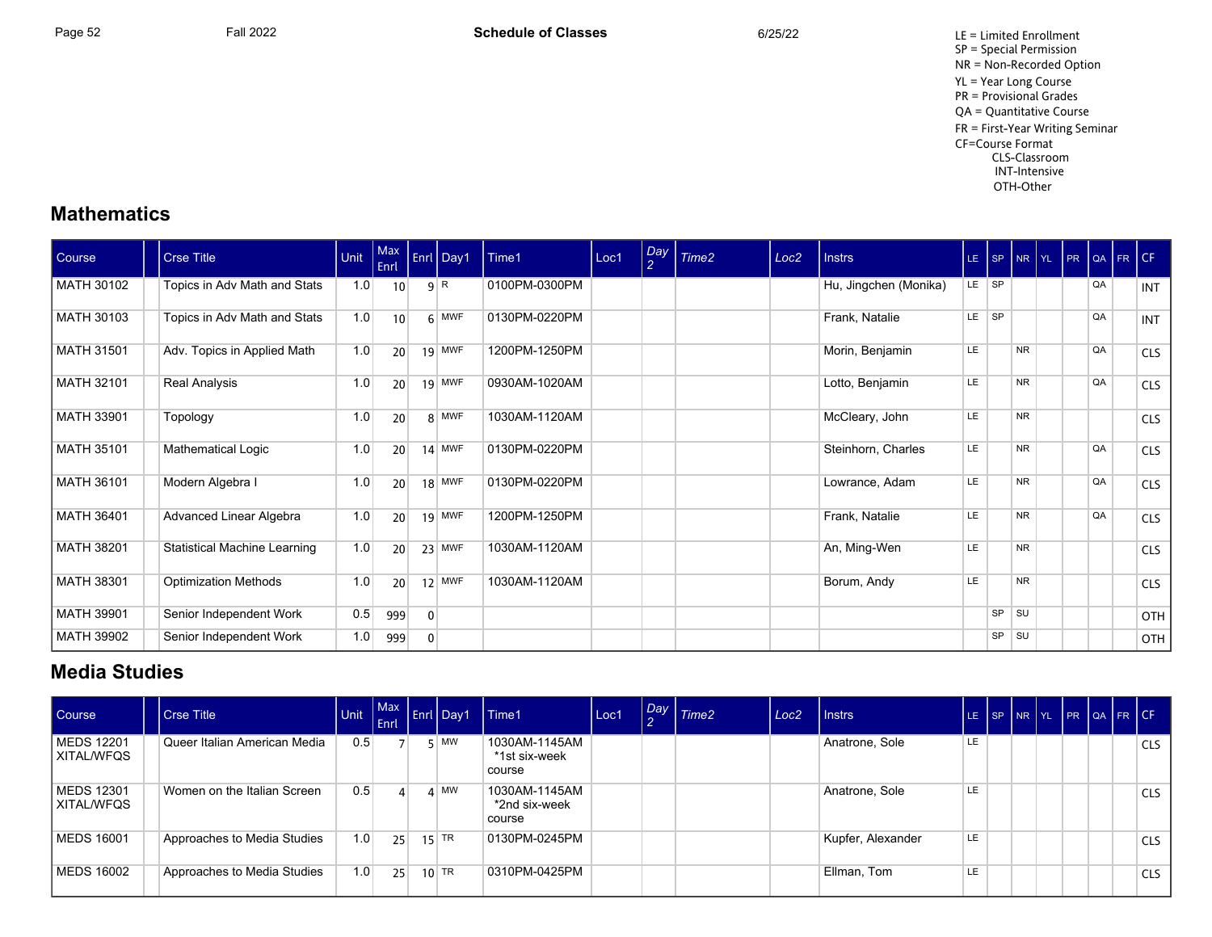LE = Limited Enrollment
SP = Special Permission
NR = Non-Recorded Option
YL = Year Long Course
PR = Provisional Grades
QA = Quantitative Course
FR = First-Year Writing Seminar
CF=Course Format
CLS-Classroom
INT-Intensive
OTH-Other

## Mathematics

| Course | | Crse Title | Unit | Max Enrl | Enrl | Day1 | Time1 | Loc1 | Day 2 | Time2 | Loc2 | Instrs | LE | SP | NR | YL | PR | QA | FR | CF |
|---|---|---|---|---|---|---|---|---|---|---|---|---|---|---|---|---|---|---|---|---|
| MATH 30102 | | Topics in Adv Math and Stats | 1.0 | 10 | 9 | R | 0100PM-0300PM | | | | | Hu, Jingchen (Monika) | LE | SP | | | | QA | | INT |
| MATH 30103 | | Topics in Adv Math and Stats | 1.0 | 10 | 6 | MWF | 0130PM-0220PM | | | | | Frank, Natalie | LE | SP | | | | QA | | INT |
| MATH 31501 | | Adv. Topics in Applied Math | 1.0 | 20 | 19 | MWF | 1200PM-1250PM | | | | | Morin, Benjamin | LE | | NR | | | QA | | CLS |
| MATH 32101 | | Real Analysis | 1.0 | 20 | 19 | MWF | 0930AM-1020AM | | | | | Lotto, Benjamin | LE | | NR | | | QA | | CLS |
| MATH 33901 | | Topology | 1.0 | 20 | 8 | MWF | 1030AM-1120AM | | | | | McCleary, John | LE | | NR | | | | | CLS |
| MATH 35101 | | Mathematical Logic | 1.0 | 20 | 14 | MWF | 0130PM-0220PM | | | | | Steinhorn, Charles | LE | | NR | | | QA | | CLS |
| MATH 36101 | | Modern Algebra I | 1.0 | 20 | 18 | MWF | 0130PM-0220PM | | | | | Lowrance, Adam | LE | | NR | | | QA | | CLS |
| MATH 36401 | | Advanced Linear Algebra | 1.0 | 20 | 19 | MWF | 1200PM-1250PM | | | | | Frank, Natalie | LE | | NR | | | QA | | CLS |
| MATH 38201 | | Statistical Machine Learning | 1.0 | 20 | 23 | MWF | 1030AM-1120AM | | | | | An, Ming-Wen | LE | | NR | | | | | CLS |
| MATH 38301 | | Optimization Methods | 1.0 | 20 | 12 | MWF | 1030AM-1120AM | | | | | Borum, Andy | LE | | NR | | | | | CLS |
| MATH 39901 | | Senior Independent Work | 0.5 | 999 | 0 | | | | | | | | | SP | SU | | | | | OTH |
| MATH 39902 | | Senior Independent Work | 1.0 | 999 | 0 | | | | | | | | | SP | SU | | | | | OTH |

## Media Studies

| Course | | Crse Title | Unit | Max Enrl | Enrl | Day1 | Time1 | Loc1 | Day 2 | Time2 | Loc2 | Instrs | LE | SP | NR | YL | PR | QA | FR | CF |
|---|---|---|---|---|---|---|---|---|---|---|---|---|---|---|---|---|---|---|---|---|
| MEDS 12201 XITAL/WFQS | | Queer Italian American Media | 0.5 | 7 | 5 | MW | 1030AM-1145AM *1st six-week course | | | | | Anatrone, Sole | LE | | | | | | | CLS |
| MEDS 12301 XITAL/WFQS | | Women on the Italian Screen | 0.5 | 4 | 4 | MW | 1030AM-1145AM *2nd six-week course | | | | | Anatrone, Sole | LE | | | | | | | CLS |
| MEDS 16001 | | Approaches to Media Studies | 1.0 | 25 | 15 | TR | 0130PM-0245PM | | | | | Kupfer, Alexander | LE | | | | | | | CLS |
| MEDS 16002 | | Approaches to Media Studies | 1.0 | 25 | 10 | TR | 0310PM-0425PM | | | | | Ellman, Tom | LE | | | | | | | CLS |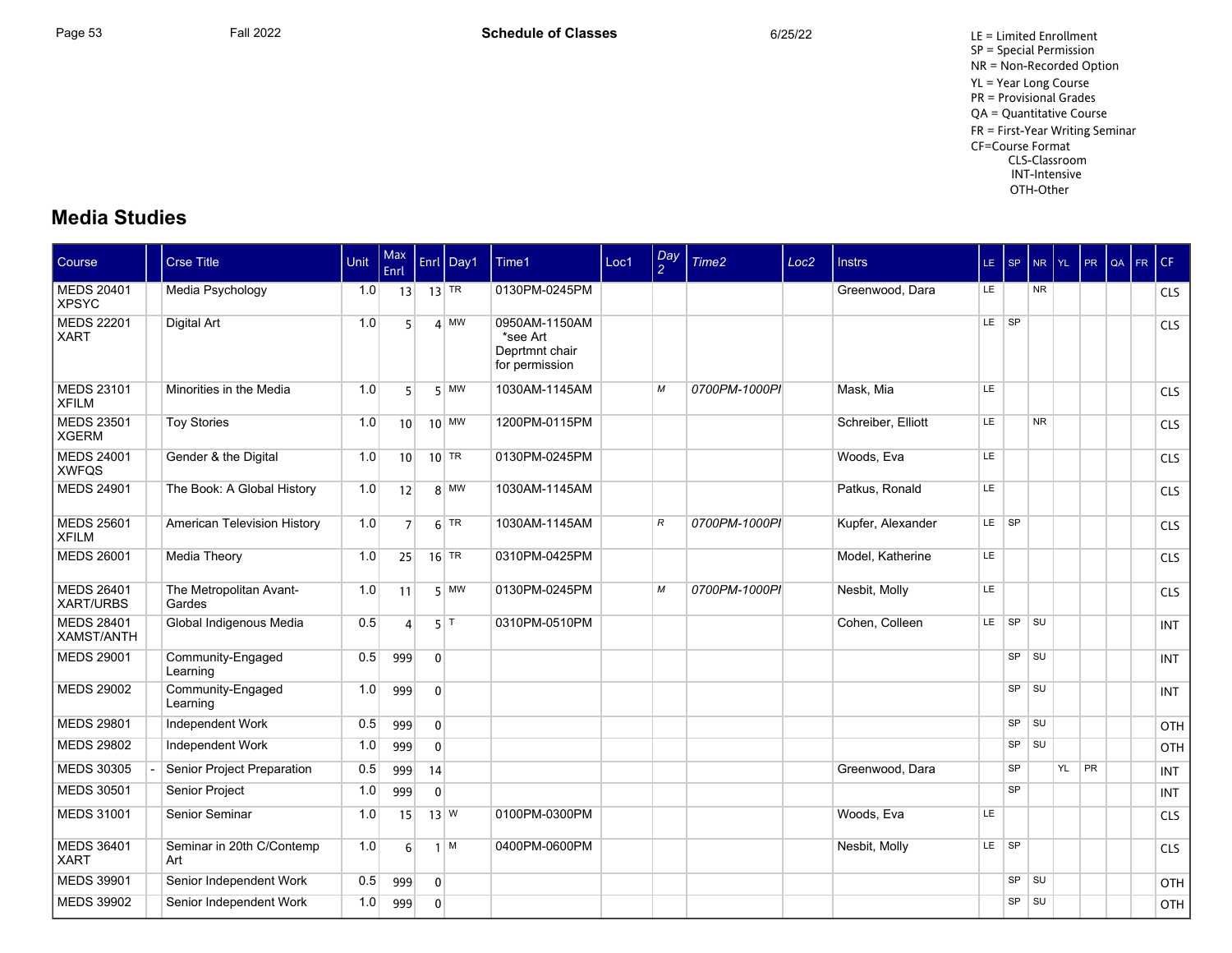LE = Limited Enrollment
SP = Special Permission
NR = Non-Recorded Option
YL = Year Long Course
PR = Provisional Grades
QA = Quantitative Course
FR = First-Year Writing Seminar
CF=Course Format
CLS-Classroom
INT-Intensive
OTH-Other

## Media Studies

| Course | | Crse Title | Unit | Max Enrl | Enrl | Day1 | Time1 | Loc1 | Day 2 | Time2 | Loc2 | Instrs | LE | SP | NR | YL | PR | QA | FR | CF |
|---|---|---|---|---|---|---|---|---|---|---|---|---|---|---|---|---|---|---|---|---|
| MEDS 20401 XPSYC | | Media Psychology | 1.0 | 13 | 13 | TR | 0130PM-0245PM | | | | | Greenwood, Dara | LE | | NR | | | | | CLS |
| MEDS 22201 XART | | Digital Art | 1.0 | 5 | 4 | MW | 0950AM-1150AM *see Art Deprtmnt chair for permission | | | | | | LE | SP | | | | | | CLS |
| MEDS 23101 XFILM | | Minorities in the Media | 1.0 | 5 | 5 | MW | 1030AM-1145AM | | M | 0700PM-1000PI | | Mask, Mia | LE | | | | | | | CLS |
| MEDS 23501 XGERM | | Toy Stories | 1.0 | 10 | 10 | MW | 1200PM-0115PM | | | | | Schreiber, Elliott | LE | | NR | | | | | CLS |
| MEDS 24001 XWFQS | | Gender & the Digital | 1.0 | 10 | 10 | TR | 0130PM-0245PM | | | | | Woods, Eva | LE | | | | | | | CLS |
| MEDS 24901 | | The Book: A Global History | 1.0 | 12 | 8 | MW | 1030AM-1145AM | | | | | Patkus, Ronald | LE | | | | | | | CLS |
| MEDS 25601 XFILM | | American Television History | 1.0 | 7 | 6 | TR | 1030AM-1145AM | | R | 0700PM-1000PI | | Kupfer, Alexander | LE | SP | | | | | | CLS |
| MEDS 26001 | | Media Theory | 1.0 | 25 | 16 | TR | 0310PM-0425PM | | | | | Model, Katherine | LE | | | | | | | CLS |
| MEDS 26401 XART/URBS | | The Metropolitan Avant-Gardes | 1.0 | 11 | 5 | MW | 0130PM-0245PM | | M | 0700PM-1000PI | | Nesbit, Molly | LE | | | | | | | CLS |
| MEDS 28401 XAMST/ANTH | | Global Indigenous Media | 0.5 | 4 | 5 | T | 0310PM-0510PM | | | | | Cohen, Colleen | LE | SP | SU | | | | | INT |
| MEDS 29001 | | Community-Engaged Learning | 0.5 | 999 | 0 | | | | | | | | | SP | SU | | | | | INT |
| MEDS 29002 | | Community-Engaged Learning | 1.0 | 999 | 0 | | | | | | | | | SP | SU | | | | | INT |
| MEDS 29801 | | Independent Work | 0.5 | 999 | 0 | | | | | | | | | SP | SU | | | | | OTH |
| MEDS 29802 | | Independent Work | 1.0 | 999 | 0 | | | | | | | | | SP | SU | | | | | OTH |
| MEDS 30305 | - | Senior Project Preparation | 0.5 | 999 | 14 | | | | | | | Greenwood, Dara | | SP | | YL | PR | | | INT |
| MEDS 30501 | | Senior Project | 1.0 | 999 | 0 | | | | | | | | | SP | | | | | | INT |
| MEDS 31001 | | Senior Seminar | 1.0 | 15 | 13 | W | 0100PM-0300PM | | | | | Woods, Eva | LE | | | | | | | CLS |
| MEDS 36401 XART | | Seminar in 20th C/Contemp Art | 1.0 | 6 | 1 | M | 0400PM-0600PM | | | | | Nesbit, Molly | LE | SP | | | | | | CLS |
| MEDS 39901 | | Senior Independent Work | 0.5 | 999 | 0 | | | | | | | | | SP | SU | | | | | OTH |
| MEDS 39902 | | Senior Independent Work | 1.0 | 999 | 0 | | | | | | | | | SP | SU | | | | | OTH |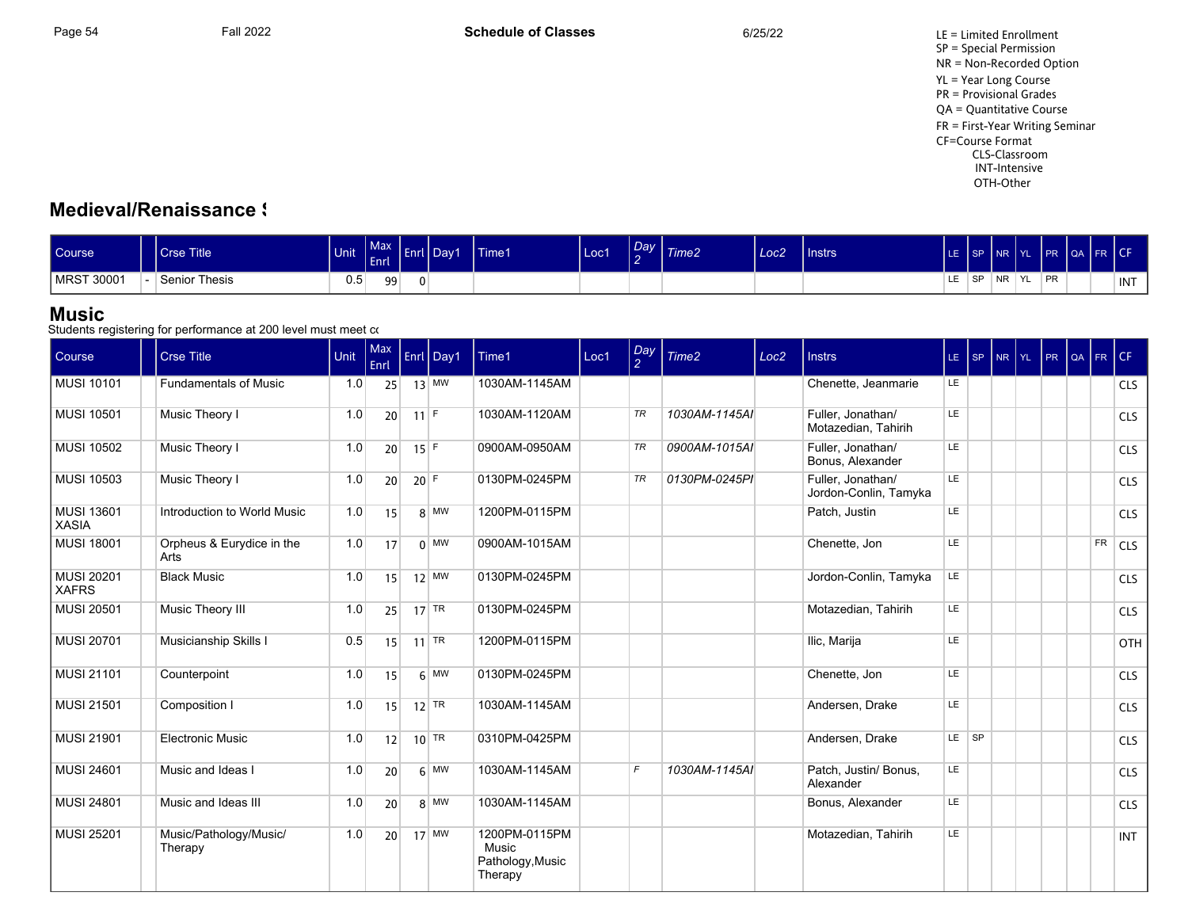LE = Limited Enrollment
SP = Special Permission
NR = Non-Recorded Option
YL = Year Long Course
PR = Provisional Grades
QA = Quantitative Course
FR = First-Year Writing Seminar
CF=Course Format
CLS-Classroom
INT-Intensive
OTH-Other

## Medieval/Renaissance S

| Course | | Crse Title | Unit | Max Enrl | Enrl | Day1 | Time1 | Loc1 | Day 2 | Time2 | Loc2 | Instrs | LE | SP | NR | YL | PR | QA | FR | CF |
|---|---|---|---|---|---|---|---|---|---|---|---|---|---|---|---|---|---|---|---|---|
| MRST 30001 | - | Senior Thesis | 0.5 | 99 | 0 | | | | | | | | LE | SP | NR | YL | PR | | | INT |

## Music

Students registering for performance at 200 level must meet co

| Course | | Crse Title | Unit | Max Enrl | Enrl | Day1 | Time1 | Loc1 | Day 2 | Time2 | Loc2 | Instrs | LE | SP | NR | YL | PR | QA | FR | CF |
|---|---|---|---|---|---|---|---|---|---|---|---|---|---|---|---|---|---|---|---|---|
| MUSI 10101 | | Fundamentals of Music | 1.0 | 25 | 13 | MW | 1030AM-1145AM | | | | | Chenette, Jeanmarie | LE | | | | | | | CLS |
| MUSI 10501 | | Music Theory I | 1.0 | 20 | 11 | F | 1030AM-1120AM | | TR | 1030AM-1145AI | | Fuller, Jonathan/ Motazedian, Tahirih | LE | | | | | | | CLS |
| MUSI 10502 | | Music Theory I | 1.0 | 20 | 15 | F | 0900AM-0950AM | | TR | 0900AM-1015AI | | Fuller, Jonathan/ Bonus, Alexander | LE | | | | | | | CLS |
| MUSI 10503 | | Music Theory I | 1.0 | 20 | 20 | F | 0130PM-0245PM | | TR | 0130PM-0245PI | | Fuller, Jonathan/ Jordon-Conlin, Tamyka | LE | | | | | | | CLS |
| MUSI 13601 XASIA | | Introduction to World Music | 1.0 | 15 | 8 | MW | 1200PM-0115PM | | | | | Patch, Justin | LE | | | | | | | CLS |
| MUSI 18001 | | Orpheus & Eurydice in the Arts | 1.0 | 17 | 0 | MW | 0900AM-1015AM | | | | | Chenette, Jon | LE | | | | | | FR | CLS |
| MUSI 20201 XAFRS | | Black Music | 1.0 | 15 | 12 | MW | 0130PM-0245PM | | | | | Jordon-Conlin, Tamyka | LE | | | | | | | CLS |
| MUSI 20501 | | Music Theory III | 1.0 | 25 | 17 | TR | 0130PM-0245PM | | | | | Motazedian, Tahirih | LE | | | | | | | CLS |
| MUSI 20701 | | Musicianship Skills I | 0.5 | 15 | 11 | TR | 1200PM-0115PM | | | | | Ilic, Marija | LE | | | | | | | OTH |
| MUSI 21101 | | Counterpoint | 1.0 | 15 | 6 | MW | 0130PM-0245PM | | | | | Chenette, Jon | LE | | | | | | | CLS |
| MUSI 21501 | | Composition I | 1.0 | 15 | 12 | TR | 1030AM-1145AM | | | | | Andersen, Drake | LE | | | | | | | CLS |
| MUSI 21901 | | Electronic Music | 1.0 | 12 | 10 | TR | 0310PM-0425PM | | | | | Andersen, Drake | LE | SP | | | | | | CLS |
| MUSI 24601 | | Music and Ideas I | 1.0 | 20 | 6 | MW | 1030AM-1145AM | | F | 1030AM-1145AI | | Patch, Justin/ Bonus, Alexander | LE | | | | | | | CLS |
| MUSI 24801 | | Music and Ideas III | 1.0 | 20 | 8 | MW | 1030AM-1145AM | | | | | Bonus, Alexander | LE | | | | | | | CLS |
| MUSI 25201 | | Music/Pathology/Music/ Therapy | 1.0 | 20 | 17 | MW | 1200PM-0115PM Music Pathology,Music Therapy | | | | | Motazedian, Tahirih | LE | | | | | | | INT |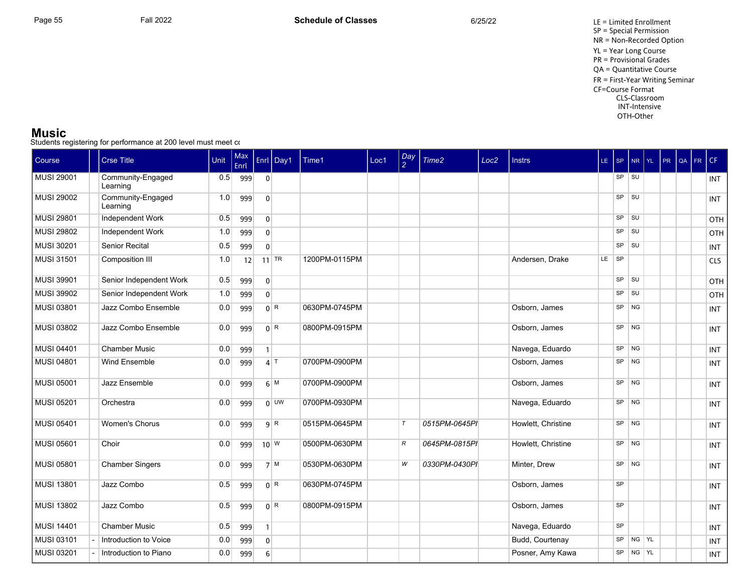LE = Limited Enrollment
SP = Special Permission
NR = Non-Recorded Option
YL = Year Long Course
PR = Provisional Grades
QA = Quantitative Course
FR = First-Year Writing Seminar
CF=Course Format
CLS-Classroom
INT-Intensive
OTH-Other

## Music

Students registering for performance at 200 level must meet co

| Course | | Crse Title | Unit | Max Enrl | Enrl | Day1 | Time1 | Loc1 | Day 2 | Time2 | Loc2 | Instrs | LE | SP | NR | YL | PR | QA | FR | CF |
|---|---|---|---|---|---|---|---|---|---|---|---|---|---|---|---|---|---|---|---|---|
| MUSI 29001 | | Community-Engaged Learning | 0.5 | 999 | 0 | | | | | | | | | SP | SU | | | | | INT |
| MUSI 29002 | | Community-Engaged Learning | 1.0 | 999 | 0 | | | | | | | | | SP | SU | | | | | INT |
| MUSI 29801 | | Independent Work | 0.5 | 999 | 0 | | | | | | | | | SP | SU | | | | | OTH |
| MUSI 29802 | | Independent Work | 1.0 | 999 | 0 | | | | | | | | | SP | SU | | | | | OTH |
| MUSI 30201 | | Senior Recital | 0.5 | 999 | 0 | | | | | | | | | SP | SU | | | | | INT |
| MUSI 31501 | | Composition III | 1.0 | 12 | 11 | TR | 1200PM-0115PM | | | | | Andersen, Drake | LE | SP | | | | | | CLS |
| MUSI 39901 | | Senior Independent Work | 0.5 | 999 | 0 | | | | | | | | | SP | SU | | | | | OTH |
| MUSI 39902 | | Senior Independent Work | 1.0 | 999 | 0 | | | | | | | | | SP | SU | | | | | OTH |
| MUSI 03801 | | Jazz Combo Ensemble | 0.0 | 999 | 0 | R | 0630PM-0745PM | | | | | Osborn, James | | SP | NG | | | | | INT |
| MUSI 03802 | | Jazz Combo Ensemble | 0.0 | 999 | 0 | R | 0800PM-0915PM | | | | | Osborn, James | | SP | NG | | | | | INT |
| MUSI 04401 | | Chamber Music | 0.0 | 999 | 1 | | | | | | | Navega, Eduardo | | SP | NG | | | | | INT |
| MUSI 04801 | | Wind Ensemble | 0.0 | 999 | 4 | T | 0700PM-0900PM | | | | | Osborn, James | | SP | NG | | | | | INT |
| MUSI 05001 | | Jazz Ensemble | 0.0 | 999 | 6 | M | 0700PM-0900PM | | | | | Osborn, James | | SP | NG | | | | | INT |
| MUSI 05201 | | Orchestra | 0.0 | 999 | 0 | UW | 0700PM-0930PM | | | | | Navega, Eduardo | | SP | NG | | | | | INT |
| MUSI 05401 | | Women's Chorus | 0.0 | 999 | 9 | R | 0515PM-0645PM | | T | 0515PM-0645PI | | Howlett, Christine | | SP | NG | | | | | INT |
| MUSI 05601 | | Choir | 0.0 | 999 | 10 | W | 0500PM-0630PM | | R | 0645PM-0815PI | | Howlett, Christine | | SP | NG | | | | | INT |
| MUSI 05801 | | Chamber Singers | 0.0 | 999 | 7 | M | 0530PM-0630PM | | W | 0330PM-0430PI | | Minter, Drew | | SP | NG | | | | | INT |
| MUSI 13801 | | Jazz Combo | 0.5 | 999 | 0 | R | 0630PM-0745PM | | | | | Osborn, James | | SP | | | | | | INT |
| MUSI 13802 | | Jazz Combo | 0.5 | 999 | 0 | R | 0800PM-0915PM | | | | | Osborn, James | | SP | | | | | | INT |
| MUSI 14401 | | Chamber Music | 0.5 | 999 | 1 | | | | | | | Navega, Eduardo | | SP | | | | | | INT |
| MUSI 03101 | - | Introduction to Voice | 0.0 | 999 | 0 | | | | | | | Budd, Courtenay | | SP | NG | YL | | | | INT |
| MUSI 03201 | - | Introduction to Piano | 0.0 | 999 | 6 | | | | | | | Posner, Amy Kawa | | SP | NG | YL | | | | INT |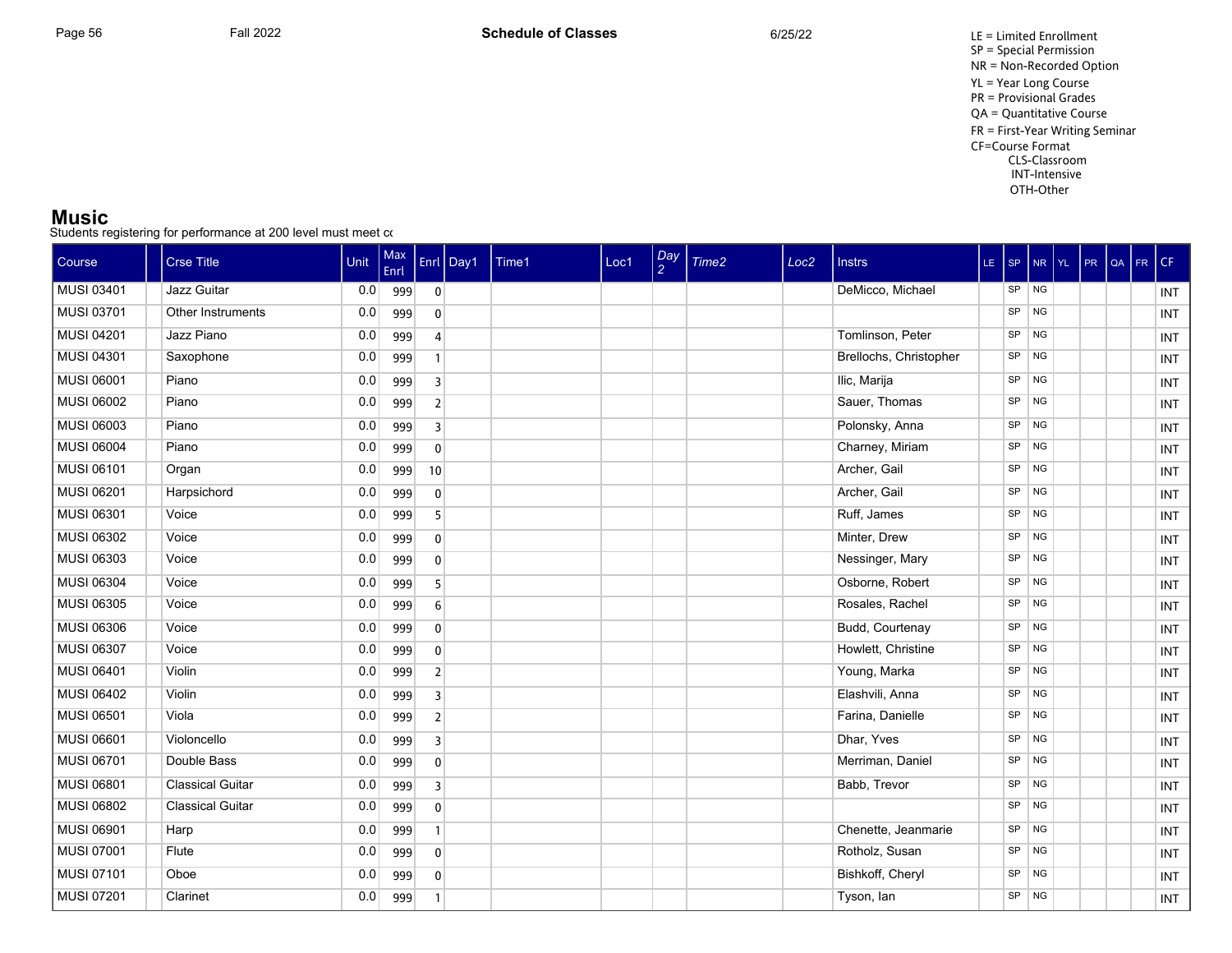LE = Limited Enrollment
SP = Special Permission
NR = Non-Recorded Option
YL = Year Long Course
PR = Provisional Grades
QA = Quantitative Course
FR = First-Year Writing Seminar
CF=Course Format
CLS-Classroom
INT-Intensive
OTH-Other

## Music

Students registering for performance at 200 level must meet co

| Course | | Crse Title | Unit | Max Enrl | Enrl | Day1 | Time1 | Loc1 | Day 2 | Time2 | Loc2 | Instrs | LE | SP | NR | YL | PR | QA | FR | CF |
|---|---|---|---|---|---|---|---|---|---|---|---|---|---|---|---|---|---|---|---|---|
| MUSI 03401 | | Jazz Guitar | 0.0 | 999 | 0 | | | | | | | DeMicco, Michael | | SP | NG | | | | | INT |
| MUSI 03701 | | Other Instruments | 0.0 | 999 | 0 | | | | | | | | | SP | NG | | | | | INT |
| MUSI 04201 | | Jazz Piano | 0.0 | 999 | 4 | | | | | | | Tomlinson, Peter | | SP | NG | | | | | INT |
| MUSI 04301 | | Saxophone | 0.0 | 999 | 1 | | | | | | | Brellochs, Christopher | | SP | NG | | | | | INT |
| MUSI 06001 | | Piano | 0.0 | 999 | 3 | | | | | | | Ilic, Marija | | SP | NG | | | | | INT |
| MUSI 06002 | | Piano | 0.0 | 999 | 2 | | | | | | | Sauer, Thomas | | SP | NG | | | | | INT |
| MUSI 06003 | | Piano | 0.0 | 999 | 3 | | | | | | | Polonsky, Anna | | SP | NG | | | | | INT |
| MUSI 06004 | | Piano | 0.0 | 999 | 0 | | | | | | | Charney, Miriam | | SP | NG | | | | | INT |
| MUSI 06101 | | Organ | 0.0 | 999 | 10 | | | | | | | Archer, Gail | | SP | NG | | | | | INT |
| MUSI 06201 | | Harpsichord | 0.0 | 999 | 0 | | | | | | | Archer, Gail | | SP | NG | | | | | INT |
| MUSI 06301 | | Voice | 0.0 | 999 | 5 | | | | | | | Ruff, James | | SP | NG | | | | | INT |
| MUSI 06302 | | Voice | 0.0 | 999 | 0 | | | | | | | Minter, Drew | | SP | NG | | | | | INT |
| MUSI 06303 | | Voice | 0.0 | 999 | 0 | | | | | | | Nessinger, Mary | | SP | NG | | | | | INT |
| MUSI 06304 | | Voice | 0.0 | 999 | 5 | | | | | | | Osborne, Robert | | SP | NG | | | | | INT |
| MUSI 06305 | | Voice | 0.0 | 999 | 6 | | | | | | | Rosales, Rachel | | SP | NG | | | | | INT |
| MUSI 06306 | | Voice | 0.0 | 999 | 0 | | | | | | | Budd, Courtenay | | SP | NG | | | | | INT |
| MUSI 06307 | | Voice | 0.0 | 999 | 0 | | | | | | | Howlett, Christine | | SP | NG | | | | | INT |
| MUSI 06401 | | Violin | 0.0 | 999 | 2 | | | | | | | Young, Marka | | SP | NG | | | | | INT |
| MUSI 06402 | | Violin | 0.0 | 999 | 3 | | | | | | | Elashvili, Anna | | SP | NG | | | | | INT |
| MUSI 06501 | | Viola | 0.0 | 999 | 2 | | | | | | | Farina, Danielle | | SP | NG | | | | | INT |
| MUSI 06601 | | Violoncello | 0.0 | 999 | 3 | | | | | | | Dhar, Yves | | SP | NG | | | | | INT |
| MUSI 06701 | | Double Bass | 0.0 | 999 | 0 | | | | | | | Merriman, Daniel | | SP | NG | | | | | INT |
| MUSI 06801 | | Classical Guitar | 0.0 | 999 | 3 | | | | | | | Babb, Trevor | | SP | NG | | | | | INT |
| MUSI 06802 | | Classical Guitar | 0.0 | 999 | 0 | | | | | | | | | SP | NG | | | | | INT |
| MUSI 06901 | | Harp | 0.0 | 999 | 1 | | | | | | | Chenette, Jeanmarie | | SP | NG | | | | | INT |
| MUSI 07001 | | Flute | 0.0 | 999 | 0 | | | | | | | Rotholz, Susan | | SP | NG | | | | | INT |
| MUSI 07101 | | Oboe | 0.0 | 999 | 0 | | | | | | | Bishkoff, Cheryl | | SP | NG | | | | | INT |
| MUSI 07201 | | Clarinet | 0.0 | 999 | 1 | | | | | | | Tyson, Ian | | SP | NG | | | | | INT |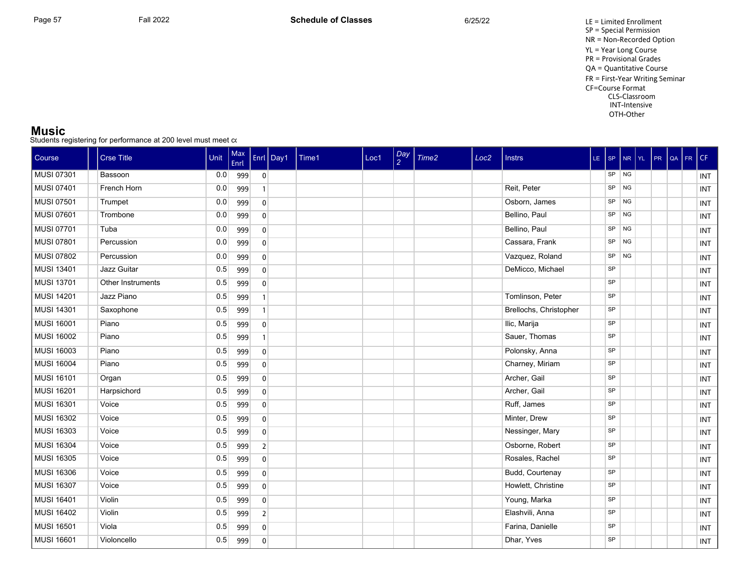LE = Limited Enrollment
SP = Special Permission
NR = Non-Recorded Option
YL = Year Long Course
PR = Provisional Grades
QA = Quantitative Course
FR = First-Year Writing Seminar
CF=Course Format
CLS-Classroom
INT-Intensive
OTH-Other

## Music

Students registering for performance at 200 level must meet co

| Course | | Crse Title | Unit | Max Enrl | Enrl | Day1 | Time1 | Loc1 | Day 2 | Time2 | Loc2 | Instrs | LE | SP | NR | YL | PR | QA | FR | CF |
|---|---|---|---|---|---|---|---|---|---|---|---|---|---|---|---|---|---|---|---|---|
| MUSI 07301 | | Bassoon | 0.0 | 999 | 0 | | | | | | | | | SP | NG | | | | | INT |
| MUSI 07401 | | French Horn | 0.0 | 999 | 1 | | | | | | | Reit, Peter | | SP | NG | | | | | INT |
| MUSI 07501 | | Trumpet | 0.0 | 999 | 0 | | | | | | | Osborn, James | | SP | NG | | | | | INT |
| MUSI 07601 | | Trombone | 0.0 | 999 | 0 | | | | | | | Bellino, Paul | | SP | NG | | | | | INT |
| MUSI 07701 | | Tuba | 0.0 | 999 | 0 | | | | | | | Bellino, Paul | | SP | NG | | | | | INT |
| MUSI 07801 | | Percussion | 0.0 | 999 | 0 | | | | | | | Cassara, Frank | | SP | NG | | | | | INT |
| MUSI 07802 | | Percussion | 0.0 | 999 | 0 | | | | | | | Vazquez, Roland | | SP | NG | | | | | INT |
| MUSI 13401 | | Jazz Guitar | 0.5 | 999 | 0 | | | | | | | DeMicco, Michael | | SP | | | | | | INT |
| MUSI 13701 | | Other Instruments | 0.5 | 999 | 0 | | | | | | | | | SP | | | | | | INT |
| MUSI 14201 | | Jazz Piano | 0.5 | 999 | 1 | | | | | | | Tomlinson, Peter | | SP | | | | | | INT |
| MUSI 14301 | | Saxophone | 0.5 | 999 | 1 | | | | | | | Brellochs, Christopher | | SP | | | | | | INT |
| MUSI 16001 | | Piano | 0.5 | 999 | 0 | | | | | | | Ilic, Marija | | SP | | | | | | INT |
| MUSI 16002 | | Piano | 0.5 | 999 | 1 | | | | | | | Sauer, Thomas | | SP | | | | | | INT |
| MUSI 16003 | | Piano | 0.5 | 999 | 0 | | | | | | | Polonsky, Anna | | SP | | | | | | INT |
| MUSI 16004 | | Piano | 0.5 | 999 | 0 | | | | | | | Charney, Miriam | | SP | | | | | | INT |
| MUSI 16101 | | Organ | 0.5 | 999 | 0 | | | | | | | Archer, Gail | | SP | | | | | | INT |
| MUSI 16201 | | Harpsichord | 0.5 | 999 | 0 | | | | | | | Archer, Gail | | SP | | | | | | INT |
| MUSI 16301 | | Voice | 0.5 | 999 | 0 | | | | | | | Ruff, James | | SP | | | | | | INT |
| MUSI 16302 | | Voice | 0.5 | 999 | 0 | | | | | | | Minter, Drew | | SP | | | | | | INT |
| MUSI 16303 | | Voice | 0.5 | 999 | 0 | | | | | | | Nessinger, Mary | | SP | | | | | | INT |
| MUSI 16304 | | Voice | 0.5 | 999 | 2 | | | | | | | Osborne, Robert | | SP | | | | | | INT |
| MUSI 16305 | | Voice | 0.5 | 999 | 0 | | | | | | | Rosales, Rachel | | SP | | | | | | INT |
| MUSI 16306 | | Voice | 0.5 | 999 | 0 | | | | | | | Budd, Courtenay | | SP | | | | | | INT |
| MUSI 16307 | | Voice | 0.5 | 999 | 0 | | | | | | | Howlett, Christine | | SP | | | | | | INT |
| MUSI 16401 | | Violin | 0.5 | 999 | 0 | | | | | | | Young, Marka | | SP | | | | | | INT |
| MUSI 16402 | | Violin | 0.5 | 999 | 2 | | | | | | | Elashvili, Anna | | SP | | | | | | INT |
| MUSI 16501 | | Viola | 0.5 | 999 | 0 | | | | | | | Farina, Danielle | | SP | | | | | | INT |
| MUSI 16601 | | Violoncello | 0.5 | 999 | 0 | | | | | | | Dhar, Yves | | SP | | | | | | INT |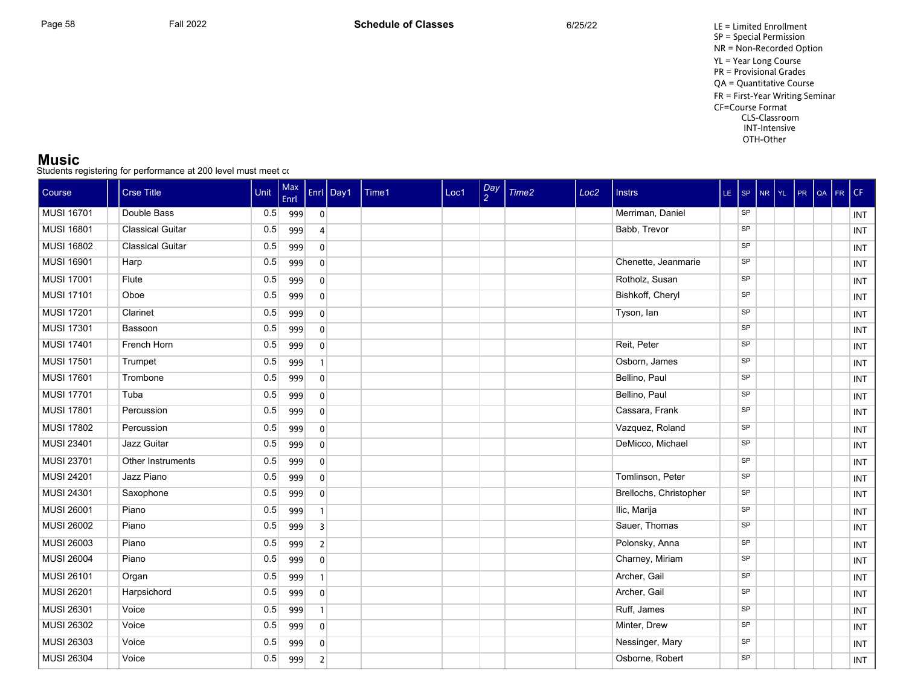LE = Limited Enrollment
SP = Special Permission
NR = Non-Recorded Option
YL = Year Long Course
PR = Provisional Grades
QA = Quantitative Course
FR = First-Year Writing Seminar
CF=Course Format
CLS-Classroom
INT-Intensive
OTH-Other

## Music

Students registering for performance at 200 level must meet co

| Course | | Crse Title | Unit | Max Enrl | Enrl | Day1 | Time1 | Loc1 | Day 2 | Time2 | Loc2 | Instrs | LE | SP | NR | YL | PR | QA | FR | CF |
|---|---|---|---|---|---|---|---|---|---|---|---|---|---|---|---|---|---|---|---|---|
| MUSI 16701 | | Double Bass | 0.5 | 999 | 0 | | | | | | | Merriman, Daniel | | SP | | | | | | INT |
| MUSI 16801 | | Classical Guitar | 0.5 | 999 | 4 | | | | | | | Babb, Trevor | | SP | | | | | | INT |
| MUSI 16802 | | Classical Guitar | 0.5 | 999 | 0 | | | | | | | | | SP | | | | | | INT |
| MUSI 16901 | | Harp | 0.5 | 999 | 0 | | | | | | | Chenette, Jeanmarie | | SP | | | | | | INT |
| MUSI 17001 | | Flute | 0.5 | 999 | 0 | | | | | | | Rotholz, Susan | | SP | | | | | | INT |
| MUSI 17101 | | Oboe | 0.5 | 999 | 0 | | | | | | | Bishkoff, Cheryl | | SP | | | | | | INT |
| MUSI 17201 | | Clarinet | 0.5 | 999 | 0 | | | | | | | Tyson, Ian | | SP | | | | | | INT |
| MUSI 17301 | | Bassoon | 0.5 | 999 | 0 | | | | | | | | | SP | | | | | | INT |
| MUSI 17401 | | French Horn | 0.5 | 999 | 0 | | | | | | | Reit, Peter | | SP | | | | | | INT |
| MUSI 17501 | | Trumpet | 0.5 | 999 | 1 | | | | | | | Osborn, James | | SP | | | | | | INT |
| MUSI 17601 | | Trombone | 0.5 | 999 | 0 | | | | | | | Bellino, Paul | | SP | | | | | | INT |
| MUSI 17701 | | Tuba | 0.5 | 999 | 0 | | | | | | | Bellino, Paul | | SP | | | | | | INT |
| MUSI 17801 | | Percussion | 0.5 | 999 | 0 | | | | | | | Cassara, Frank | | SP | | | | | | INT |
| MUSI 17802 | | Percussion | 0.5 | 999 | 0 | | | | | | | Vazquez, Roland | | SP | | | | | | INT |
| MUSI 23401 | | Jazz Guitar | 0.5 | 999 | 0 | | | | | | | DeMicco, Michael | | SP | | | | | | INT |
| MUSI 23701 | | Other Instruments | 0.5 | 999 | 0 | | | | | | | | | SP | | | | | | INT |
| MUSI 24201 | | Jazz Piano | 0.5 | 999 | 0 | | | | | | | Tomlinson, Peter | | SP | | | | | | INT |
| MUSI 24301 | | Saxophone | 0.5 | 999 | 0 | | | | | | | Brellochs, Christopher | | SP | | | | | | INT |
| MUSI 26001 | | Piano | 0.5 | 999 | 1 | | | | | | | Ilic, Marija | | SP | | | | | | INT |
| MUSI 26002 | | Piano | 0.5 | 999 | 3 | | | | | | | Sauer, Thomas | | SP | | | | | | INT |
| MUSI 26003 | | Piano | 0.5 | 999 | 2 | | | | | | | Polonsky, Anna | | SP | | | | | | INT |
| MUSI 26004 | | Piano | 0.5 | 999 | 0 | | | | | | | Charney, Miriam | | SP | | | | | | INT |
| MUSI 26101 | | Organ | 0.5 | 999 | 1 | | | | | | | Archer, Gail | | SP | | | | | | INT |
| MUSI 26201 | | Harpsichord | 0.5 | 999 | 0 | | | | | | | Archer, Gail | | SP | | | | | | INT |
| MUSI 26301 | | Voice | 0.5 | 999 | 1 | | | | | | | Ruff, James | | SP | | | | | | INT |
| MUSI 26302 | | Voice | 0.5 | 999 | 0 | | | | | | | Minter, Drew | | SP | | | | | | INT |
| MUSI 26303 | | Voice | 0.5 | 999 | 0 | | | | | | | Nessinger, Mary | | SP | | | | | | INT |
| MUSI 26304 | | Voice | 0.5 | 999 | 2 | | | | | | | Osborne, Robert | | SP | | | | | | INT |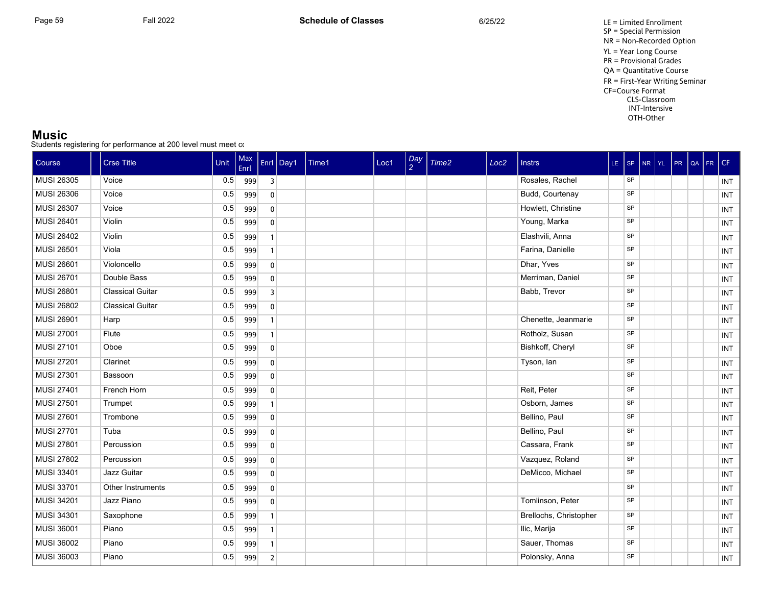LE = Limited Enrollment
SP = Special Permission
NR = Non-Recorded Option
YL = Year Long Course
PR = Provisional Grades
QA = Quantitative Course
FR = First-Year Writing Seminar
CF=Course Format
CLS-Classroom
INT-Intensive
OTH-Other

## Music

Students registering for performance at 200 level must meet co

| Course | | Crse Title | Unit | Max Enrl | Enrl | Day1 | Time1 | Loc1 | Day 2 | Time2 | Loc2 | Instrs | LE | SP | NR | YL | PR | QA | FR | CF |
|---|---|---|---|---|---|---|---|---|---|---|---|---|---|---|---|---|---|---|---|---|
| MUSI 26305 | | Voice | 0.5 | 999 | 3 | | | | | | | Rosales, Rachel | | SP | | | | | | INT |
| MUSI 26306 | | Voice | 0.5 | 999 | 0 | | | | | | | Budd, Courtenay | | SP | | | | | | INT |
| MUSI 26307 | | Voice | 0.5 | 999 | 0 | | | | | | | Howlett, Christine | | SP | | | | | | INT |
| MUSI 26401 | | Violin | 0.5 | 999 | 0 | | | | | | | Young, Marka | | SP | | | | | | INT |
| MUSI 26402 | | Violin | 0.5 | 999 | 1 | | | | | | | Elashvili, Anna | | SP | | | | | | INT |
| MUSI 26501 | | Viola | 0.5 | 999 | 1 | | | | | | | Farina, Danielle | | SP | | | | | | INT |
| MUSI 26601 | | Violoncello | 0.5 | 999 | 0 | | | | | | | Dhar, Yves | | SP | | | | | | INT |
| MUSI 26701 | | Double Bass | 0.5 | 999 | 0 | | | | | | | Merriman, Daniel | | SP | | | | | | INT |
| MUSI 26801 | | Classical Guitar | 0.5 | 999 | 3 | | | | | | | Babb, Trevor | | SP | | | | | | INT |
| MUSI 26802 | | Classical Guitar | 0.5 | 999 | 0 | | | | | | | | | SP | | | | | | INT |
| MUSI 26901 | | Harp | 0.5 | 999 | 1 | | | | | | | Chenette, Jeanmarie | | SP | | | | | | INT |
| MUSI 27001 | | Flute | 0.5 | 999 | 1 | | | | | | | Rotholz, Susan | | SP | | | | | | INT |
| MUSI 27101 | | Oboe | 0.5 | 999 | 0 | | | | | | | Bishkoff, Cheryl | | SP | | | | | | INT |
| MUSI 27201 | | Clarinet | 0.5 | 999 | 0 | | | | | | | Tyson, Ian | | SP | | | | | | INT |
| MUSI 27301 | | Bassoon | 0.5 | 999 | 0 | | | | | | | | | SP | | | | | | INT |
| MUSI 27401 | | French Horn | 0.5 | 999 | 0 | | | | | | | Reit, Peter | | SP | | | | | | INT |
| MUSI 27501 | | Trumpet | 0.5 | 999 | 1 | | | | | | | Osborn, James | | SP | | | | | | INT |
| MUSI 27601 | | Trombone | 0.5 | 999 | 0 | | | | | | | Bellino, Paul | | SP | | | | | | INT |
| MUSI 27701 | | Tuba | 0.5 | 999 | 0 | | | | | | | Bellino, Paul | | SP | | | | | | INT |
| MUSI 27801 | | Percussion | 0.5 | 999 | 0 | | | | | | | Cassara, Frank | | SP | | | | | | INT |
| MUSI 27802 | | Percussion | 0.5 | 999 | 0 | | | | | | | Vazquez, Roland | | SP | | | | | | INT |
| MUSI 33401 | | Jazz Guitar | 0.5 | 999 | 0 | | | | | | | DeMicco, Michael | | SP | | | | | | INT |
| MUSI 33701 | | Other Instruments | 0.5 | 999 | 0 | | | | | | | | | SP | | | | | | INT |
| MUSI 34201 | | Jazz Piano | 0.5 | 999 | 0 | | | | | | | Tomlinson, Peter | | SP | | | | | | INT |
| MUSI 34301 | | Saxophone | 0.5 | 999 | 1 | | | | | | | Brellochs, Christopher | | SP | | | | | | INT |
| MUSI 36001 | | Piano | 0.5 | 999 | 1 | | | | | | | Ilic, Marija | | SP | | | | | | INT |
| MUSI 36002 | | Piano | 0.5 | 999 | 1 | | | | | | | Sauer, Thomas | | SP | | | | | | INT |
| MUSI 36003 | | Piano | 0.5 | 999 | 2 | | | | | | | Polonsky, Anna | | SP | | | | | | INT |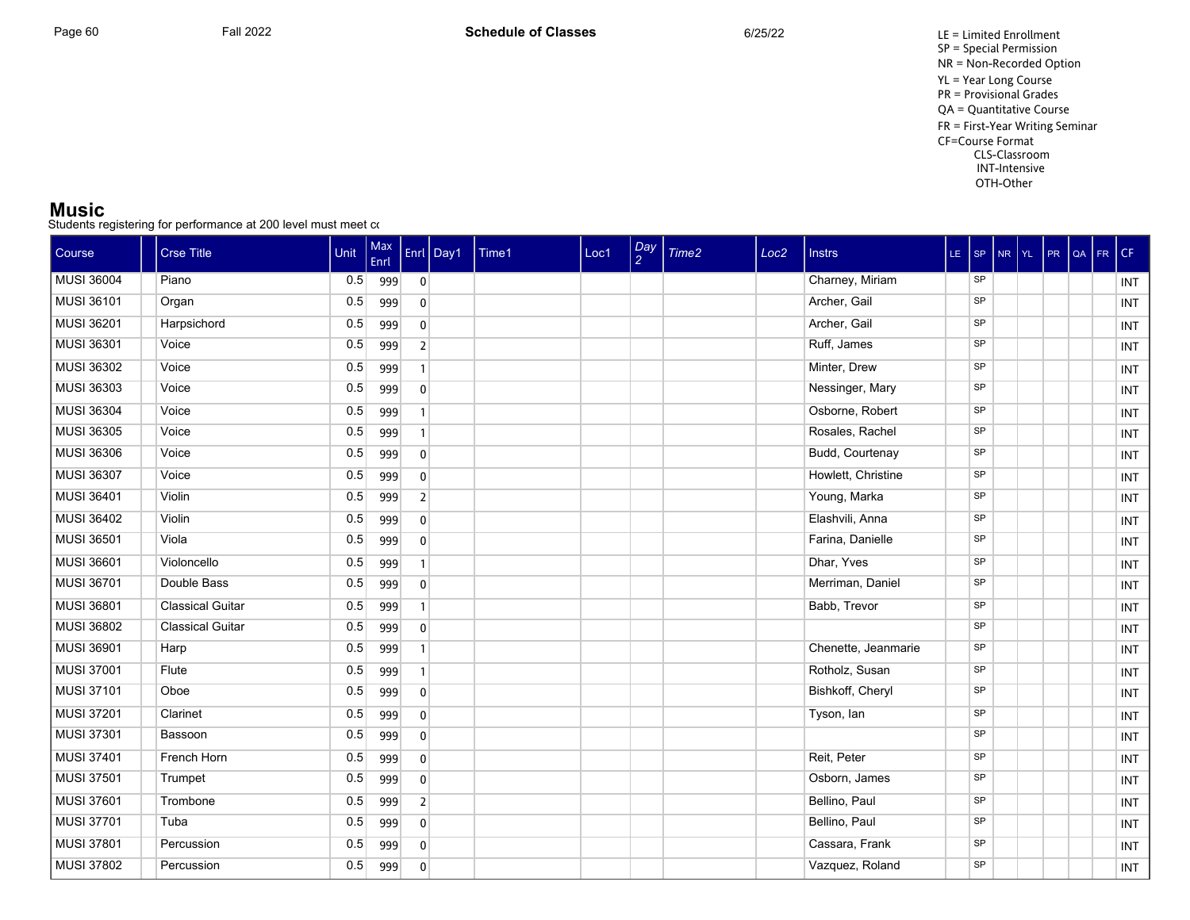LE = Limited Enrollment
SP = Special Permission
NR = Non-Recorded Option
YL = Year Long Course
PR = Provisional Grades
QA = Quantitative Course
FR = First-Year Writing Seminar
CF=Course Format
CLS-Classroom
INT-Intensive
OTH-Other

## Music

Students registering for performance at 200 level must meet co

| Course | | Crse Title | Unit | Max Enrl | Enrl | Day1 | Time1 | Loc1 | Day 2 | Time2 | Loc2 | Instrs | LE | SP | NR | YL | PR | QA | FR | CF |
|---|---|---|---|---|---|---|---|---|---|---|---|---|---|---|---|---|---|---|---|---|
| MUSI 36004 | | Piano | 0.5 | 999 | 0 | | | | | | | Charney, Miriam | | SP | | | | | | INT |
| MUSI 36101 | | Organ | 0.5 | 999 | 0 | | | | | | | Archer, Gail | | SP | | | | | | INT |
| MUSI 36201 | | Harpsichord | 0.5 | 999 | 0 | | | | | | | Archer, Gail | | SP | | | | | | INT |
| MUSI 36301 | | Voice | 0.5 | 999 | 2 | | | | | | | Ruff, James | | SP | | | | | | INT |
| MUSI 36302 | | Voice | 0.5 | 999 | 1 | | | | | | | Minter, Drew | | SP | | | | | | INT |
| MUSI 36303 | | Voice | 0.5 | 999 | 0 | | | | | | | Nessinger, Mary | | SP | | | | | | INT |
| MUSI 36304 | | Voice | 0.5 | 999 | 1 | | | | | | | Osborne, Robert | | SP | | | | | | INT |
| MUSI 36305 | | Voice | 0.5 | 999 | 1 | | | | | | | Rosales, Rachel | | SP | | | | | | INT |
| MUSI 36306 | | Voice | 0.5 | 999 | 0 | | | | | | | Budd, Courtenay | | SP | | | | | | INT |
| MUSI 36307 | | Voice | 0.5 | 999 | 0 | | | | | | | Howlett, Christine | | SP | | | | | | INT |
| MUSI 36401 | | Violin | 0.5 | 999 | 2 | | | | | | | Young, Marka | | SP | | | | | | INT |
| MUSI 36402 | | Violin | 0.5 | 999 | 0 | | | | | | | Elashvili, Anna | | SP | | | | | | INT |
| MUSI 36501 | | Viola | 0.5 | 999 | 0 | | | | | | | Farina, Danielle | | SP | | | | | | INT |
| MUSI 36601 | | Violoncello | 0.5 | 999 | 1 | | | | | | | Dhar, Yves | | SP | | | | | | INT |
| MUSI 36701 | | Double Bass | 0.5 | 999 | 0 | | | | | | | Merriman, Daniel | | SP | | | | | | INT |
| MUSI 36801 | | Classical Guitar | 0.5 | 999 | 1 | | | | | | | Babb, Trevor | | SP | | | | | | INT |
| MUSI 36802 | | Classical Guitar | 0.5 | 999 | 0 | | | | | | | | | SP | | | | | | INT |
| MUSI 36901 | | Harp | 0.5 | 999 | 1 | | | | | | | Chenette, Jeanmarie | | SP | | | | | | INT |
| MUSI 37001 | | Flute | 0.5 | 999 | 1 | | | | | | | Rotholz, Susan | | SP | | | | | | INT |
| MUSI 37101 | | Oboe | 0.5 | 999 | 0 | | | | | | | Bishkoff, Cheryl | | SP | | | | | | INT |
| MUSI 37201 | | Clarinet | 0.5 | 999 | 0 | | | | | | | Tyson, Ian | | SP | | | | | | INT |
| MUSI 37301 | | Bassoon | 0.5 | 999 | 0 | | | | | | | | | SP | | | | | | INT |
| MUSI 37401 | | French Horn | 0.5 | 999 | 0 | | | | | | | Reit, Peter | | SP | | | | | | INT |
| MUSI 37501 | | Trumpet | 0.5 | 999 | 0 | | | | | | | Osborn, James | | SP | | | | | | INT |
| MUSI 37601 | | Trombone | 0.5 | 999 | 2 | | | | | | | Bellino, Paul | | SP | | | | | | INT |
| MUSI 37701 | | Tuba | 0.5 | 999 | 0 | | | | | | | Bellino, Paul | | SP | | | | | | INT |
| MUSI 37801 | | Percussion | 0.5 | 999 | 0 | | | | | | | Cassara, Frank | | SP | | | | | | INT |
| MUSI 37802 | | Percussion | 0.5 | 999 | 0 | | | | | | | Vazquez, Roland | | SP | | | | | | INT |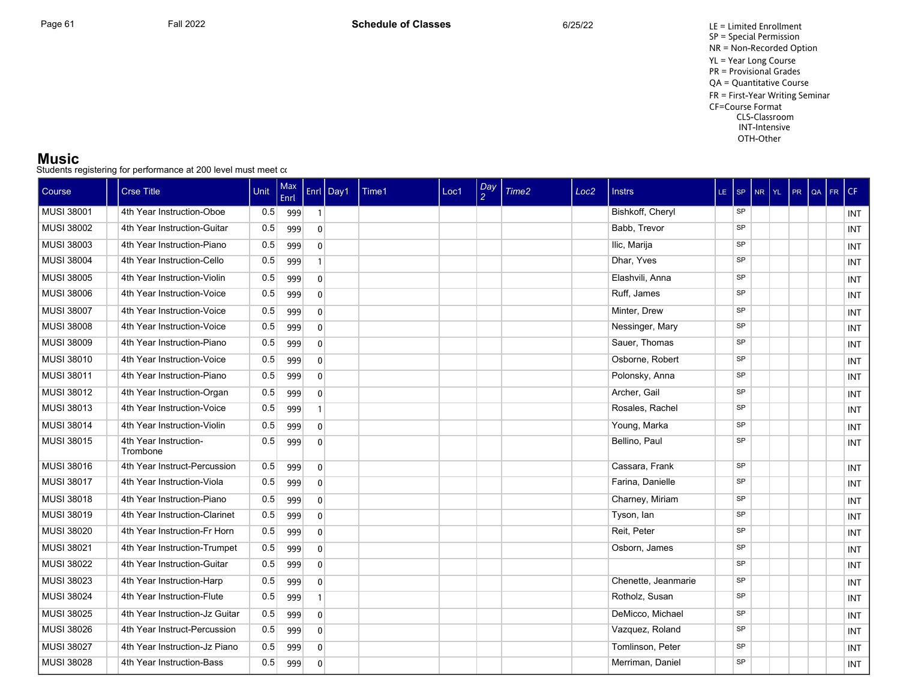LE = Limited Enrollment
SP = Special Permission
NR = Non-Recorded Option
YL = Year Long Course
PR = Provisional Grades
QA = Quantitative Course
FR = First-Year Writing Seminar
CF=Course Format
CLS-Classroom
INT-Intensive
OTH-Other

## Music

Students registering for performance at 200 level must meet co

| Course | | Crse Title | Unit | Max Enrl | Enrl | Day1 | Time1 | Loc1 | Day 2 | Time2 | Loc2 | Instrs | LE | SP | NR | YL | PR | QA | FR | CF |
|---|---|---|---|---|---|---|---|---|---|---|---|---|---|---|---|---|---|---|---|---|
| MUSI 38001 | | 4th Year Instruction-Oboe | 0.5 | 999 | 1 | | | | | | | Bishkoff, Cheryl | | SP | | | | | | INT |
| MUSI 38002 | | 4th Year Instruction-Guitar | 0.5 | 999 | 0 | | | | | | | Babb, Trevor | | SP | | | | | | INT |
| MUSI 38003 | | 4th Year Instruction-Piano | 0.5 | 999 | 0 | | | | | | | Ilic, Marija | | SP | | | | | | INT |
| MUSI 38004 | | 4th Year Instruction-Cello | 0.5 | 999 | 1 | | | | | | | Dhar, Yves | | SP | | | | | | INT |
| MUSI 38005 | | 4th Year Instruction-Violin | 0.5 | 999 | 0 | | | | | | | Elashvili, Anna | | SP | | | | | | INT |
| MUSI 38006 | | 4th Year Instruction-Voice | 0.5 | 999 | 0 | | | | | | | Ruff, James | | SP | | | | | | INT |
| MUSI 38007 | | 4th Year Instruction-Voice | 0.5 | 999 | 0 | | | | | | | Minter, Drew | | SP | | | | | | INT |
| MUSI 38008 | | 4th Year Instruction-Voice | 0.5 | 999 | 0 | | | | | | | Nessinger, Mary | | SP | | | | | | INT |
| MUSI 38009 | | 4th Year Instruction-Piano | 0.5 | 999 | 0 | | | | | | | Sauer, Thomas | | SP | | | | | | INT |
| MUSI 38010 | | 4th Year Instruction-Voice | 0.5 | 999 | 0 | | | | | | | Osborne, Robert | | SP | | | | | | INT |
| MUSI 38011 | | 4th Year Instruction-Piano | 0.5 | 999 | 0 | | | | | | | Polonsky, Anna | | SP | | | | | | INT |
| MUSI 38012 | | 4th Year Instruction-Organ | 0.5 | 999 | 0 | | | | | | | Archer, Gail | | SP | | | | | | INT |
| MUSI 38013 | | 4th Year Instruction-Voice | 0.5 | 999 | 1 | | | | | | | Rosales, Rachel | | SP | | | | | | INT |
| MUSI 38014 | | 4th Year Instruction-Violin | 0.5 | 999 | 0 | | | | | | | Young, Marka | | SP | | | | | | INT |
| MUSI 38015 | | 4th Year Instruction-Trombone | 0.5 | 999 | 0 | | | | | | | Bellino, Paul | | SP | | | | | | INT |
| MUSI 38016 | | 4th Year Instruct-Percussion | 0.5 | 999 | 0 | | | | | | | Cassara, Frank | | SP | | | | | | INT |
| MUSI 38017 | | 4th Year Instruction-Viola | 0.5 | 999 | 0 | | | | | | | Farina, Danielle | | SP | | | | | | INT |
| MUSI 38018 | | 4th Year Instruction-Piano | 0.5 | 999 | 0 | | | | | | | Charney, Miriam | | SP | | | | | | INT |
| MUSI 38019 | | 4th Year Instruction-Clarinet | 0.5 | 999 | 0 | | | | | | | Tyson, Ian | | SP | | | | | | INT |
| MUSI 38020 | | 4th Year Instruction-Fr Horn | 0.5 | 999 | 0 | | | | | | | Reit, Peter | | SP | | | | | | INT |
| MUSI 38021 | | 4th Year Instruction-Trumpet | 0.5 | 999 | 0 | | | | | | | Osborn, James | | SP | | | | | | INT |
| MUSI 38022 | | 4th Year Instruction-Guitar | 0.5 | 999 | 0 | | | | | | | | | SP | | | | | | INT |
| MUSI 38023 | | 4th Year Instruction-Harp | 0.5 | 999 | 0 | | | | | | | Chenette, Jeanmarie | | SP | | | | | | INT |
| MUSI 38024 | | 4th Year Instruction-Flute | 0.5 | 999 | 1 | | | | | | | Rotholz, Susan | | SP | | | | | | INT |
| MUSI 38025 | | 4th Year Instruction-Jz Guitar | 0.5 | 999 | 0 | | | | | | | DeMicco, Michael | | SP | | | | | | INT |
| MUSI 38026 | | 4th Year Instruct-Percussion | 0.5 | 999 | 0 | | | | | | | Vazquez, Roland | | SP | | | | | | INT |
| MUSI 38027 | | 4th Year Instruction-Jz Piano | 0.5 | 999 | 0 | | | | | | | Tomlinson, Peter | | SP | | | | | | INT |
| MUSI 38028 | | 4th Year Instruction-Bass | 0.5 | 999 | 0 | | | | | | | Merriman, Daniel | | SP | | | | | | INT |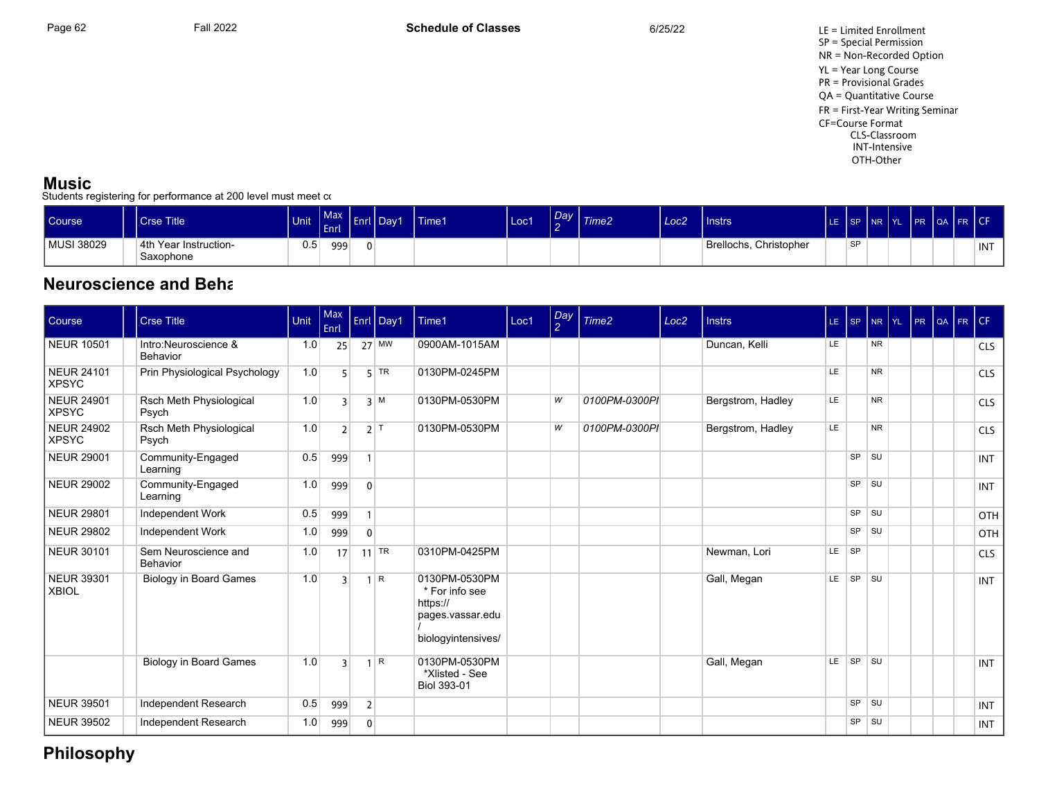LE = Limited Enrollment
SP = Special Permission
NR = Non-Recorded Option
YL = Year Long Course
PR = Provisional Grades
QA = Quantitative Course
FR = First-Year Writing Seminar
CF=Course Format
CLS-Classroom
INT-Intensive
OTH-Other

## Music

Students registering for performance at 200 level must meet cc

| Course | | Crse Title | Unit | Max Enrl | Enrl | Day1 | Time1 | Loc1 | Day 2 | Time2 | Loc2 | Instrs | LE | SP | NR | YL | PR | QA | FR | CF |
|---|---|---|---|---|---|---|---|---|---|---|---|---|---|---|---|---|---|---|---|---|
| MUSI 38029 | | 4th Year Instruction-Saxophone | 0.5 | 999 | 0 | | | | | | | Brellochs, Christopher | | SP | | | | | | INT |

## Neuroscience and Beha

| Course | | Crse Title | Unit | Max Enrl | Enrl | Day1 | Time1 | Loc1 | Day 2 | Time2 | Loc2 | Instrs | LE | SP | NR | YL | PR | QA | FR | CF |
|---|---|---|---|---|---|---|---|---|---|---|---|---|---|---|---|---|---|---|---|---|
| NEUR 10501 | | Intro:Neuroscience & Behavior | 1.0 | 25 | 27 | MW | 0900AM-1015AM | | | | | Duncan, Kelli | LE | | NR | | | | | CLS |
| NEUR 24101 XPSYC | | Prin Physiological Psychology | 1.0 | 5 | 5 | TR | 0130PM-0245PM | | | | | | LE | | NR | | | | | CLS |
| NEUR 24901 XPSYC | | Rsch Meth Physiological Psych | 1.0 | 3 | 3 | M | 0130PM-0530PM | | W | 0100PM-0300PI | | Bergstrom, Hadley | LE | | NR | | | | | CLS |
| NEUR 24902 XPSYC | | Rsch Meth Physiological Psych | 1.0 | 2 | 2 | T | 0130PM-0530PM | | W | 0100PM-0300PI | | Bergstrom, Hadley | LE | | NR | | | | | CLS |
| NEUR 29001 | | Community-Engaged Learning | 0.5 | 999 | 1 | | | | | | | | | SP | SU | | | | | INT |
| NEUR 29002 | | Community-Engaged Learning | 1.0 | 999 | 0 | | | | | | | | | SP | SU | | | | | INT |
| NEUR 29801 | | Independent Work | 0.5 | 999 | 1 | | | | | | | | | SP | SU | | | | | OTH |
| NEUR 29802 | | Independent Work | 1.0 | 999 | 0 | | | | | | | | | SP | SU | | | | | OTH |
| NEUR 30101 | | Sem Neuroscience and Behavior | 1.0 | 17 | 11 | TR | 0310PM-0425PM | | | | | Newman, Lori | LE | SP | | | | | | CLS |
| NEUR 39301 XBIOL | | Biology in Board Games | 1.0 | 3 | 1 | R | 0130PM-0530PM * For info see https:// pages.vassar.edu / biologyintensives/ | | | | | Gall, Megan | LE | SP | SU | | | | | INT |
| | | Biology in Board Games | 1.0 | 3 | 1 | R | 0130PM-0530PM *Xlisted - See Biol 393-01 | | | | | Gall, Megan | LE | SP | SU | | | | | INT |
| NEUR 39501 | | Independent Research | 0.5 | 999 | 2 | | | | | | | | | SP | SU | | | | | INT |
| NEUR 39502 | | Independent Research | 1.0 | 999 | 0 | | | | | | | | | SP | SU | | | | | INT |

## Philosophy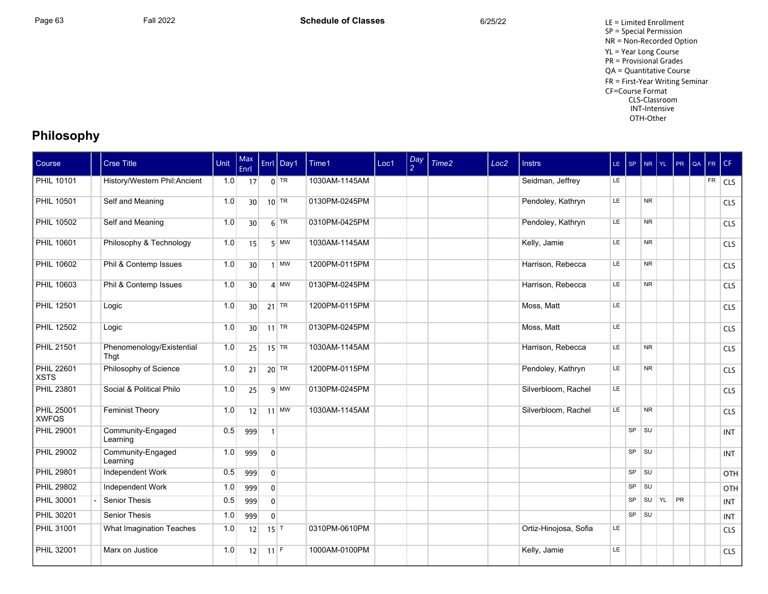LE = Limited Enrollment
SP = Special Permission
NR = Non-Recorded Option
YL = Year Long Course
PR = Provisional Grades
QA = Quantitative Course
FR = First-Year Writing Seminar
CF=Course Format
CLS-Classroom
INT-Intensive
OTH-Other

## Philosophy

| Course | | Crse Title | Unit | Max Enrl | Enrl | Day1 | Time1 | Loc1 | Day 2 | Time2 | Loc2 | Instrs | LE | SP | NR | YL | PR | QA | FR | CF |
|---|---|---|---|---|---|---|---|---|---|---|---|---|---|---|---|---|---|---|---|---|
| PHIL 10101 | | History/Western Phil:Ancient | 1.0 | 17 | 0 | TR | 1030AM-1145AM | | | | | Seidman, Jeffrey | LE | | | | | | FR | CLS |
| PHIL 10501 | | Self and Meaning | 1.0 | 30 | 10 | TR | 0130PM-0245PM | | | | | Pendoley, Kathryn | LE | | NR | | | | | CLS |
| PHIL 10502 | | Self and Meaning | 1.0 | 30 | 6 | TR | 0310PM-0425PM | | | | | Pendoley, Kathryn | LE | | NR | | | | | CLS |
| PHIL 10601 | | Philosophy & Technology | 1.0 | 15 | 5 | MW | 1030AM-1145AM | | | | | Kelly, Jamie | LE | | NR | | | | | CLS |
| PHIL 10602 | | Phil & Contemp Issues | 1.0 | 30 | 1 | MW | 1200PM-0115PM | | | | | Harrison, Rebecca | LE | | NR | | | | | CLS |
| PHIL 10603 | | Phil & Contemp Issues | 1.0 | 30 | 4 | MW | 0130PM-0245PM | | | | | Harrison, Rebecca | LE | | NR | | | | | CLS |
| PHIL 12501 | | Logic | 1.0 | 30 | 21 | TR | 1200PM-0115PM | | | | | Moss, Matt | LE | | | | | | | CLS |
| PHIL 12502 | | Logic | 1.0 | 30 | 11 | TR | 0130PM-0245PM | | | | | Moss, Matt | LE | | | | | | | CLS |
| PHIL 21501 | | Phenomenology/Existential Thgt | 1.0 | 25 | 15 | TR | 1030AM-1145AM | | | | | Harrison, Rebecca | LE | | NR | | | | | CLS |
| PHIL 22601 XSTS | | Philosophy of Science | 1.0 | 21 | 20 | TR | 1200PM-0115PM | | | | | Pendoley, Kathryn | LE | | NR | | | | | CLS |
| PHIL 23801 | | Social & Political Philo | 1.0 | 25 | 9 | MW | 0130PM-0245PM | | | | | Silverbloom, Rachel | LE | | | | | | | CLS |
| PHIL 25001 XWFQS | | Feminist Theory | 1.0 | 12 | 11 | MW | 1030AM-1145AM | | | | | Silverbloom, Rachel | LE | | NR | | | | | CLS |
| PHIL 29001 | | Community-Engaged Learning | 0.5 | 999 | 1 | | | | | | | | | SP | SU | | | | | INT |
| PHIL 29002 | | Community-Engaged Learning | 1.0 | 999 | 0 | | | | | | | | | SP | SU | | | | | INT |
| PHIL 29801 | | Independent Work | 0.5 | 999 | 0 | | | | | | | | | SP | SU | | | | | OTH |
| PHIL 29802 | | Independent Work | 1.0 | 999 | 0 | | | | | | | | | SP | SU | | | | | OTH |
| PHIL 30001 | - | Senior Thesis | 0.5 | 999 | 0 | | | | | | | | | SP | SU | YL | PR | | | INT |
| PHIL 30201 | | Senior Thesis | 1.0 | 999 | 0 | | | | | | | | | SP | SU | | | | | INT |
| PHIL 31001 | | What Imagination Teaches | 1.0 | 12 | 15 | T | 0310PM-0610PM | | | | | Ortiz-Hinojosa, Sofia | LE | | | | | | | CLS |
| PHIL 32001 | | Marx on Justice | 1.0 | 12 | 11 | F | 1000AM-0100PM | | | | | Kelly, Jamie | LE | | | | | | | CLS |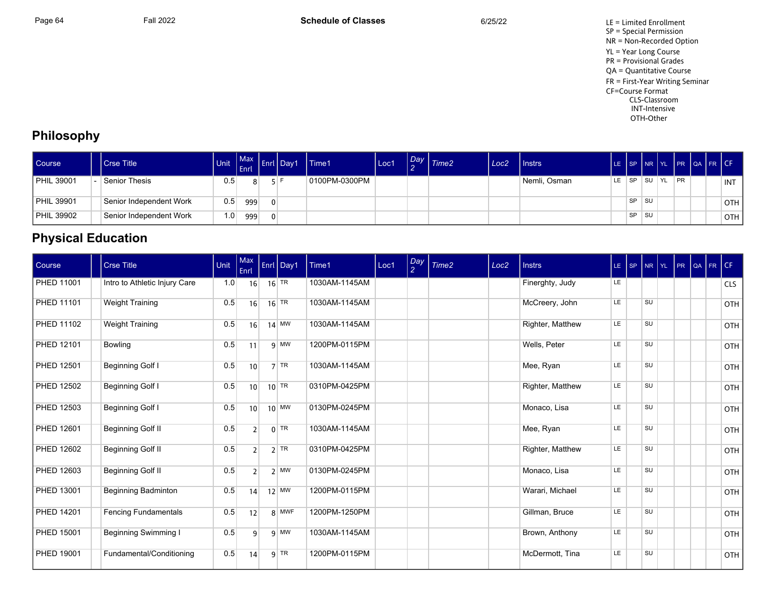Fall 2022 **Schedule of Classes** 6/25/22

LE = Limited Enrollment
SP = Special Permission
NR = Non-Recorded Option
YL = Year Long Course
PR = Provisional Grades
QA = Quantitative Course
FR = First-Year Writing Seminar
CF=Course Format
- CLS-Classroom
- INT-Intensive
- OTH-Other

## Philosophy

| Course | | Crse Title | Unit | Max Enrl | Enrl | Day1 | Time1 | Loc1 | Day 2 | Time2 | Loc2 | Instrs | LE | SP | NR | YL | PR | QA | FR | CF |
|---|---|---|---|---|---|---|---|---|---|---|---|---|---|---|---|---|---|---|---|---|
| PHIL 39001 | - | Senior Thesis | 0.5 | 8 | 5 | F | 0100PM-0300PM | | | | | Nemli, Osman | LE | SP | SU | YL | PR | | | INT |
| PHIL 39901 | | Senior Independent Work | 0.5 | 999 | 0 | | | | | | | | | SP | SU | | | | | OTH |
| PHIL 39902 | | Senior Independent Work | 1.0 | 999 | 0 | | | | | | | | | SP | SU | | | | | OTH |

## Physical Education

| Course | | Crse Title | Unit | Max Enrl | Enrl | Day1 | Time1 | Loc1 | Day 2 | Time2 | Loc2 | Instrs | LE | SP | NR | YL | PR | QA | FR | CF |
|---|---|---|---|---|---|---|---|---|---|---|---|---|---|---|---|---|---|---|---|---|
| PHED 11001 | | Intro to Athletic Injury Care | 1.0 | 16 | 16 | TR | 1030AM-1145AM | | | | | Finerghty, Judy | LE | | | | | | | CLS |
| PHED 11101 | | Weight Training | 0.5 | 16 | 16 | TR | 1030AM-1145AM | | | | | McCreery, John | LE | | SU | | | | | OTH |
| PHED 11102 | | Weight Training | 0.5 | 16 | 14 | MW | 1030AM-1145AM | | | | | Righter, Matthew | LE | | SU | | | | | OTH |
| PHED 12101 | | Bowling | 0.5 | 11 | 9 | MW | 1200PM-0115PM | | | | | Wells, Peter | LE | | SU | | | | | OTH |
| PHED 12501 | | Beginning Golf I | 0.5 | 10 | 7 | TR | 1030AM-1145AM | | | | | Mee, Ryan | LE | | SU | | | | | OTH |
| PHED 12502 | | Beginning Golf I | 0.5 | 10 | 10 | TR | 0310PM-0425PM | | | | | Righter, Matthew | LE | | SU | | | | | OTH |
| PHED 12503 | | Beginning Golf I | 0.5 | 10 | 10 | MW | 0130PM-0245PM | | | | | Monaco, Lisa | LE | | SU | | | | | OTH |
| PHED 12601 | | Beginning Golf II | 0.5 | 2 | 0 | TR | 1030AM-1145AM | | | | | Mee, Ryan | LE | | SU | | | | | OTH |
| PHED 12602 | | Beginning Golf II | 0.5 | 2 | 2 | TR | 0310PM-0425PM | | | | | Righter, Matthew | LE | | SU | | | | | OTH |
| PHED 12603 | | Beginning Golf II | 0.5 | 2 | 2 | MW | 0130PM-0245PM | | | | | Monaco, Lisa | LE | | SU | | | | | OTH |
| PHED 13001 | | Beginning Badminton | 0.5 | 14 | 12 | MW | 1200PM-0115PM | | | | | Warari, Michael | LE | | SU | | | | | OTH |
| PHED 14201 | | Fencing Fundamentals | 0.5 | 12 | 8 | MWF | 1200PM-1250PM | | | | | Gillman, Bruce | LE | | SU | | | | | OTH |
| PHED 15001 | | Beginning Swimming I | 0.5 | 9 | 9 | MW | 1030AM-1145AM | | | | | Brown, Anthony | LE | | SU | | | | | OTH |
| PHED 19001 | | Fundamental/Conditioning | 0.5 | 14 | 9 | TR | 1200PM-0115PM | | | | | McDermott, Tina | LE | | SU | | | | | OTH |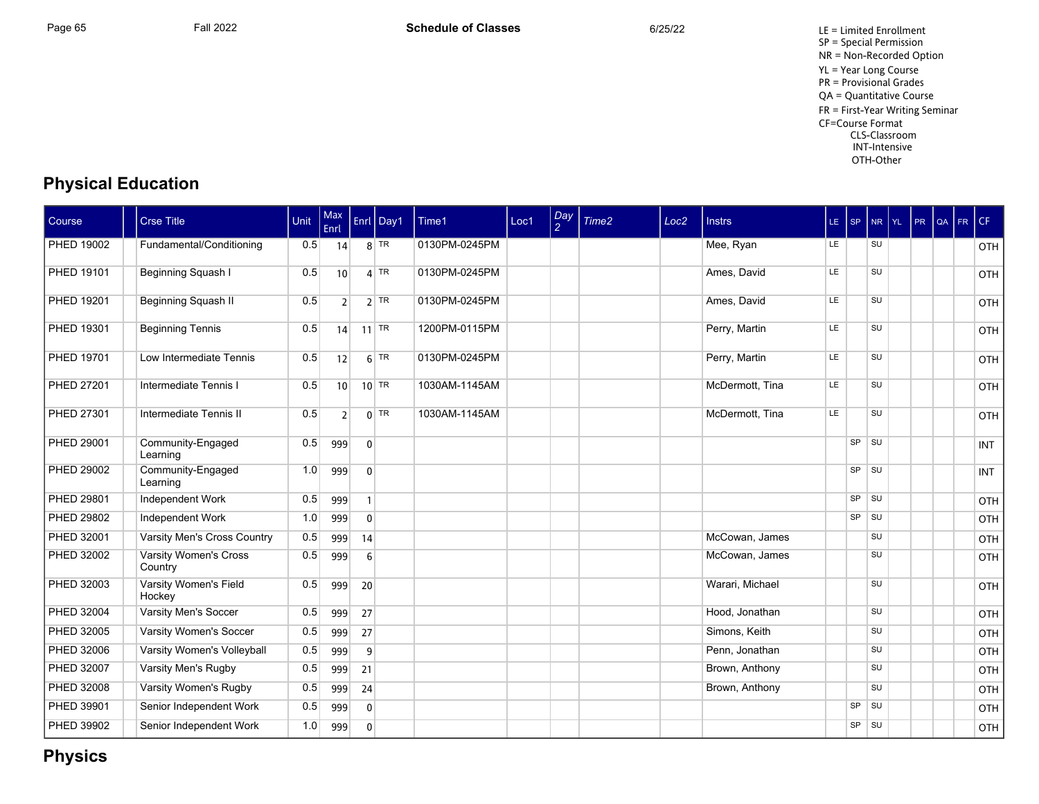LE = Limited Enrollment
SP = Special Permission
NR = Non-Recorded Option
YL = Year Long Course
PR = Provisional Grades
QA = Quantitative Course
FR = First-Year Writing Seminar
CF=Course Format
CLS-Classroom
INT-Intensive
OTH-Other

## Physical Education

| Course | | Crse Title | Unit | Max Enrl | Enrl | Day1 | Time1 | Loc1 | Day 2 | Time2 | Loc2 | Instrs | LE | SP | NR | YL | PR | QA | FR | CF |
|---|---|---|---|---|---|---|---|---|---|---|---|---|---|---|---|---|---|---|---|---|
| PHED 19002 | | Fundamental/Conditioning | 0.5 | 14 | 8 | TR | 0130PM-0245PM | | | | | Mee, Ryan | LE | | SU | | | | | OTH |
| PHED 19101 | | Beginning Squash I | 0.5 | 10 | 4 | TR | 0130PM-0245PM | | | | | Ames, David | LE | | SU | | | | | OTH |
| PHED 19201 | | Beginning Squash II | 0.5 | 2 | 2 | TR | 0130PM-0245PM | | | | | Ames, David | LE | | SU | | | | | OTH |
| PHED 19301 | | Beginning Tennis | 0.5 | 14 | 11 | TR | 1200PM-0115PM | | | | | Perry, Martin | LE | | SU | | | | | OTH |
| PHED 19701 | | Low Intermediate Tennis | 0.5 | 12 | 6 | TR | 0130PM-0245PM | | | | | Perry, Martin | LE | | SU | | | | | OTH |
| PHED 27201 | | Intermediate Tennis I | 0.5 | 10 | 10 | TR | 1030AM-1145AM | | | | | McDermott, Tina | LE | | SU | | | | | OTH |
| PHED 27301 | | Intermediate Tennis II | 0.5 | 2 | 0 | TR | 1030AM-1145AM | | | | | McDermott, Tina | LE | | SU | | | | | OTH |
| PHED 29001 | | Community-Engaged Learning | 0.5 | 999 | 0 | | | | | | | | | SP | SU | | | | | INT |
| PHED 29002 | | Community-Engaged Learning | 1.0 | 999 | 0 | | | | | | | | | SP | SU | | | | | INT |
| PHED 29801 | | Independent Work | 0.5 | 999 | 1 | | | | | | | | | SP | SU | | | | | OTH |
| PHED 29802 | | Independent Work | 1.0 | 999 | 0 | | | | | | | | | SP | SU | | | | | OTH |
| PHED 32001 | | Varsity Men's Cross Country | 0.5 | 999 | 14 | | | | | | | McCowan, James | | | SU | | | | | OTH |
| PHED 32002 | | Varsity Women's Cross Country | 0.5 | 999 | 6 | | | | | | | McCowan, James | | | SU | | | | | OTH |
| PHED 32003 | | Varsity Women's Field Hockey | 0.5 | 999 | 20 | | | | | | | Warari, Michael | | | SU | | | | | OTH |
| PHED 32004 | | Varsity Men's Soccer | 0.5 | 999 | 27 | | | | | | | Hood, Jonathan | | | SU | | | | | OTH |
| PHED 32005 | | Varsity Women's Soccer | 0.5 | 999 | 27 | | | | | | | Simons, Keith | | | SU | | | | | OTH |
| PHED 32006 | | Varsity Women's Volleyball | 0.5 | 999 | 9 | | | | | | | Penn, Jonathan | | | SU | | | | | OTH |
| PHED 32007 | | Varsity Men's Rugby | 0.5 | 999 | 21 | | | | | | | Brown, Anthony | | | SU | | | | | OTH |
| PHED 32008 | | Varsity Women's Rugby | 0.5 | 999 | 24 | | | | | | | Brown, Anthony | | | SU | | | | | OTH |
| PHED 39901 | | Senior Independent Work | 0.5 | 999 | 0 | | | | | | | | | SP | SU | | | | | OTH |
| PHED 39902 | | Senior Independent Work | 1.0 | 999 | 0 | | | | | | | | | SP | SU | | | | | OTH |

## Physics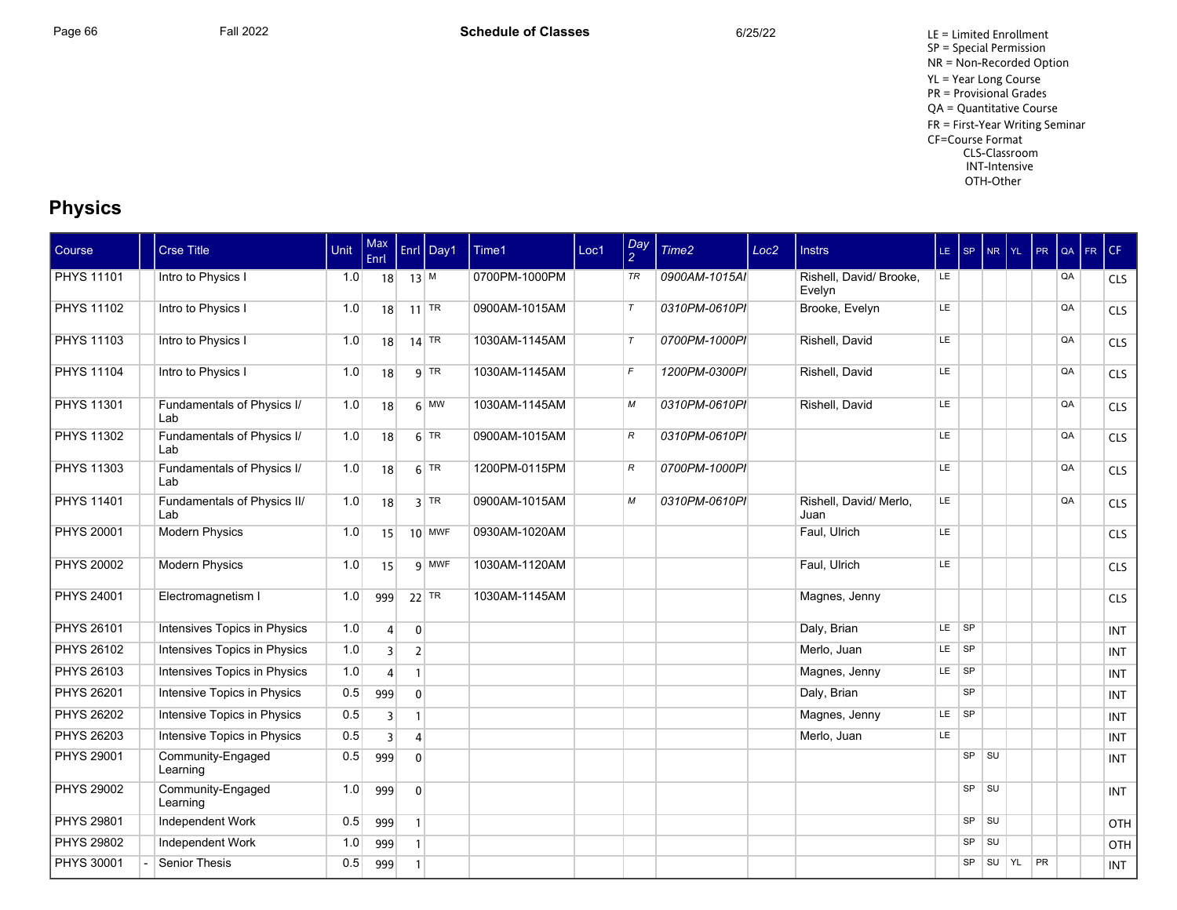LE = Limited Enrollment
SP = Special Permission
NR = Non-Recorded Option
YL = Year Long Course
PR = Provisional Grades
QA = Quantitative Course
FR = First-Year Writing Seminar
CF=Course Format
CLS-Classroom
INT-Intensive
OTH-Other

## Physics

| Course | | Crse Title | Unit | Max Enrl | Enrl | Day1 | Time1 | Loc1 | Day 2 | Time2 | Loc2 | Instrs | LE | SP | NR | YL | PR | QA | FR | CF |
|---|---|---|---|---|---|---|---|---|---|---|---|---|---|---|---|---|---|---|---|---|
| PHYS 11101 | | Intro to Physics I | 1.0 | 18 | 13 | M | 0700PM-1000PM | | TR | 0900AM-1015AI | | Rishell, David/ Brooke, Evelyn | LE | | | | | QA | | CLS |
| PHYS 11102 | | Intro to Physics I | 1.0 | 18 | 11 | TR | 0900AM-1015AM | | T | 0310PM-0610PI | | Brooke, Evelyn | LE | | | | | QA | | CLS |
| PHYS 11103 | | Intro to Physics I | 1.0 | 18 | 14 | TR | 1030AM-1145AM | | T | 0700PM-1000PI | | Rishell, David | LE | | | | | QA | | CLS |
| PHYS 11104 | | Intro to Physics I | 1.0 | 18 | 9 | TR | 1030AM-1145AM | | F | 1200PM-0300PI | | Rishell, David | LE | | | | | QA | | CLS |
| PHYS 11301 | | Fundamentals of Physics I/ Lab | 1.0 | 18 | 6 | MW | 1030AM-1145AM | | M | 0310PM-0610PI | | Rishell, David | LE | | | | | QA | | CLS |
| PHYS 11302 | | Fundamentals of Physics I/ Lab | 1.0 | 18 | 6 | TR | 0900AM-1015AM | | R | 0310PM-0610PI | | | LE | | | | | QA | | CLS |
| PHYS 11303 | | Fundamentals of Physics I/ Lab | 1.0 | 18 | 6 | TR | 1200PM-0115PM | | R | 0700PM-1000PI | | | LE | | | | | QA | | CLS |
| PHYS 11401 | | Fundamentals of Physics II/ Lab | 1.0 | 18 | 3 | TR | 0900AM-1015AM | | M | 0310PM-0610PI | | Rishell, David/ Merlo, Juan | LE | | | | | QA | | CLS |
| PHYS 20001 | | Modern Physics | 1.0 | 15 | 10 | MWF | 0930AM-1020AM | | | | | Faul, Ulrich | LE | | | | | | | CLS |
| PHYS 20002 | | Modern Physics | 1.0 | 15 | 9 | MWF | 1030AM-1120AM | | | | | Faul, Ulrich | LE | | | | | | | CLS |
| PHYS 24001 | | Electromagnetism I | 1.0 | 999 | 22 | TR | 1030AM-1145AM | | | | | Magnes, Jenny | | | | | | | | CLS |
| PHYS 26101 | | Intensives Topics in Physics | 1.0 | 4 | 0 | | | | | | | Daly, Brian | LE | SP | | | | | | INT |
| PHYS 26102 | | Intensives Topics in Physics | 1.0 | 3 | 2 | | | | | | | Merlo, Juan | LE | SP | | | | | | INT |
| PHYS 26103 | | Intensives Topics in Physics | 1.0 | 4 | 1 | | | | | | | Magnes, Jenny | LE | SP | | | | | | INT |
| PHYS 26201 | | Intensive Topics in Physics | 0.5 | 999 | 0 | | | | | | | Daly, Brian | | SP | | | | | | INT |
| PHYS 26202 | | Intensive Topics in Physics | 0.5 | 3 | 1 | | | | | | | Magnes, Jenny | LE | SP | | | | | | INT |
| PHYS 26203 | | Intensive Topics in Physics | 0.5 | 3 | 4 | | | | | | | Merlo, Juan | LE | | | | | | | INT |
| PHYS 29001 | | Community-Engaged Learning | 0.5 | 999 | 0 | | | | | | | | | SP | SU | | | | | INT |
| PHYS 29002 | | Community-Engaged Learning | 1.0 | 999 | 0 | | | | | | | | | SP | SU | | | | | INT |
| PHYS 29801 | | Independent Work | 0.5 | 999 | 1 | | | | | | | | | SP | SU | | | | | OTH |
| PHYS 29802 | | Independent Work | 1.0 | 999 | 1 | | | | | | | | | SP | SU | | | | | OTH |
| PHYS 30001 | - | Senior Thesis | 0.5 | 999 | 1 | | | | | | | | | SP | SU | YL | PR | | | INT |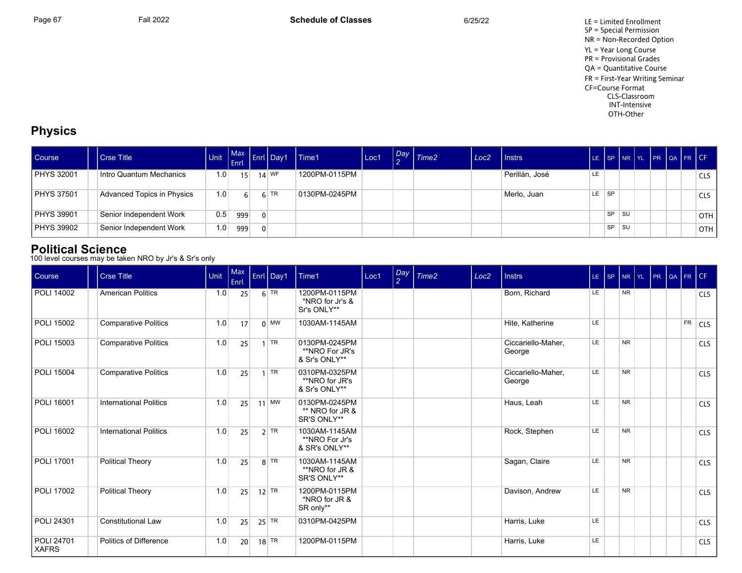LE = Limited Enrollment
SP = Special Permission
NR = Non-Recorded Option
YL = Year Long Course
PR = Provisional Grades
QA = Quantitative Course
FR = First-Year Writing Seminar
CF=Course Format
CLS-Classroom
INT-Intensive
OTH-Other

## Physics

| Course | | Crse Title | Unit | Max Enrl | Enrl | Day1 | Time1 | Loc1 | Day 2 | Time2 | Loc2 | Instrs | LE | SP | NR | YL | PR | QA | FR | CF |
|---|---|---|---|---|---|---|---|---|---|---|---|---|---|---|---|---|---|---|---|---|
| PHYS 32001 | | Intro Quantum Mechanics | 1.0 | 15 | 14 | WF | 1200PM-0115PM | | | | | Perillán, José | LE | | | | | | | CLS |
| PHYS 37501 | | Advanced Topics in Physics | 1.0 | 6 | 6 | TR | 0130PM-0245PM | | | | | Merlo, Juan | LE | SP | | | | | | CLS |
| PHYS 39901 | | Senior Independent Work | 0.5 | 999 | 0 | | | | | | | | | SP | SU | | | | | OTH |
| PHYS 39902 | | Senior Independent Work | 1.0 | 999 | 0 | | | | | | | | | SP | SU | | | | | OTH |

## Political Science

100 level courses may be taken NRO by Jr's & Sr's only

| Course | | Crse Title | Unit | Max Enrl | Enrl | Day1 | Time1 | Loc1 | Day 2 | Time2 | Loc2 | Instrs | LE | SP | NR | YL | PR | QA | FR | CF |
|---|---|---|---|---|---|---|---|---|---|---|---|---|---|---|---|---|---|---|---|---|
| POLI 14002 | | American Politics | 1.0 | 25 | 6 | TR | 1200PM-0115PM *NRO for Jr's & Sr's ONLY** | | | | | Born, Richard | LE | | NR | | | | | CLS |
| POLI 15002 | | Comparative Politics | 1.0 | 17 | 0 | MW | 1030AM-1145AM | | | | | Hite, Katherine | LE | | | | | | FR | CLS |
| POLI 15003 | | Comparative Politics | 1.0 | 25 | 1 | TR | 0130PM-0245PM **NRO For JR's & Sr's ONLY** | | | | | Ciccariello-Maher, George | LE | | NR | | | | | CLS |
| POLI 15004 | | Comparative Politics | 1.0 | 25 | 1 | TR | 0310PM-0325PM **NRO for JR's & Sr's ONLY** | | | | | Ciccariello-Maher, George | LE | | NR | | | | | CLS |
| POLI 16001 | | International Politics | 1.0 | 25 | 11 | MW | 0130PM-0245PM ** NRO for JR & SR'S ONLY** | | | | | Haus, Leah | LE | | NR | | | | | CLS |
| POLI 16002 | | International Politics | 1.0 | 25 | 2 | TR | 1030AM-1145AM **NRO For Jr's & SR's ONLY** | | | | | Rock, Stephen | LE | | NR | | | | | CLS |
| POLI 17001 | | Political Theory | 1.0 | 25 | 8 | TR | 1030AM-1145AM **NRO for JR & SR'S ONLY** | | | | | Sagan, Claire | LE | | NR | | | | | CLS |
| POLI 17002 | | Political Theory | 1.0 | 25 | 12 | TR | 1200PM-0115PM *NRO for JR & SR only** | | | | | Davison, Andrew | LE | | NR | | | | | CLS |
| POLI 24301 | | Constitutional Law | 1.0 | 25 | 25 | TR | 0310PM-0425PM | | | | | Harris, Luke | LE | | | | | | | CLS |
| POLI 24701 XAFRS | | Politics of Difference | 1.0 | 20 | 18 | TR | 1200PM-0115PM | | | | | Harris, Luke | LE | | | | | | | CLS |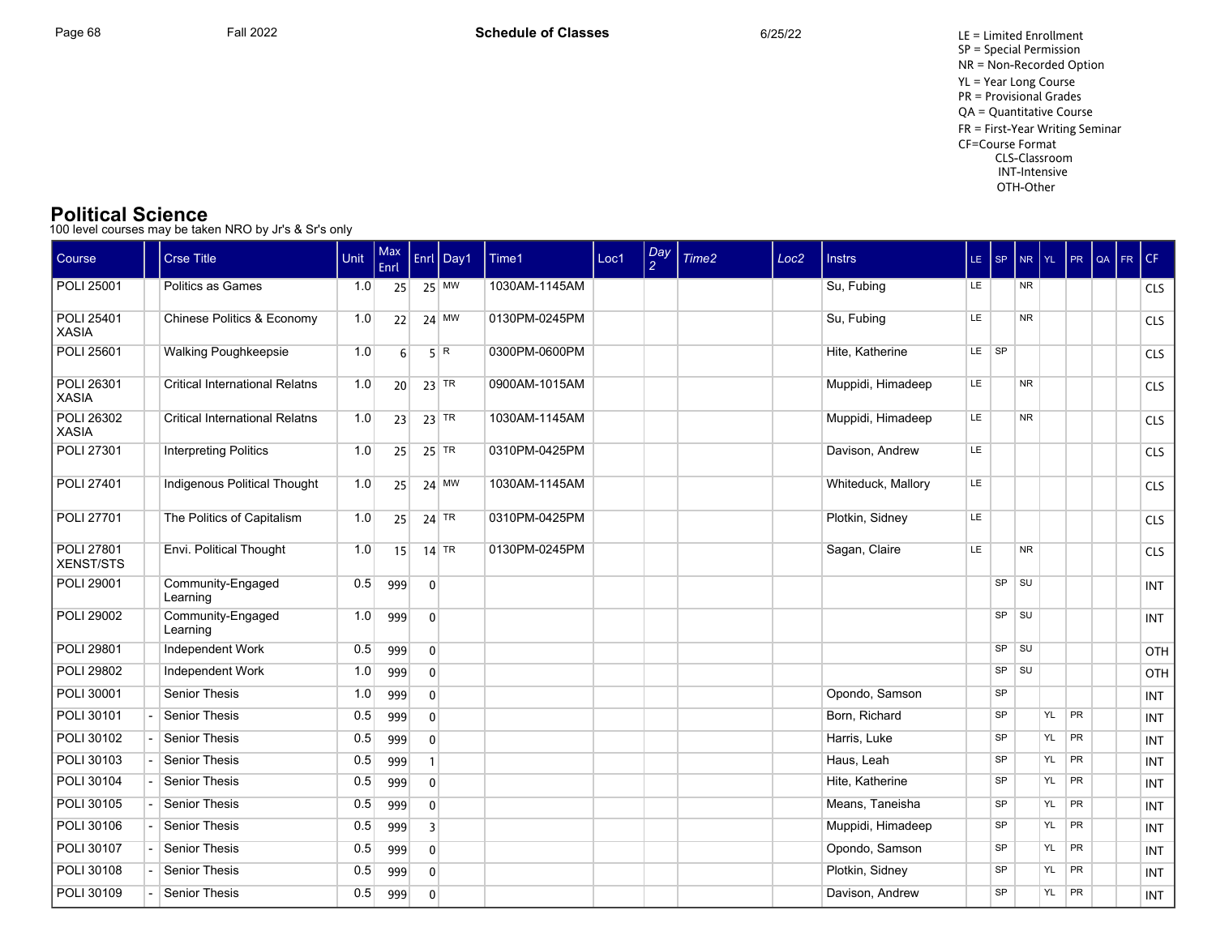LE = Limited Enrollment
SP = Special Permission
NR = Non-Recorded Option
YL = Year Long Course
PR = Provisional Grades
QA = Quantitative Course
FR = First-Year Writing Seminar
CF=Course Format
CLS-Classroom
INT-Intensive
OTH-Other

## Political Science

100 level courses may be taken NRO by Jr's & Sr's only

| Course | | Crse Title | Unit | Max Enrl | Enrl | Day1 | Time1 | Loc1 | Day 2 | Time2 | Loc2 | Instrs | LE | SP | NR | YL | PR | QA | FR | CF |
|---|---|---|---|---|---|---|---|---|---|---|---|---|---|---|---|---|---|---|---|---|
| POLI 25001 | | Politics as Games | 1.0 | 25 | 25 | MW | 1030AM-1145AM | | | | | Su, Fubing | LE | | NR | | | | | CLS |
| POLI 25401 XASIA | | Chinese Politics & Economy | 1.0 | 22 | 24 | MW | 0130PM-0245PM | | | | | Su, Fubing | LE | | NR | | | | | CLS |
| POLI 25601 | | Walking Poughkeepsie | 1.0 | 6 | 5 | R | 0300PM-0600PM | | | | | Hite, Katherine | LE | SP | | | | | | CLS |
| POLI 26301 XASIA | | Critical International Relatns | 1.0 | 20 | 23 | TR | 0900AM-1015AM | | | | | Muppidi, Himadeep | LE | | NR | | | | | CLS |
| POLI 26302 XASIA | | Critical International Relatns | 1.0 | 23 | 23 | TR | 1030AM-1145AM | | | | | Muppidi, Himadeep | LE | | NR | | | | | CLS |
| POLI 27301 | | Interpreting Politics | 1.0 | 25 | 25 | TR | 0310PM-0425PM | | | | | Davison, Andrew | LE | | | | | | | CLS |
| POLI 27401 | | Indigenous Political Thought | 1.0 | 25 | 24 | MW | 1030AM-1145AM | | | | | Whiteduck, Mallory | LE | | | | | | | CLS |
| POLI 27701 | | The Politics of Capitalism | 1.0 | 25 | 24 | TR | 0310PM-0425PM | | | | | Plotkin, Sidney | LE | | | | | | | CLS |
| POLI 27801 XENST/STS | | Envi. Political Thought | 1.0 | 15 | 14 | TR | 0130PM-0245PM | | | | | Sagan, Claire | LE | | NR | | | | | CLS |
| POLI 29001 | | Community-Engaged Learning | 0.5 | 999 | 0 | | | | | | | | | SP | SU | | | | | INT |
| POLI 29002 | | Community-Engaged Learning | 1.0 | 999 | 0 | | | | | | | | | SP | SU | | | | | INT |
| POLI 29801 | | Independent Work | 0.5 | 999 | 0 | | | | | | | | | SP | SU | | | | | OTH |
| POLI 29802 | | Independent Work | 1.0 | 999 | 0 | | | | | | | | | SP | SU | | | | | OTH |
| POLI 30001 | | Senior Thesis | 1.0 | 999 | 0 | | | | | | | Opondo, Samson | | SP | | | | | | INT |
| POLI 30101 | - | Senior Thesis | 0.5 | 999 | 0 | | | | | | | Born, Richard | | SP | | YL | PR | | | INT |
| POLI 30102 | - | Senior Thesis | 0.5 | 999 | 0 | | | | | | | Harris, Luke | | SP | | YL | PR | | | INT |
| POLI 30103 | - | Senior Thesis | 0.5 | 999 | 1 | | | | | | | Haus, Leah | | SP | | YL | PR | | | INT |
| POLI 30104 | - | Senior Thesis | 0.5 | 999 | 0 | | | | | | | Hite, Katherine | | SP | | YL | PR | | | INT |
| POLI 30105 | - | Senior Thesis | 0.5 | 999 | 0 | | | | | | | Means, Taneisha | | SP | | YL | PR | | | INT |
| POLI 30106 | - | Senior Thesis | 0.5 | 999 | 3 | | | | | | | Muppidi, Himadeep | | SP | | YL | PR | | | INT |
| POLI 30107 | - | Senior Thesis | 0.5 | 999 | 0 | | | | | | | Opondo, Samson | | SP | | YL | PR | | | INT |
| POLI 30108 | - | Senior Thesis | 0.5 | 999 | 0 | | | | | | | Plotkin, Sidney | | SP | | YL | PR | | | INT |
| POLI 30109 | - | Senior Thesis | 0.5 | 999 | 0 | | | | | | | Davison, Andrew | | SP | | YL | PR | | | INT |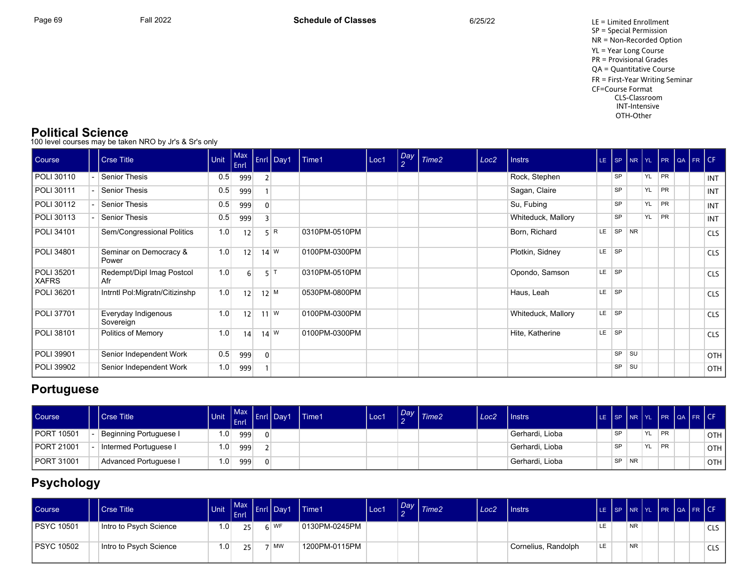LE = Limited Enrollment
SP = Special Permission
NR = Non-Recorded Option
YL = Year Long Course
PR = Provisional Grades
QA = Quantitative Course
FR = First-Year Writing Seminar
CF=Course Format
CLS-Classroom
INT-Intensive
OTH-Other

## Political Science

100 level courses may be taken NRO by Jr's & Sr's only

| Course | | Crse Title | Unit | Max Enrl | Enrl | Day1 | Time1 | Loc1 | Day 2 | Time2 | Loc2 | Instrs | LE | SP | NR | YL | PR | QA | FR | CF |
|---|---|---|---|---|---|---|---|---|---|---|---|---|---|---|---|---|---|---|---|---|
| POLI 30110 | - | Senior Thesis | 0.5 | 999 | 2 | | | | | | | Rock, Stephen | | SP | | YL | PR | | | INT |
| POLI 30111 | - | Senior Thesis | 0.5 | 999 | 1 | | | | | | | Sagan, Claire | | SP | | YL | PR | | | INT |
| POLI 30112 | - | Senior Thesis | 0.5 | 999 | 0 | | | | | | | Su, Fubing | | SP | | YL | PR | | | INT |
| POLI 30113 | - | Senior Thesis | 0.5 | 999 | 3 | | | | | | | Whiteduck, Mallory | | SP | | YL | PR | | | INT |
| POLI 34101 | | Sem/Congressional Politics | 1.0 | 12 | 5 | R | 0310PM-0510PM | | | | | Born, Richard | LE | SP | NR | | | | | CLS |
| POLI 34801 | | Seminar on Democracy & Power | 1.0 | 12 | 14 | W | 0100PM-0300PM | | | | | Plotkin, Sidney | LE | SP | | | | | | CLS |
| POLI 35201 XAFRS | | Redempt/Dipl Imag Postcol Afr | 1.0 | 6 | 5 | T | 0310PM-0510PM | | | | | Opondo, Samson | LE | SP | | | | | | CLS |
| POLI 36201 | | Intrntl Pol:Migratn/Citizinshp | 1.0 | 12 | 12 | M | 0530PM-0800PM | | | | | Haus, Leah | LE | SP | | | | | | CLS |
| POLI 37701 | | Everyday Indigenous Sovereign | 1.0 | 12 | 11 | W | 0100PM-0300PM | | | | | Whiteduck, Mallory | LE | SP | | | | | | CLS |
| POLI 38101 | | Politics of Memory | 1.0 | 14 | 14 | W | 0100PM-0300PM | | | | | Hite, Katherine | LE | SP | | | | | | CLS |
| POLI 39901 | | Senior Independent Work | 0.5 | 999 | 0 | | | | | | | | | SP | SU | | | | | OTH |
| POLI 39902 | | Senior Independent Work | 1.0 | 999 | 1 | | | | | | | | | SP | SU | | | | | OTH |

## Portuguese

| Course | | Crse Title | Unit | Max Enrl | Enrl | Day1 | Time1 | Loc1 | Day 2 | Time2 | Loc2 | Instrs | LE | SP | NR | YL | PR | QA | FR | CF |
|---|---|---|---|---|---|---|---|---|---|---|---|---|---|---|---|---|---|---|---|---|
| PORT 10501 | - | Beginning Portuguese I | 1.0 | 999 | 0 | | | | | | | Gerhardi, Lioba | | SP | | YL | PR | | | OTH |
| PORT 21001 | - | Intermed Portuguese I | 1.0 | 999 | 2 | | | | | | | Gerhardi, Lioba | | SP | | YL | PR | | | OTH |
| PORT 31001 | | Advanced Portuguese I | 1.0 | 999 | 0 | | | | | | | Gerhardi, Lioba | | SP | NR | | | | | OTH |

## Psychology

| Course | | Crse Title | Unit | Max Enrl | Enrl | Day1 | Time1 | Loc1 | Day 2 | Time2 | Loc2 | Instrs | LE | SP | NR | YL | PR | QA | FR | CF |
|---|---|---|---|---|---|---|---|---|---|---|---|---|---|---|---|---|---|---|---|---|
| PSYC 10501 | | Intro to Psych Science | 1.0 | 25 | 6 | WF | 0130PM-0245PM | | | | | | LE | | NR | | | | | CLS |
| PSYC 10502 | | Intro to Psych Science | 1.0 | 25 | 7 | MW | 1200PM-0115PM | | | | | Cornelius, Randolph | LE | | NR | | | | | CLS |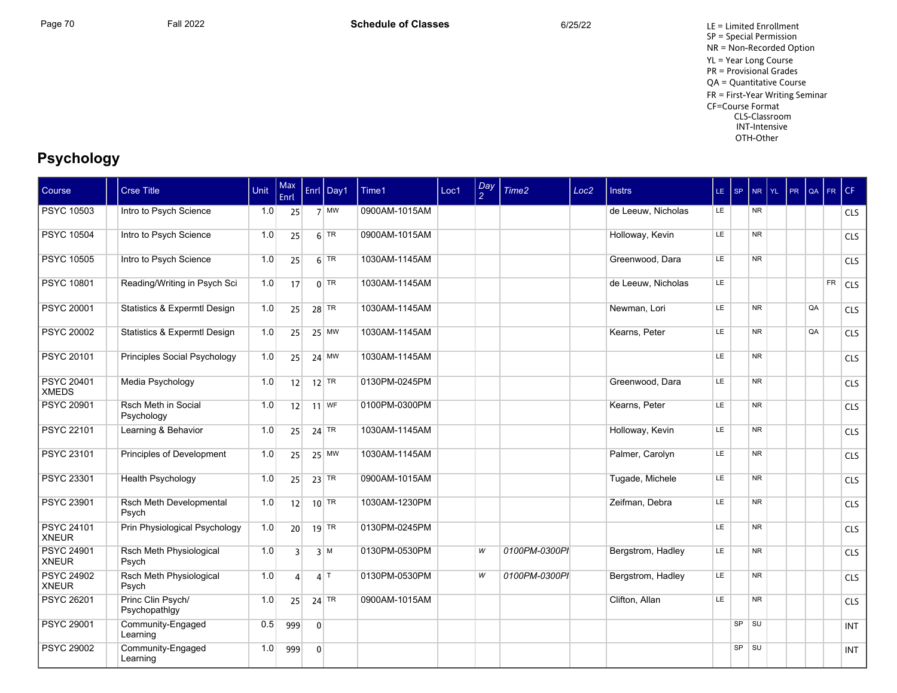LE = Limited Enrollment
SP = Special Permission
NR = Non-Recorded Option
YL = Year Long Course
PR = Provisional Grades
QA = Quantitative Course
FR = First-Year Writing Seminar
CF=Course Format
CLS-Classroom
INT-Intensive
OTH-Other

## Psychology

| Course | | Crse Title | Unit | Max Enrl | Enrl | Day1 | Time1 | Loc1 | Day 2 | Time2 | Loc2 | Instrs | LE | SP | NR | YL | PR | QA | FR | CF |
|---|---|---|---|---|---|---|---|---|---|---|---|---|---|---|---|---|---|---|---|---|
| PSYC 10503 | | Intro to Psych Science | 1.0 | 25 | 7 | MW | 0900AM-1015AM | | | | | de Leeuw, Nicholas | LE | | NR | | | | | CLS |
| PSYC 10504 | | Intro to Psych Science | 1.0 | 25 | 6 | TR | 0900AM-1015AM | | | | | Holloway, Kevin | LE | | NR | | | | | CLS |
| PSYC 10505 | | Intro to Psych Science | 1.0 | 25 | 6 | TR | 1030AM-1145AM | | | | | Greenwood, Dara | LE | | NR | | | | | CLS |
| PSYC 10801 | | Reading/Writing in Psych Sci | 1.0 | 17 | 0 | TR | 1030AM-1145AM | | | | | de Leeuw, Nicholas | LE | | | | | | FR | CLS |
| PSYC 20001 | | Statistics & Expermtl Design | 1.0 | 25 | 28 | TR | 1030AM-1145AM | | | | | Newman, Lori | LE | | NR | | | QA | | CLS |
| PSYC 20002 | | Statistics & Expermtl Design | 1.0 | 25 | 25 | MW | 1030AM-1145AM | | | | | Kearns, Peter | LE | | NR | | | QA | | CLS |
| PSYC 20101 | | Principles Social Psychology | 1.0 | 25 | 24 | MW | 1030AM-1145AM | | | | | | LE | | NR | | | | | CLS |
| PSYC 20401 XMEDS | | Media Psychology | 1.0 | 12 | 12 | TR | 0130PM-0245PM | | | | | Greenwood, Dara | LE | | NR | | | | | CLS |
| PSYC 20901 | | Rsch Meth in Social Psychology | 1.0 | 12 | 11 | WF | 0100PM-0300PM | | | | | Kearns, Peter | LE | | NR | | | | | CLS |
| PSYC 22101 | | Learning & Behavior | 1.0 | 25 | 24 | TR | 1030AM-1145AM | | | | | Holloway, Kevin | LE | | NR | | | | | CLS |
| PSYC 23101 | | Principles of Development | 1.0 | 25 | 25 | MW | 1030AM-1145AM | | | | | Palmer, Carolyn | LE | | NR | | | | | CLS |
| PSYC 23301 | | Health Psychology | 1.0 | 25 | 23 | TR | 0900AM-1015AM | | | | | Tugade, Michele | LE | | NR | | | | | CLS |
| PSYC 23901 | | Rsch Meth Developmental Psych | 1.0 | 12 | 10 | TR | 1030AM-1230PM | | | | | Zeifman, Debra | LE | | NR | | | | | CLS |
| PSYC 24101 XNEUR | | Prin Physiological Psychology | 1.0 | 20 | 19 | TR | 0130PM-0245PM | | | | | | LE | | NR | | | | | CLS |
| PSYC 24901 XNEUR | | Rsch Meth Physiological Psych | 1.0 | 3 | 3 | M | 0130PM-0530PM | | *W* | *0100PM-0300PI* | | Bergstrom, Hadley | LE | | NR | | | | | CLS |
| PSYC 24902 XNEUR | | Rsch Meth Physiological Psych | 1.0 | 4 | 4 | T | 0130PM-0530PM | | *W* | *0100PM-0300PI* | | Bergstrom, Hadley | LE | | NR | | | | | CLS |
| PSYC 26201 | | Princ Clin Psych/ Psychopathlgy | 1.0 | 25 | 24 | TR | 0900AM-1015AM | | | | | Clifton, Allan | LE | | NR | | | | | CLS |
| PSYC 29001 | | Community-Engaged Learning | 0.5 | 999 | 0 | | | | | | | | | SP | SU | | | | | INT |
| PSYC 29002 | | Community-Engaged Learning | 1.0 | 999 | 0 | | | | | | | | | SP | SU | | | | | INT |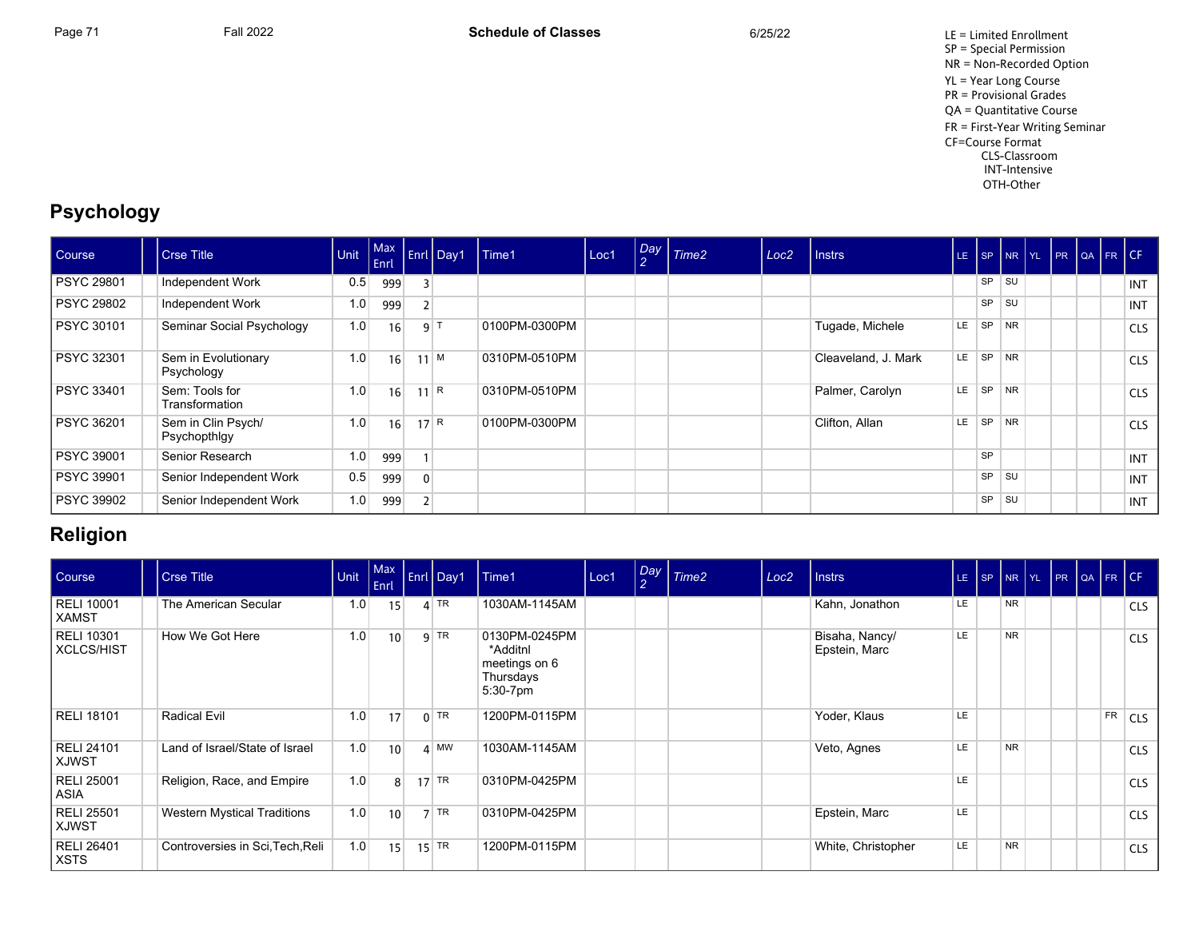LE = Limited Enrollment
SP = Special Permission
NR = Non-Recorded Option
YL = Year Long Course
PR = Provisional Grades
QA = Quantitative Course
FR = First-Year Writing Seminar
CF=Course Format
CLS-Classroom
INT-Intensive
OTH-Other

## Psychology

| Course | | Crse Title | Unit | Max Enrl | Enrl | Day1 | Time1 | Loc1 | Day 2 | Time2 | Loc2 | Instrs | LE | SP | NR | YL | PR | QA | FR | CF |
|---|---|---|---|---|---|---|---|---|---|---|---|---|---|---|---|---|---|---|---|---|
| PSYC 29801 | | Independent Work | 0.5 | 999 | 3 | | | | | | | | | SP | SU | | | | | INT |
| PSYC 29802 | | Independent Work | 1.0 | 999 | 2 | | | | | | | | | SP | SU | | | | | INT |
| PSYC 30101 | | Seminar Social Psychology | 1.0 | 16 | 9 | T | 0100PM-0300PM | | | | | Tugade, Michele | LE | SP | NR | | | | | CLS |
| PSYC 32301 | | Sem in Evolutionary Psychology | 1.0 | 16 | 11 | M | 0310PM-0510PM | | | | | Cleaveland, J. Mark | LE | SP | NR | | | | | CLS |
| PSYC 33401 | | Sem: Tools for Transformation | 1.0 | 16 | 11 | R | 0310PM-0510PM | | | | | Palmer, Carolyn | LE | SP | NR | | | | | CLS |
| PSYC 36201 | | Sem in Clin Psych/ Psychopthlgy | 1.0 | 16 | 17 | R | 0100PM-0300PM | | | | | Clifton, Allan | LE | SP | NR | | | | | CLS |
| PSYC 39001 | | Senior Research | 1.0 | 999 | 1 | | | | | | | | | SP | | | | | | INT |
| PSYC 39901 | | Senior Independent Work | 0.5 | 999 | 0 | | | | | | | | | SP | SU | | | | | INT |
| PSYC 39902 | | Senior Independent Work | 1.0 | 999 | 2 | | | | | | | | | SP | SU | | | | | INT |

## Religion

| Course | | Crse Title | Unit | Max Enrl | Enrl | Day1 | Time1 | Loc1 | Day 2 | Time2 | Loc2 | Instrs | LE | SP | NR | YL | PR | QA | FR | CF |
|---|---|---|---|---|---|---|---|---|---|---|---|---|---|---|---|---|---|---|---|---|
| RELI 10001 XAMST | | The American Secular | 1.0 | 15 | 4 | TR | 1030AM-1145AM | | | | | Kahn, Jonathon | LE | | NR | | | | | CLS |
| RELI 10301 XCLCS/HIST | | How We Got Here | 1.0 | 10 | 9 | TR | 0130PM-0245PM *Additnl meetings on 6 Thursdays 5:30-7pm | | | | | Bisaha, Nancy/ Epstein, Marc | LE | | NR | | | | | CLS |
| RELI 18101 | | Radical Evil | 1.0 | 17 | 0 | TR | 1200PM-0115PM | | | | | Yoder, Klaus | LE | | | | | | FR | CLS |
| RELI 24101 XJWST | | Land of Israel/State of Israel | 1.0 | 10 | 4 | MW | 1030AM-1145AM | | | | | Veto, Agnes | LE | | NR | | | | | CLS |
| RELI 25001 ASIA | | Religion, Race, and Empire | 1.0 | 8 | 17 | TR | 0310PM-0425PM | | | | | | LE | | | | | | | CLS |
| RELI 25501 XJWST | | Western Mystical Traditions | 1.0 | 10 | 7 | TR | 0310PM-0425PM | | | | | Epstein, Marc | LE | | | | | | | CLS |
| RELI 26401 XSTS | | Controversies in Sci,Tech,Reli | 1.0 | 15 | 15 | TR | 1200PM-0115PM | | | | | White, Christopher | LE | | NR | | | | | CLS |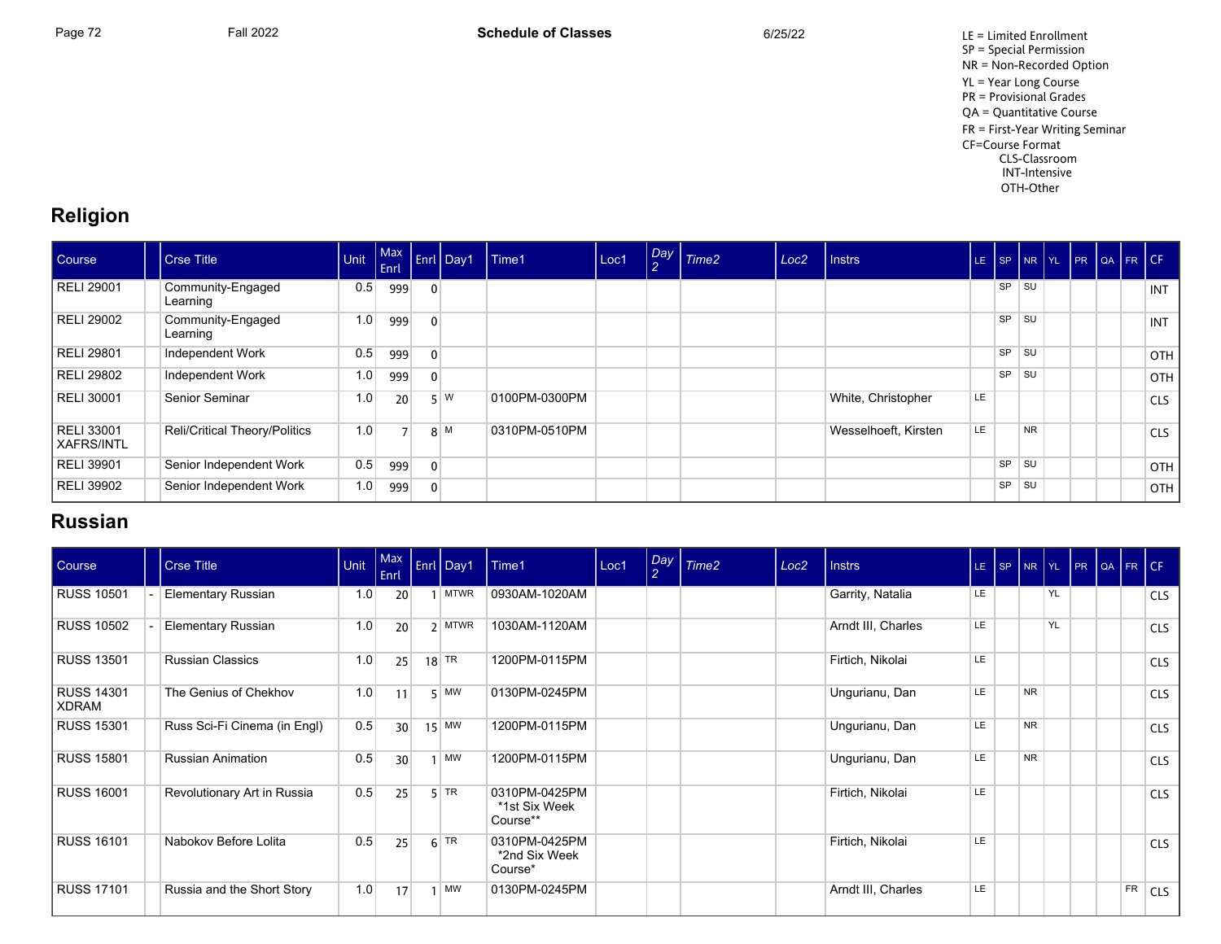LE = Limited Enrollment
SP = Special Permission
NR = Non-Recorded Option
YL = Year Long Course
PR = Provisional Grades
QA = Quantitative Course
FR = First-Year Writing Seminar
CF=Course Format
CLS-Classroom
INT-Intensive
OTH-Other

## Religion

| Course | | Crse Title | Unit | Max Enrl | Enrl | Day1 | Time1 | Loc1 | Day 2 | Time2 | Loc2 | Instrs | LE | SP | NR | YL | PR | QA | FR | CF |
|---|---|---|---|---|---|---|---|---|---|---|---|---|---|---|---|---|---|---|---|---|
| RELI 29001 | | Community-Engaged Learning | 0.5 | 999 | 0 | | | | | | | | | SP | SU | | | | | INT |
| RELI 29002 | | Community-Engaged Learning | 1.0 | 999 | 0 | | | | | | | | | SP | SU | | | | | INT |
| RELI 29801 | | Independent Work | 0.5 | 999 | 0 | | | | | | | | | SP | SU | | | | | OTH |
| RELI 29802 | | Independent Work | 1.0 | 999 | 0 | | | | | | | | | SP | SU | | | | | OTH |
| RELI 30001 | | Senior Seminar | 1.0 | 20 | 5 | W | 0100PM-0300PM | | | | | White, Christopher | LE | | | | | | | CLS |
| RELI 33001 XAFRS/INTL | | Reli/Critical Theory/Politics | 1.0 | 7 | 8 | M | 0310PM-0510PM | | | | | Wesselhoeft, Kirsten | LE | | NR | | | | | CLS |
| RELI 39901 | | Senior Independent Work | 0.5 | 999 | 0 | | | | | | | | | SP | SU | | | | | OTH |
| RELI 39902 | | Senior Independent Work | 1.0 | 999 | 0 | | | | | | | | | SP | SU | | | | | OTH |

## Russian

| Course | | Crse Title | Unit | Max Enrl | Enrl | Day1 | Time1 | Loc1 | Day 2 | Time2 | Loc2 | Instrs | LE | SP | NR | YL | PR | QA | FR | CF |
|---|---|---|---|---|---|---|---|---|---|---|---|---|---|---|---|---|---|---|---|---|
| RUSS 10501 | - | Elementary Russian | 1.0 | 20 | 1 | MTWR | 0930AM-1020AM | | | | | Garrity, Natalia | LE | | | YL | | | | CLS |
| RUSS 10502 | - | Elementary Russian | 1.0 | 20 | 2 | MTWR | 1030AM-1120AM | | | | | Arndt III, Charles | LE | | | YL | | | | CLS |
| RUSS 13501 | | Russian Classics | 1.0 | 25 | 18 | TR | 1200PM-0115PM | | | | | Firtich, Nikolai | LE | | | | | | | CLS |
| RUSS 14301 XDRAM | | The Genius of Chekhov | 1.0 | 11 | 5 | MW | 0130PM-0245PM | | | | | Ungurianu, Dan | LE | | NR | | | | | CLS |
| RUSS 15301 | | Russ Sci-Fi Cinema (in Engl) | 0.5 | 30 | 15 | MW | 1200PM-0115PM | | | | | Ungurianu, Dan | LE | | NR | | | | | CLS |
| RUSS 15801 | | Russian Animation | 0.5 | 30 | 1 | MW | 1200PM-0115PM | | | | | Ungurianu, Dan | LE | | NR | | | | | CLS |
| RUSS 16001 | | Revolutionary Art in Russia | 0.5 | 25 | 5 | TR | 0310PM-0425PM *1st Six Week Course** | | | | | Firtich, Nikolai | LE | | | | | | | CLS |
| RUSS 16101 | | Nabokov Before Lolita | 0.5 | 25 | 6 | TR | 0310PM-0425PM *2nd Six Week Course* | | | | | Firtich, Nikolai | LE | | | | | | | CLS |
| RUSS 17101 | | Russia and the Short Story | 1.0 | 17 | 1 | MW | 0130PM-0245PM | | | | | Arndt III, Charles | LE | | | | | | FR | CLS |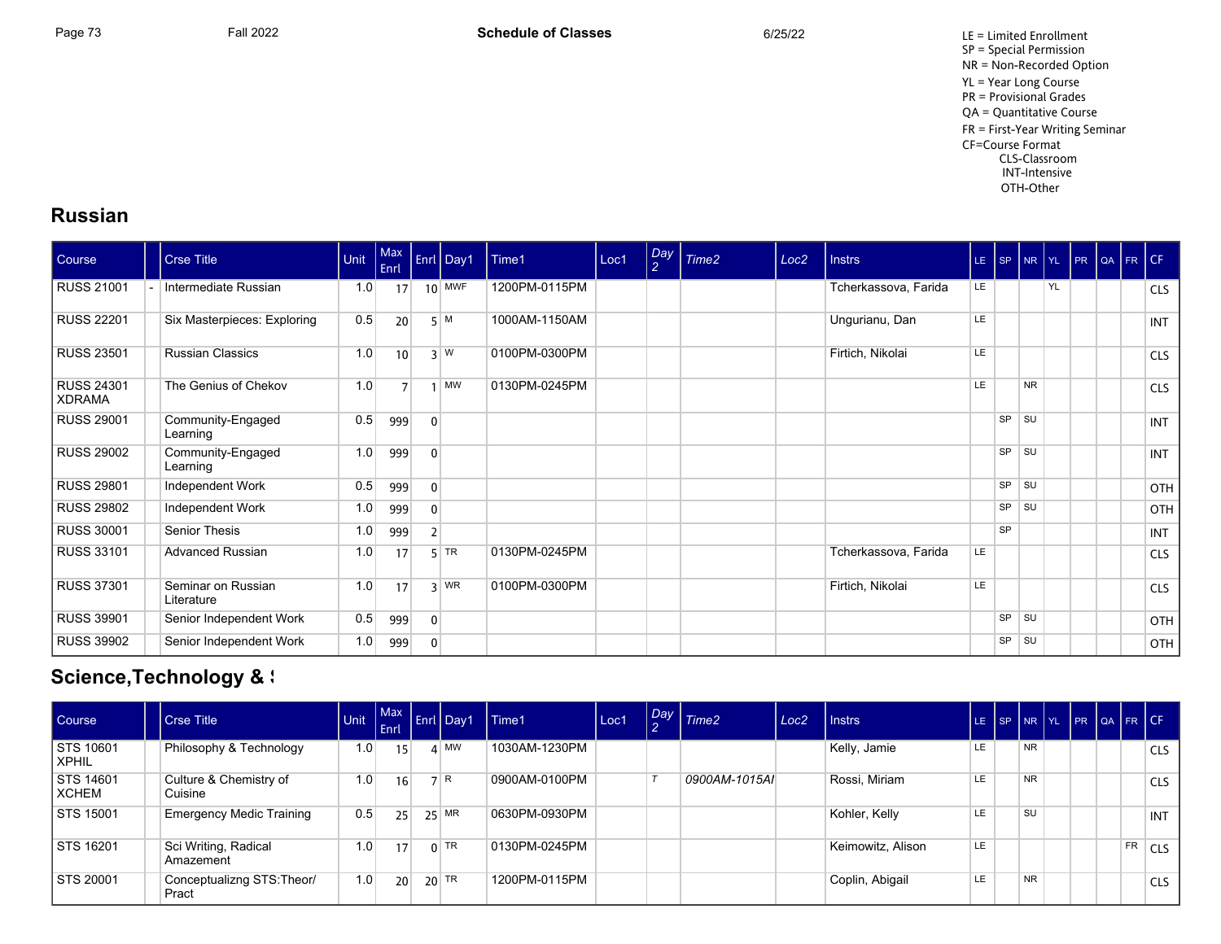Fall 2022 Schedule of Classes 6/25/22

LE = Limited Enrollment
SP = Special Permission
NR = Non-Recorded Option
YL = Year Long Course
PR = Provisional Grades
QA = Quantitative Course
FR = First-Year Writing Seminar
CF=Course Format
CLS-Classroom
INT-Intensive
OTH-Other

## Russian

| Course | | Crse Title | Unit | Max Enrl | Enrl | Day1 | Time1 | Loc1 | Day 2 | Time2 | Loc2 | Instrs | LE | SP | NR | YL | PR | QA | FR | CF |
|---|---|---|---|---|---|---|---|---|---|---|---|---|---|---|---|---|---|---|---|---|
| RUSS 21001 | - | Intermediate Russian | 1.0 | 17 | 10 | MWF | 1200PM-0115PM | | | | | Tcherkassova, Farida | LE | | | YL | | | | CLS |
| RUSS 22201 | | Six Masterpieces: Exploring | 0.5 | 20 | 5 | M | 1000AM-1150AM | | | | | Ungurianu, Dan | LE | | | | | | | INT |
| RUSS 23501 | | Russian Classics | 1.0 | 10 | 3 | W | 0100PM-0300PM | | | | | Firtich, Nikolai | LE | | | | | | | CLS |
| RUSS 24301 XDRAMA | | The Genius of Chekov | 1.0 | 7 | 1 | MW | 0130PM-0245PM | | | | | | LE | | NR | | | | | CLS |
| RUSS 29001 | | Community-Engaged Learning | 0.5 | 999 | 0 | | | | | | | | | SP | SU | | | | | INT |
| RUSS 29002 | | Community-Engaged Learning | 1.0 | 999 | 0 | | | | | | | | | SP | SU | | | | | INT |
| RUSS 29801 | | Independent Work | 0.5 | 999 | 0 | | | | | | | | | SP | SU | | | | | OTH |
| RUSS 29802 | | Independent Work | 1.0 | 999 | 0 | | | | | | | | | SP | SU | | | | | OTH |
| RUSS 30001 | | Senior Thesis | 1.0 | 999 | 2 | | | | | | | | | SP | | | | | | INT |
| RUSS 33101 | | Advanced Russian | 1.0 | 17 | 5 | TR | 0130PM-0245PM | | | | | Tcherkassova, Farida | LE | | | | | | | CLS |
| RUSS 37301 | | Seminar on Russian Literature | 1.0 | 17 | 3 | WR | 0100PM-0300PM | | | | | Firtich, Nikolai | LE | | | | | | | CLS |
| RUSS 39901 | | Senior Independent Work | 0.5 | 999 | 0 | | | | | | | | | SP | SU | | | | | OTH |
| RUSS 39902 | | Senior Independent Work | 1.0 | 999 | 0 | | | | | | | | | SP | SU | | | | | OTH |

## Science,Technology & S

| Course | | Crse Title | Unit | Max Enrl | Enrl | Day1 | Time1 | Loc1 | Day 2 | Time2 | Loc2 | Instrs | LE | SP | NR | YL | PR | QA | FR | CF |
|---|---|---|---|---|---|---|---|---|---|---|---|---|---|---|---|---|---|---|---|---|
| STS 10601 XPHIL | | Philosophy & Technology | 1.0 | 15 | 4 | MW | 1030AM-1230PM | | | | | Kelly, Jamie | LE | | NR | | | | | CLS |
| STS 14601 XCHEM | | Culture & Chemistry of Cuisine | 1.0 | 16 | 7 | R | 0900AM-0100PM | | T | 0900AM-1015AI | | Rossi, Miriam | LE | | NR | | | | | CLS |
| STS 15001 | | Emergency Medic Training | 0.5 | 25 | 25 | MR | 0630PM-0930PM | | | | | Kohler, Kelly | LE | | SU | | | | | INT |
| STS 16201 | | Sci Writing, Radical Amazement | 1.0 | 17 | 0 | TR | 0130PM-0245PM | | | | | Keimowitz, Alison | LE | | | | | | FR | CLS |
| STS 20001 | | Conceptualizng STS:Theor/ Pract | 1.0 | 20 | 20 | TR | 1200PM-0115PM | | | | | Coplin, Abigail | LE | | NR | | | | | CLS |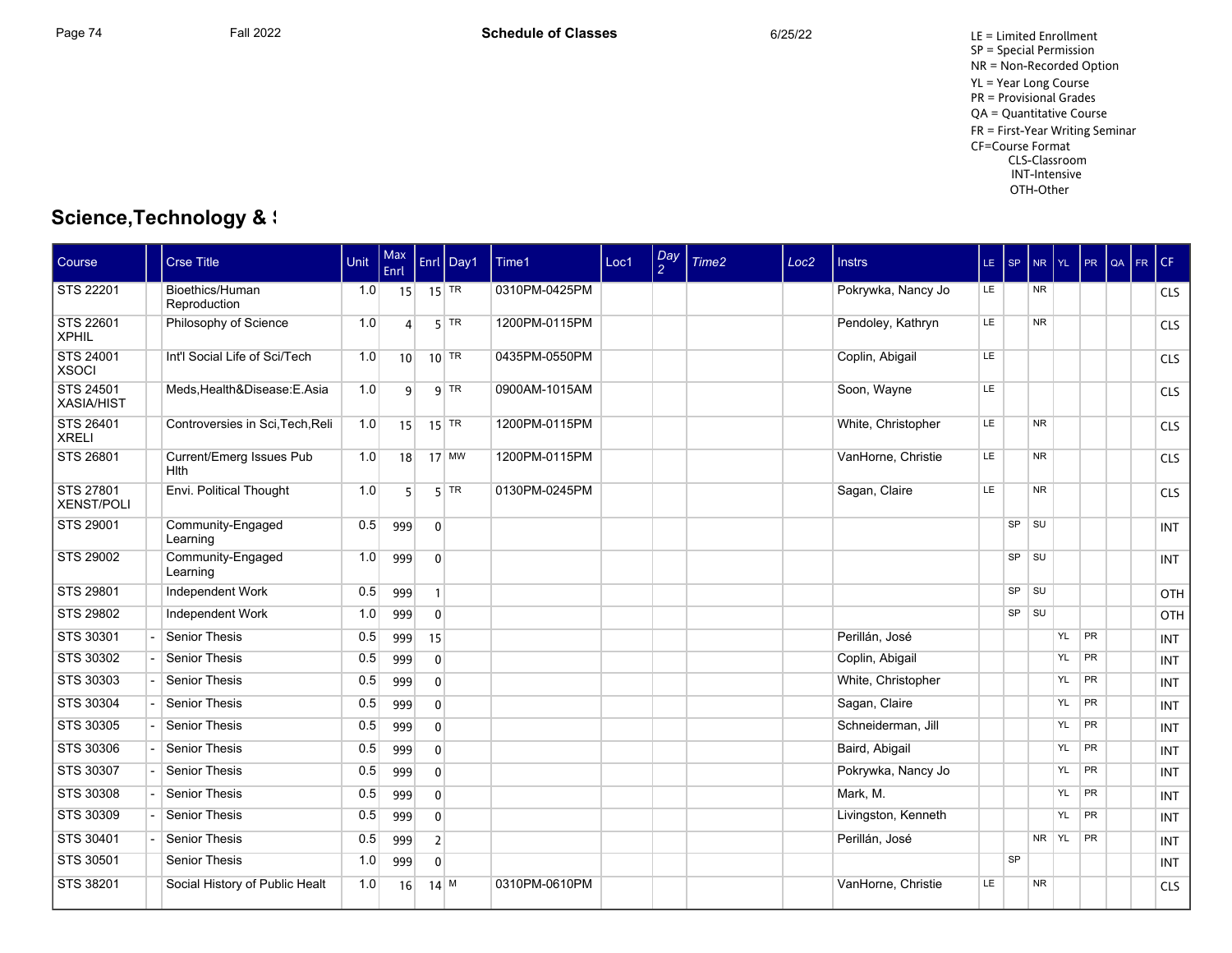LE = Limited Enrollment
SP = Special Permission
NR = Non-Recorded Option
YL = Year Long Course
PR = Provisional Grades
QA = Quantitative Course
FR = First-Year Writing Seminar
CF=Course Format
CLS-Classroom
INT-Intensive
OTH-Other

## Science,Technology & S

| Course | | Crse Title | Unit | Max Enrl | Enrl | Day1 | Time1 | Loc1 | Day 2 | Time2 | Loc2 | Instrs | LE | SP | NR | YL | PR | QA | FR | CF |
|---|---|---|---|---|---|---|---|---|---|---|---|---|---|---|---|---|---|---|---|---|
| STS 22201 | | Bioethics/Human Reproduction | 1.0 | 15 | 15 | TR | 0310PM-0425PM | | | | | Pokrywka, Nancy Jo | LE | | NR | | | | | CLS |
| STS 22601 XPHIL | | Philosophy of Science | 1.0 | 4 | 5 | TR | 1200PM-0115PM | | | | | Pendoley, Kathryn | LE | | NR | | | | | CLS |
| STS 24001 XSOCI | | Int'l Social Life of Sci/Tech | 1.0 | 10 | 10 | TR | 0435PM-0550PM | | | | | Coplin, Abigail | LE | | | | | | | CLS |
| STS 24501 XASIA/HIST | | Meds,Health&Disease:E.Asia | 1.0 | 9 | 9 | TR | 0900AM-1015AM | | | | | Soon, Wayne | LE | | | | | | | CLS |
| STS 26401 XRELI | | Controversies in Sci,Tech,Reli | 1.0 | 15 | 15 | TR | 1200PM-0115PM | | | | | White, Christopher | LE | | NR | | | | | CLS |
| STS 26801 | | Current/Emerg Issues Pub Hlth | 1.0 | 18 | 17 | MW | 1200PM-0115PM | | | | | VanHorne, Christie | LE | | NR | | | | | CLS |
| STS 27801 XENST/POLI | | Envi. Political Thought | 1.0 | 5 | 5 | TR | 0130PM-0245PM | | | | | Sagan, Claire | LE | | NR | | | | | CLS |
| STS 29001 | | Community-Engaged Learning | 0.5 | 999 | 0 | | | | | | | | | SP | SU | | | | | INT |
| STS 29002 | | Community-Engaged Learning | 1.0 | 999 | 0 | | | | | | | | | SP | SU | | | | | INT |
| STS 29801 | | Independent Work | 0.5 | 999 | 1 | | | | | | | | | SP | SU | | | | | OTH |
| STS 29802 | | Independent Work | 1.0 | 999 | 0 | | | | | | | | | SP | SU | | | | | OTH |
| STS 30301 | - | Senior Thesis | 0.5 | 999 | 15 | | | | | | | Perillán, José | | | | YL | PR | | | INT |
| STS 30302 | - | Senior Thesis | 0.5 | 999 | 0 | | | | | | | Coplin, Abigail | | | | YL | PR | | | INT |
| STS 30303 | - | Senior Thesis | 0.5 | 999 | 0 | | | | | | | White, Christopher | | | | YL | PR | | | INT |
| STS 30304 | - | Senior Thesis | 0.5 | 999 | 0 | | | | | | | Sagan, Claire | | | | YL | PR | | | INT |
| STS 30305 | - | Senior Thesis | 0.5 | 999 | 0 | | | | | | | Schneiderman, Jill | | | | YL | PR | | | INT |
| STS 30306 | - | Senior Thesis | 0.5 | 999 | 0 | | | | | | | Baird, Abigail | | | | YL | PR | | | INT |
| STS 30307 | - | Senior Thesis | 0.5 | 999 | 0 | | | | | | | Pokrywka, Nancy Jo | | | | YL | PR | | | INT |
| STS 30308 | - | Senior Thesis | 0.5 | 999 | 0 | | | | | | | Mark, M. | | | | YL | PR | | | INT |
| STS 30309 | - | Senior Thesis | 0.5 | 999 | 0 | | | | | | | Livingston, Kenneth | | | | YL | PR | | | INT |
| STS 30401 | - | Senior Thesis | 0.5 | 999 | 2 | | | | | | | Perillán, José | | | NR | YL | PR | | | INT |
| STS 30501 | | Senior Thesis | 1.0 | 999 | 0 | | | | | | | | | SP | | | | | | INT |
| STS 38201 | | Social History of Public Healt | 1.0 | 16 | 14 | M | 0310PM-0610PM | | | | | VanHorne, Christie | LE | | NR | | | | | CLS |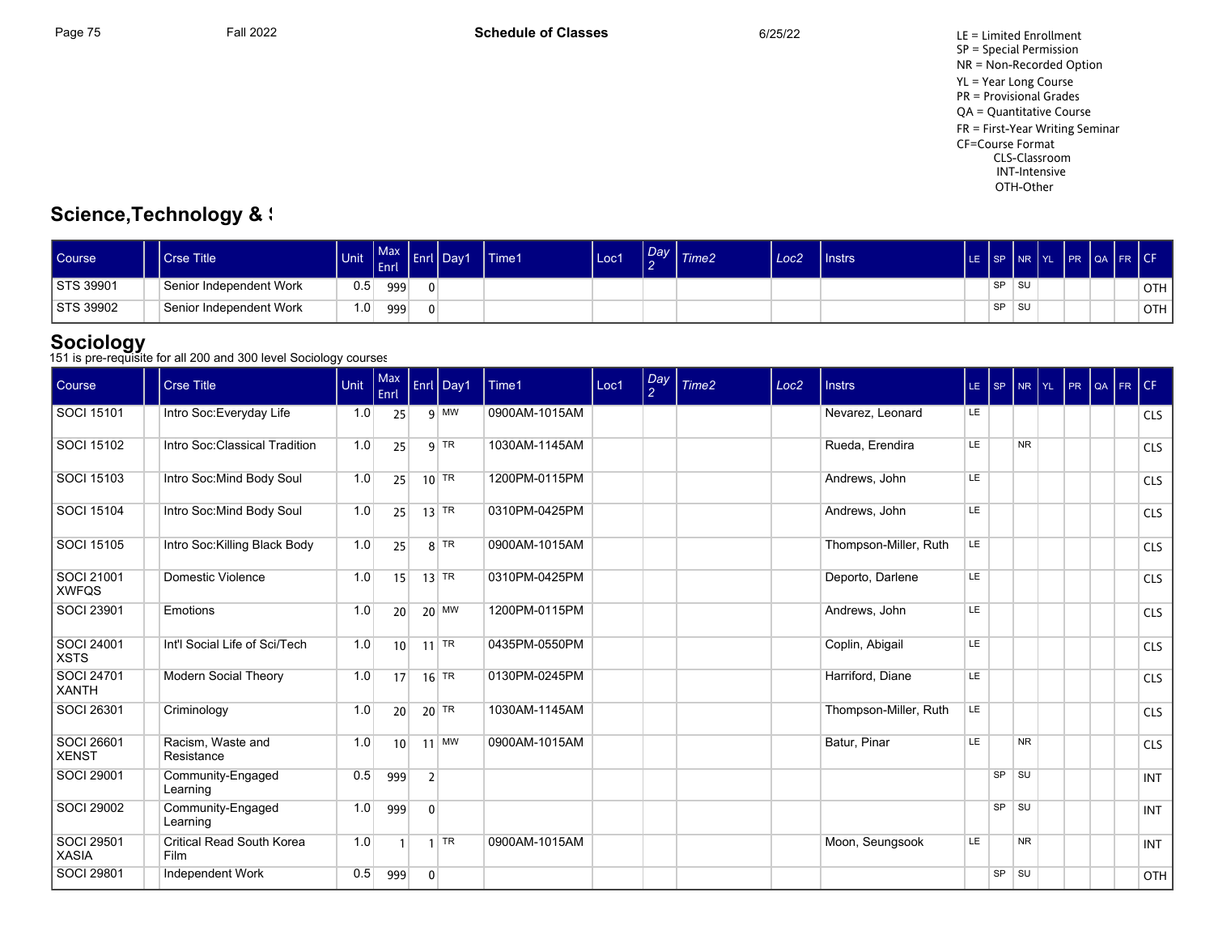LE = Limited Enrollment
SP = Special Permission
NR = Non-Recorded Option
YL = Year Long Course
PR = Provisional Grades
QA = Quantitative Course
FR = First-Year Writing Seminar
CF=Course Format
CLS-Classroom
INT-Intensive
OTH-Other

## Science,Technology & S

| Course | | Crse Title | Unit | Max Enrl | Enrl | Day1 | Time1 | Loc1 | Day 2 | Time2 | Loc2 | Instrs | LE | SP | NR | YL | PR | QA | FR | CF |
|---|---|---|---|---|---|---|---|---|---|---|---|---|---|---|---|---|---|---|---|---|
| STS 39901 | | Senior Independent Work | 0.5 | 999 | 0 | | | | | | | | | SP | SU | | | | | OTH |
| STS 39902 | | Senior Independent Work | 1.0 | 999 | 0 | | | | | | | | | SP | SU | | | | | OTH |

## Sociology

151 is pre-requisite for all 200 and 300 level Sociology courses

| Course | | Crse Title | Unit | Max Enrl | Enrl | Day1 | Time1 | Loc1 | Day 2 | Time2 | Loc2 | Instrs | LE | SP | NR | YL | PR | QA | FR | CF |
|---|---|---|---|---|---|---|---|---|---|---|---|---|---|---|---|---|---|---|---|---|
| SOCI 15101 | | Intro Soc:Everyday Life | 1.0 | 25 | 9 | MW | 0900AM-1015AM | | | | | Nevarez, Leonard | LE | | | | | | | CLS |
| SOCI 15102 | | Intro Soc:Classical Tradition | 1.0 | 25 | 9 | TR | 1030AM-1145AM | | | | | Rueda, Erendira | LE | | NR | | | | | CLS |
| SOCI 15103 | | Intro Soc:Mind Body Soul | 1.0 | 25 | 10 | TR | 1200PM-0115PM | | | | | Andrews, John | LE | | | | | | | CLS |
| SOCI 15104 | | Intro Soc:Mind Body Soul | 1.0 | 25 | 13 | TR | 0310PM-0425PM | | | | | Andrews, John | LE | | | | | | | CLS |
| SOCI 15105 | | Intro Soc:Killing Black Body | 1.0 | 25 | 8 | TR | 0900AM-1015AM | | | | | Thompson-Miller, Ruth | LE | | | | | | | CLS |
| SOCI 21001 XWFQS | | Domestic Violence | 1.0 | 15 | 13 | TR | 0310PM-0425PM | | | | | Deporto, Darlene | LE | | | | | | | CLS |
| SOCI 23901 | | Emotions | 1.0 | 20 | 20 | MW | 1200PM-0115PM | | | | | Andrews, John | LE | | | | | | | CLS |
| SOCI 24001 XSTS | | Int'l Social Life of Sci/Tech | 1.0 | 10 | 11 | TR | 0435PM-0550PM | | | | | Coplin, Abigail | LE | | | | | | | CLS |
| SOCI 24701 XANTH | | Modern Social Theory | 1.0 | 17 | 16 | TR | 0130PM-0245PM | | | | | Harriford, Diane | LE | | | | | | | CLS |
| SOCI 26301 | | Criminology | 1.0 | 20 | 20 | TR | 1030AM-1145AM | | | | | Thompson-Miller, Ruth | LE | | | | | | | CLS |
| SOCI 26601 XENST | | Racism, Waste and Resistance | 1.0 | 10 | 11 | MW | 0900AM-1015AM | | | | | Batur, Pinar | LE | | NR | | | | | CLS |
| SOCI 29001 | | Community-Engaged Learning | 0.5 | 999 | 2 | | | | | | | | | SP | SU | | | | | INT |
| SOCI 29002 | | Community-Engaged Learning | 1.0 | 999 | 0 | | | | | | | | | SP | SU | | | | | INT |
| SOCI 29501 XASIA | | Critical Read South Korea Film | 1.0 | 1 | 1 | TR | 0900AM-1015AM | | | | | Moon, Seungsook | LE | | NR | | | | | INT |
| SOCI 29801 | | Independent Work | 0.5 | 999 | 0 | | | | | | | | | SP | SU | | | | | OTH |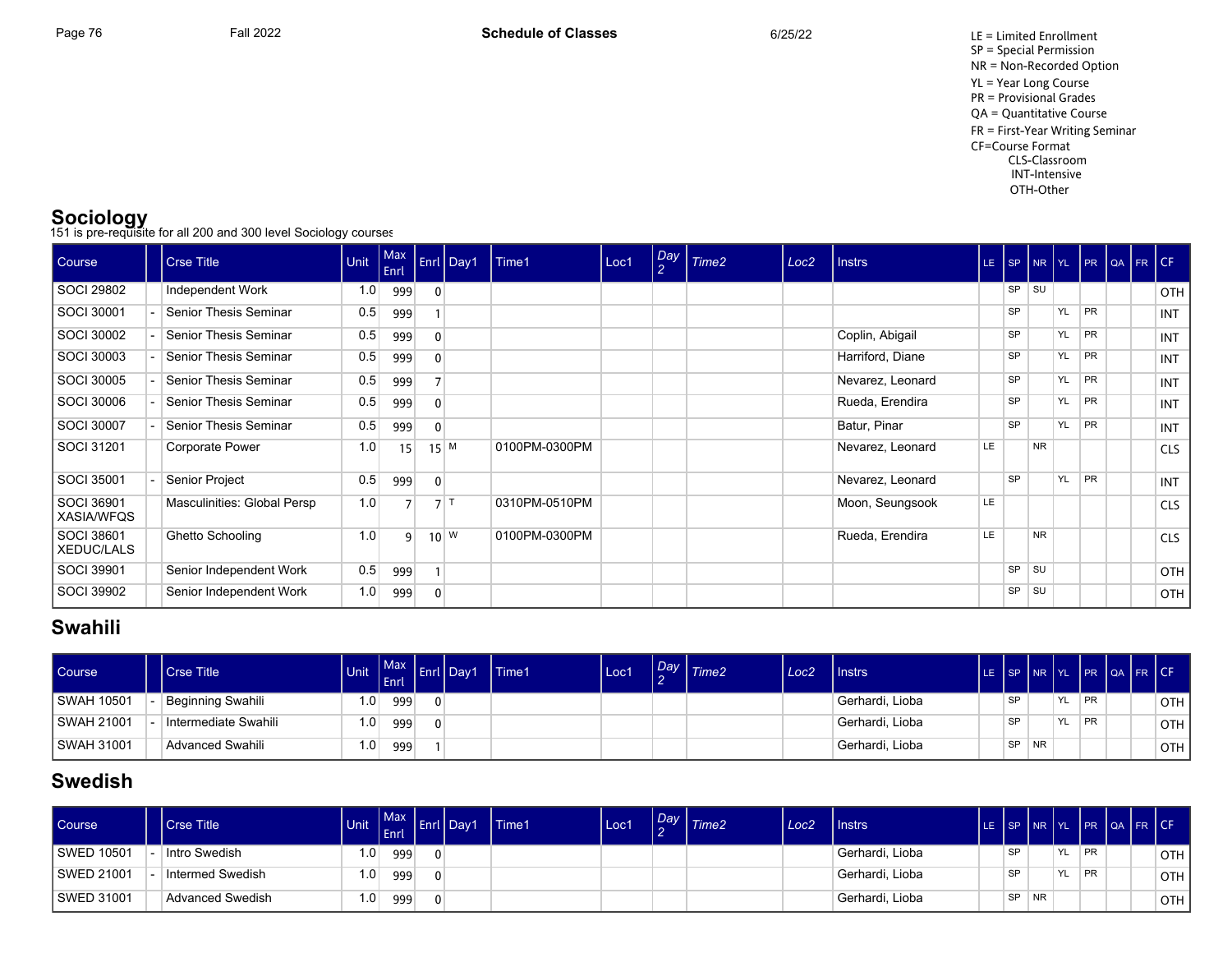LE = Limited Enrollment
SP = Special Permission
NR = Non-Recorded Option
YL = Year Long Course
PR = Provisional Grades
QA = Quantitative Course
FR = First-Year Writing Seminar
CF=Course Format
CLS-Classroom
INT-Intensive
OTH-Other

## Sociology

151 is pre-requisite for all 200 and 300 level Sociology courses

| Course | | Crse Title | Unit | Max Enrl | Enrl | Day1 | Time1 | Loc1 | Day 2 | Time2 | Loc2 | Instrs | LE | SP | NR | YL | PR | QA | FR | CF |
|---|---|---|---|---|---|---|---|---|---|---|---|---|---|---|---|---|---|---|---|---|
| SOCI 29802 | | Independent Work | 1.0 | 999 | 0 | | | | | | | | | SP | SU | | | | | OTH |
| SOCI 30001 | - | Senior Thesis Seminar | 0.5 | 999 | 1 | | | | | | | | | SP | | YL | PR | | | INT |
| SOCI 30002 | - | Senior Thesis Seminar | 0.5 | 999 | 0 | | | | | | | Coplin, Abigail | | SP | | YL | PR | | | INT |
| SOCI 30003 | - | Senior Thesis Seminar | 0.5 | 999 | 0 | | | | | | | Harriford, Diane | | SP | | YL | PR | | | INT |
| SOCI 30005 | - | Senior Thesis Seminar | 0.5 | 999 | 7 | | | | | | | Nevarez, Leonard | | SP | | YL | PR | | | INT |
| SOCI 30006 | - | Senior Thesis Seminar | 0.5 | 999 | 0 | | | | | | | Rueda, Erendira | | SP | | YL | PR | | | INT |
| SOCI 30007 | - | Senior Thesis Seminar | 0.5 | 999 | 0 | | | | | | | Batur, Pinar | | SP | | YL | PR | | | INT |
| SOCI 31201 | | Corporate Power | 1.0 | 15 | 15 | M | 0100PM-0300PM | | | | | Nevarez, Leonard | LE | | NR | | | | | CLS |
| SOCI 35001 | - | Senior Project | 0.5 | 999 | 0 | | | | | | | Nevarez, Leonard | | SP | | YL | PR | | | INT |
| SOCI 36901 XASIA/WFQS | | Masculinities: Global Persp | 1.0 | 7 | 7 | T | 0310PM-0510PM | | | | | Moon, Seungsook | LE | | | | | | | CLS |
| SOCI 38601 XEDUC/LALS | | Ghetto Schooling | 1.0 | 9 | 10 | W | 0100PM-0300PM | | | | | Rueda, Erendira | LE | | NR | | | | | CLS |
| SOCI 39901 | | Senior Independent Work | 0.5 | 999 | 1 | | | | | | | | | SP | SU | | | | | OTH |
| SOCI 39902 | | Senior Independent Work | 1.0 | 999 | 0 | | | | | | | | | SP | SU | | | | | OTH |

## Swahili

| Course | | Crse Title | Unit | Max Enrl | Enrl | Day1 | Time1 | Loc1 | Day 2 | Time2 | Loc2 | Instrs | LE | SP | NR | YL | PR | QA | FR | CF |
|---|---|---|---|---|---|---|---|---|---|---|---|---|---|---|---|---|---|---|---|---|
| SWAH 10501 | - | Beginning Swahili | 1.0 | 999 | 0 | | | | | | | Gerhardi, Lioba | | SP | | YL | PR | | | OTH |
| SWAH 21001 | - | Intermediate Swahili | 1.0 | 999 | 0 | | | | | | | Gerhardi, Lioba | | SP | | YL | PR | | | OTH |
| SWAH 31001 | | Advanced Swahili | 1.0 | 999 | 1 | | | | | | | Gerhardi, Lioba | | SP | NR | | | | | OTH |

## Swedish

| Course | | Crse Title | Unit | Max Enrl | Enrl | Day1 | Time1 | Loc1 | Day 2 | Time2 | Loc2 | Instrs | LE | SP | NR | YL | PR | QA | FR | CF |
|---|---|---|---|---|---|---|---|---|---|---|---|---|---|---|---|---|---|---|---|---|
| SWED 10501 | - | Intro Swedish | 1.0 | 999 | 0 | | | | | | | Gerhardi, Lioba | | SP | | YL | PR | | | OTH |
| SWED 21001 | - | Intermed Swedish | 1.0 | 999 | 0 | | | | | | | Gerhardi, Lioba | | SP | | YL | PR | | | OTH |
| SWED 31001 | | Advanced Swedish | 1.0 | 999 | 0 | | | | | | | Gerhardi, Lioba | | SP | NR | | | | | OTH |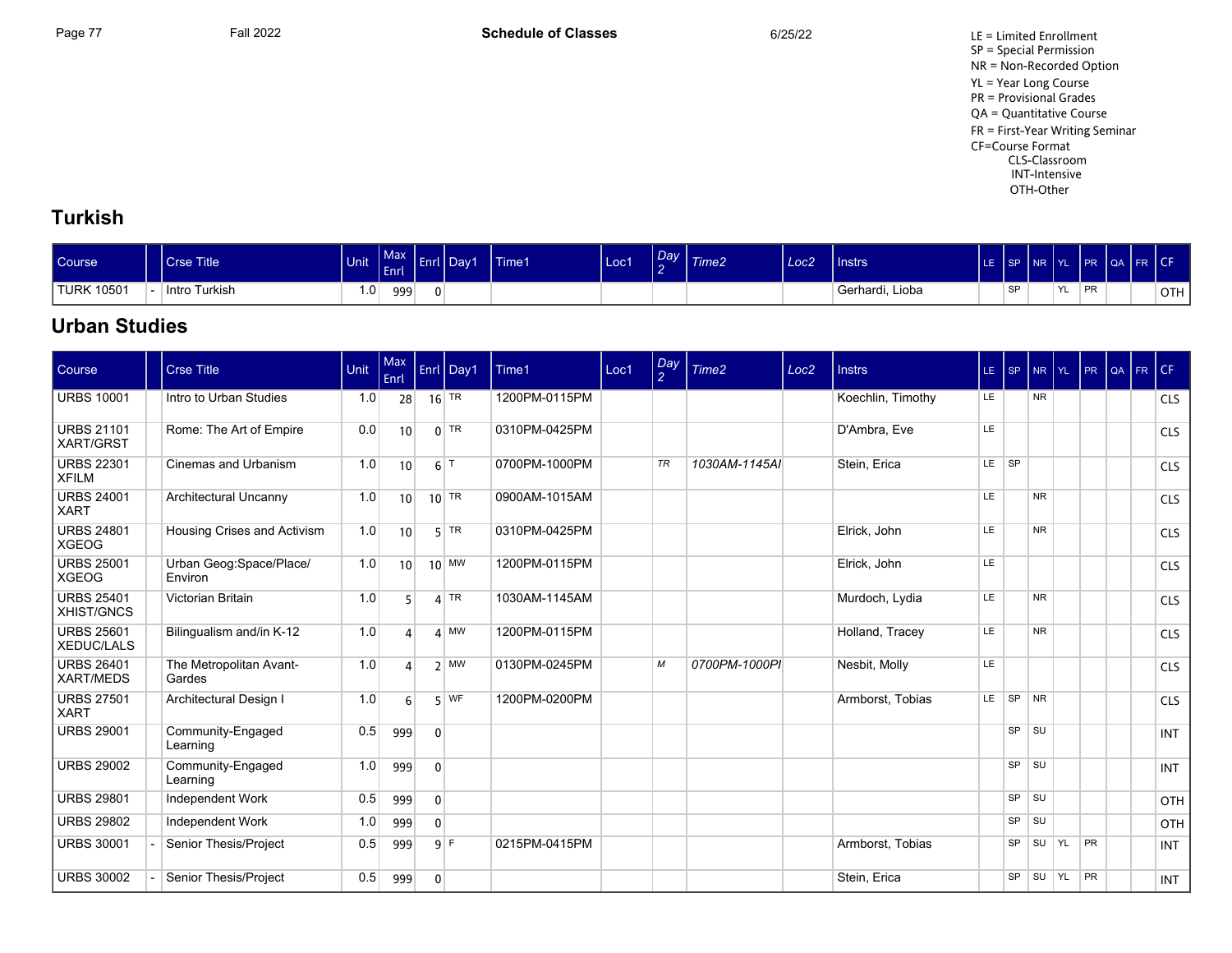LE = Limited Enrollment
SP = Special Permission
NR = Non-Recorded Option
YL = Year Long Course
PR = Provisional Grades
QA = Quantitative Course
FR = First-Year Writing Seminar
CF=Course Format
CLS-Classroom
INT-Intensive
OTH-Other

## Turkish

| Course | | Crse Title | Unit | Max Enrl | Enrl | Day1 | Time1 | Loc1 | Day 2 | Time2 | Loc2 | Instrs | LE | SP | NR | YL | PR | QA | FR | CF |
|---|---|---|---|---|---|---|---|---|---|---|---|---|---|---|---|---|---|---|---|---|
| TURK 10501 | - | Intro Turkish | 1.0 | 999 | 0 | | | | | | | Gerhardi, Lioba | | SP | | YL | PR | | | OTH |

## Urban Studies

| Course | | Crse Title | Unit | Max Enrl | Enrl | Day1 | Time1 | Loc1 | Day 2 | Time2 | Loc2 | Instrs | LE | SP | NR | YL | PR | QA | FR | CF |
|---|---|---|---|---|---|---|---|---|---|---|---|---|---|---|---|---|---|---|---|---|
| URBS 10001 | | Intro to Urban Studies | 1.0 | 28 | 16 | TR | 1200PM-0115PM | | | | | Koechlin, Timothy | LE | | NR | | | | | CLS |
| URBS 21101 XART/GRST | | Rome: The Art of Empire | 0.0 | 10 | 0 | TR | 0310PM-0425PM | | | | | D'Ambra, Eve | LE | | | | | | | CLS |
| URBS 22301 XFILM | | Cinemas and Urbanism | 1.0 | 10 | 6 | T | 0700PM-1000PM | | TR | 1030AM-1145AI | | Stein, Erica | LE | SP | | | | | | CLS |
| URBS 24001 XART | | Architectural Uncanny | 1.0 | 10 | 10 | TR | 0900AM-1015AM | | | | | | LE | | NR | | | | | CLS |
| URBS 24801 XGEOG | | Housing Crises and Activism | 1.0 | 10 | 5 | TR | 0310PM-0425PM | | | | | Elrick, John | LE | | NR | | | | | CLS |
| URBS 25001 XGEOG | | Urban Geog:Space/Place/ Environ | 1.0 | 10 | 10 | MW | 1200PM-0115PM | | | | | Elrick, John | LE | | | | | | | CLS |
| URBS 25401 XHIST/GNCS | | Victorian Britain | 1.0 | 5 | 4 | TR | 1030AM-1145AM | | | | | Murdoch, Lydia | LE | | NR | | | | | CLS |
| URBS 25601 XEDUC/LALS | | Bilingualism and/in K-12 | 1.0 | 4 | 4 | MW | 1200PM-0115PM | | | | | Holland, Tracey | LE | | NR | | | | | CLS |
| URBS 26401 XART/MEDS | | The Metropolitan Avant-Gardes | 1.0 | 4 | 2 | MW | 0130PM-0245PM | | M | 0700PM-1000PI | | Nesbit, Molly | LE | | | | | | | CLS |
| URBS 27501 XART | | Architectural Design I | 1.0 | 6 | 5 | WF | 1200PM-0200PM | | | | | Armborst, Tobias | LE | SP | NR | | | | | CLS |
| URBS 29001 | | Community-Engaged Learning | 0.5 | 999 | 0 | | | | | | | | | SP | SU | | | | | INT |
| URBS 29002 | | Community-Engaged Learning | 1.0 | 999 | 0 | | | | | | | | | SP | SU | | | | | INT |
| URBS 29801 | | Independent Work | 0.5 | 999 | 0 | | | | | | | | | SP | SU | | | | | OTH |
| URBS 29802 | | Independent Work | 1.0 | 999 | 0 | | | | | | | | | SP | SU | | | | | OTH |
| URBS 30001 | - | Senior Thesis/Project | 0.5 | 999 | 9 | F | 0215PM-0415PM | | | | | Armborst, Tobias | | SP | SU | YL | PR | | | INT |
| URBS 30002 | - | Senior Thesis/Project | 0.5 | 999 | 0 | | | | | | | Stein, Erica | | SP | SU | YL | PR | | | INT |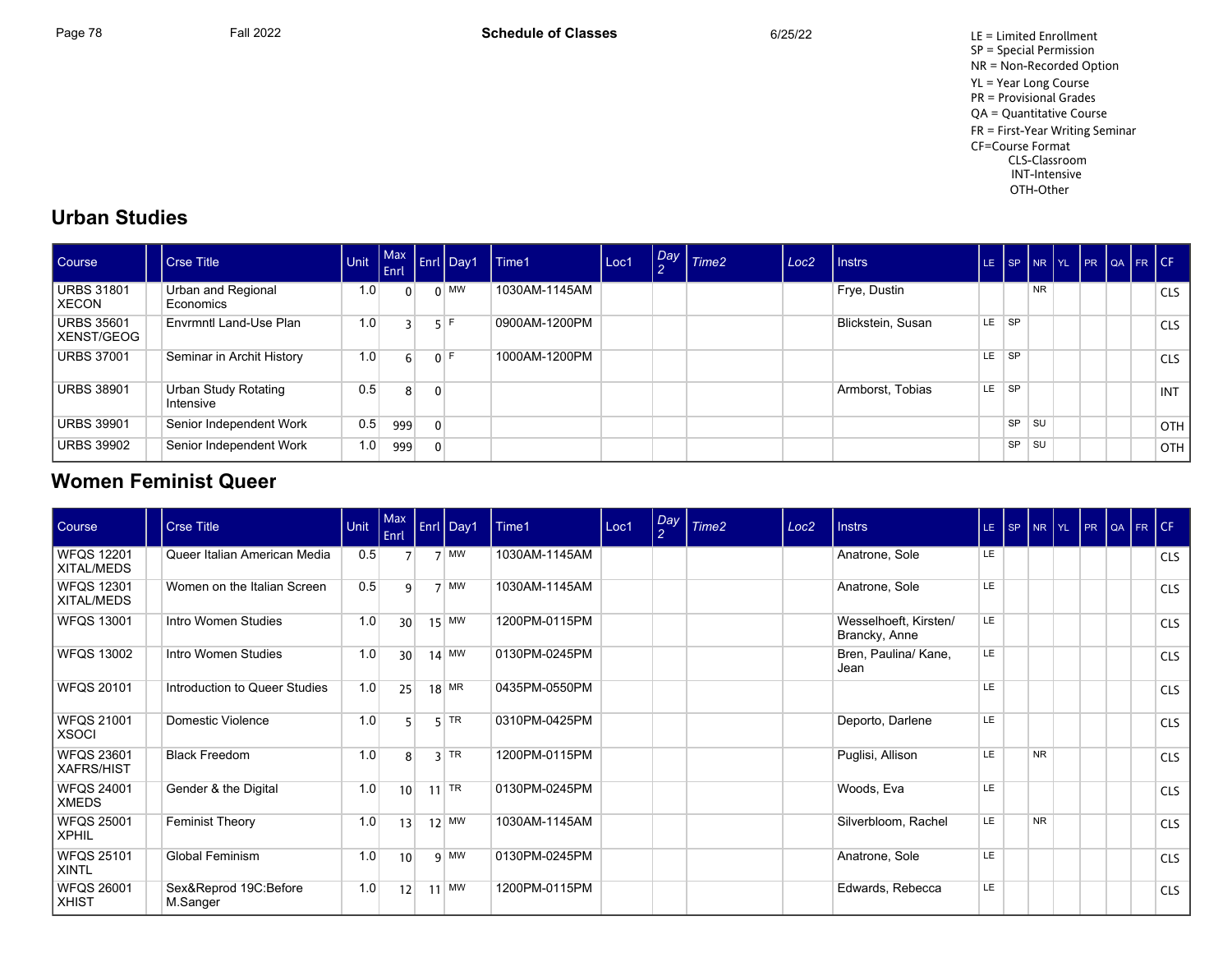LE = Limited Enrollment
SP = Special Permission
NR = Non-Recorded Option
YL = Year Long Course
PR = Provisional Grades
QA = Quantitative Course
FR = First-Year Writing Seminar
CF=Course Format
CLS-Classroom
INT-Intensive
OTH-Other

## Urban Studies

| Course | | Crse Title | Unit | Max Enrl | Enrl | Day1 | Time1 | Loc1 | Day 2 | Time2 | Loc2 | Instrs | LE | SP | NR | YL | PR | QA | FR | CF |
|---|---|---|---|---|---|---|---|---|---|---|---|---|---|---|---|---|---|---|---|---|
| URBS 31801 XECON | | Urban and Regional Economics | 1.0 | 0 | 0 | MW | 1030AM-1145AM | | | | | Frye, Dustin | | | NR | | | | | CLS |
| URBS 35601 XENST/GEOG | | Envrmntl Land-Use Plan | 1.0 | 3 | 5 | F | 0900AM-1200PM | | | | | Blickstein, Susan | LE | SP | | | | | | CLS |
| URBS 37001 | | Seminar in Archit History | 1.0 | 6 | 0 | F | 1000AM-1200PM | | | | | | LE | SP | | | | | | CLS |
| URBS 38901 | | Urban Study Rotating Intensive | 0.5 | 8 | 0 | | | | | | | Armborst, Tobias | LE | SP | | | | | | INT |
| URBS 39901 | | Senior Independent Work | 0.5 | 999 | 0 | | | | | | | | | SP | SU | | | | | OTH |
| URBS 39902 | | Senior Independent Work | 1.0 | 999 | 0 | | | | | | | | | SP | SU | | | | | OTH |

## Women Feminist Queer

| Course | | Crse Title | Unit | Max Enrl | Enrl | Day1 | Time1 | Loc1 | Day 2 | Time2 | Loc2 | Instrs | LE | SP | NR | YL | PR | QA | FR | CF |
|---|---|---|---|---|---|---|---|---|---|---|---|---|---|---|---|---|---|---|---|---|
| WFQS 12201 XITAL/MEDS | | Queer Italian American Media | 0.5 | 7 | 7 | MW | 1030AM-1145AM | | | | | Anatrone, Sole | LE | | | | | | | CLS |
| WFQS 12301 XITAL/MEDS | | Women on the Italian Screen | 0.5 | 9 | 7 | MW | 1030AM-1145AM | | | | | Anatrone, Sole | LE | | | | | | | CLS |
| WFQS 13001 | | Intro Women Studies | 1.0 | 30 | 15 | MW | 1200PM-0115PM | | | | | Wesselhoeft, Kirsten/ Brancky, Anne | LE | | | | | | | CLS |
| WFQS 13002 | | Intro Women Studies | 1.0 | 30 | 14 | MW | 0130PM-0245PM | | | | | Bren, Paulina/ Kane, Jean | LE | | | | | | | CLS |
| WFQS 20101 | | Introduction to Queer Studies | 1.0 | 25 | 18 | MR | 0435PM-0550PM | | | | | | LE | | | | | | | CLS |
| WFQS 21001 XSOCI | | Domestic Violence | 1.0 | 5 | 5 | TR | 0310PM-0425PM | | | | | Deporto, Darlene | LE | | | | | | | CLS |
| WFQS 23601 XAFRS/HIST | | Black Freedom | 1.0 | 8 | 3 | TR | 1200PM-0115PM | | | | | Puglisi, Allison | LE | | NR | | | | | CLS |
| WFQS 24001 XMEDS | | Gender & the Digital | 1.0 | 10 | 11 | TR | 0130PM-0245PM | | | | | Woods, Eva | LE | | | | | | | CLS |
| WFQS 25001 XPHIL | | Feminist Theory | 1.0 | 13 | 12 | MW | 1030AM-1145AM | | | | | Silverbloom, Rachel | LE | | NR | | | | | CLS |
| WFQS 25101 XINTL | | Global Feminism | 1.0 | 10 | 9 | MW | 0130PM-0245PM | | | | | Anatrone, Sole | LE | | | | | | | CLS |
| WFQS 26001 XHIST | | Sex&Reprod 19C:Before M.Sanger | 1.0 | 12 | 11 | MW | 1200PM-0115PM | | | | | Edwards, Rebecca | LE | | | | | | | CLS |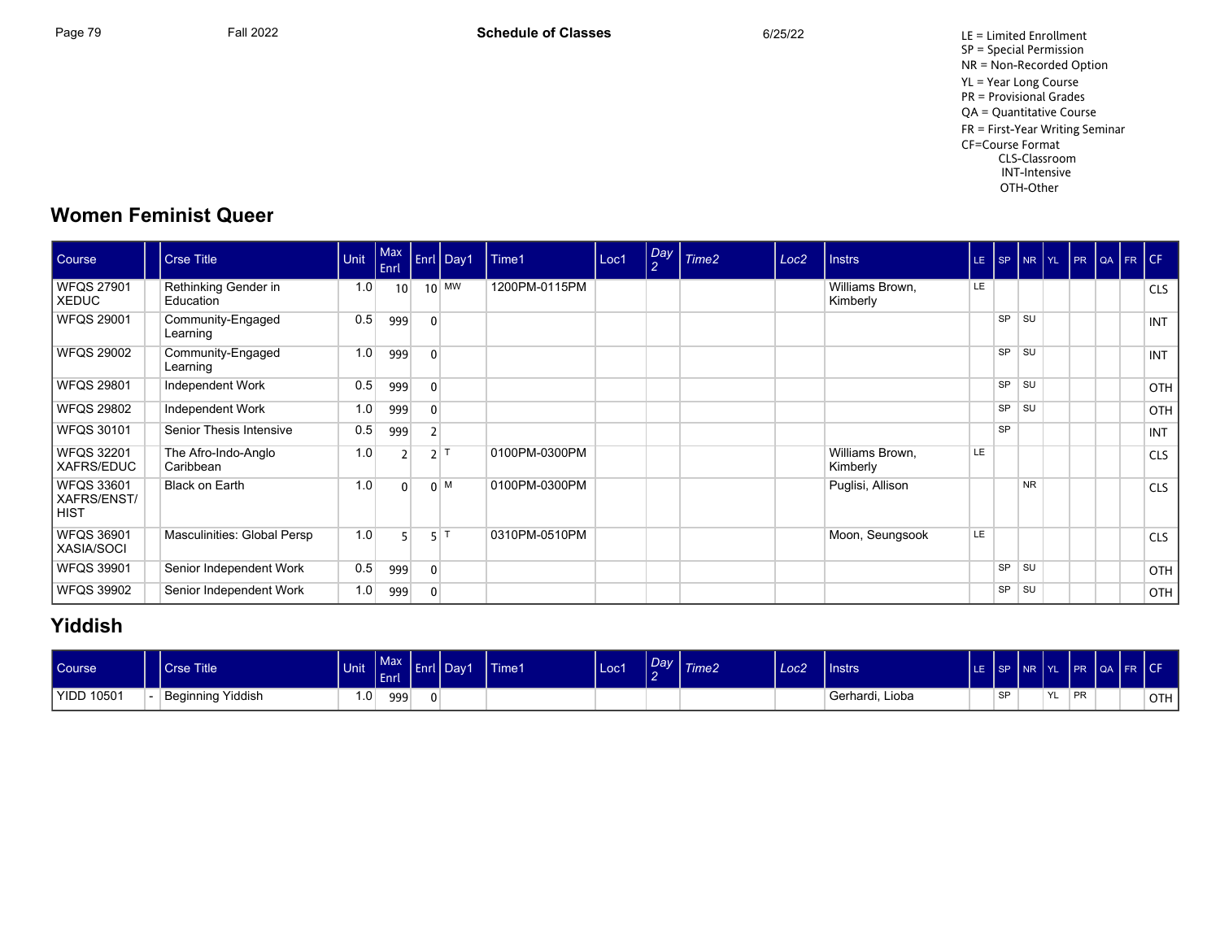LE = Limited Enrollment
SP = Special Permission
NR = Non-Recorded Option
YL = Year Long Course
PR = Provisional Grades
QA = Quantitative Course
FR = First-Year Writing Seminar
CF=Course Format
CLS-Classroom
INT-Intensive
OTH-Other

## Women Feminist Queer

| Course | | Crse Title | Unit | Max Enrl | Enrl | Day1 | Time1 | Loc1 | Day 2 | Time2 | Loc2 | Instrs | LE | SP | NR | YL | PR | QA | FR | CF |
|---|---|---|---|---|---|---|---|---|---|---|---|---|---|---|---|---|---|---|---|---|
| WFQS 27901 XEDUC | | Rethinking Gender in Education | 1.0 | 10 | 10 | MW | 1200PM-0115PM | | | | | Williams Brown, Kimberly | LE | | | | | | | CLS |
| WFQS 29001 | | Community-Engaged Learning | 0.5 | 999 | 0 | | | | | | | | | SP | SU | | | | | INT |
| WFQS 29002 | | Community-Engaged Learning | 1.0 | 999 | 0 | | | | | | | | | SP | SU | | | | | INT |
| WFQS 29801 | | Independent Work | 0.5 | 999 | 0 | | | | | | | | | SP | SU | | | | | OTH |
| WFQS 29802 | | Independent Work | 1.0 | 999 | 0 | | | | | | | | | SP | SU | | | | | OTH |
| WFQS 30101 | | Senior Thesis Intensive | 0.5 | 999 | 2 | | | | | | | | | SP | | | | | | INT |
| WFQS 32201 XAFRS/EDUC | | The Afro-Indo-Anglo Caribbean | 1.0 | 2 | 2 | T | 0100PM-0300PM | | | | | Williams Brown, Kimberly | LE | | | | | | | CLS |
| WFQS 33601 XAFRS/ENST/HIST | | Black on Earth | 1.0 | 0 | 0 | M | 0100PM-0300PM | | | | | Puglisi, Allison | | | NR | | | | | CLS |
| WFQS 36901 XASIA/SOCI | | Masculinities: Global Persp | 1.0 | 5 | 5 | T | 0310PM-0510PM | | | | | Moon, Seungsook | LE | | | | | | | CLS |
| WFQS 39901 | | Senior Independent Work | 0.5 | 999 | 0 | | | | | | | | | SP | SU | | | | | OTH |
| WFQS 39902 | | Senior Independent Work | 1.0 | 999 | 0 | | | | | | | | | SP | SU | | | | | OTH |

## Yiddish

| Course | | Crse Title | Unit | Max Enrl | Enrl | Day1 | Time1 | Loc1 | Day 2 | Time2 | Loc2 | Instrs | LE | SP | NR | YL | PR | QA | FR | CF |
|---|---|---|---|---|---|---|---|---|---|---|---|---|---|---|---|---|---|---|---|---|
| YIDD 10501 | - | Beginning Yiddish | 1.0 | 999 | 0 | | | | | | | Gerhardi, Lioba | | SP | | YL | PR | | | OTH |